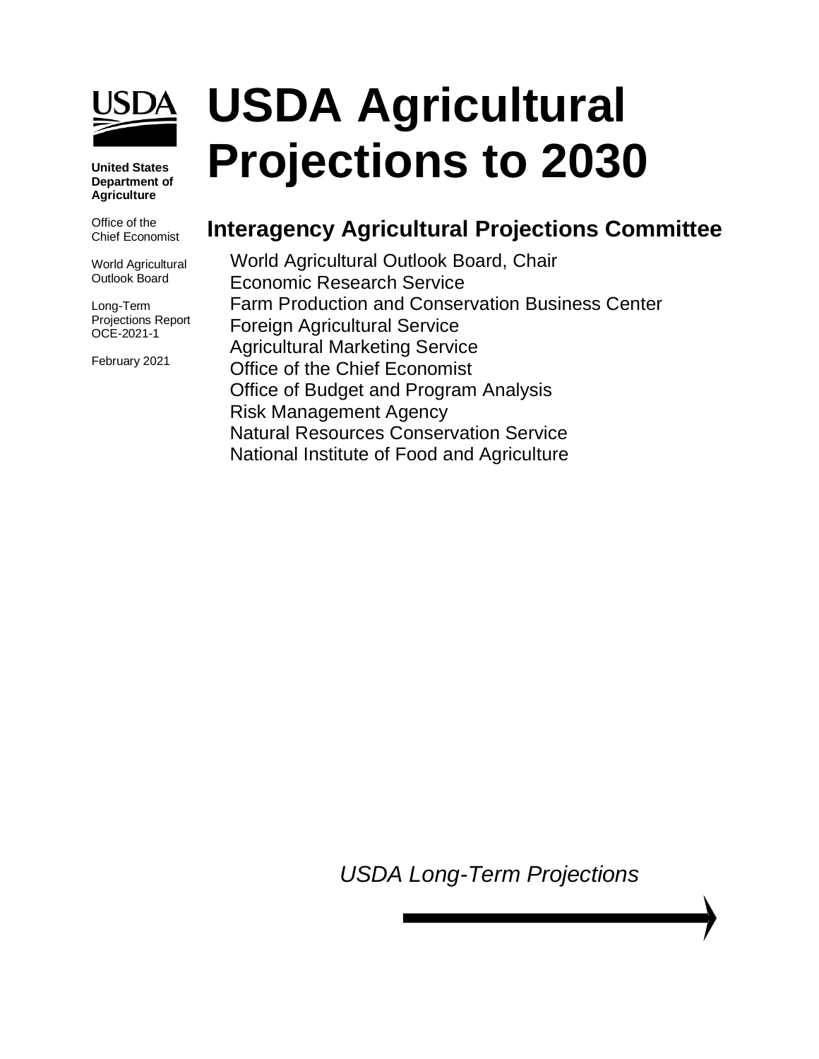**United States Department of Agriculture**

Office of the Chief Economist

World Agricultural Outlook Board

Long-Term Projections Report OCE-2021-1

February 2021

# USDA Agricultural Projections to 2030

## Interagency Agricultural Projections Committee

World Agricultural Outlook Board, Chair
Economic Research Service
Farm Production and Conservation Business Center
Foreign Agricultural Service
Agricultural Marketing Service
Office of the Chief Economist
Office of Budget and Program Analysis
Risk Management Agency
Natural Resources Conservation Service
National Institute of Food and Agriculture

*USDA Long-Term Projections*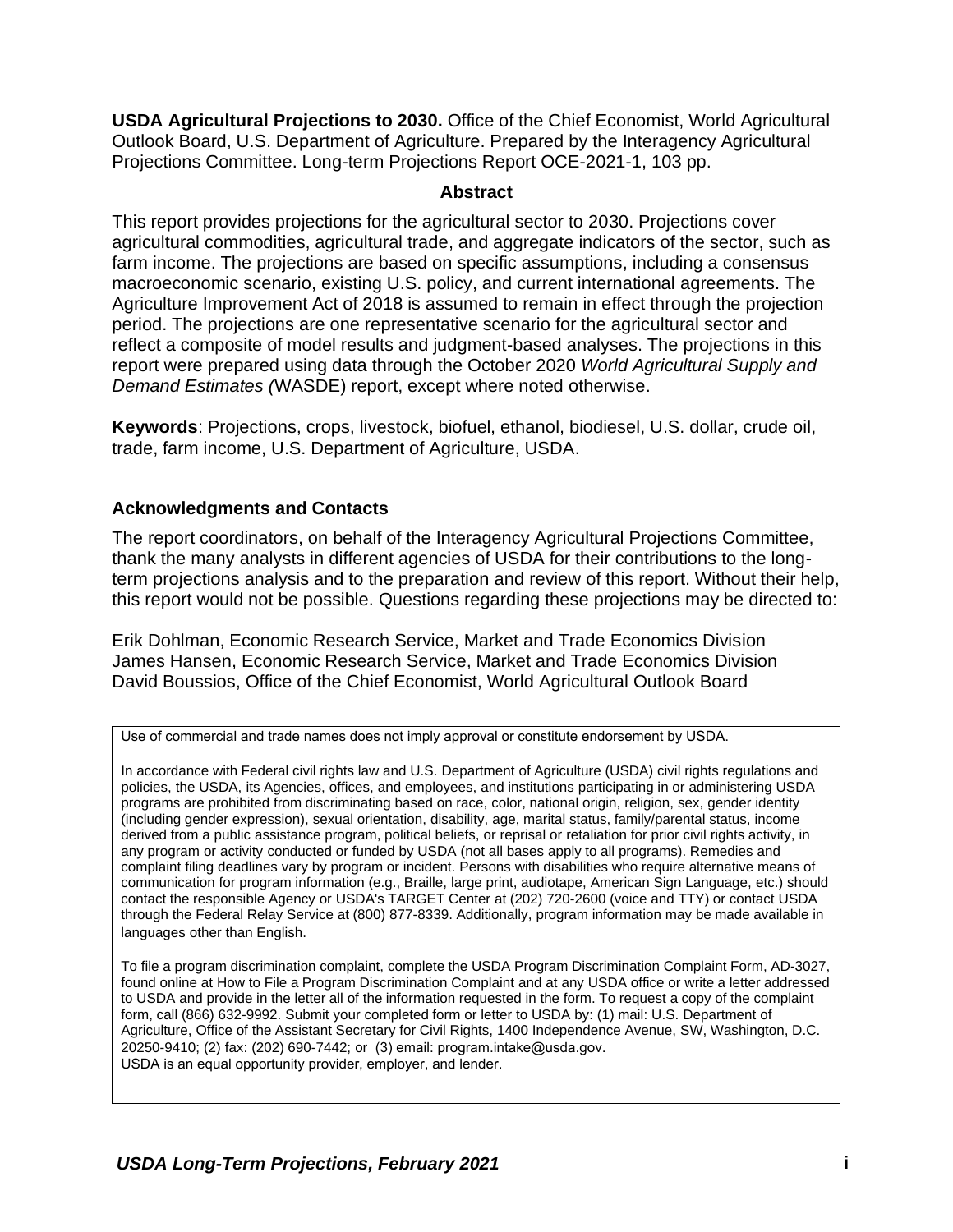**USDA Agricultural Projections to 2030.** Office of the Chief Economist, World Agricultural Outlook Board, U.S. Department of Agriculture. Prepared by the Interagency Agricultural Projections Committee. Long-term Projections Report OCE-2021-1, 103 pp.

## Abstract

This report provides projections for the agricultural sector to 2030. Projections cover agricultural commodities, agricultural trade, and aggregate indicators of the sector, such as farm income. The projections are based on specific assumptions, including a consensus macroeconomic scenario, existing U.S. policy, and current international agreements. The Agriculture Improvement Act of 2018 is assumed to remain in effect through the projection period. The projections are one representative scenario for the agricultural sector and reflect a composite of model results and judgment-based analyses. The projections in this report were prepared using data through the October 2020 *World Agricultural Supply and Demand Estimates (*WASDE) report, except where noted otherwise.

**Keywords**: Projections, crops, livestock, biofuel, ethanol, biodiesel, U.S. dollar, crude oil, trade, farm income, U.S. Department of Agriculture, USDA.

## Acknowledgments and Contacts

The report coordinators, on behalf of the Interagency Agricultural Projections Committee, thank the many analysts in different agencies of USDA for their contributions to the long-term projections analysis and to the preparation and review of this report. Without their help, this report would not be possible. Questions regarding these projections may be directed to:

Erik Dohlman, Economic Research Service, Market and Trade Economics Division
James Hansen, Economic Research Service, Market and Trade Economics Division
David Boussios, Office of the Chief Economist, World Agricultural Outlook Board

Use of commercial and trade names does not imply approval or constitute endorsement by USDA.

In accordance with Federal civil rights law and U.S. Department of Agriculture (USDA) civil rights regulations and policies, the USDA, its Agencies, offices, and employees, and institutions participating in or administering USDA programs are prohibited from discriminating based on race, color, national origin, religion, sex, gender identity (including gender expression), sexual orientation, disability, age, marital status, family/parental status, income derived from a public assistance program, political beliefs, or reprisal or retaliation for prior civil rights activity, in any program or activity conducted or funded by USDA (not all bases apply to all programs). Remedies and complaint filing deadlines vary by program or incident. Persons with disabilities who require alternative means of communication for program information (e.g., Braille, large print, audiotape, American Sign Language, etc.) should contact the responsible Agency or USDA's TARGET Center at (202) 720-2600 (voice and TTY) or contact USDA through the Federal Relay Service at (800) 877-8339. Additionally, program information may be made available in languages other than English.

To file a program discrimination complaint, complete the USDA Program Discrimination Complaint Form, AD-3027, found online at How to File a Program Discrimination Complaint and at any USDA office or write a letter addressed to USDA and provide in the letter all of the information requested in the form. To request a copy of the complaint form, call (866) 632-9992. Submit your completed form or letter to USDA by: (1) mail: U.S. Department of Agriculture, Office of the Assistant Secretary for Civil Rights, 1400 Independence Avenue, SW, Washington, D.C. 20250-9410; (2) fax: (202) 690-7442; or (3) email: program.intake@usda.gov.
USDA is an equal opportunity provider, employer, and lender.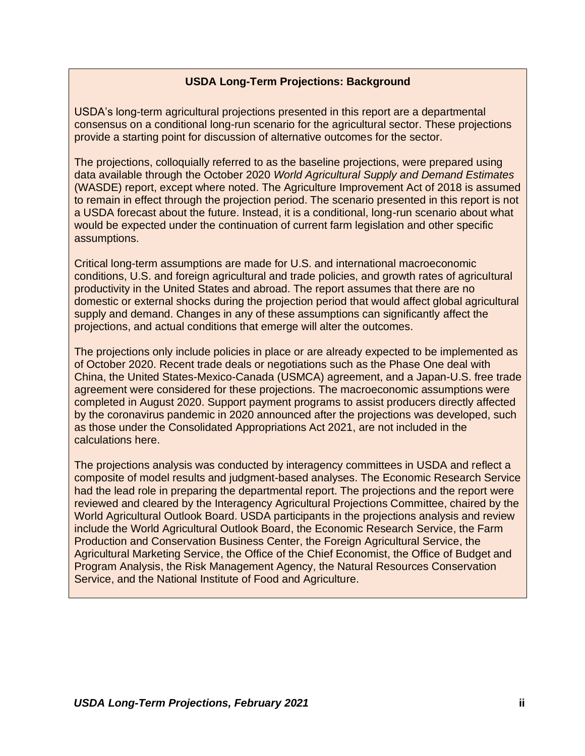## USDA Long-Term Projections: Background

USDA's long-term agricultural projections presented in this report are a departmental consensus on a conditional long-run scenario for the agricultural sector. These projections provide a starting point for discussion of alternative outcomes for the sector.

The projections, colloquially referred to as the baseline projections, were prepared using data available through the October 2020 *World Agricultural Supply and Demand Estimates* (WASDE) report, except where noted. The Agriculture Improvement Act of 2018 is assumed to remain in effect through the projection period. The scenario presented in this report is not a USDA forecast about the future. Instead, it is a conditional, long-run scenario about what would be expected under the continuation of current farm legislation and other specific assumptions.

Critical long-term assumptions are made for U.S. and international macroeconomic conditions, U.S. and foreign agricultural and trade policies, and growth rates of agricultural productivity in the United States and abroad. The report assumes that there are no domestic or external shocks during the projection period that would affect global agricultural supply and demand. Changes in any of these assumptions can significantly affect the projections, and actual conditions that emerge will alter the outcomes.

The projections only include policies in place or are already expected to be implemented as of October 2020. Recent trade deals or negotiations such as the Phase One deal with China, the United States-Mexico-Canada (USMCA) agreement, and a Japan-U.S. free trade agreement were considered for these projections. The macroeconomic assumptions were completed in August 2020. Support payment programs to assist producers directly affected by the coronavirus pandemic in 2020 announced after the projections was developed, such as those under the Consolidated Appropriations Act 2021, are not included in the calculations here.

The projections analysis was conducted by interagency committees in USDA and reflect a composite of model results and judgment-based analyses. The Economic Research Service had the lead role in preparing the departmental report. The projections and the report were reviewed and cleared by the Interagency Agricultural Projections Committee, chaired by the World Agricultural Outlook Board. USDA participants in the projections analysis and review include the World Agricultural Outlook Board, the Economic Research Service, the Farm Production and Conservation Business Center, the Foreign Agricultural Service, the Agricultural Marketing Service, the Office of the Chief Economist, the Office of Budget and Program Analysis, the Risk Management Agency, the Natural Resources Conservation Service, and the National Institute of Food and Agriculture.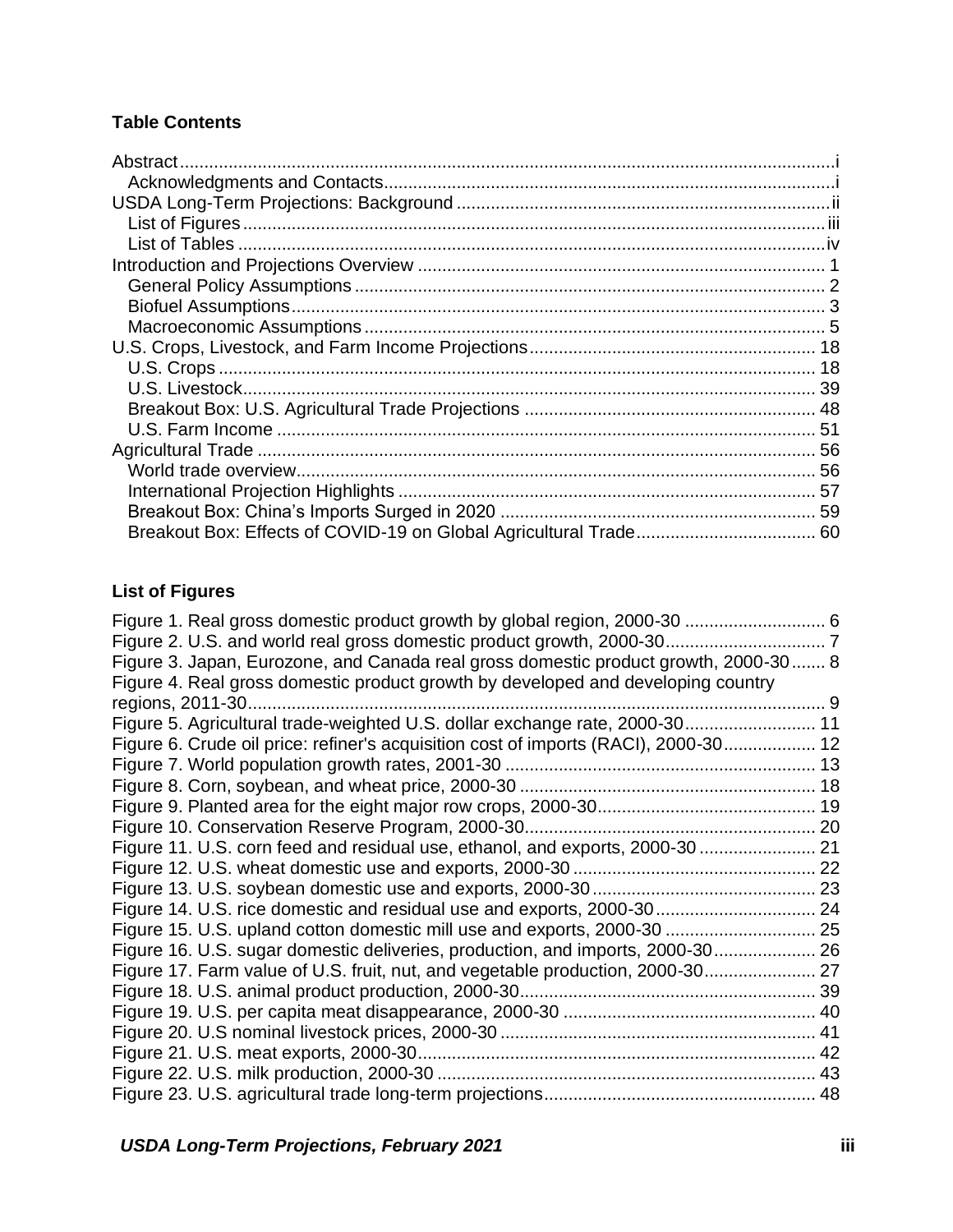### Table Contents

- Abstract ..... i
  - Acknowledgments and Contacts ..... i
- USDA Long-Term Projections: Background ..... ii
  - List of Figures ..... iii
  - List of Tables ..... iv
- Introduction and Projections Overview ..... 1
  - General Policy Assumptions ..... 2
  - Biofuel Assumptions ..... 3
  - Macroeconomic Assumptions ..... 5
- U.S. Crops, Livestock, and Farm Income Projections ..... 18
  - U.S. Crops ..... 18
  - U.S. Livestock ..... 39
  - Breakout Box: U.S. Agricultural Trade Projections ..... 48
  - U.S. Farm Income ..... 51
- Agricultural Trade ..... 56
  - World trade overview ..... 56
  - International Projection Highlights ..... 57
  - Breakout Box: China's Imports Surged in 2020 ..... 59
  - Breakout Box: Effects of COVID-19 on Global Agricultural Trade ..... 60

### List of Figures

- Figure 1. Real gross domestic product growth by global region, 2000-30 ..... 6
- Figure 2. U.S. and world real gross domestic product growth, 2000-30 ..... 7
- Figure 3. Japan, Eurozone, and Canada real gross domestic product growth, 2000-30 ..... 8
- Figure 4. Real gross domestic product growth by developed and developing country regions, 2011-30 ..... 9
- Figure 5. Agricultural trade-weighted U.S. dollar exchange rate, 2000-30 ..... 11
- Figure 6. Crude oil price: refiner's acquisition cost of imports (RACI), 2000-30 ..... 12
- Figure 7. World population growth rates, 2001-30 ..... 13
- Figure 8. Corn, soybean, and wheat price, 2000-30 ..... 18
- Figure 9. Planted area for the eight major row crops, 2000-30 ..... 19
- Figure 10. Conservation Reserve Program, 2000-30 ..... 20
- Figure 11. U.S. corn feed and residual use, ethanol, and exports, 2000-30 ..... 21
- Figure 12. U.S. wheat domestic use and exports, 2000-30 ..... 22
- Figure 13. U.S. soybean domestic use and exports, 2000-30 ..... 23
- Figure 14. U.S. rice domestic and residual use and exports, 2000-30 ..... 24
- Figure 15. U.S. upland cotton domestic mill use and exports, 2000-30 ..... 25
- Figure 16. U.S. sugar domestic deliveries, production, and imports, 2000-30 ..... 26
- Figure 17. Farm value of U.S. fruit, nut, and vegetable production, 2000-30 ..... 27
- Figure 18. U.S. animal product production, 2000-30 ..... 39
- Figure 19. U.S. per capita meat disappearance, 2000-30 ..... 40
- Figure 20. U.S nominal livestock prices, 2000-30 ..... 41
- Figure 21. U.S. meat exports, 2000-30 ..... 42
- Figure 22. U.S. milk production, 2000-30 ..... 43
- Figure 23. U.S. agricultural trade long-term projections ..... 48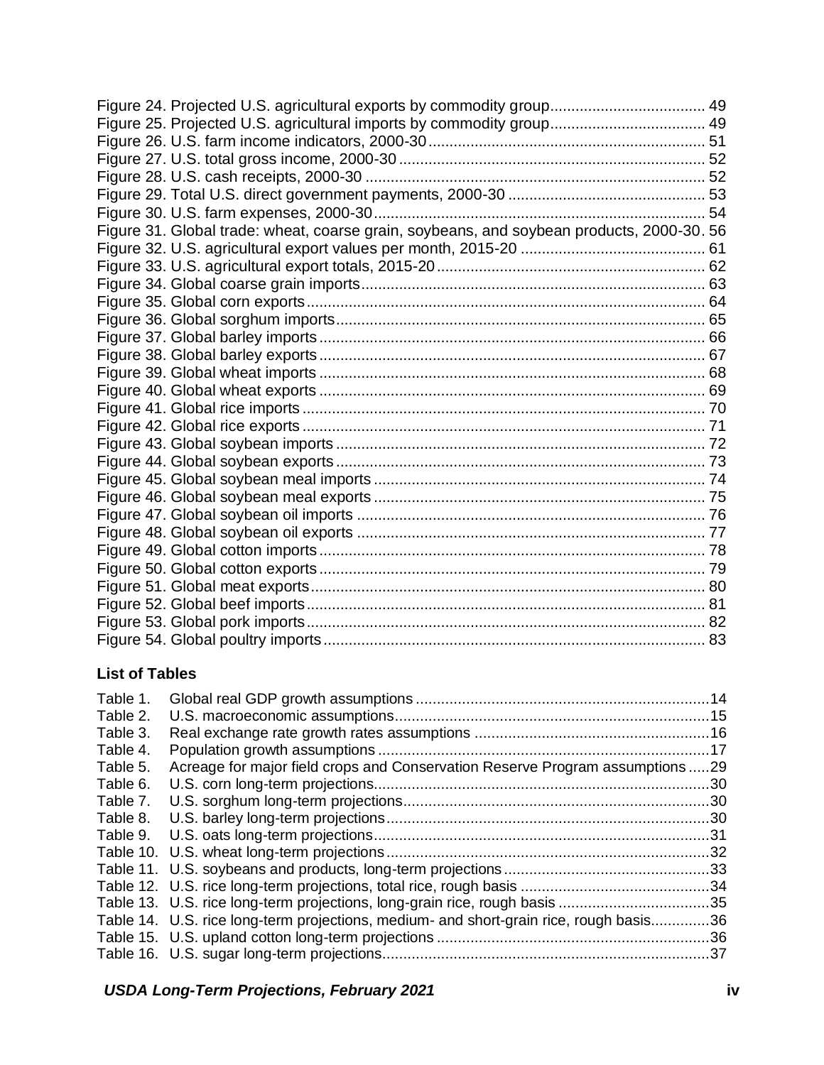Figure 24. Projected U.S. agricultural exports by commodity group ..................................... 49
Figure 25. Projected U.S. agricultural imports by commodity group ..................................... 49
Figure 26. U.S. farm income indicators, 2000-30 ................................................................. 51
Figure 27. U.S. total gross income, 2000-30 ........................................................................ 52
Figure 28. U.S. cash receipts, 2000-30 ................................................................................ 52
Figure 29. Total U.S. direct government payments, 2000-30 .............................................. 53
Figure 30. U.S. farm expenses, 2000-30 .............................................................................. 54
Figure 31. Global trade: wheat, coarse grain, soybeans, and soybean products, 2000-30 . 56
Figure 32. U.S. agricultural export values per month, 2015-20 ........................................... 61
Figure 33. U.S. agricultural export totals, 2015-20 ............................................................... 62
Figure 34. Global coarse grain imports ................................................................................. 63
Figure 35. Global corn exports .............................................................................................. 64
Figure 36. Global sorghum imports ....................................................................................... 65
Figure 37. Global barley imports ........................................................................................... 66
Figure 38. Global barley exports ........................................................................................... 67
Figure 39. Global wheat imports ........................................................................................... 68
Figure 40. Global wheat exports ........................................................................................... 69
Figure 41. Global rice imports ............................................................................................... 70
Figure 42. Global rice exports ............................................................................................... 71
Figure 43. Global soybean imports ....................................................................................... 72
Figure 44. Global soybean exports ....................................................................................... 73
Figure 45. Global soybean meal imports .............................................................................. 74
Figure 46. Global soybean meal exports .............................................................................. 75
Figure 47. Global soybean oil imports .................................................................................. 76
Figure 48. Global soybean oil exports .................................................................................. 77
Figure 49. Global cotton imports ........................................................................................... 78
Figure 50. Global cotton exports ........................................................................................... 79
Figure 51. Global meat exports ............................................................................................. 80
Figure 52. Global beef imports .............................................................................................. 81
Figure 53. Global pork imports .............................................................................................. 82
Figure 54. Global poultry imports .......................................................................................... 83

### List of Tables

Table 1. Global real GDP growth assumptions ..................................................................... 14
Table 2. U.S. macroeconomic assumptions .......................................................................... 15
Table 3. Real exchange rate growth rates assumptions ....................................................... 16
Table 4. Population growth assumptions .............................................................................. 17
Table 5. Acreage for major field crops and Conservation Reserve Program assumptions ..... 29
Table 6. U.S. corn long-term projections ............................................................................... 30
Table 7. U.S. sorghum long-term projections ........................................................................ 30
Table 8. U.S. barley long-term projections ............................................................................ 30
Table 9. U.S. oats long-term projections ............................................................................... 31
Table 10. U.S. wheat long-term projections ............................................................................ 32
Table 11. U.S. soybeans and products, long-term projections ................................................ 33
Table 12. U.S. rice long-term projections, total rice, rough basis ............................................ 34
Table 13. U.S. rice long-term projections, long-grain rice, rough basis ................................... 35
Table 14. U.S. rice long-term projections, medium- and short-grain rice, rough basis .............. 36
Table 15. U.S. upland cotton long-term projections ................................................................ 36
Table 16. U.S. sugar long-term projections ............................................................................. 37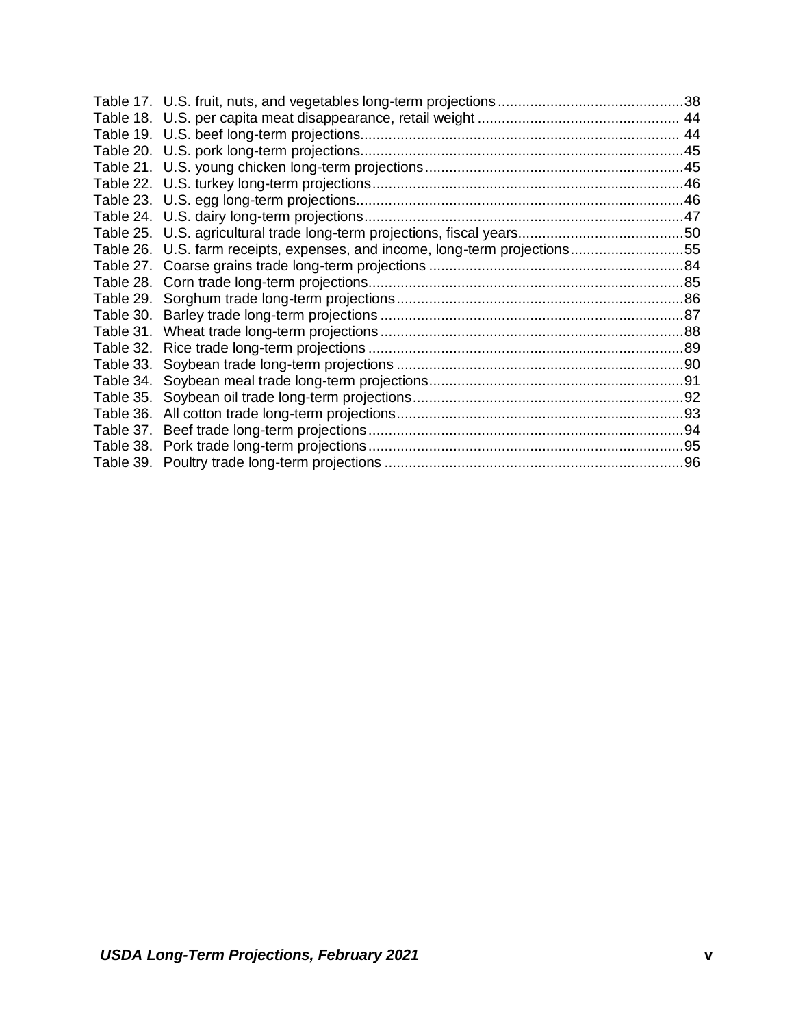Table 17. U.S. fruit, nuts, and vegetables long-term projections ..............................................38
Table 18. U.S. per capita meat disappearance, retail weight .................................................. 44
Table 19. U.S. beef long-term projections............................................................................... 44
Table 20. U.S. pork long-term projections................................................................................45
Table 21. U.S. young chicken long-term projections................................................................45
Table 22. U.S. turkey long-term projections.............................................................................46
Table 23. U.S. egg long-term projections.................................................................................46
Table 24. U.S. dairy long-term projections...............................................................................47
Table 25. U.S. agricultural trade long-term projections, fiscal years.........................................50
Table 26. U.S. farm receipts, expenses, and income, long-term projections............................55
Table 27. Coarse grains trade long-term projections ...............................................................84
Table 28. Corn trade long-term projections..............................................................................85
Table 29. Sorghum trade long-term projections.......................................................................86
Table 30. Barley trade long-term projections ...........................................................................87
Table 31. Wheat trade long-term projections ...........................................................................88
Table 32. Rice trade long-term projections ..............................................................................89
Table 33. Soybean trade long-term projections .......................................................................90
Table 34. Soybean meal trade long-term projections...............................................................91
Table 35. Soybean oil trade long-term projections...................................................................92
Table 36. All cotton trade long-term projections.......................................................................93
Table 37. Beef trade long-term projections..............................................................................94
Table 38. Pork trade long-term projections..............................................................................95
Table 39. Poultry trade long-term projections ..........................................................................96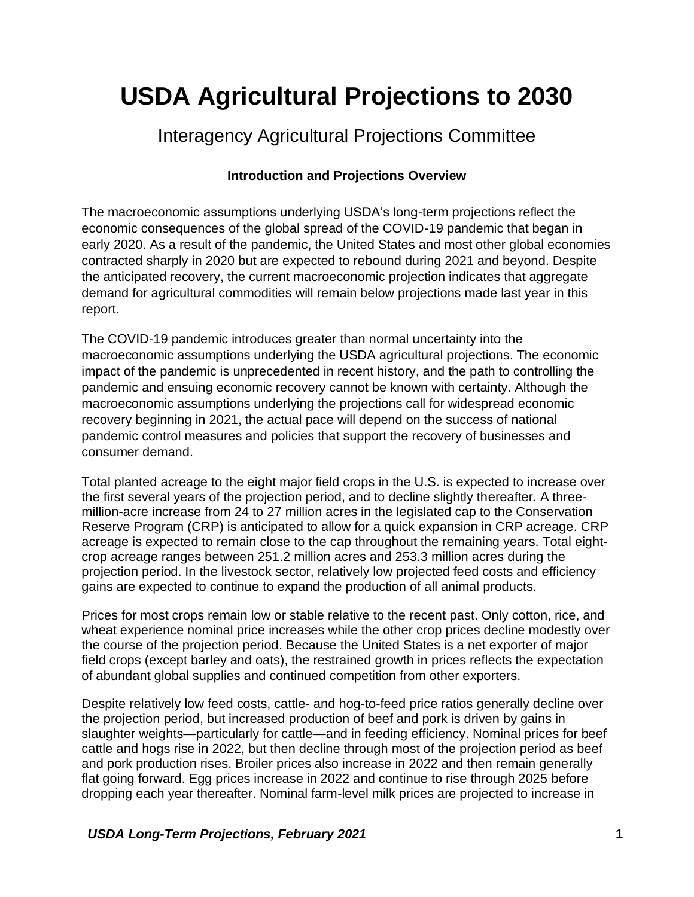# USDA Agricultural Projections to 2030

## Interagency Agricultural Projections Committee

### Introduction and Projections Overview

The macroeconomic assumptions underlying USDA's long-term projections reflect the economic consequences of the global spread of the COVID-19 pandemic that began in early 2020. As a result of the pandemic, the United States and most other global economies contracted sharply in 2020 but are expected to rebound during 2021 and beyond. Despite the anticipated recovery, the current macroeconomic projection indicates that aggregate demand for agricultural commodities will remain below projections made last year in this report.

The COVID-19 pandemic introduces greater than normal uncertainty into the macroeconomic assumptions underlying the USDA agricultural projections. The economic impact of the pandemic is unprecedented in recent history, and the path to controlling the pandemic and ensuing economic recovery cannot be known with certainty. Although the macroeconomic assumptions underlying the projections call for widespread economic recovery beginning in 2021, the actual pace will depend on the success of national pandemic control measures and policies that support the recovery of businesses and consumer demand.

Total planted acreage to the eight major field crops in the U.S. is expected to increase over the first several years of the projection period, and to decline slightly thereafter. A three-million-acre increase from 24 to 27 million acres in the legislated cap to the Conservation Reserve Program (CRP) is anticipated to allow for a quick expansion in CRP acreage. CRP acreage is expected to remain close to the cap throughout the remaining years. Total eight-crop acreage ranges between 251.2 million acres and 253.3 million acres during the projection period. In the livestock sector, relatively low projected feed costs and efficiency gains are expected to continue to expand the production of all animal products.

Prices for most crops remain low or stable relative to the recent past. Only cotton, rice, and wheat experience nominal price increases while the other crop prices decline modestly over the course of the projection period. Because the United States is a net exporter of major field crops (except barley and oats), the restrained growth in prices reflects the expectation of abundant global supplies and continued competition from other exporters.

Despite relatively low feed costs, cattle- and hog-to-feed price ratios generally decline over the projection period, but increased production of beef and pork is driven by gains in slaughter weights—particularly for cattle—and in feeding efficiency. Nominal prices for beef cattle and hogs rise in 2022, but then decline through most of the projection period as beef and pork production rises. Broiler prices also increase in 2022 and then remain generally flat going forward. Egg prices increase in 2022 and continue to rise through 2025 before dropping each year thereafter. Nominal farm-level milk prices are projected to increase in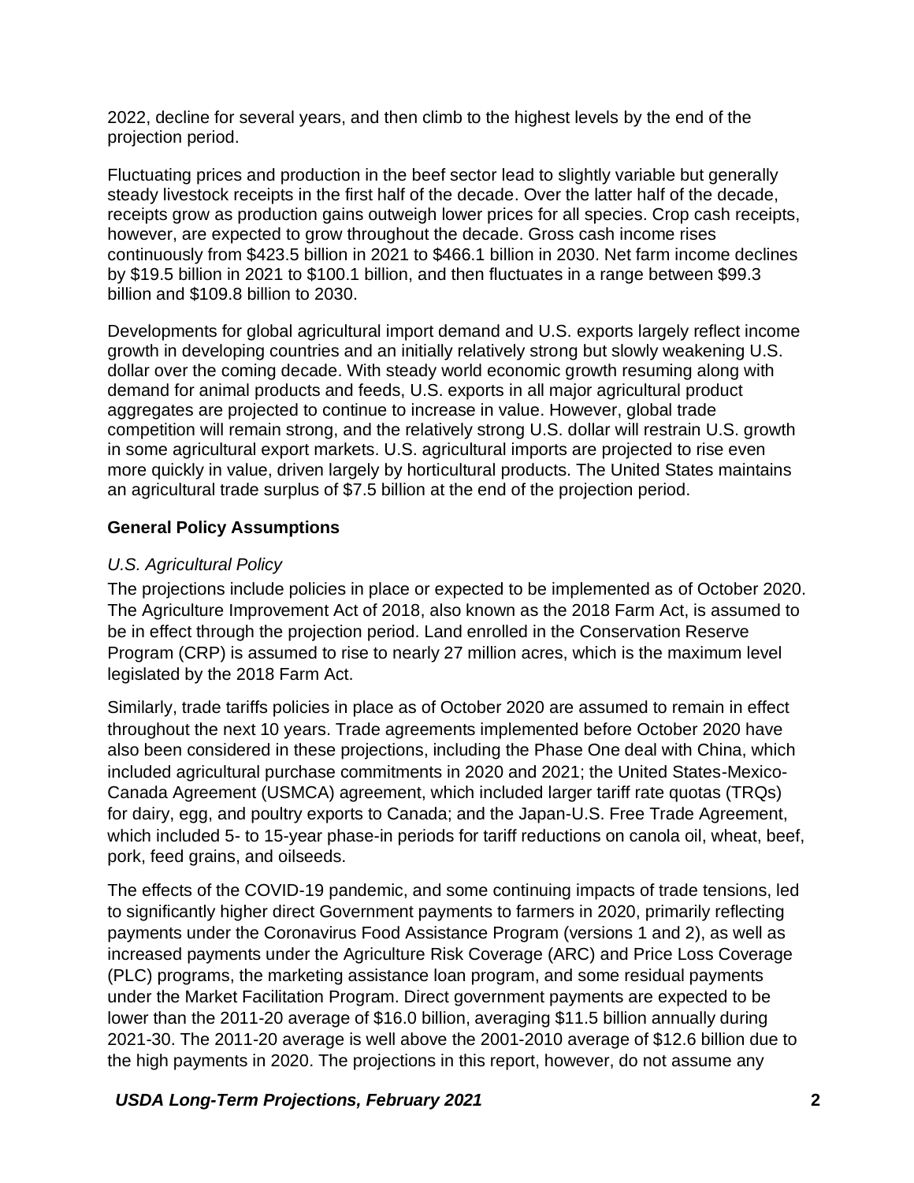2022, decline for several years, and then climb to the highest levels by the end of the projection period.

Fluctuating prices and production in the beef sector lead to slightly variable but generally steady livestock receipts in the first half of the decade. Over the latter half of the decade, receipts grow as production gains outweigh lower prices for all species. Crop cash receipts, however, are expected to grow throughout the decade. Gross cash income rises continuously from $423.5 billion in 2021 to $466.1 billion in 2030. Net farm income declines by $19.5 billion in 2021 to $100.1 billion, and then fluctuates in a range between $99.3 billion and $109.8 billion to 2030.

Developments for global agricultural import demand and U.S. exports largely reflect income growth in developing countries and an initially relatively strong but slowly weakening U.S. dollar over the coming decade. With steady world economic growth resuming along with demand for animal products and feeds, U.S. exports in all major agricultural product aggregates are projected to continue to increase in value. However, global trade competition will remain strong, and the relatively strong U.S. dollar will restrain U.S. growth in some agricultural export markets. U.S. agricultural imports are projected to rise even more quickly in value, driven largely by horticultural products. The United States maintains an agricultural trade surplus of $7.5 billion at the end of the projection period.

## General Policy Assumptions

### *U.S. Agricultural Policy*

The projections include policies in place or expected to be implemented as of October 2020. The Agriculture Improvement Act of 2018, also known as the 2018 Farm Act, is assumed to be in effect through the projection period. Land enrolled in the Conservation Reserve Program (CRP) is assumed to rise to nearly 27 million acres, which is the maximum level legislated by the 2018 Farm Act.

Similarly, trade tariffs policies in place as of October 2020 are assumed to remain in effect throughout the next 10 years. Trade agreements implemented before October 2020 have also been considered in these projections, including the Phase One deal with China, which included agricultural purchase commitments in 2020 and 2021; the United States-Mexico-Canada Agreement (USMCA) agreement, which included larger tariff rate quotas (TRQs) for dairy, egg, and poultry exports to Canada; and the Japan-U.S. Free Trade Agreement, which included 5- to 15-year phase-in periods for tariff reductions on canola oil, wheat, beef, pork, feed grains, and oilseeds.

The effects of the COVID-19 pandemic, and some continuing impacts of trade tensions, led to significantly higher direct Government payments to farmers in 2020, primarily reflecting payments under the Coronavirus Food Assistance Program (versions 1 and 2), as well as increased payments under the Agriculture Risk Coverage (ARC) and Price Loss Coverage (PLC) programs, the marketing assistance loan program, and some residual payments under the Market Facilitation Program. Direct government payments are expected to be lower than the 2011-20 average of $16.0 billion, averaging $11.5 billion annually during 2021-30. The 2011-20 average is well above the 2001-2010 average of $12.6 billion due to the high payments in 2020. The projections in this report, however, do not assume any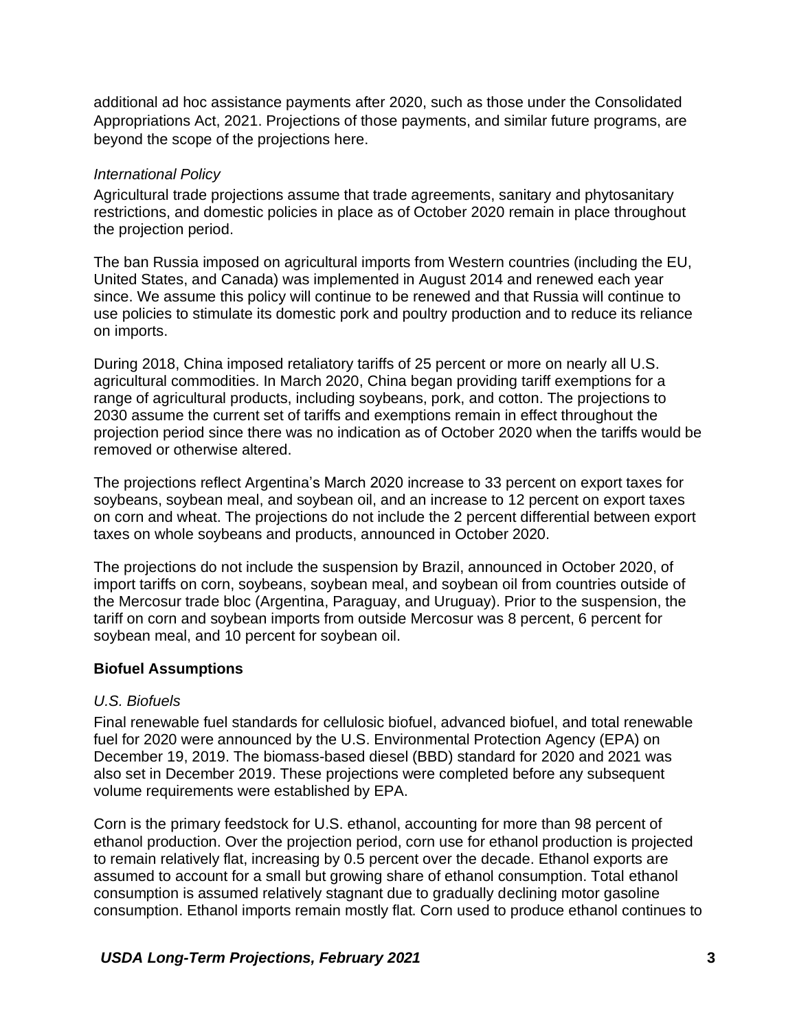additional ad hoc assistance payments after 2020, such as those under the Consolidated Appropriations Act, 2021. Projections of those payments, and similar future programs, are beyond the scope of the projections here.

*International Policy*

Agricultural trade projections assume that trade agreements, sanitary and phytosanitary restrictions, and domestic policies in place as of October 2020 remain in place throughout the projection period.

The ban Russia imposed on agricultural imports from Western countries (including the EU, United States, and Canada) was implemented in August 2014 and renewed each year since. We assume this policy will continue to be renewed and that Russia will continue to use policies to stimulate its domestic pork and poultry production and to reduce its reliance on imports.

During 2018, China imposed retaliatory tariffs of 25 percent or more on nearly all U.S. agricultural commodities. In March 2020, China began providing tariff exemptions for a range of agricultural products, including soybeans, pork, and cotton. The projections to 2030 assume the current set of tariffs and exemptions remain in effect throughout the projection period since there was no indication as of October 2020 when the tariffs would be removed or otherwise altered.

The projections reflect Argentina's March 2020 increase to 33 percent on export taxes for soybeans, soybean meal, and soybean oil, and an increase to 12 percent on export taxes on corn and wheat. The projections do not include the 2 percent differential between export taxes on whole soybeans and products, announced in October 2020.

The projections do not include the suspension by Brazil, announced in October 2020, of import tariffs on corn, soybeans, soybean meal, and soybean oil from countries outside of the Mercosur trade bloc (Argentina, Paraguay, and Uruguay). Prior to the suspension, the tariff on corn and soybean imports from outside Mercosur was 8 percent, 6 percent for soybean meal, and 10 percent for soybean oil.

**Biofuel Assumptions**

*U.S. Biofuels*

Final renewable fuel standards for cellulosic biofuel, advanced biofuel, and total renewable fuel for 2020 were announced by the U.S. Environmental Protection Agency (EPA) on December 19, 2019. The biomass-based diesel (BBD) standard for 2020 and 2021 was also set in December 2019. These projections were completed before any subsequent volume requirements were established by EPA.

Corn is the primary feedstock for U.S. ethanol, accounting for more than 98 percent of ethanol production. Over the projection period, corn use for ethanol production is projected to remain relatively flat, increasing by 0.5 percent over the decade. Ethanol exports are assumed to account for a small but growing share of ethanol consumption. Total ethanol consumption is assumed relatively stagnant due to gradually declining motor gasoline consumption. Ethanol imports remain mostly flat. Corn used to produce ethanol continues to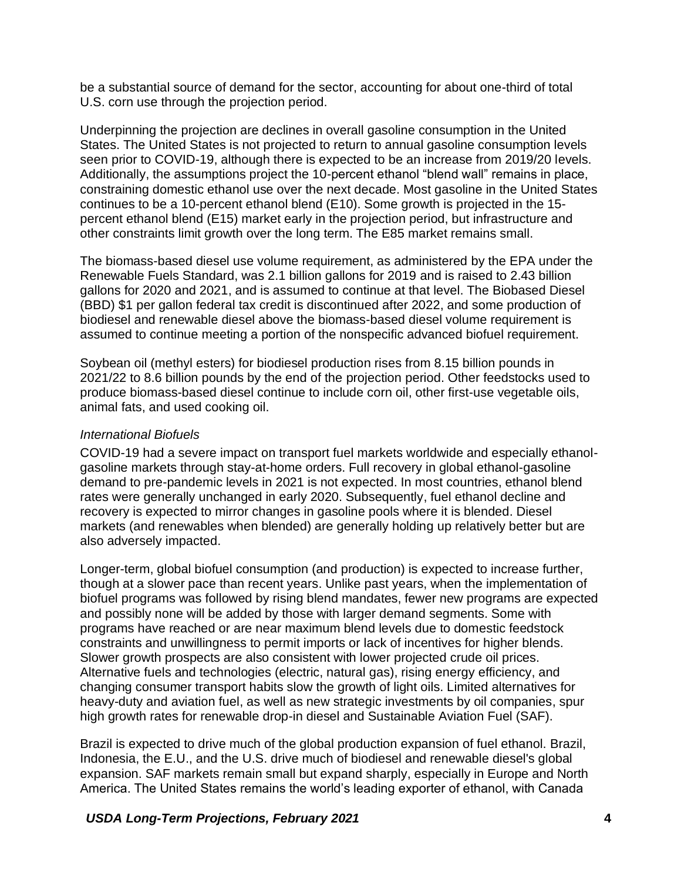be a substantial source of demand for the sector, accounting for about one-third of total U.S. corn use through the projection period.

Underpinning the projection are declines in overall gasoline consumption in the United States. The United States is not projected to return to annual gasoline consumption levels seen prior to COVID-19, although there is expected to be an increase from 2019/20 levels. Additionally, the assumptions project the 10-percent ethanol "blend wall" remains in place, constraining domestic ethanol use over the next decade. Most gasoline in the United States continues to be a 10-percent ethanol blend (E10). Some growth is projected in the 15-percent ethanol blend (E15) market early in the projection period, but infrastructure and other constraints limit growth over the long term. The E85 market remains small.

The biomass-based diesel use volume requirement, as administered by the EPA under the Renewable Fuels Standard, was 2.1 billion gallons for 2019 and is raised to 2.43 billion gallons for 2020 and 2021, and is assumed to continue at that level. The Biobased Diesel (BBD) $1 per gallon federal tax credit is discontinued after 2022, and some production of biodiesel and renewable diesel above the biomass-based diesel volume requirement is assumed to continue meeting a portion of the nonspecific advanced biofuel requirement.

Soybean oil (methyl esters) for biodiesel production rises from 8.15 billion pounds in 2021/22 to 8.6 billion pounds by the end of the projection period. Other feedstocks used to produce biomass-based diesel continue to include corn oil, other first-use vegetable oils, animal fats, and used cooking oil.

*International Biofuels*

COVID-19 had a severe impact on transport fuel markets worldwide and especially ethanol-gasoline markets through stay-at-home orders. Full recovery in global ethanol-gasoline demand to pre-pandemic levels in 2021 is not expected. In most countries, ethanol blend rates were generally unchanged in early 2020. Subsequently, fuel ethanol decline and recovery is expected to mirror changes in gasoline pools where it is blended. Diesel markets (and renewables when blended) are generally holding up relatively better but are also adversely impacted.

Longer-term, global biofuel consumption (and production) is expected to increase further, though at a slower pace than recent years. Unlike past years, when the implementation of biofuel programs was followed by rising blend mandates, fewer new programs are expected and possibly none will be added by those with larger demand segments. Some with programs have reached or are near maximum blend levels due to domestic feedstock constraints and unwillingness to permit imports or lack of incentives for higher blends. Slower growth prospects are also consistent with lower projected crude oil prices. Alternative fuels and technologies (electric, natural gas), rising energy efficiency, and changing consumer transport habits slow the growth of light oils. Limited alternatives for heavy-duty and aviation fuel, as well as new strategic investments by oil companies, spur high growth rates for renewable drop-in diesel and Sustainable Aviation Fuel (SAF).

Brazil is expected to drive much of the global production expansion of fuel ethanol. Brazil, Indonesia, the E.U., and the U.S. drive much of biodiesel and renewable diesel's global expansion. SAF markets remain small but expand sharply, especially in Europe and North America. The United States remains the world's leading exporter of ethanol, with Canada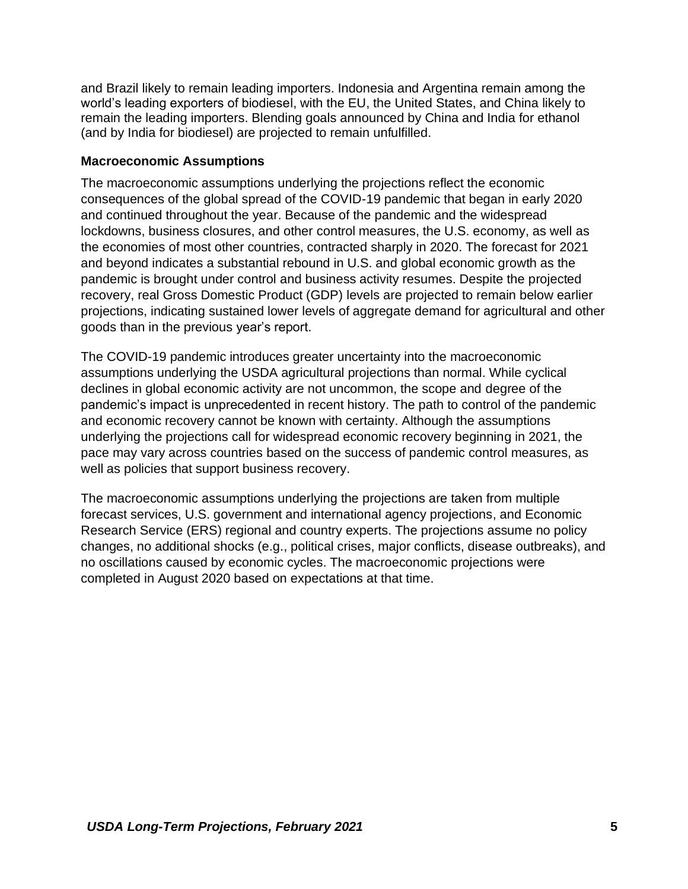and Brazil likely to remain leading importers. Indonesia and Argentina remain among the world's leading exporters of biodiesel, with the EU, the United States, and China likely to remain the leading importers. Blending goals announced by China and India for ethanol (and by India for biodiesel) are projected to remain unfulfilled.

### Macroeconomic Assumptions

The macroeconomic assumptions underlying the projections reflect the economic consequences of the global spread of the COVID-19 pandemic that began in early 2020 and continued throughout the year. Because of the pandemic and the widespread lockdowns, business closures, and other control measures, the U.S. economy, as well as the economies of most other countries, contracted sharply in 2020. The forecast for 2021 and beyond indicates a substantial rebound in U.S. and global economic growth as the pandemic is brought under control and business activity resumes. Despite the projected recovery, real Gross Domestic Product (GDP) levels are projected to remain below earlier projections, indicating sustained lower levels of aggregate demand for agricultural and other goods than in the previous year's report.

The COVID-19 pandemic introduces greater uncertainty into the macroeconomic assumptions underlying the USDA agricultural projections than normal. While cyclical declines in global economic activity are not uncommon, the scope and degree of the pandemic's impact is unprecedented in recent history. The path to control of the pandemic and economic recovery cannot be known with certainty. Although the assumptions underlying the projections call for widespread economic recovery beginning in 2021, the pace may vary across countries based on the success of pandemic control measures, as well as policies that support business recovery.

The macroeconomic assumptions underlying the projections are taken from multiple forecast services, U.S. government and international agency projections, and Economic Research Service (ERS) regional and country experts. The projections assume no policy changes, no additional shocks (e.g., political crises, major conflicts, disease outbreaks), and no oscillations caused by economic cycles. The macroeconomic projections were completed in August 2020 based on expectations at that time.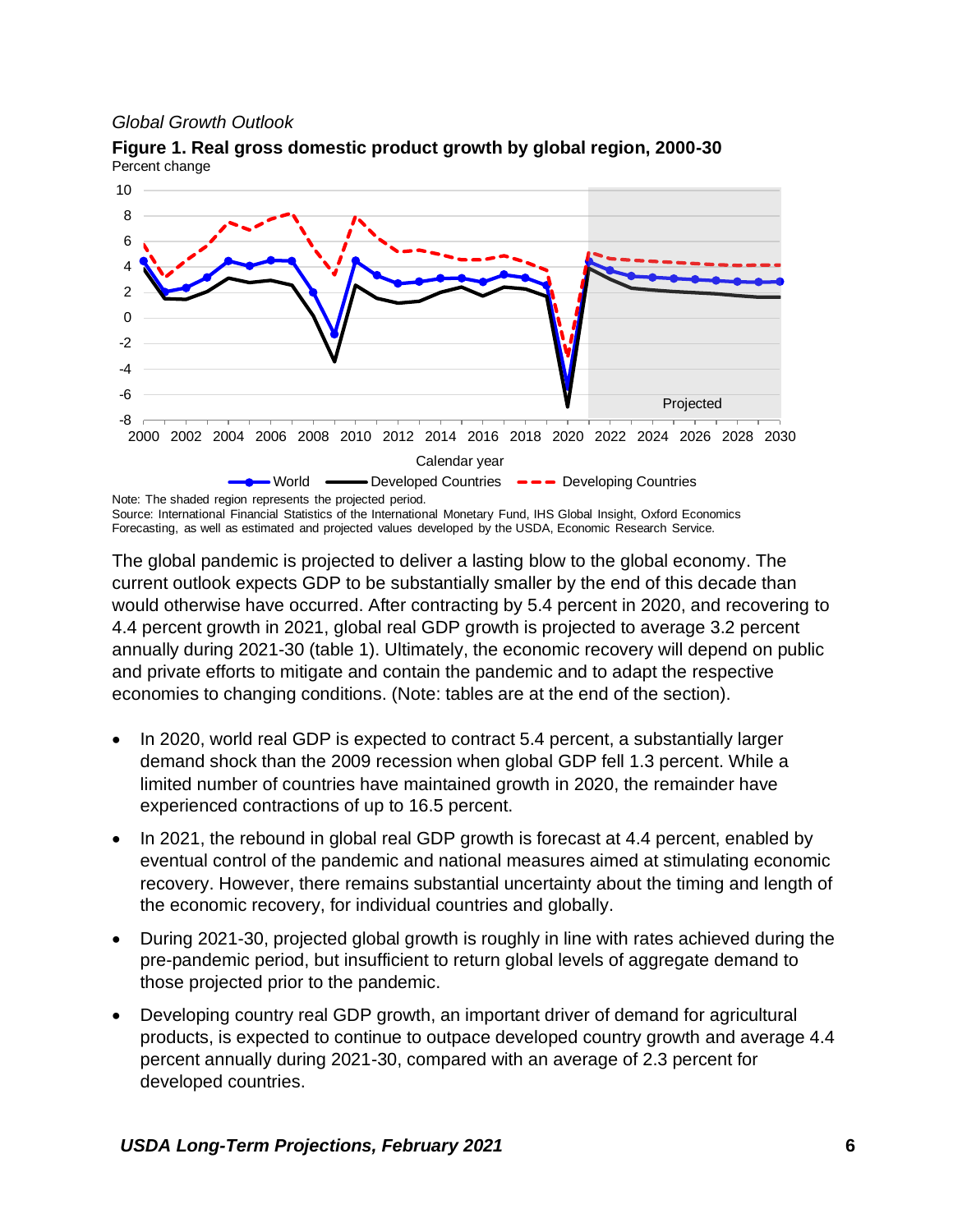*Global Growth Outlook*

**Figure 1. Real gross domestic product growth by global region, 2000-30**
Percent change

Note: The shaded region represents the projected period.
Source: International Financial Statistics of the International Monetary Fund, IHS Global Insight, Oxford Economics Forecasting, as well as estimated and projected values developed by the USDA, Economic Research Service.

The global pandemic is projected to deliver a lasting blow to the global economy. The current outlook expects GDP to be substantially smaller by the end of this decade than would otherwise have occurred. After contracting by 5.4 percent in 2020, and recovering to 4.4 percent growth in 2021, global real GDP growth is projected to average 3.2 percent annually during 2021-30 (table 1). Ultimately, the economic recovery will depend on public and private efforts to mitigate and contain the pandemic and to adapt the respective economies to changing conditions. (Note: tables are at the end of the section).

- In 2020, world real GDP is expected to contract 5.4 percent, a substantially larger demand shock than the 2009 recession when global GDP fell 1.3 percent. While a limited number of countries have maintained growth in 2020, the remainder have experienced contractions of up to 16.5 percent.
- In 2021, the rebound in global real GDP growth is forecast at 4.4 percent, enabled by eventual control of the pandemic and national measures aimed at stimulating economic recovery. However, there remains substantial uncertainty about the timing and length of the economic recovery, for individual countries and globally.
- During 2021-30, projected global growth is roughly in line with rates achieved during the pre-pandemic period, but insufficient to return global levels of aggregate demand to those projected prior to the pandemic.
- Developing country real GDP growth, an important driver of demand for agricultural products, is expected to continue to outpace developed country growth and average 4.4 percent annually during 2021-30, compared with an average of 2.3 percent for developed countries.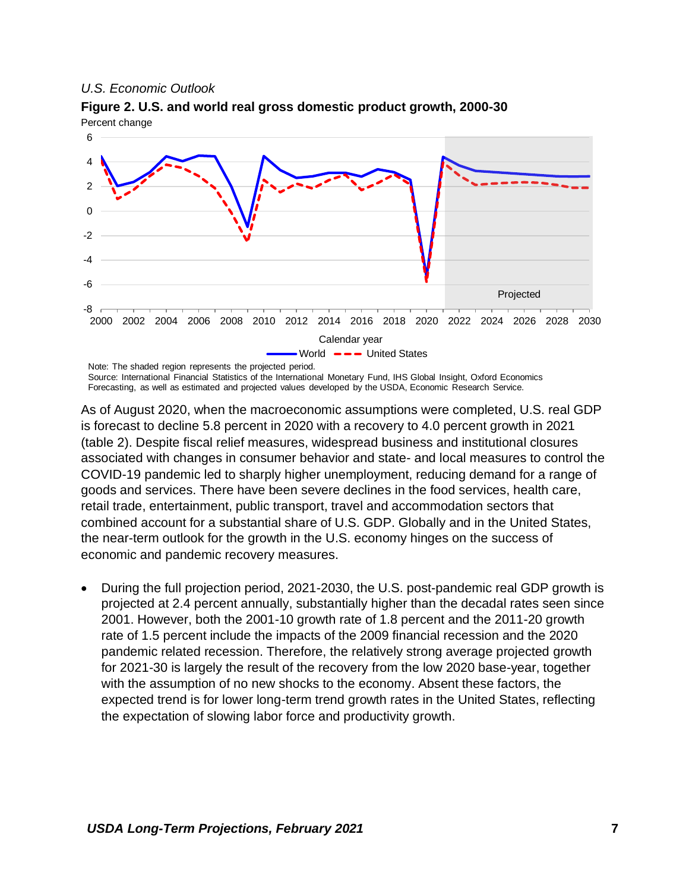*U.S. Economic Outlook*

**Figure 2. U.S. and world real gross domestic product growth, 2000-30**

Note: The shaded region represents the projected period.
Source: International Financial Statistics of the International Monetary Fund, IHS Global Insight, Oxford Economics Forecasting, as well as estimated and projected values developed by the USDA, Economic Research Service.

As of August 2020, when the macroeconomic assumptions were completed, U.S. real GDP is forecast to decline 5.8 percent in 2020 with a recovery to 4.0 percent growth in 2021 (table 2). Despite fiscal relief measures, widespread business and institutional closures associated with changes in consumer behavior and state- and local measures to control the COVID-19 pandemic led to sharply higher unemployment, reducing demand for a range of goods and services. There have been severe declines in the food services, health care, retail trade, entertainment, public transport, travel and accommodation sectors that combined account for a substantial share of U.S. GDP. Globally and in the United States, the near-term outlook for the growth in the U.S. economy hinges on the success of economic and pandemic recovery measures.

- During the full projection period, 2021-2030, the U.S. post-pandemic real GDP growth is projected at 2.4 percent annually, substantially higher than the decadal rates seen since 2001. However, both the 2001-10 growth rate of 1.8 percent and the 2011-20 growth rate of 1.5 percent include the impacts of the 2009 financial recession and the 2020 pandemic related recession. Therefore, the relatively strong average projected growth for 2021-30 is largely the result of the recovery from the low 2020 base-year, together with the assumption of no new shocks to the economy. Absent these factors, the expected trend is for lower long-term trend growth rates in the United States, reflecting the expectation of slowing labor force and productivity growth.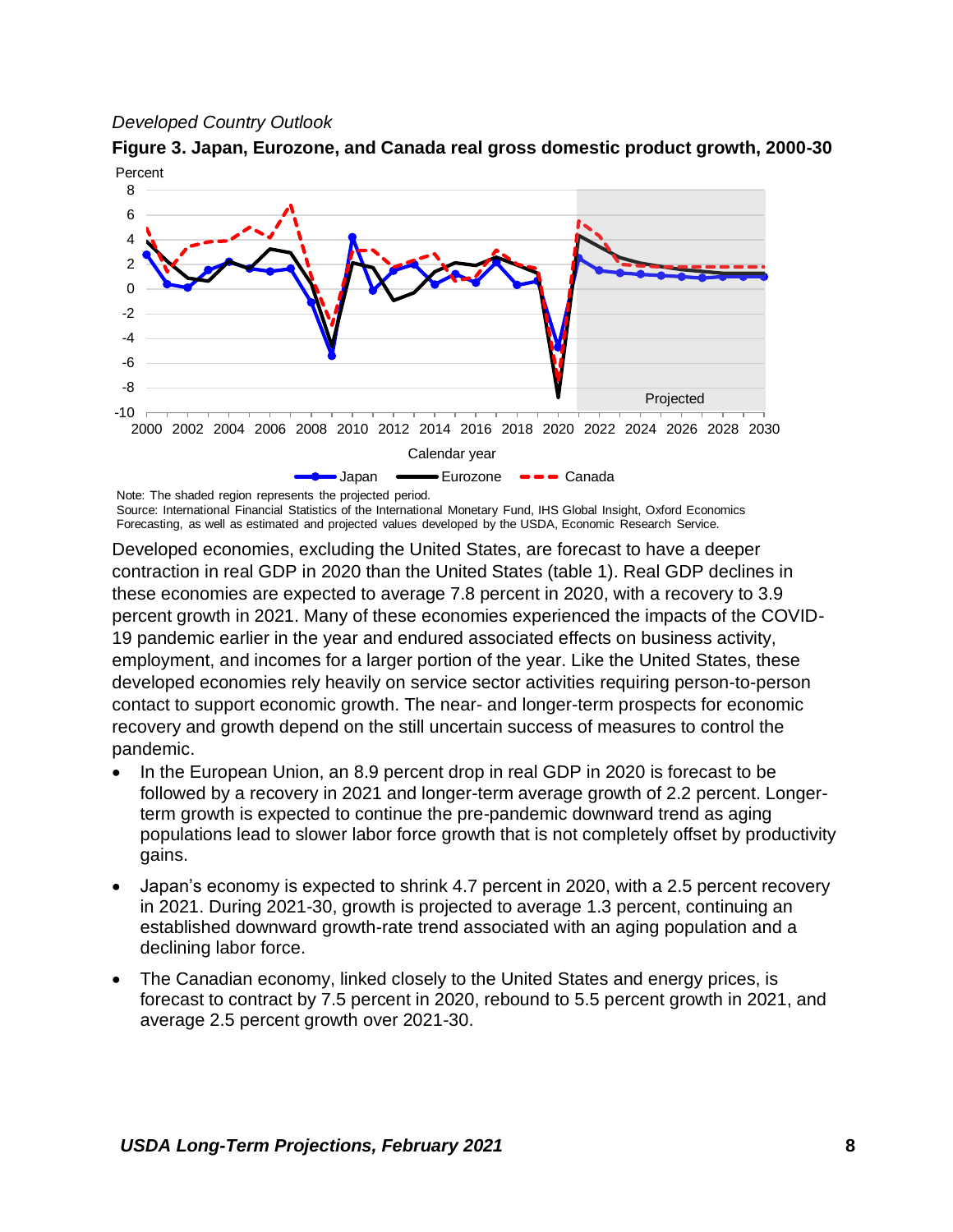*Developed Country Outlook*

**Figure 3. Japan, Eurozone, and Canada real gross domestic product growth, 2000-30**

Note: The shaded region represents the projected period.
Source: International Financial Statistics of the International Monetary Fund, IHS Global Insight, Oxford Economics Forecasting, as well as estimated and projected values developed by the USDA, Economic Research Service.

Developed economies, excluding the United States, are forecast to have a deeper contraction in real GDP in 2020 than the United States (table 1). Real GDP declines in these economies are expected to average 7.8 percent in 2020, with a recovery to 3.9 percent growth in 2021. Many of these economies experienced the impacts of the COVID-19 pandemic earlier in the year and endured associated effects on business activity, employment, and incomes for a larger portion of the year. Like the United States, these developed economies rely heavily on service sector activities requiring person-to-person contact to support economic growth. The near- and longer-term prospects for economic recovery and growth depend on the still uncertain success of measures to control the pandemic.

- In the European Union, an 8.9 percent drop in real GDP in 2020 is forecast to be followed by a recovery in 2021 and longer-term average growth of 2.2 percent. Longer-term growth is expected to continue the pre-pandemic downward trend as aging populations lead to slower labor force growth that is not completely offset by productivity gains.
- Japan's economy is expected to shrink 4.7 percent in 2020, with a 2.5 percent recovery in 2021. During 2021-30, growth is projected to average 1.3 percent, continuing an established downward growth-rate trend associated with an aging population and a declining labor force.
- The Canadian economy, linked closely to the United States and energy prices, is forecast to contract by 7.5 percent in 2020, rebound to 5.5 percent growth in 2021, and average 2.5 percent growth over 2021-30.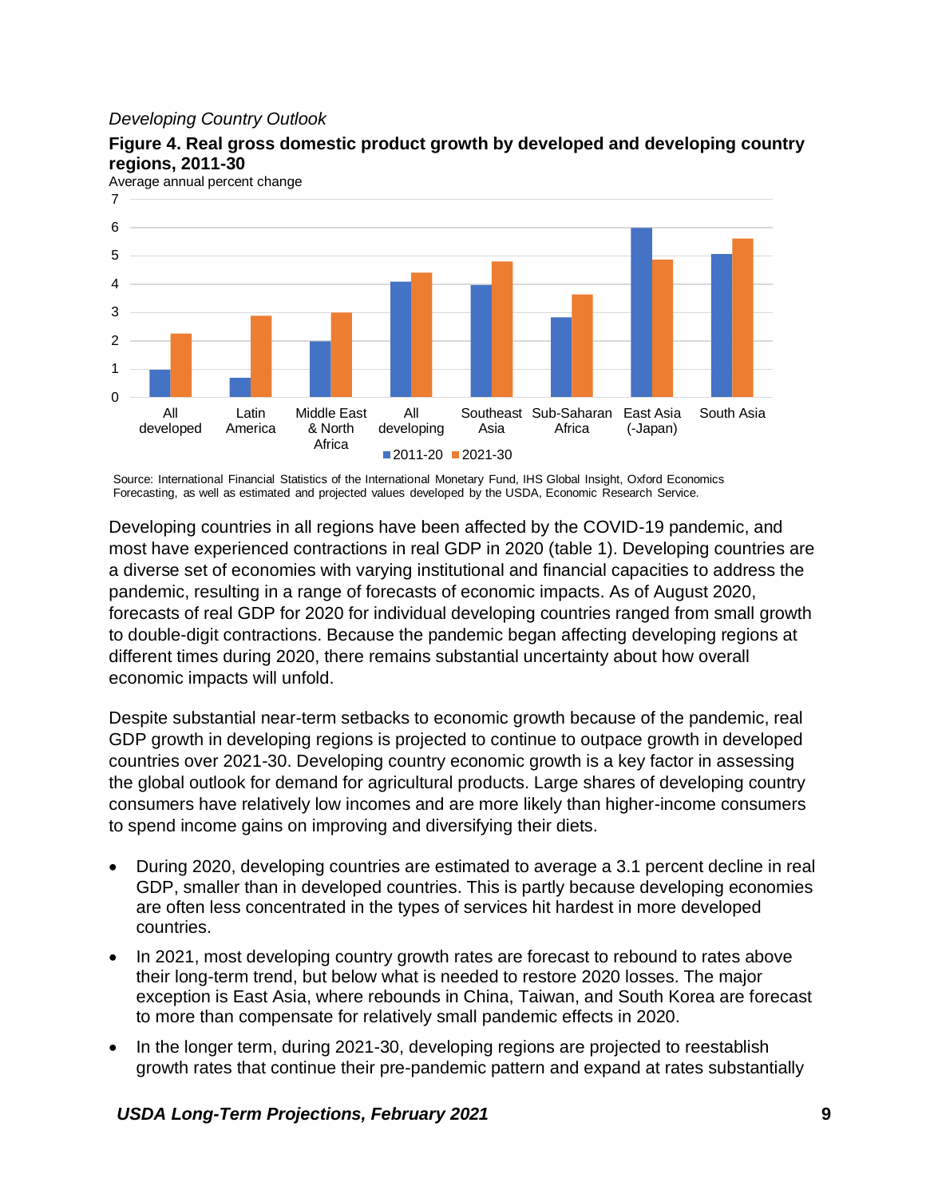*Developing Country Outlook*

**Figure 4. Real gross domestic product growth by developed and developing country regions, 2011-30**

Average annual percent change

Source: International Financial Statistics of the International Monetary Fund, IHS Global Insight, Oxford Economics Forecasting, as well as estimated and projected values developed by the USDA, Economic Research Service.

Developing countries in all regions have been affected by the COVID-19 pandemic, and most have experienced contractions in real GDP in 2020 (table 1). Developing countries are a diverse set of economies with varying institutional and financial capacities to address the pandemic, resulting in a range of forecasts of economic impacts. As of August 2020, forecasts of real GDP for 2020 for individual developing countries ranged from small growth to double-digit contractions. Because the pandemic began affecting developing regions at different times during 2020, there remains substantial uncertainty about how overall economic impacts will unfold.

Despite substantial near-term setbacks to economic growth because of the pandemic, real GDP growth in developing regions is projected to continue to outpace growth in developed countries over 2021-30. Developing country economic growth is a key factor in assessing the global outlook for demand for agricultural products. Large shares of developing country consumers have relatively low incomes and are more likely than higher-income consumers to spend income gains on improving and diversifying their diets.

- During 2020, developing countries are estimated to average a 3.1 percent decline in real GDP, smaller than in developed countries. This is partly because developing economies are often less concentrated in the types of services hit hardest in more developed countries.
- In 2021, most developing country growth rates are forecast to rebound to rates above their long-term trend, but below what is needed to restore 2020 losses. The major exception is East Asia, where rebounds in China, Taiwan, and South Korea are forecast to more than compensate for relatively small pandemic effects in 2020.
- In the longer term, during 2021-30, developing regions are projected to reestablish growth rates that continue their pre-pandemic pattern and expand at rates substantially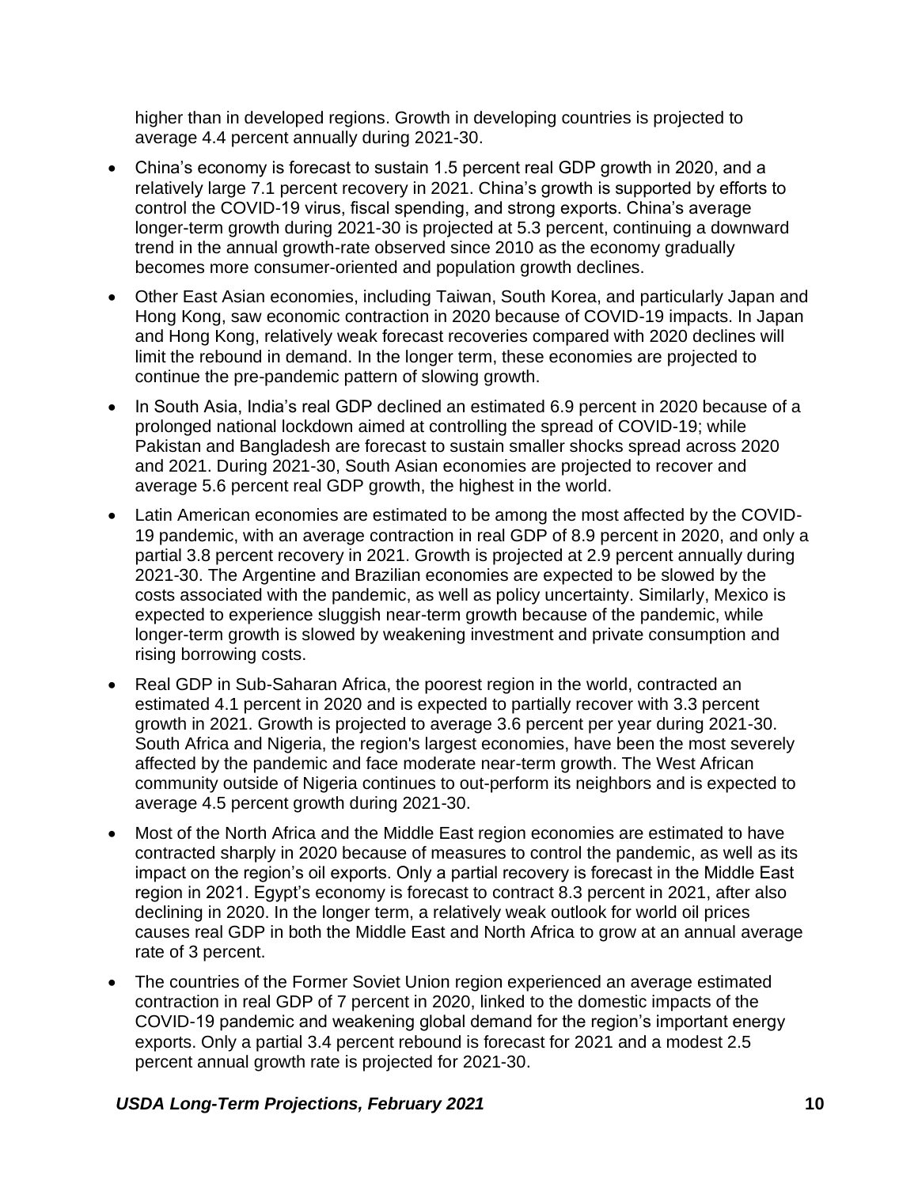higher than in developed regions. Growth in developing countries is projected to average 4.4 percent annually during 2021-30.

- China's economy is forecast to sustain 1.5 percent real GDP growth in 2020, and a relatively large 7.1 percent recovery in 2021. China's growth is supported by efforts to control the COVID-19 virus, fiscal spending, and strong exports. China's average longer-term growth during 2021-30 is projected at 5.3 percent, continuing a downward trend in the annual growth-rate observed since 2010 as the economy gradually becomes more consumer-oriented and population growth declines.
- Other East Asian economies, including Taiwan, South Korea, and particularly Japan and Hong Kong, saw economic contraction in 2020 because of COVID-19 impacts. In Japan and Hong Kong, relatively weak forecast recoveries compared with 2020 declines will limit the rebound in demand. In the longer term, these economies are projected to continue the pre-pandemic pattern of slowing growth.
- In South Asia, India's real GDP declined an estimated 6.9 percent in 2020 because of a prolonged national lockdown aimed at controlling the spread of COVID-19; while Pakistan and Bangladesh are forecast to sustain smaller shocks spread across 2020 and 2021. During 2021-30, South Asian economies are projected to recover and average 5.6 percent real GDP growth, the highest in the world.
- Latin American economies are estimated to be among the most affected by the COVID-19 pandemic, with an average contraction in real GDP of 8.9 percent in 2020, and only a partial 3.8 percent recovery in 2021. Growth is projected at 2.9 percent annually during 2021-30. The Argentine and Brazilian economies are expected to be slowed by the costs associated with the pandemic, as well as policy uncertainty. Similarly, Mexico is expected to experience sluggish near-term growth because of the pandemic, while longer-term growth is slowed by weakening investment and private consumption and rising borrowing costs.
- Real GDP in Sub-Saharan Africa, the poorest region in the world, contracted an estimated 4.1 percent in 2020 and is expected to partially recover with 3.3 percent growth in 2021. Growth is projected to average 3.6 percent per year during 2021-30. South Africa and Nigeria, the region's largest economies, have been the most severely affected by the pandemic and face moderate near-term growth. The West African community outside of Nigeria continues to out-perform its neighbors and is expected to average 4.5 percent growth during 2021-30.
- Most of the North Africa and the Middle East region economies are estimated to have contracted sharply in 2020 because of measures to control the pandemic, as well as its impact on the region's oil exports. Only a partial recovery is forecast in the Middle East region in 2021. Egypt's economy is forecast to contract 8.3 percent in 2021, after also declining in 2020. In the longer term, a relatively weak outlook for world oil prices causes real GDP in both the Middle East and North Africa to grow at an annual average rate of 3 percent.
- The countries of the Former Soviet Union region experienced an average estimated contraction in real GDP of 7 percent in 2020, linked to the domestic impacts of the COVID-19 pandemic and weakening global demand for the region's important energy exports. Only a partial 3.4 percent rebound is forecast for 2021 and a modest 2.5 percent annual growth rate is projected for 2021-30.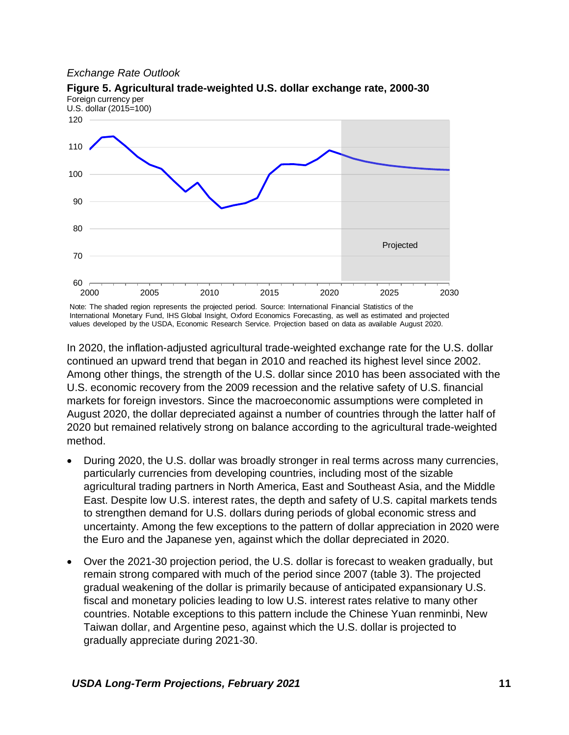*Exchange Rate Outlook*

**Figure 5. Agricultural trade-weighted U.S. dollar exchange rate, 2000-30**

Foreign currency per U.S. dollar (2015=100)

Note: The shaded region represents the projected period. Source: International Financial Statistics of the International Monetary Fund, IHS Global Insight, Oxford Economics Forecasting, as well as estimated and projected values developed by the USDA, Economic Research Service. Projection based on data as available August 2020.

In 2020, the inflation-adjusted agricultural trade-weighted exchange rate for the U.S. dollar continued an upward trend that began in 2010 and reached its highest level since 2002. Among other things, the strength of the U.S. dollar since 2010 has been associated with the U.S. economic recovery from the 2009 recession and the relative safety of U.S. financial markets for foreign investors. Since the macroeconomic assumptions were completed in August 2020, the dollar depreciated against a number of countries through the latter half of 2020 but remained relatively strong on balance according to the agricultural trade-weighted method.

- During 2020, the U.S. dollar was broadly stronger in real terms across many currencies, particularly currencies from developing countries, including most of the sizable agricultural trading partners in North America, East and Southeast Asia, and the Middle East. Despite low U.S. interest rates, the depth and safety of U.S. capital markets tends to strengthen demand for U.S. dollars during periods of global economic stress and uncertainty. Among the few exceptions to the pattern of dollar appreciation in 2020 were the Euro and the Japanese yen, against which the dollar depreciated in 2020.
- Over the 2021-30 projection period, the U.S. dollar is forecast to weaken gradually, but remain strong compared with much of the period since 2007 (table 3). The projected gradual weakening of the dollar is primarily because of anticipated expansionary U.S. fiscal and monetary policies leading to low U.S. interest rates relative to many other countries. Notable exceptions to this pattern include the Chinese Yuan renminbi, New Taiwan dollar, and Argentine peso, against which the U.S. dollar is projected to gradually appreciate during 2021-30.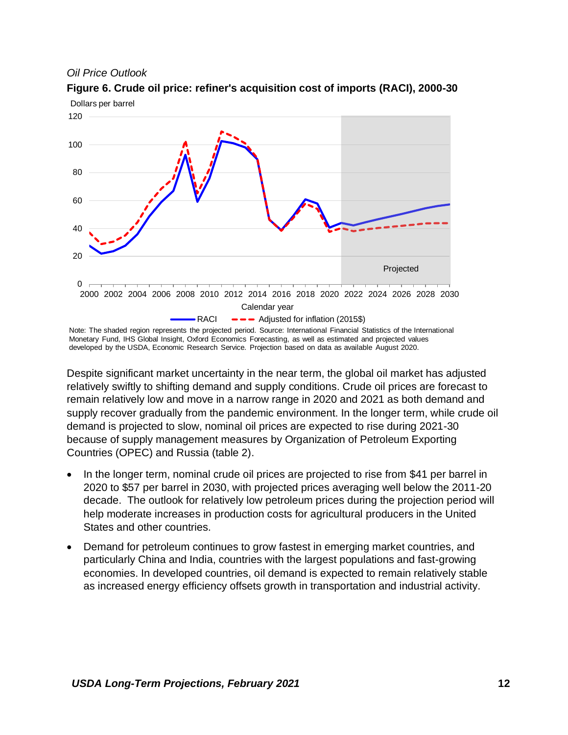*Oil Price Outlook*

**Figure 6. Crude oil price: refiner's acquisition cost of imports (RACI), 2000-30**

Note: The shaded region represents the projected period. Source: International Financial Statistics of the International Monetary Fund, IHS Global Insight, Oxford Economics Forecasting, as well as estimated and projected values developed by the USDA, Economic Research Service. Projection based on data as available August 2020.

Despite significant market uncertainty in the near term, the global oil market has adjusted relatively swiftly to shifting demand and supply conditions. Crude oil prices are forecast to remain relatively low and move in a narrow range in 2020 and 2021 as both demand and supply recover gradually from the pandemic environment. In the longer term, while crude oil demand is projected to slow, nominal oil prices are expected to rise during 2021-30 because of supply management measures by Organization of Petroleum Exporting Countries (OPEC) and Russia (table 2).

- In the longer term, nominal crude oil prices are projected to rise from $41 per barrel in 2020 to $57 per barrel in 2030, with projected prices averaging well below the 2011-20 decade. The outlook for relatively low petroleum prices during the projection period will help moderate increases in production costs for agricultural producers in the United States and other countries.
- Demand for petroleum continues to grow fastest in emerging market countries, and particularly China and India, countries with the largest populations and fast-growing economies. In developed countries, oil demand is expected to remain relatively stable as increased energy efficiency offsets growth in transportation and industrial activity.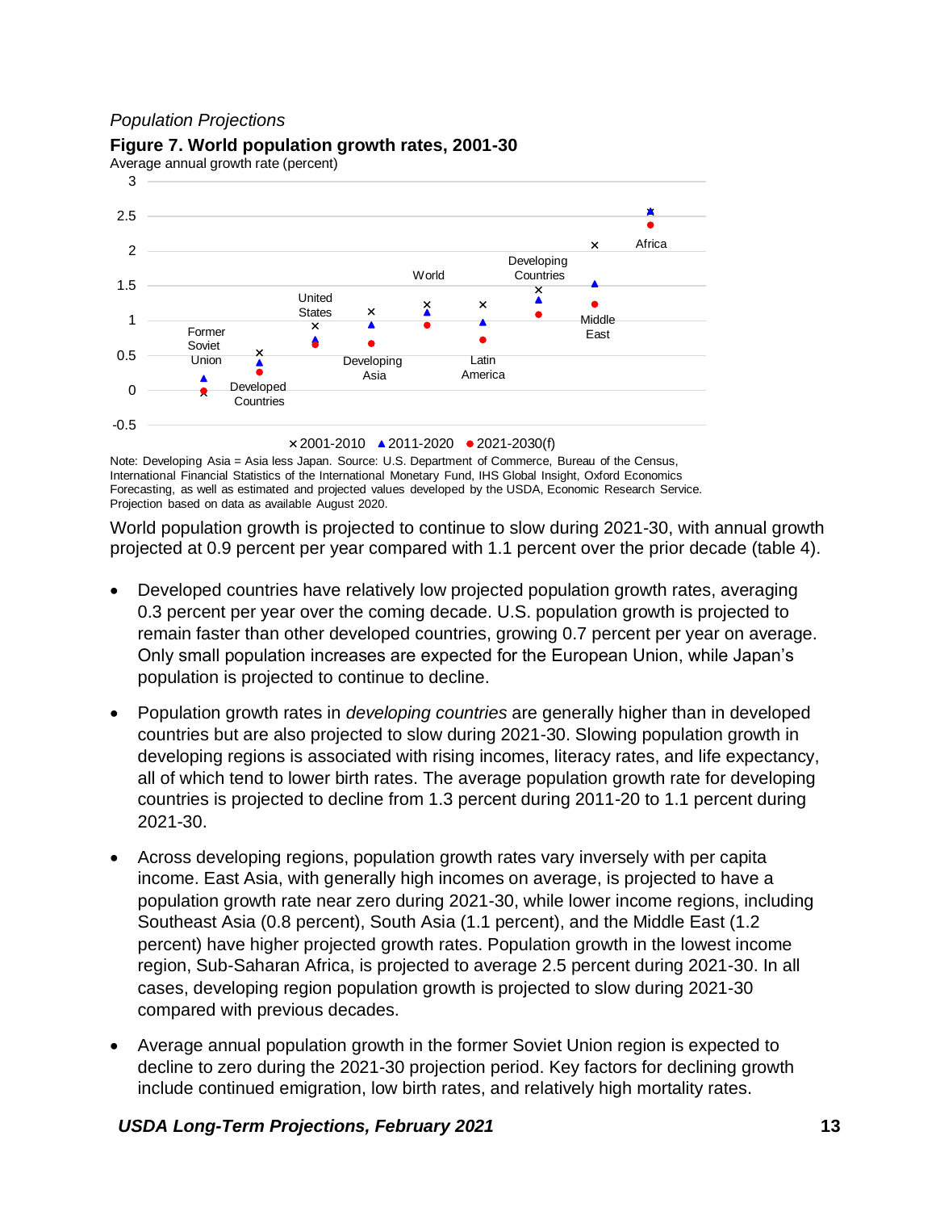*Population Projections*

**Figure 7. World population growth rates, 2001-30**

Average annual growth rate (percent)

Note: Developing Asia = Asia less Japan. Source: U.S. Department of Commerce, Bureau of the Census, International Financial Statistics of the International Monetary Fund, IHS Global Insight, Oxford Economics Forecasting, as well as estimated and projected values developed by the USDA, Economic Research Service. Projection based on data as available August 2020.

World population growth is projected to continue to slow during 2021-30, with annual growth projected at 0.9 percent per year compared with 1.1 percent over the prior decade (table 4).

- Developed countries have relatively low projected population growth rates, averaging 0.3 percent per year over the coming decade. U.S. population growth is projected to remain faster than other developed countries, growing 0.7 percent per year on average. Only small population increases are expected for the European Union, while Japan's population is projected to continue to decline.

- Population growth rates in *developing countries* are generally higher than in developed countries but are also projected to slow during 2021-30. Slowing population growth in developing regions is associated with rising incomes, literacy rates, and life expectancy, all of which tend to lower birth rates. The average population growth rate for developing countries is projected to decline from 1.3 percent during 2011-20 to 1.1 percent during 2021-30.

- Across developing regions, population growth rates vary inversely with per capita income. East Asia, with generally high incomes on average, is projected to have a population growth rate near zero during 2021-30, while lower income regions, including Southeast Asia (0.8 percent), South Asia (1.1 percent), and the Middle East (1.2 percent) have higher projected growth rates. Population growth in the lowest income region, Sub-Saharan Africa, is projected to average 2.5 percent during 2021-30. In all cases, developing region population growth is projected to slow during 2021-30 compared with previous decades.

- Average annual population growth in the former Soviet Union region is expected to decline to zero during the 2021-30 projection period. Key factors for declining growth include continued emigration, low birth rates, and relatively high mortality rates.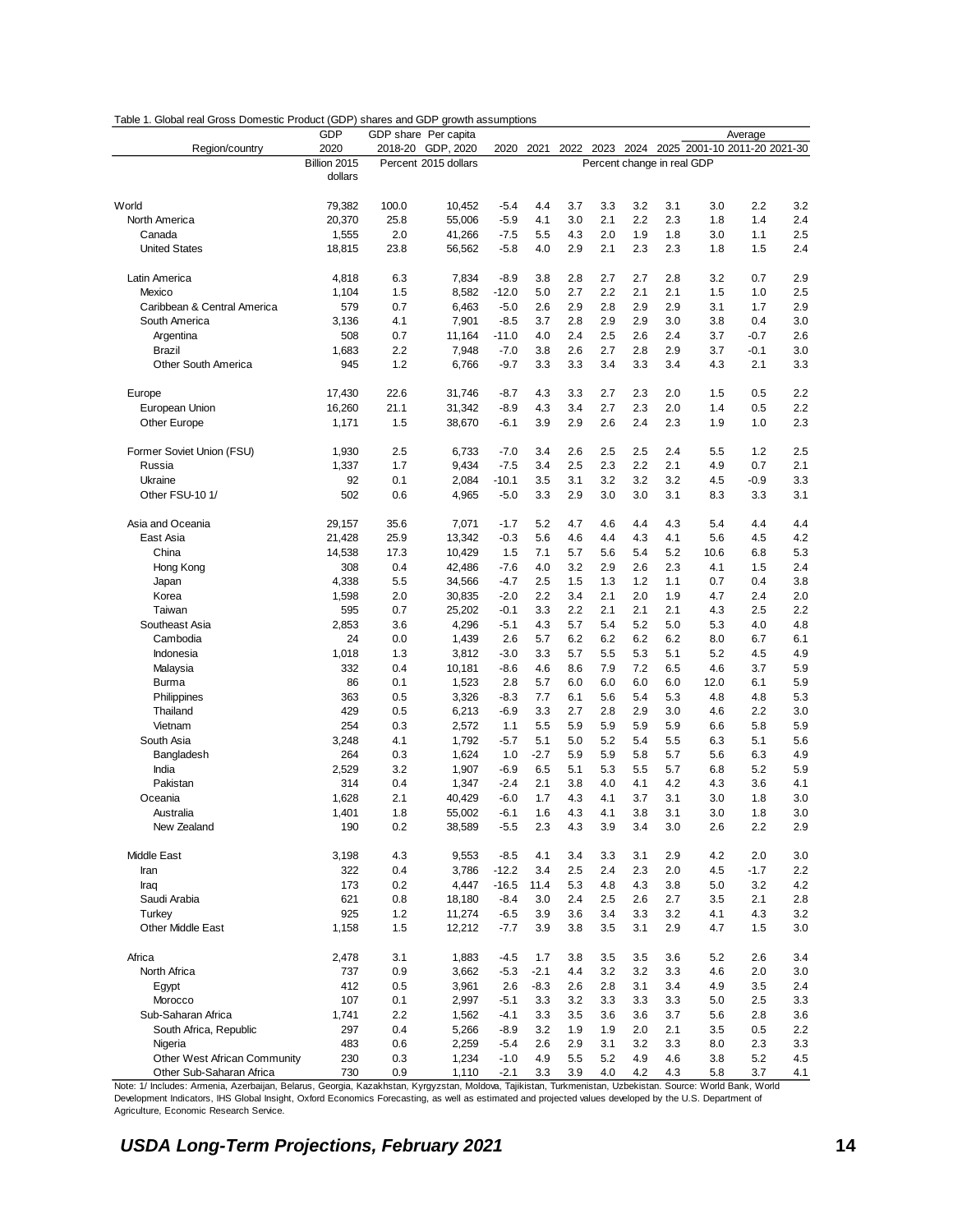Table 1. Global real Gross Domestic Product (GDP) shares and GDP growth assumptions

| Region/country | GDP 2020 | GDP share 2018-20 | Per capita GDP, 2020 | 2020 | 2021 | 2022 | 2023 | 2024 | 2025 | Average 2001-10 | Average 2011-20 | Average 2021-30 |
|---|---|---|---|---|---|---|---|---|---|---|---|---|
| | Billion 2015 dollars | Percent | 2015 dollars | Percent change in real GDP | | | | | | | | |
| World | 79,382 | 100.0 | 10,452 | -5.4 | 4.4 | 3.7 | 3.3 | 3.2 | 3.1 | 3.0 | 2.2 | 3.2 |
| North America | 20,370 | 25.8 | 55,006 | -5.9 | 4.1 | 3.0 | 2.1 | 2.2 | 2.3 | 1.8 | 1.4 | 2.4 |
| Canada | 1,555 | 2.0 | 41,266 | -7.5 | 5.5 | 4.3 | 2.0 | 1.9 | 1.8 | 3.0 | 1.1 | 2.5 |
| United States | 18,815 | 23.8 | 56,562 | -5.8 | 4.0 | 2.9 | 2.1 | 2.3 | 2.3 | 1.8 | 1.5 | 2.4 |
| Latin America | 4,818 | 6.3 | 7,834 | -8.9 | 3.8 | 2.8 | 2.7 | 2.7 | 2.8 | 3.2 | 0.7 | 2.9 |
| Mexico | 1,104 | 1.5 | 8,582 | -12.0 | 5.0 | 2.7 | 2.2 | 2.1 | 2.1 | 1.5 | 1.0 | 2.5 |
| Caribbean & Central America | 579 | 0.7 | 6,463 | -5.0 | 2.6 | 2.9 | 2.8 | 2.9 | 2.9 | 3.1 | 1.7 | 2.9 |
| South America | 3,136 | 4.1 | 7,901 | -8.5 | 3.7 | 2.8 | 2.9 | 2.9 | 3.0 | 3.8 | 0.4 | 3.0 |
| Argentina | 508 | 0.7 | 11,164 | -11.0 | 4.0 | 2.4 | 2.5 | 2.6 | 2.4 | 3.7 | -0.7 | 2.6 |
| Brazil | 1,683 | 2.2 | 7,948 | -7.0 | 3.8 | 2.6 | 2.7 | 2.8 | 2.9 | 3.7 | -0.1 | 3.0 |
| Other South America | 945 | 1.2 | 6,766 | -9.7 | 3.3 | 3.3 | 3.4 | 3.3 | 3.4 | 4.3 | 2.1 | 3.3 |
| Europe | 17,430 | 22.6 | 31,746 | -8.7 | 4.3 | 3.3 | 2.7 | 2.3 | 2.0 | 1.5 | 0.5 | 2.2 |
| European Union | 16,260 | 21.1 | 31,342 | -8.9 | 4.3 | 3.4 | 2.7 | 2.3 | 2.0 | 1.4 | 0.5 | 2.2 |
| Other Europe | 1,171 | 1.5 | 38,670 | -6.1 | 3.9 | 2.9 | 2.6 | 2.4 | 2.3 | 1.9 | 1.0 | 2.3 |
| Former Soviet Union (FSU) | 1,930 | 2.5 | 6,733 | -7.0 | 3.4 | 2.6 | 2.5 | 2.5 | 2.4 | 5.5 | 1.2 | 2.5 |
| Russia | 1,337 | 1.7 | 9,434 | -7.5 | 3.4 | 2.5 | 2.3 | 2.2 | 2.1 | 4.9 | 0.7 | 2.1 |
| Ukraine | 92 | 0.1 | 2,084 | -10.1 | 3.5 | 3.1 | 3.2 | 3.2 | 3.2 | 4.5 | -0.9 | 3.3 |
| Other FSU-10 1/ | 502 | 0.6 | 4,965 | -5.0 | 3.3 | 2.9 | 3.0 | 3.0 | 3.1 | 8.3 | 3.3 | 3.1 |
| Asia and Oceania | 29,157 | 35.6 | 7,071 | -1.7 | 5.2 | 4.7 | 4.6 | 4.4 | 4.3 | 5.4 | 4.4 | 4.4 |
| East Asia | 21,428 | 25.9 | 13,342 | -0.3 | 5.6 | 4.6 | 4.4 | 4.3 | 4.1 | 5.6 | 4.5 | 4.2 |
| China | 14,538 | 17.3 | 10,429 | 1.5 | 7.1 | 5.7 | 5.6 | 5.4 | 5.2 | 10.6 | 6.8 | 5.3 |
| Hong Kong | 308 | 0.4 | 42,486 | -7.6 | 4.0 | 3.2 | 2.9 | 2.6 | 2.3 | 4.1 | 1.5 | 2.4 |
| Japan | 4,338 | 5.5 | 34,566 | -4.7 | 2.5 | 1.5 | 1.3 | 1.2 | 1.1 | 0.7 | 0.4 | 3.8 |
| Korea | 1,598 | 2.0 | 30,835 | -2.0 | 2.2 | 3.4 | 2.1 | 2.0 | 1.9 | 4.7 | 2.4 | 2.0 |
| Taiwan | 595 | 0.7 | 25,202 | -0.1 | 3.3 | 2.2 | 2.1 | 2.1 | 2.1 | 4.3 | 2.5 | 2.2 |
| Southeast Asia | 2,853 | 3.6 | 4,296 | -5.1 | 4.3 | 5.7 | 5.4 | 5.2 | 5.0 | 5.3 | 4.0 | 4.8 |
| Cambodia | 24 | 0.0 | 1,439 | 2.6 | 5.7 | 6.2 | 6.2 | 6.2 | 6.2 | 8.0 | 6.7 | 6.1 |
| Indonesia | 1,018 | 1.3 | 3,812 | -3.0 | 3.3 | 5.7 | 5.5 | 5.3 | 5.1 | 5.2 | 4.5 | 4.9 |
| Malaysia | 332 | 0.4 | 10,181 | -8.6 | 4.6 | 8.6 | 7.9 | 7.2 | 6.5 | 4.6 | 3.7 | 5.9 |
| Burma | 86 | 0.1 | 1,523 | 2.8 | 5.7 | 6.0 | 6.0 | 6.0 | 6.0 | 12.0 | 6.1 | 5.9 |
| Philippines | 363 | 0.5 | 3,326 | -8.3 | 7.7 | 6.1 | 5.6 | 5.4 | 5.3 | 4.8 | 4.8 | 5.3 |
| Thailand | 429 | 0.5 | 6,213 | -6.9 | 3.3 | 2.7 | 2.8 | 2.9 | 3.0 | 4.6 | 2.2 | 3.0 |
| Vietnam | 254 | 0.3 | 2,572 | 1.1 | 5.5 | 5.9 | 5.9 | 5.9 | 5.9 | 6.6 | 5.8 | 5.9 |
| South Asia | 3,248 | 4.1 | 1,792 | -5.7 | 5.1 | 5.0 | 5.2 | 5.4 | 5.5 | 6.3 | 5.1 | 5.6 |
| Bangladesh | 264 | 0.3 | 1,624 | 1.0 | -2.7 | 5.9 | 5.9 | 5.8 | 5.7 | 5.6 | 6.3 | 4.9 |
| India | 2,529 | 3.2 | 1,907 | -6.9 | 6.5 | 5.1 | 5.3 | 5.5 | 5.7 | 6.8 | 5.2 | 5.9 |
| Pakistan | 314 | 0.4 | 1,347 | -2.4 | 2.1 | 3.8 | 4.0 | 4.1 | 4.2 | 4.3 | 3.6 | 4.1 |
| Oceania | 1,628 | 2.1 | 40,429 | -6.0 | 1.7 | 4.3 | 4.1 | 3.7 | 3.1 | 3.0 | 1.8 | 3.0 |
| Australia | 1,401 | 1.8 | 55,002 | -6.1 | 1.6 | 4.3 | 4.1 | 3.8 | 3.1 | 3.0 | 1.8 | 3.0 |
| New Zealand | 190 | 0.2 | 38,589 | -5.5 | 2.3 | 4.3 | 3.9 | 3.4 | 3.0 | 2.6 | 2.2 | 2.9 |
| Middle East | 3,198 | 4.3 | 9,553 | -8.5 | 4.1 | 3.4 | 3.3 | 3.1 | 2.9 | 4.2 | 2.0 | 3.0 |
| Iran | 322 | 0.4 | 3,786 | -12.2 | 3.4 | 2.5 | 2.4 | 2.3 | 2.0 | 4.5 | -1.7 | 2.2 |
| Iraq | 173 | 0.2 | 4,447 | -16.5 | 11.4 | 5.3 | 4.8 | 4.3 | 3.8 | 5.0 | 3.2 | 4.2 |
| Saudi Arabia | 621 | 0.8 | 18,180 | -8.4 | 3.0 | 2.4 | 2.5 | 2.6 | 2.7 | 3.5 | 2.1 | 2.8 |
| Turkey | 925 | 1.2 | 11,274 | -6.5 | 3.9 | 3.6 | 3.4 | 3.3 | 3.2 | 4.1 | 4.3 | 3.2 |
| Other Middle East | 1,158 | 1.5 | 12,212 | -7.7 | 3.9 | 3.8 | 3.5 | 3.1 | 2.9 | 4.7 | 1.5 | 3.0 |
| Africa | 2,478 | 3.1 | 1,883 | -4.5 | 1.7 | 3.8 | 3.5 | 3.5 | 3.6 | 5.2 | 2.6 | 3.4 |
| North Africa | 737 | 0.9 | 3,662 | -5.3 | -2.1 | 4.4 | 3.2 | 3.2 | 3.3 | 4.6 | 2.0 | 3.0 |
| Egypt | 412 | 0.5 | 3,961 | 2.6 | -8.3 | 2.6 | 2.8 | 3.1 | 3.4 | 4.9 | 3.5 | 2.4 |
| Morocco | 107 | 0.1 | 2,997 | -5.1 | 3.3 | 3.2 | 3.3 | 3.3 | 3.3 | 5.0 | 2.5 | 3.3 |
| Sub-Saharan Africa | 1,741 | 2.2 | 1,562 | -4.1 | 3.3 | 3.5 | 3.6 | 3.6 | 3.7 | 5.6 | 2.8 | 3.6 |
| South Africa, Republic | 297 | 0.4 | 5,266 | -8.9 | 3.2 | 1.9 | 1.9 | 2.0 | 2.1 | 3.5 | 0.5 | 2.2 |
| Nigeria | 483 | 0.6 | 2,259 | -5.4 | 2.6 | 2.9 | 3.1 | 3.2 | 3.3 | 8.0 | 2.3 | 3.3 |
| Other West African Community | 230 | 0.3 | 1,234 | -1.0 | 4.9 | 5.5 | 5.2 | 4.9 | 4.6 | 3.8 | 5.2 | 4.5 |
| Other Sub-Saharan Africa | 730 | 0.9 | 1,110 | -2.1 | 3.3 | 3.9 | 4.0 | 4.2 | 4.3 | 5.8 | 3.7 | 4.1 |

Note: 1/ Includes: Armenia, Azerbaijan, Belarus, Georgia, Kazakhstan, Kyrgyzstan, Moldova, Tajikistan, Turkmenistan, Uzbekistan. Source: World Bank, World Development Indicators, IHS Global Insight, Oxford Economics Forecasting, as well as estimated and projected values developed by the U.S. Department of Agriculture, Economic Research Service.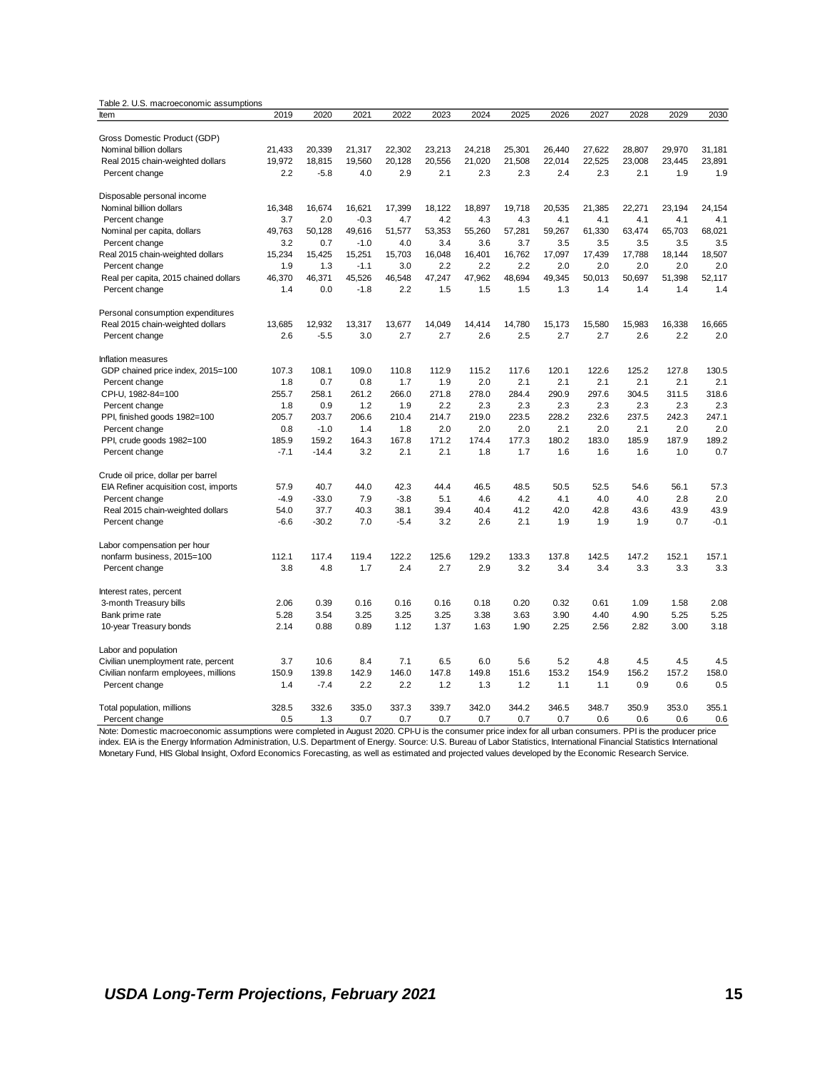Table 2. U.S. macroeconomic assumptions

| Item | 2019 | 2020 | 2021 | 2022 | 2023 | 2024 | 2025 | 2026 | 2027 | 2028 | 2029 | 2030 |
|---|---|---|---|---|---|---|---|---|---|---|---|---|
| Gross Domestic Product (GDP) | | | | | | | | | | | | |
| Nominal billion dollars | 21,433 | 20,339 | 21,317 | 22,302 | 23,213 | 24,218 | 25,301 | 26,440 | 27,622 | 28,807 | 29,970 | 31,181 |
| Real 2015 chain-weighted dollars | 19,972 | 18,815 | 19,560 | 20,128 | 20,556 | 21,020 | 21,508 | 22,014 | 22,525 | 23,008 | 23,445 | 23,891 |
| Percent change | 2.2 | -5.8 | 4.0 | 2.9 | 2.1 | 2.3 | 2.3 | 2.4 | 2.3 | 2.1 | 1.9 | 1.9 |
| Disposable personal income | | | | | | | | | | | | |
| Nominal billion dollars | 16,348 | 16,674 | 16,621 | 17,399 | 18,122 | 18,897 | 19,718 | 20,535 | 21,385 | 22,271 | 23,194 | 24,154 |
| Percent change | 3.7 | 2.0 | -0.3 | 4.7 | 4.2 | 4.3 | 4.3 | 4.1 | 4.1 | 4.1 | 4.1 | 4.1 |
| Nominal per capita, dollars | 49,763 | 50,128 | 49,616 | 51,577 | 53,353 | 55,260 | 57,281 | 59,267 | 61,330 | 63,474 | 65,703 | 68,021 |
| Percent change | 3.2 | 0.7 | -1.0 | 4.0 | 3.4 | 3.6 | 3.7 | 3.5 | 3.5 | 3.5 | 3.5 | 3.5 |
| Real 2015 chain-weighted dollars | 15,234 | 15,425 | 15,251 | 15,703 | 16,048 | 16,401 | 16,762 | 17,097 | 17,439 | 17,788 | 18,144 | 18,507 |
| Percent change | 1.9 | 1.3 | -1.1 | 3.0 | 2.2 | 2.2 | 2.2 | 2.0 | 2.0 | 2.0 | 2.0 | 2.0 |
| Real per capita, 2015 chained dollars | 46,370 | 46,371 | 45,526 | 46,548 | 47,247 | 47,962 | 48,694 | 49,345 | 50,013 | 50,697 | 51,398 | 52,117 |
| Percent change | 1.4 | 0.0 | -1.8 | 2.2 | 1.5 | 1.5 | 1.5 | 1.3 | 1.4 | 1.4 | 1.4 | 1.4 |
| Personal consumption expenditures | | | | | | | | | | | | |
| Real 2015 chain-weighted dollars | 13,685 | 12,932 | 13,317 | 13,677 | 14,049 | 14,414 | 14,780 | 15,173 | 15,580 | 15,983 | 16,338 | 16,665 |
| Percent change | 2.6 | -5.5 | 3.0 | 2.7 | 2.7 | 2.6 | 2.5 | 2.7 | 2.7 | 2.6 | 2.2 | 2.0 |
| Inflation measures | | | | | | | | | | | | |
| GDP chained price index, 2015=100 | 107.3 | 108.1 | 109.0 | 110.8 | 112.9 | 115.2 | 117.6 | 120.1 | 122.6 | 125.2 | 127.8 | 130.5 |
| Percent change | 1.8 | 0.7 | 0.8 | 1.7 | 1.9 | 2.0 | 2.1 | 2.1 | 2.1 | 2.1 | 2.1 | 2.1 |
| CPI-U, 1982-84=100 | 255.7 | 258.1 | 261.2 | 266.0 | 271.8 | 278.0 | 284.4 | 290.9 | 297.6 | 304.5 | 311.5 | 318.6 |
| Percent change | 1.8 | 0.9 | 1.2 | 1.9 | 2.2 | 2.3 | 2.3 | 2.3 | 2.3 | 2.3 | 2.3 | 2.3 |
| PPI, finished goods 1982=100 | 205.7 | 203.7 | 206.6 | 210.4 | 214.7 | 219.0 | 223.5 | 228.2 | 232.6 | 237.5 | 242.3 | 247.1 |
| Percent change | 0.8 | -1.0 | 1.4 | 1.8 | 2.0 | 2.0 | 2.0 | 2.1 | 2.0 | 2.1 | 2.0 | 2.0 |
| PPI, crude goods 1982=100 | 185.9 | 159.2 | 164.3 | 167.8 | 171.2 | 174.4 | 177.3 | 180.2 | 183.0 | 185.9 | 187.9 | 189.2 |
| Percent change | -7.1 | -14.4 | 3.2 | 2.1 | 2.1 | 1.8 | 1.7 | 1.6 | 1.6 | 1.6 | 1.0 | 0.7 |
| Crude oil price, dollar per barrel | | | | | | | | | | | | |
| EIA Refiner acquisition cost, imports | 57.9 | 40.7 | 44.0 | 42.3 | 44.4 | 46.5 | 48.5 | 50.5 | 52.5 | 54.6 | 56.1 | 57.3 |
| Percent change | -4.9 | -33.0 | 7.9 | -3.8 | 5.1 | 4.6 | 4.2 | 4.1 | 4.0 | 4.0 | 2.8 | 2.0 |
| Real 2015 chain-weighted dollars | 54.0 | 37.7 | 40.3 | 38.1 | 39.4 | 40.4 | 41.2 | 42.0 | 42.8 | 43.6 | 43.9 | 43.9 |
| Percent change | -6.6 | -30.2 | 7.0 | -5.4 | 3.2 | 2.6 | 2.1 | 1.9 | 1.9 | 1.9 | 0.7 | -0.1 |
| Labor compensation per hour | | | | | | | | | | | | |
| nonfarm business, 2015=100 | 112.1 | 117.4 | 119.4 | 122.2 | 125.6 | 129.2 | 133.3 | 137.8 | 142.5 | 147.2 | 152.1 | 157.1 |
| Percent change | 3.8 | 4.8 | 1.7 | 2.4 | 2.7 | 2.9 | 3.2 | 3.4 | 3.4 | 3.3 | 3.3 | 3.3 |
| Interest rates, percent | | | | | | | | | | | | |
| 3-month Treasury bills | 2.06 | 0.39 | 0.16 | 0.16 | 0.16 | 0.18 | 0.20 | 0.32 | 0.61 | 1.09 | 1.58 | 2.08 |
| Bank prime rate | 5.28 | 3.54 | 3.25 | 3.25 | 3.25 | 3.38 | 3.63 | 3.90 | 4.40 | 4.90 | 5.25 | 5.25 |
| 10-year Treasury bonds | 2.14 | 0.88 | 0.89 | 1.12 | 1.37 | 1.63 | 1.90 | 2.25 | 2.56 | 2.82 | 3.00 | 3.18 |
| Labor and population | | | | | | | | | | | | |
| Civilian unemployment rate, percent | 3.7 | 10.6 | 8.4 | 7.1 | 6.5 | 6.0 | 5.6 | 5.2 | 4.8 | 4.5 | 4.5 | 4.5 |
| Civilian nonfarm employees, millions | 150.9 | 139.8 | 142.9 | 146.0 | 147.8 | 149.8 | 151.6 | 153.2 | 154.9 | 156.2 | 157.2 | 158.0 |
| Percent change | 1.4 | -7.4 | 2.2 | 2.2 | 1.2 | 1.3 | 1.2 | 1.1 | 1.1 | 0.9 | 0.6 | 0.5 |
| Total population, millions | 328.5 | 332.6 | 335.0 | 337.3 | 339.7 | 342.0 | 344.2 | 346.5 | 348.7 | 350.9 | 353.0 | 355.1 |
| Percent change | 0.5 | 1.3 | 0.7 | 0.7 | 0.7 | 0.7 | 0.7 | 0.7 | 0.6 | 0.6 | 0.6 | 0.6 |

Note: Domestic macroeconomic assumptions were completed in August 2020. CPI-U is the consumer price index for all urban consumers. PPI is the producer price index. EIA is the Energy Information Administration, U.S. Department of Energy. Source: U.S. Bureau of Labor Statistics, International Financial Statistics International Monetary Fund, HIS Global Insight, Oxford Economics Forecasting, as well as estimated and projected values developed by the Economic Research Service.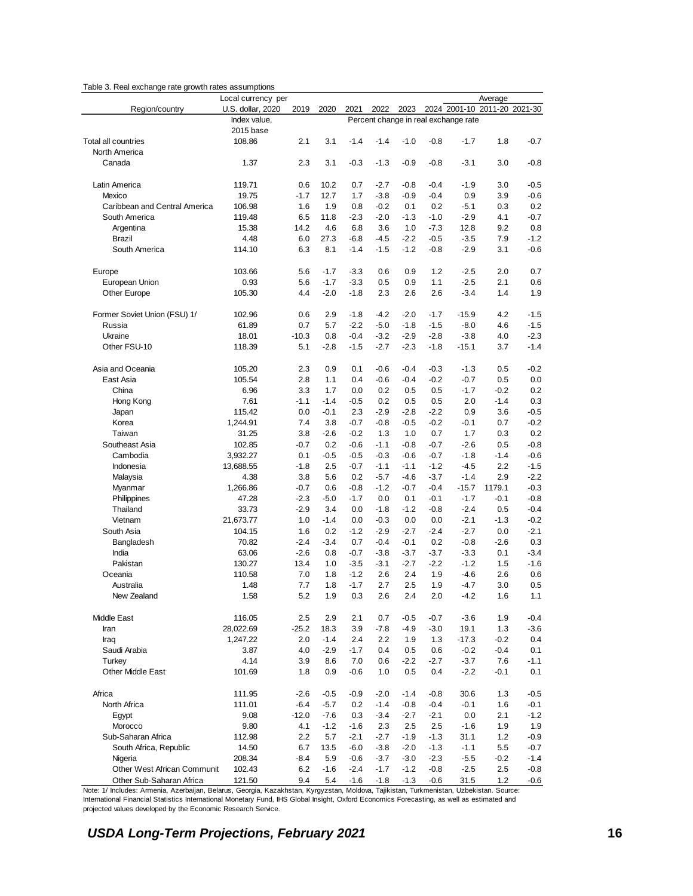Table 3. Real exchange rate growth rates assumptions

| Region/country | Local currency per U.S. dollar, 2020 | 2019 | 2020 | 2021 | 2022 | 2023 | 2024 | Average 2001-10 | Average 2011-20 | Average 2021-30 |
|---|---|---|---|---|---|---|---|---|---|---|
| | Index value, 2015 base | Percent change in real exchange rate | | | | | | | | |
| Total all countries | 108.86 | 2.1 | 3.1 | -1.4 | -1.4 | -1.0 | -0.8 | -1.7 | 1.8 | -0.7 |
| North America | | | | | | | | | | |
| Canada | 1.37 | 2.3 | 3.1 | -0.3 | -1.3 | -0.9 | -0.8 | -3.1 | 3.0 | -0.8 |
| Latin America | 119.71 | 0.6 | 10.2 | 0.7 | -2.7 | -0.8 | -0.4 | -1.9 | 3.0 | -0.5 |
| Mexico | 19.75 | -1.7 | 12.7 | 1.7 | -3.8 | -0.9 | -0.4 | 0.9 | 3.9 | -0.6 |
| Caribbean and Central America | 106.98 | 1.6 | 1.9 | 0.8 | -0.2 | 0.1 | 0.2 | -5.1 | 0.3 | 0.2 |
| South America | 119.48 | 6.5 | 11.8 | -2.3 | -2.0 | -1.3 | -1.0 | -2.9 | 4.1 | -0.7 |
| Argentina | 15.38 | 14.2 | 4.6 | 6.8 | 3.6 | 1.0 | -7.3 | 12.8 | 9.2 | 0.8 |
| Brazil | 4.48 | 6.0 | 27.3 | -6.8 | -4.5 | -2.2 | -0.5 | -3.5 | 7.9 | -1.2 |
| South America | 114.10 | 6.3 | 8.1 | -1.4 | -1.5 | -1.2 | -0.8 | -2.9 | 3.1 | -0.6 |
| Europe | 103.66 | 5.6 | -1.7 | -3.3 | 0.6 | 0.9 | 1.2 | -2.5 | 2.0 | 0.7 |
| European Union | 0.93 | 5.6 | -1.7 | -3.3 | 0.5 | 0.9 | 1.1 | -2.5 | 2.1 | 0.6 |
| Other Europe | 105.30 | 4.4 | -2.0 | -1.8 | 2.3 | 2.6 | 2.6 | -3.4 | 1.4 | 1.9 |
| Former Soviet Union (FSU) 1/ | 102.96 | 0.6 | 2.9 | -1.8 | -4.2 | -2.0 | -1.7 | -15.9 | 4.2 | -1.5 |
| Russia | 61.89 | 0.7 | 5.7 | -2.2 | -5.0 | -1.8 | -1.5 | -8.0 | 4.6 | -1.5 |
| Ukraine | 18.01 | -10.3 | 0.8 | -0.4 | -3.2 | -2.9 | -2.8 | -3.8 | 4.0 | -2.3 |
| Other FSU-10 | 118.39 | 5.1 | -2.8 | -1.5 | -2.7 | -2.3 | -1.8 | -15.1 | 3.7 | -1.4 |
| Asia and Oceania | 105.20 | 2.3 | 0.9 | 0.1 | -0.6 | -0.4 | -0.3 | -1.3 | 0.5 | -0.2 |
| East Asia | 105.54 | 2.8 | 1.1 | 0.4 | -0.6 | -0.4 | -0.2 | -0.7 | 0.5 | 0.0 |
| China | 6.96 | 3.3 | 1.7 | 0.0 | 0.2 | 0.5 | 0.5 | -1.7 | -0.2 | 0.2 |
| Hong Kong | 7.61 | -1.1 | -1.4 | -0.5 | 0.2 | 0.5 | 0.5 | 2.0 | -1.4 | 0.3 |
| Japan | 115.42 | 0.0 | -0.1 | 2.3 | -2.9 | -2.8 | -2.2 | 0.9 | 3.6 | -0.5 |
| Korea | 1,244.91 | 7.4 | 3.8 | -0.7 | -0.8 | -0.5 | -0.2 | -0.1 | 0.7 | -0.2 |
| Taiwan | 31.25 | 3.8 | -2.6 | -0.2 | 1.3 | 1.0 | 0.7 | 1.7 | 0.3 | 0.2 |
| Southeast Asia | 102.85 | -0.7 | 0.2 | -0.6 | -1.1 | -0.8 | -0.7 | -2.6 | 0.5 | -0.8 |
| Cambodia | 3,932.27 | 0.1 | -0.5 | -0.5 | -0.3 | -0.6 | -0.7 | -1.8 | -1.4 | -0.6 |
| Indonesia | 13,688.55 | -1.8 | 2.5 | -0.7 | -1.1 | -1.1 | -1.2 | -4.5 | 2.2 | -1.5 |
| Malaysia | 4.38 | 3.8 | 5.6 | 0.2 | -5.7 | -4.6 | -3.7 | -1.4 | 2.9 | -2.2 |
| Myanmar | 1,266.86 | -0.7 | 0.6 | -0.8 | -1.2 | -0.7 | -0.4 | -15.7 | 1179.1 | -0.3 |
| Philippines | 47.28 | -2.3 | -5.0 | -1.7 | 0.0 | 0.1 | -0.1 | -1.7 | -0.1 | -0.8 |
| Thailand | 33.73 | -2.9 | 3.4 | 0.0 | -1.8 | -1.2 | -0.8 | -2.4 | 0.5 | -0.4 |
| Vietnam | 21,673.77 | 1.0 | -1.4 | 0.0 | -0.3 | 0.0 | 0.0 | -2.1 | -1.3 | -0.2 |
| South Asia | 104.15 | 1.6 | 0.2 | -1.2 | -2.9 | -2.7 | -2.4 | -2.7 | 0.0 | -2.1 |
| Bangladesh | 70.82 | -2.4 | -3.4 | 0.7 | -0.4 | -0.1 | 0.2 | -0.8 | -2.6 | 0.3 |
| India | 63.06 | -2.6 | 0.8 | -0.7 | -3.8 | -3.7 | -3.7 | -3.3 | 0.1 | -3.4 |
| Pakistan | 130.27 | 13.4 | 1.0 | -3.5 | -3.1 | -2.7 | -2.2 | -1.2 | 1.5 | -1.6 |
| Oceania | 110.58 | 7.0 | 1.8 | -1.2 | 2.6 | 2.4 | 1.9 | -4.6 | 2.6 | 0.6 |
| Australia | 1.48 | 7.7 | 1.8 | -1.7 | 2.7 | 2.5 | 1.9 | -4.7 | 3.0 | 0.5 |
| New Zealand | 1.58 | 5.2 | 1.9 | 0.3 | 2.6 | 2.4 | 2.0 | -4.2 | 1.6 | 1.1 |
| Middle East | 116.05 | 2.5 | 2.9 | 2.1 | 0.7 | -0.5 | -0.7 | -3.6 | 1.9 | -0.4 |
| Iran | 28,022.69 | -25.2 | 18.3 | 3.9 | -7.8 | -4.9 | -3.0 | 19.1 | 1.3 | -3.6 |
| Iraq | 1,247.22 | 2.0 | -1.4 | 2.4 | 2.2 | 1.9 | 1.3 | -17.3 | -0.2 | 0.4 |
| Saudi Arabia | 3.87 | 4.0 | -2.9 | -1.7 | 0.4 | 0.5 | 0.6 | -0.2 | -0.4 | 0.1 |
| Turkey | 4.14 | 3.9 | 8.6 | 7.0 | 0.6 | -2.2 | -2.7 | -3.7 | 7.6 | -1.1 |
| Other Middle East | 101.69 | 1.8 | 0.9 | -0.6 | 1.0 | 0.5 | 0.4 | -2.2 | -0.1 | 0.1 |
| Africa | 111.95 | -2.6 | -0.5 | -0.9 | -2.0 | -1.4 | -0.8 | 30.6 | 1.3 | -0.5 |
| North Africa | 111.01 | -6.4 | -5.7 | 0.2 | -1.4 | -0.8 | -0.4 | -0.1 | 1.6 | -0.1 |
| Egypt | 9.08 | -12.0 | -7.6 | 0.3 | -3.4 | -2.7 | -2.1 | 0.0 | 2.1 | -1.2 |
| Morocco | 9.80 | 4.1 | -1.2 | -1.6 | 2.3 | 2.5 | 2.5 | -1.6 | 1.9 | 1.9 |
| Sub-Saharan Africa | 112.98 | 2.2 | 5.7 | -2.1 | -2.7 | -1.9 | -1.3 | 31.1 | 1.2 | -0.9 |
| South Africa, Republic | 14.50 | 6.7 | 13.5 | -6.0 | -3.8 | -2.0 | -1.3 | -1.1 | 5.5 | -0.7 |
| Nigeria | 208.34 | -8.4 | 5.9 | -0.6 | -3.7 | -3.0 | -2.3 | -5.5 | -0.2 | -1.4 |
| Other West African Communit | 102.43 | 6.2 | -1.6 | -2.4 | -1.7 | -1.2 | -0.8 | -2.5 | 2.5 | -0.8 |
| Other Sub-Saharan Africa | 121.50 | 9.4 | 5.4 | -1.6 | -1.8 | -1.3 | -0.6 | 31.5 | 1.2 | -0.6 |

Note: 1/ Includes: Armenia, Azerbaijan, Belarus, Georgia, Kazakhstan, Kyrgyzstan, Moldova, Tajikistan, Turkmenistan, Uzbekistan. Source: International Financial Statistics International Monetary Fund, IHS Global Insight, Oxford Economics Forecasting, as well as estimated and projected values developed by the Economic Research Service.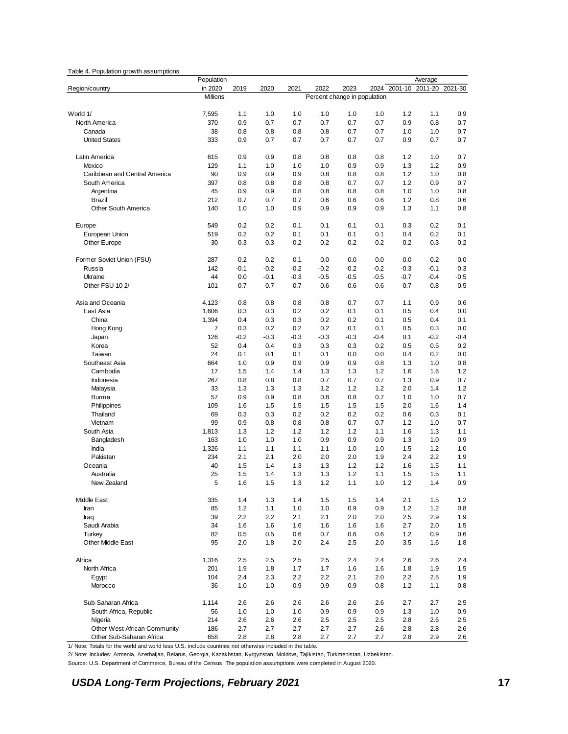Table 4. Population growth assumptions

| Region/country | Population in 2020 | 2019 | 2020 | 2021 | 2022 | 2023 | 2024 | Average 2001-10 | Average 2011-20 | Average 2021-30 |
|---|---|---|---|---|---|---|---|---|---|---|
| | Millions | Percent change in population | | | | | | | | |
| World 1/ | 7,595 | 1.1 | 1.0 | 1.0 | 1.0 | 1.0 | 1.0 | 1.2 | 1.1 | 0.9 |
| North America | 370 | 0.9 | 0.7 | 0.7 | 0.7 | 0.7 | 0.7 | 0.9 | 0.8 | 0.7 |
| Canada | 38 | 0.8 | 0.8 | 0.8 | 0.8 | 0.7 | 0.7 | 1.0 | 1.0 | 0.7 |
| United States | 333 | 0.9 | 0.7 | 0.7 | 0.7 | 0.7 | 0.7 | 0.9 | 0.7 | 0.7 |
| Latin America | 615 | 0.9 | 0.9 | 0.8 | 0.8 | 0.8 | 0.8 | 1.2 | 1.0 | 0.7 |
| Mexico | 129 | 1.1 | 1.0 | 1.0 | 1.0 | 0.9 | 0.9 | 1.3 | 1.2 | 0.9 |
| Caribbean and Central America | 90 | 0.9 | 0.9 | 0.9 | 0.8 | 0.8 | 0.8 | 1.2 | 1.0 | 0.8 |
| South America | 397 | 0.8 | 0.8 | 0.8 | 0.8 | 0.7 | 0.7 | 1.2 | 0.9 | 0.7 |
| Argentina | 45 | 0.9 | 0.9 | 0.8 | 0.8 | 0.8 | 0.8 | 1.0 | 1.0 | 0.8 |
| Brazil | 212 | 0.7 | 0.7 | 0.7 | 0.6 | 0.6 | 0.6 | 1.2 | 0.8 | 0.6 |
| Other South America | 140 | 1.0 | 1.0 | 0.9 | 0.9 | 0.9 | 0.9 | 1.3 | 1.1 | 0.8 |
| Europe | 549 | 0.2 | 0.2 | 0.1 | 0.1 | 0.1 | 0.1 | 0.3 | 0.2 | 0.1 |
| European Union | 519 | 0.2 | 0.2 | 0.1 | 0.1 | 0.1 | 0.1 | 0.4 | 0.2 | 0.1 |
| Other Europe | 30 | 0.3 | 0.3 | 0.2 | 0.2 | 0.2 | 0.2 | 0.2 | 0.3 | 0.2 |
| Former Soviet Union (FSU) | 287 | 0.2 | 0.2 | 0.1 | 0.0 | 0.0 | 0.0 | 0.0 | 0.2 | 0.0 |
| Russia | 142 | -0.1 | -0.2 | -0.2 | -0.2 | -0.2 | -0.2 | -0.3 | -0.1 | -0.3 |
| Ukraine | 44 | 0.0 | -0.1 | -0.3 | -0.5 | -0.5 | -0.5 | -0.7 | -0.4 | -0.5 |
| Other FSU-10 2/ | 101 | 0.7 | 0.7 | 0.7 | 0.6 | 0.6 | 0.6 | 0.7 | 0.8 | 0.5 |
| Asia and Oceania | 4,123 | 0.8 | 0.8 | 0.8 | 0.8 | 0.7 | 0.7 | 1.1 | 0.9 | 0.6 |
| East Asia | 1,606 | 0.3 | 0.3 | 0.2 | 0.2 | 0.1 | 0.1 | 0.5 | 0.4 | 0.0 |
| China | 1,394 | 0.4 | 0.3 | 0.3 | 0.2 | 0.2 | 0.1 | 0.5 | 0.4 | 0.1 |
| Hong Kong | 7 | 0.3 | 0.2 | 0.2 | 0.2 | 0.1 | 0.1 | 0.5 | 0.3 | 0.0 |
| Japan | 126 | -0.2 | -0.3 | -0.3 | -0.3 | -0.3 | -0.4 | 0.1 | -0.2 | -0.4 |
| Korea | 52 | 0.4 | 0.4 | 0.3 | 0.3 | 0.3 | 0.2 | 0.5 | 0.5 | 0.2 |
| Taiwan | 24 | 0.1 | 0.1 | 0.1 | 0.1 | 0.0 | 0.0 | 0.4 | 0.2 | 0.0 |
| Southeast Asia | 664 | 1.0 | 0.9 | 0.9 | 0.9 | 0.9 | 0.8 | 1.3 | 1.0 | 0.8 |
| Cambodia | 17 | 1.5 | 1.4 | 1.4 | 1.3 | 1.3 | 1.2 | 1.6 | 1.6 | 1.2 |
| Indonesia | 267 | 0.8 | 0.8 | 0.8 | 0.7 | 0.7 | 0.7 | 1.3 | 0.9 | 0.7 |
| Malaysia | 33 | 1.3 | 1.3 | 1.3 | 1.2 | 1.2 | 1.2 | 2.0 | 1.4 | 1.2 |
| Burma | 57 | 0.9 | 0.9 | 0.8 | 0.8 | 0.8 | 0.7 | 1.0 | 1.0 | 0.7 |
| Philippines | 109 | 1.6 | 1.5 | 1.5 | 1.5 | 1.5 | 1.5 | 2.0 | 1.6 | 1.4 |
| Thailand | 69 | 0.3 | 0.3 | 0.2 | 0.2 | 0.2 | 0.2 | 0.6 | 0.3 | 0.1 |
| Vietnam | 99 | 0.9 | 0.8 | 0.8 | 0.8 | 0.7 | 0.7 | 1.2 | 1.0 | 0.7 |
| South Asia | 1,813 | 1.3 | 1.2 | 1.2 | 1.2 | 1.2 | 1.1 | 1.6 | 1.3 | 1.1 |
| Bangladesh | 163 | 1.0 | 1.0 | 1.0 | 0.9 | 0.9 | 0.9 | 1.3 | 1.0 | 0.9 |
| India | 1,326 | 1.1 | 1.1 | 1.1 | 1.1 | 1.0 | 1.0 | 1.5 | 1.2 | 1.0 |
| Pakistan | 234 | 2.1 | 2.1 | 2.0 | 2.0 | 2.0 | 1.9 | 2.4 | 2.2 | 1.9 |
| Oceania | 40 | 1.5 | 1.4 | 1.3 | 1.3 | 1.2 | 1.2 | 1.6 | 1.5 | 1.1 |
| Australia | 25 | 1.5 | 1.4 | 1.3 | 1.3 | 1.2 | 1.1 | 1.5 | 1.5 | 1.1 |
| New Zealand | 5 | 1.6 | 1.5 | 1.3 | 1.2 | 1.1 | 1.0 | 1.2 | 1.4 | 0.9 |
| Middle East | 335 | 1.4 | 1.3 | 1.4 | 1.5 | 1.5 | 1.4 | 2.1 | 1.5 | 1.2 |
| Iran | 85 | 1.2 | 1.1 | 1.0 | 1.0 | 0.9 | 0.9 | 1.2 | 1.2 | 0.8 |
| Iraq | 39 | 2.2 | 2.2 | 2.1 | 2.1 | 2.0 | 2.0 | 2.5 | 2.9 | 1.9 |
| Saudi Arabia | 34 | 1.6 | 1.6 | 1.6 | 1.6 | 1.6 | 1.6 | 2.7 | 2.0 | 1.5 |
| Turkey | 82 | 0.5 | 0.5 | 0.6 | 0.7 | 0.6 | 0.6 | 1.2 | 0.9 | 0.6 |
| Other Middle East | 95 | 2.0 | 1.8 | 2.0 | 2.4 | 2.5 | 2.0 | 3.5 | 1.6 | 1.8 |
| Africa | 1,316 | 2.5 | 2.5 | 2.5 | 2.5 | 2.4 | 2.4 | 2.6 | 2.6 | 2.4 |
| North Africa | 201 | 1.9 | 1.8 | 1.7 | 1.7 | 1.6 | 1.6 | 1.8 | 1.9 | 1.5 |
| Egypt | 104 | 2.4 | 2.3 | 2.2 | 2.2 | 2.1 | 2.0 | 2.2 | 2.5 | 1.9 |
| Morocco | 36 | 1.0 | 1.0 | 0.9 | 0.9 | 0.9 | 0.8 | 1.2 | 1.1 | 0.8 |
| Sub-Saharan Africa | 1,114 | 2.6 | 2.6 | 2.6 | 2.6 | 2.6 | 2.6 | 2.7 | 2.7 | 2.5 |
| South Africa, Republic | 56 | 1.0 | 1.0 | 1.0 | 0.9 | 0.9 | 0.9 | 1.3 | 1.0 | 0.9 |
| Nigeria | 214 | 2.6 | 2.6 | 2.6 | 2.5 | 2.5 | 2.5 | 2.8 | 2.6 | 2.5 |
| Other West African Community | 186 | 2.7 | 2.7 | 2.7 | 2.7 | 2.7 | 2.6 | 2.8 | 2.8 | 2.6 |
| Other Sub-Saharan Africa | 658 | 2.8 | 2.8 | 2.8 | 2.7 | 2.7 | 2.7 | 2.8 | 2.9 | 2.6 |

1/ Note: Totals for the world and world less U.S. include countries not otherwise included in the table.

2/ Note: Includes: Armenia, Azerbaijan, Belarus, Georgia, Kazakhstan, Kyrgyzstan, Moldova, Tajikistan, Turkmenistan, Uzbekistan.

Source: U.S. Department of Commerce, Bureau of the Census. The population assumptions were completed in August 2020.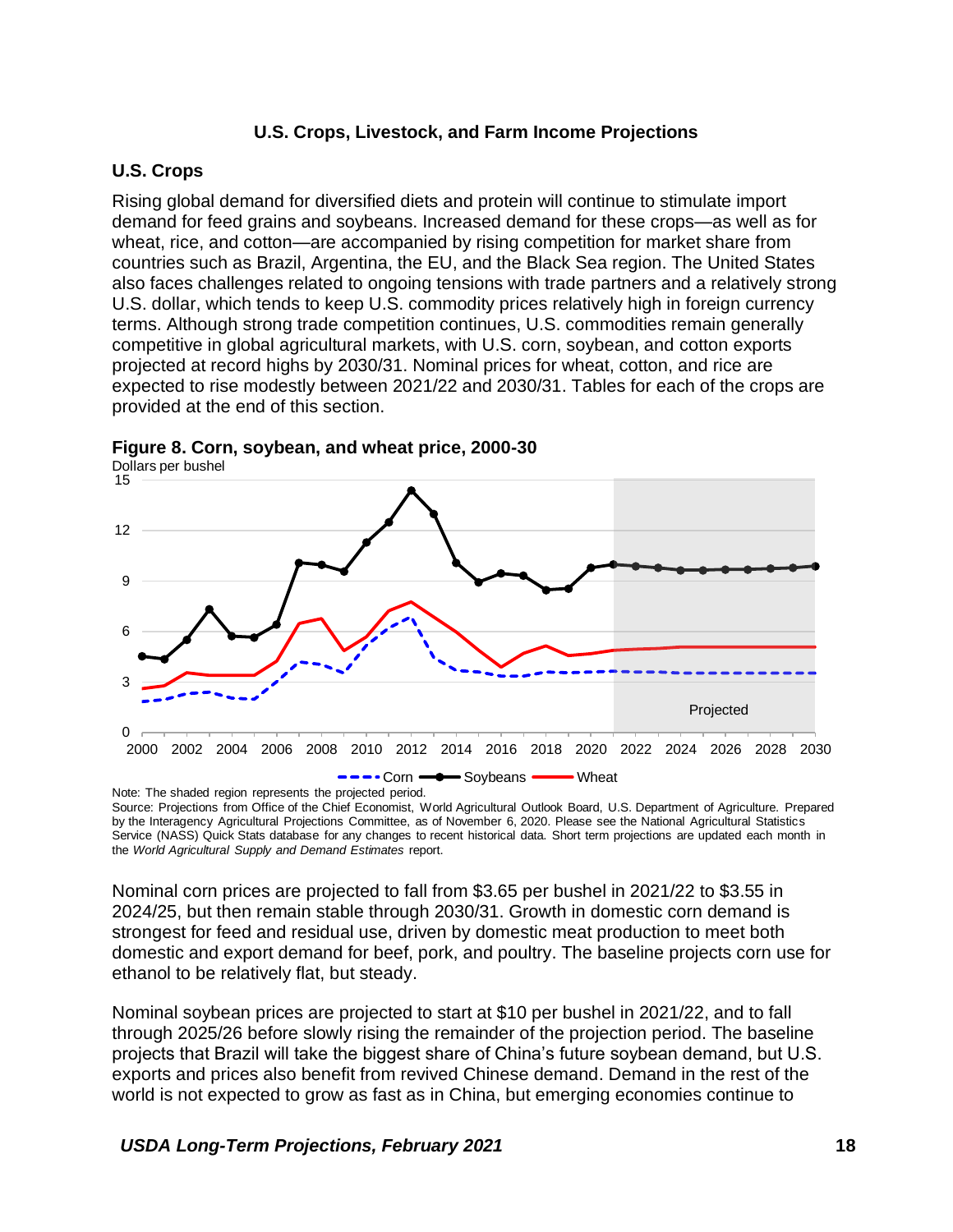# U.S. Crops, Livestock, and Farm Income Projections

## U.S. Crops

Rising global demand for diversified diets and protein will continue to stimulate import demand for feed grains and soybeans. Increased demand for these crops—as well as for wheat, rice, and cotton—are accompanied by rising competition for market share from countries such as Brazil, Argentina, the EU, and the Black Sea region. The United States also faces challenges related to ongoing tensions with trade partners and a relatively strong U.S. dollar, which tends to keep U.S. commodity prices relatively high in foreign currency terms. Although strong trade competition continues, U.S. commodities remain generally competitive in global agricultural markets, with U.S. corn, soybean, and cotton exports projected at record highs by 2030/31. Nominal prices for wheat, cotton, and rice are expected to rise modestly between 2021/22 and 2030/31. Tables for each of the crops are provided at the end of this section.

**Figure 8. Corn, soybean, and wheat price, 2000-30**

Dollars per bushel

Note: The shaded region represents the projected period.

Source: Projections from Office of the Chief Economist, World Agricultural Outlook Board, U.S. Department of Agriculture. Prepared by the Interagency Agricultural Projections Committee, as of November 6, 2020. Please see the National Agricultural Statistics Service (NASS) Quick Stats database for any changes to recent historical data. Short term projections are updated each month in the *World Agricultural Supply and Demand Estimates* report.

Nominal corn prices are projected to fall from $3.65 per bushel in 2021/22 to $3.55 in 2024/25, but then remain stable through 2030/31. Growth in domestic corn demand is strongest for feed and residual use, driven by domestic meat production to meet both domestic and export demand for beef, pork, and poultry. The baseline projects corn use for ethanol to be relatively flat, but steady.

Nominal soybean prices are projected to start at $10 per bushel in 2021/22, and to fall through 2025/26 before slowly rising the remainder of the projection period. The baseline projects that Brazil will take the biggest share of China's future soybean demand, but U.S. exports and prices also benefit from revived Chinese demand. Demand in the rest of the world is not expected to grow as fast as in China, but emerging economies continue to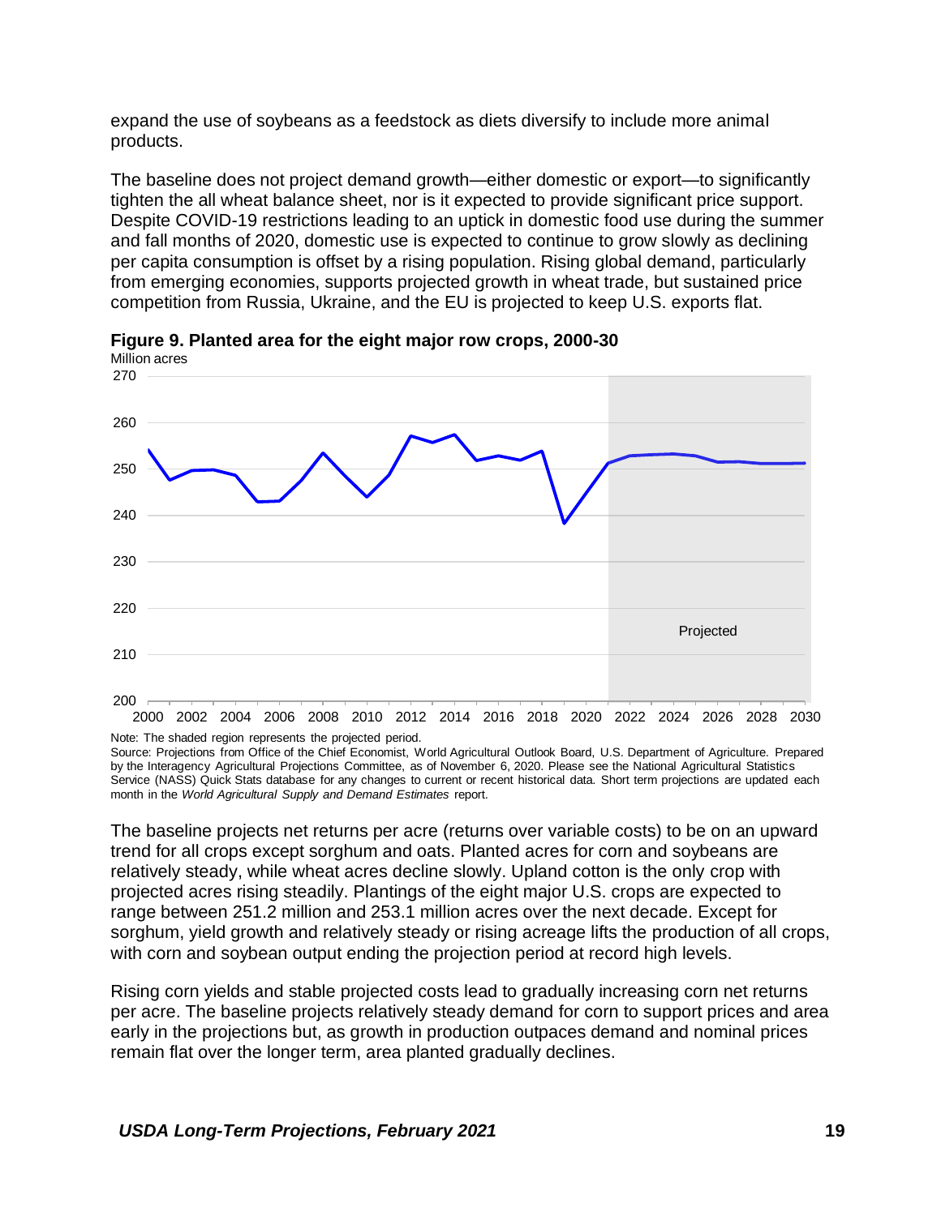expand the use of soybeans as a feedstock as diets diversify to include more animal products.

The baseline does not project demand growth—either domestic or export—to significantly tighten the all wheat balance sheet, nor is it expected to provide significant price support. Despite COVID-19 restrictions leading to an uptick in domestic food use during the summer and fall months of 2020, domestic use is expected to continue to grow slowly as declining per capita consumption is offset by a rising population. Rising global demand, particularly from emerging economies, supports projected growth in wheat trade, but sustained price competition from Russia, Ukraine, and the EU is projected to keep U.S. exports flat.

**Figure 9. Planted area for the eight major row crops, 2000-30**

Note: The shaded region represents the projected period.
Source: Projections from Office of the Chief Economist, World Agricultural Outlook Board, U.S. Department of Agriculture. Prepared by the Interagency Agricultural Projections Committee, as of November 6, 2020. Please see the National Agricultural Statistics Service (NASS) Quick Stats database for any changes to current or recent historical data. Short term projections are updated each month in the *World Agricultural Supply and Demand Estimates* report.

The baseline projects net returns per acre (returns over variable costs) to be on an upward trend for all crops except sorghum and oats. Planted acres for corn and soybeans are relatively steady, while wheat acres decline slowly. Upland cotton is the only crop with projected acres rising steadily. Plantings of the eight major U.S. crops are expected to range between 251.2 million and 253.1 million acres over the next decade. Except for sorghum, yield growth and relatively steady or rising acreage lifts the production of all crops, with corn and soybean output ending the projection period at record high levels.

Rising corn yields and stable projected costs lead to gradually increasing corn net returns per acre. The baseline projects relatively steady demand for corn to support prices and area early in the projections but, as growth in production outpaces demand and nominal prices remain flat over the longer term, area planted gradually declines.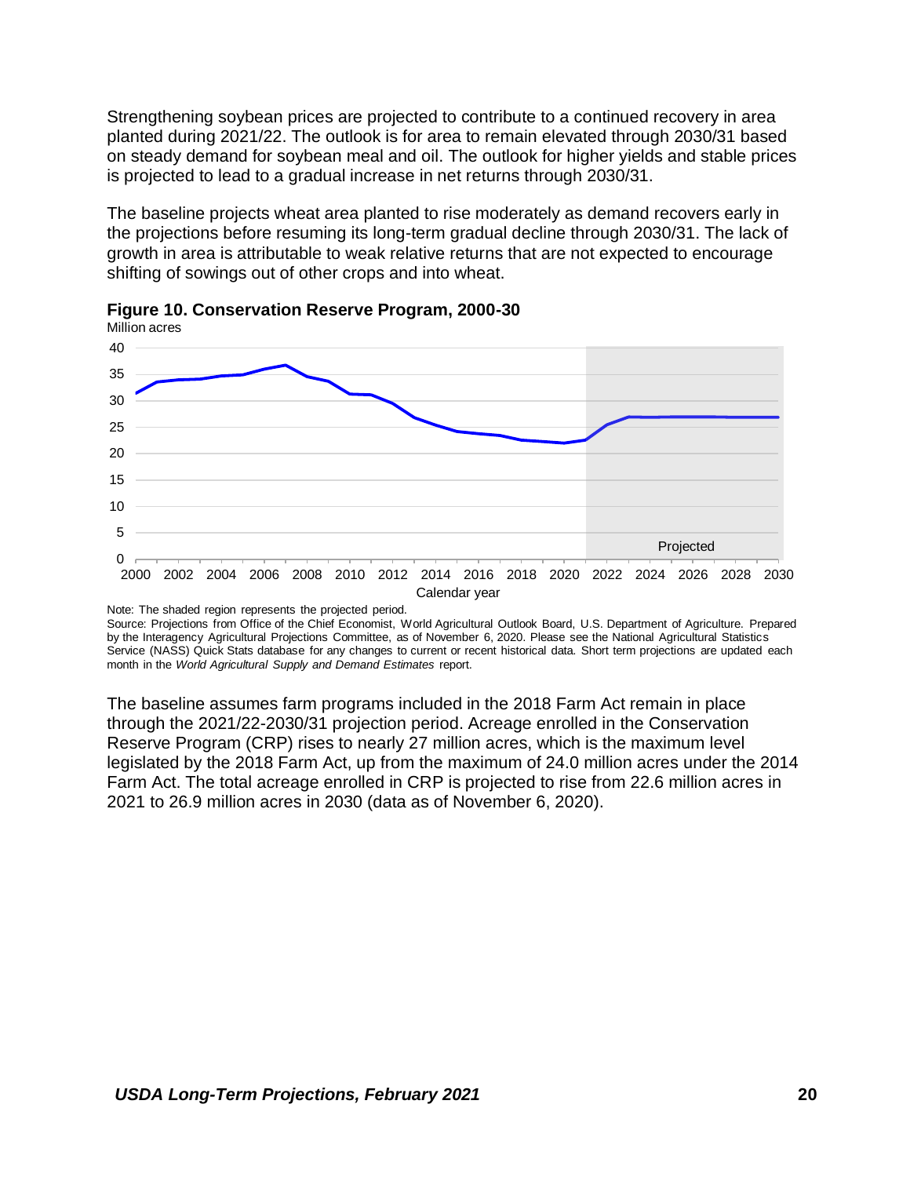Strengthening soybean prices are projected to contribute to a continued recovery in area planted during 2021/22. The outlook is for area to remain elevated through 2030/31 based on steady demand for soybean meal and oil. The outlook for higher yields and stable prices is projected to lead to a gradual increase in net returns through 2030/31.

The baseline projects wheat area planted to rise moderately as demand recovers early in the projections before resuming its long-term gradual decline through 2030/31. The lack of growth in area is attributable to weak relative returns that are not expected to encourage shifting of sowings out of other crops and into wheat.

**Figure 10. Conservation Reserve Program, 2000-30**

Note: The shaded region represents the projected period.
Source: Projections from Office of the Chief Economist, World Agricultural Outlook Board, U.S. Department of Agriculture. Prepared by the Interagency Agricultural Projections Committee, as of November 6, 2020. Please see the National Agricultural Statistics Service (NASS) Quick Stats database for any changes to current or recent historical data. Short term projections are updated each month in the *World Agricultural Supply and Demand Estimates* report.

The baseline assumes farm programs included in the 2018 Farm Act remain in place through the 2021/22-2030/31 projection period. Acreage enrolled in the Conservation Reserve Program (CRP) rises to nearly 27 million acres, which is the maximum level legislated by the 2018 Farm Act, up from the maximum of 24.0 million acres under the 2014 Farm Act. The total acreage enrolled in CRP is projected to rise from 22.6 million acres in 2021 to 26.9 million acres in 2030 (data as of November 6, 2020).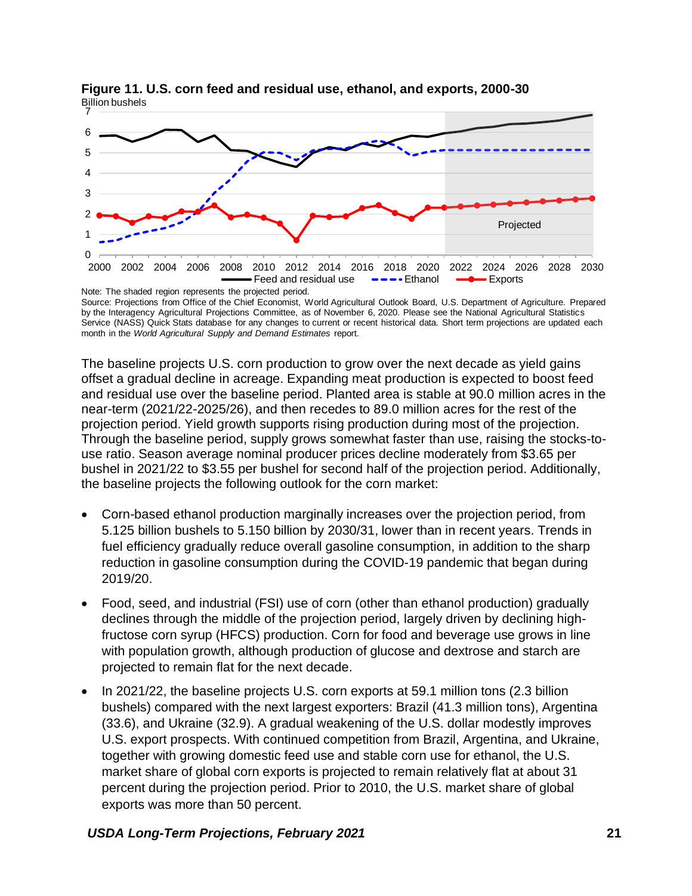**Figure 11. U.S. corn feed and residual use, ethanol, and exports, 2000-30**

Note: The shaded region represents the projected period.

Source: Projections from Office of the Chief Economist, World Agricultural Outlook Board, U.S. Department of Agriculture. Prepared by the Interagency Agricultural Projections Committee, as of November 6, 2020. Please see the National Agricultural Statistics Service (NASS) Quick Stats database for any changes to current or recent historical data. Short term projections are updated each month in the *World Agricultural Supply and Demand Estimates* report.

The baseline projects U.S. corn production to grow over the next decade as yield gains offset a gradual decline in acreage. Expanding meat production is expected to boost feed and residual use over the baseline period. Planted area is stable at 90.0 million acres in the near-term (2021/22-2025/26), and then recedes to 89.0 million acres for the rest of the projection period. Yield growth supports rising production during most of the projection. Through the baseline period, supply grows somewhat faster than use, raising the stocks-to-use ratio. Season average nominal producer prices decline moderately from $3.65 per bushel in 2021/22 to $3.55 per bushel for second half of the projection period. Additionally, the baseline projects the following outlook for the corn market:

- Corn-based ethanol production marginally increases over the projection period, from 5.125 billion bushels to 5.150 billion by 2030/31, lower than in recent years. Trends in fuel efficiency gradually reduce overall gasoline consumption, in addition to the sharp reduction in gasoline consumption during the COVID-19 pandemic that began during 2019/20.
- Food, seed, and industrial (FSI) use of corn (other than ethanol production) gradually declines through the middle of the projection period, largely driven by declining high-fructose corn syrup (HFCS) production. Corn for food and beverage use grows in line with population growth, although production of glucose and dextrose and starch are projected to remain flat for the next decade.
- In 2021/22, the baseline projects U.S. corn exports at 59.1 million tons (2.3 billion bushels) compared with the next largest exporters: Brazil (41.3 million tons), Argentina (33.6), and Ukraine (32.9). A gradual weakening of the U.S. dollar modestly improves U.S. export prospects. With continued competition from Brazil, Argentina, and Ukraine, together with growing domestic feed use and stable corn use for ethanol, the U.S. market share of global corn exports is projected to remain relatively flat at about 31 percent during the projection period. Prior to 2010, the U.S. market share of global exports was more than 50 percent.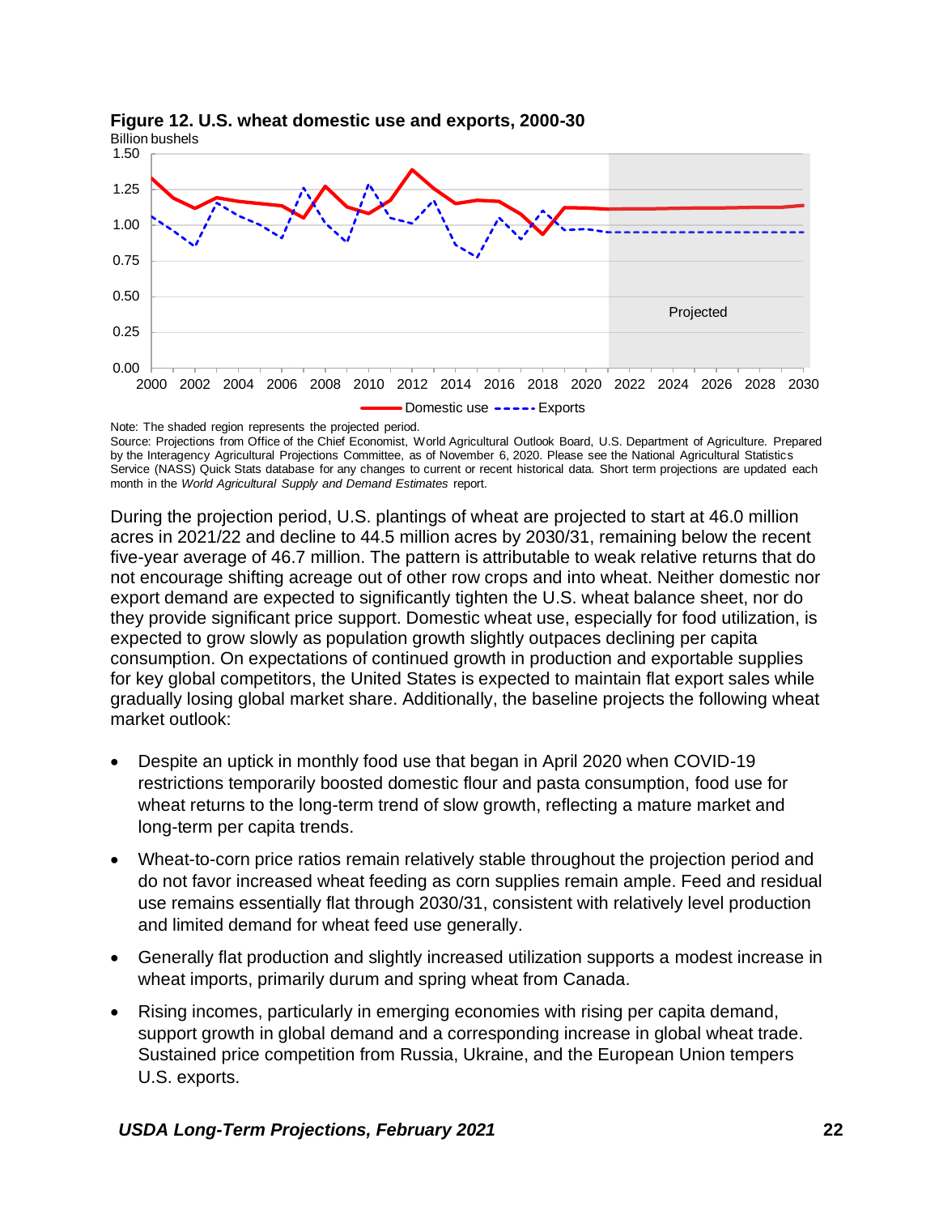**Figure 12. U.S. wheat domestic use and exports, 2000-30**

Note: The shaded region represents the projected period.
Source: Projections from Office of the Chief Economist, World Agricultural Outlook Board, U.S. Department of Agriculture. Prepared by the Interagency Agricultural Projections Committee, as of November 6, 2020. Please see the National Agricultural Statistics Service (NASS) Quick Stats database for any changes to current or recent historical data. Short term projections are updated each month in the *World Agricultural Supply and Demand Estimates* report.

During the projection period, U.S. plantings of wheat are projected to start at 46.0 million acres in 2021/22 and decline to 44.5 million acres by 2030/31, remaining below the recent five-year average of 46.7 million. The pattern is attributable to weak relative returns that do not encourage shifting acreage out of other row crops and into wheat. Neither domestic nor export demand are expected to significantly tighten the U.S. wheat balance sheet, nor do they provide significant price support. Domestic wheat use, especially for food utilization, is expected to grow slowly as population growth slightly outpaces declining per capita consumption. On expectations of continued growth in production and exportable supplies for key global competitors, the United States is expected to maintain flat export sales while gradually losing global market share. Additionally, the baseline projects the following wheat market outlook:

- Despite an uptick in monthly food use that began in April 2020 when COVID-19 restrictions temporarily boosted domestic flour and pasta consumption, food use for wheat returns to the long-term trend of slow growth, reflecting a mature market and long-term per capita trends.
- Wheat-to-corn price ratios remain relatively stable throughout the projection period and do not favor increased wheat feeding as corn supplies remain ample. Feed and residual use remains essentially flat through 2030/31, consistent with relatively level production and limited demand for wheat feed use generally.
- Generally flat production and slightly increased utilization supports a modest increase in wheat imports, primarily durum and spring wheat from Canada.
- Rising incomes, particularly in emerging economies with rising per capita demand, support growth in global demand and a corresponding increase in global wheat trade. Sustained price competition from Russia, Ukraine, and the European Union tempers U.S. exports.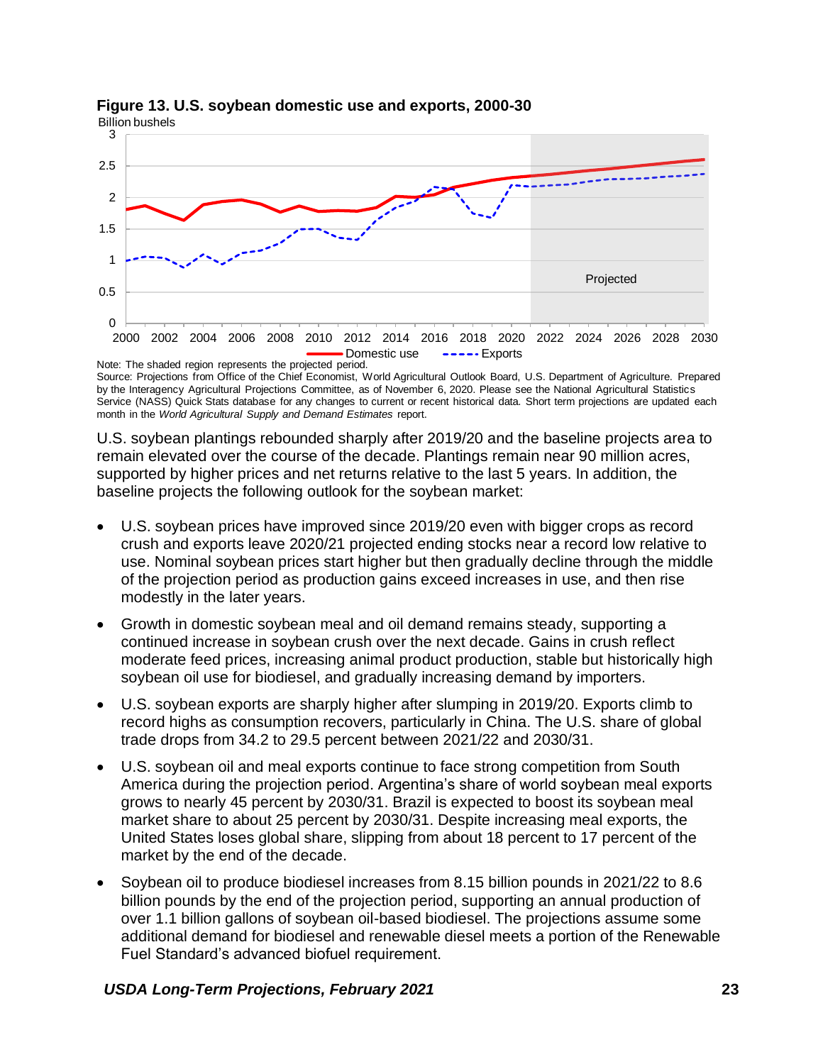**Figure 13. U.S. soybean domestic use and exports, 2000-30**

Note: The shaded region represents the projected period.
Source: Projections from Office of the Chief Economist, World Agricultural Outlook Board, U.S. Department of Agriculture. Prepared by the Interagency Agricultural Projections Committee, as of November 6, 2020. Please see the National Agricultural Statistics Service (NASS) Quick Stats database for any changes to current or recent historical data. Short term projections are updated each month in the *World Agricultural Supply and Demand Estimates* report.

U.S. soybean plantings rebounded sharply after 2019/20 and the baseline projects area to remain elevated over the course of the decade. Plantings remain near 90 million acres, supported by higher prices and net returns relative to the last 5 years. In addition, the baseline projects the following outlook for the soybean market:

- U.S. soybean prices have improved since 2019/20 even with bigger crops as record crush and exports leave 2020/21 projected ending stocks near a record low relative to use. Nominal soybean prices start higher but then gradually decline through the middle of the projection period as production gains exceed increases in use, and then rise modestly in the later years.
- Growth in domestic soybean meal and oil demand remains steady, supporting a continued increase in soybean crush over the next decade. Gains in crush reflect moderate feed prices, increasing animal product production, stable but historically high soybean oil use for biodiesel, and gradually increasing demand by importers.
- U.S. soybean exports are sharply higher after slumping in 2019/20. Exports climb to record highs as consumption recovers, particularly in China. The U.S. share of global trade drops from 34.2 to 29.5 percent between 2021/22 and 2030/31.
- U.S. soybean oil and meal exports continue to face strong competition from South America during the projection period. Argentina's share of world soybean meal exports grows to nearly 45 percent by 2030/31. Brazil is expected to boost its soybean meal market share to about 25 percent by 2030/31. Despite increasing meal exports, the United States loses global share, slipping from about 18 percent to 17 percent of the market by the end of the decade.
- Soybean oil to produce biodiesel increases from 8.15 billion pounds in 2021/22 to 8.6 billion pounds by the end of the projection period, supporting an annual production of over 1.1 billion gallons of soybean oil-based biodiesel. The projections assume some additional demand for biodiesel and renewable diesel meets a portion of the Renewable Fuel Standard's advanced biofuel requirement.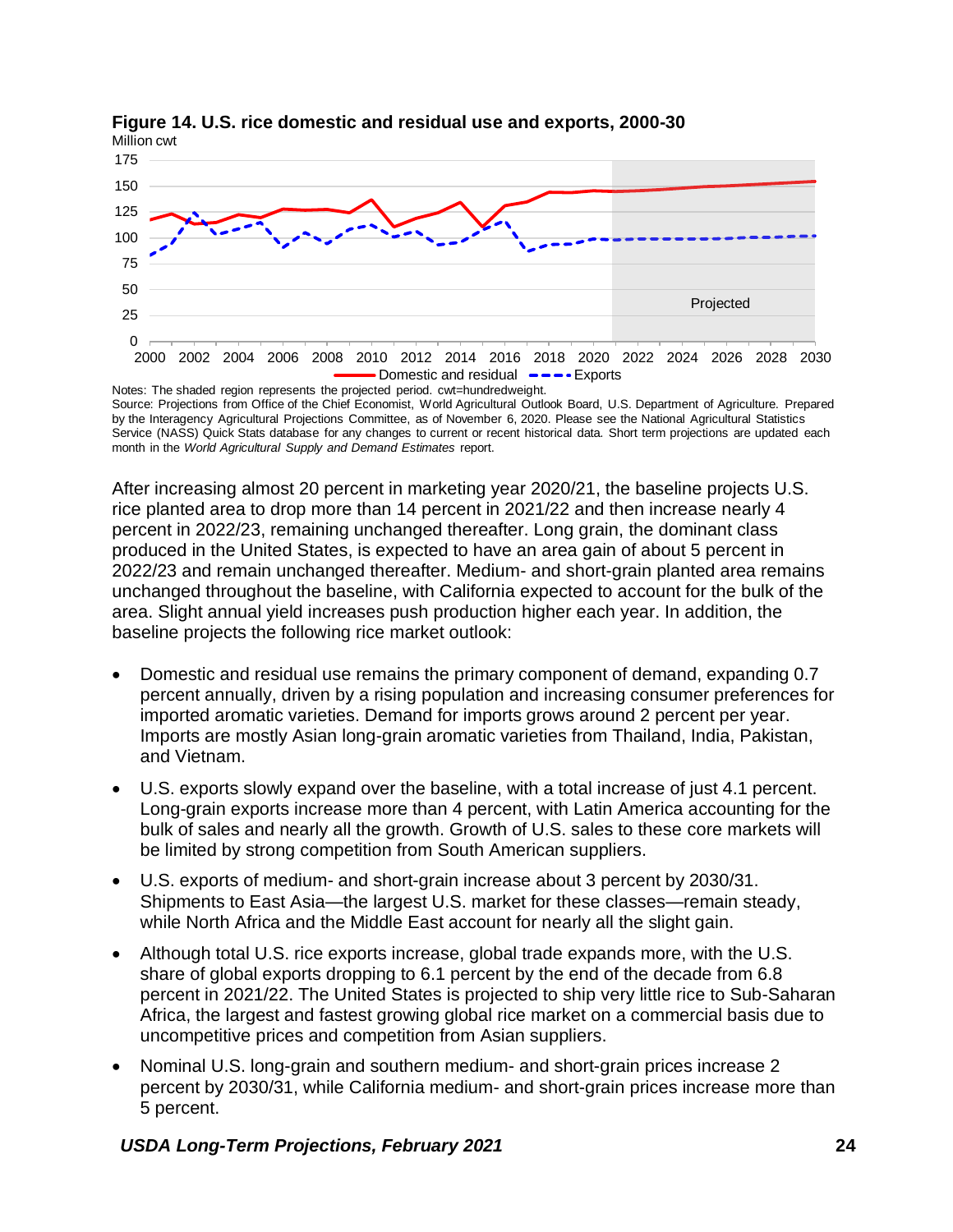**Figure 14. U.S. rice domestic and residual use and exports, 2000-30**

Notes: The shaded region represents the projected period. cwt=hundredweight.
Source: Projections from Office of the Chief Economist, World Agricultural Outlook Board, U.S. Department of Agriculture. Prepared by the Interagency Agricultural Projections Committee, as of November 6, 2020. Please see the National Agricultural Statistics Service (NASS) Quick Stats database for any changes to current or recent historical data. Short term projections are updated each month in the *World Agricultural Supply and Demand Estimates* report.

After increasing almost 20 percent in marketing year 2020/21, the baseline projects U.S. rice planted area to drop more than 14 percent in 2021/22 and then increase nearly 4 percent in 2022/23, remaining unchanged thereafter. Long grain, the dominant class produced in the United States, is expected to have an area gain of about 5 percent in 2022/23 and remain unchanged thereafter. Medium- and short-grain planted area remains unchanged throughout the baseline, with California expected to account for the bulk of the area. Slight annual yield increases push production higher each year. In addition, the baseline projects the following rice market outlook:

- Domestic and residual use remains the primary component of demand, expanding 0.7 percent annually, driven by a rising population and increasing consumer preferences for imported aromatic varieties. Demand for imports grows around 2 percent per year. Imports are mostly Asian long-grain aromatic varieties from Thailand, India, Pakistan, and Vietnam.
- U.S. exports slowly expand over the baseline, with a total increase of just 4.1 percent. Long-grain exports increase more than 4 percent, with Latin America accounting for the bulk of sales and nearly all the growth. Growth of U.S. sales to these core markets will be limited by strong competition from South American suppliers.
- U.S. exports of medium- and short-grain increase about 3 percent by 2030/31. Shipments to East Asia—the largest U.S. market for these classes—remain steady, while North Africa and the Middle East account for nearly all the slight gain.
- Although total U.S. rice exports increase, global trade expands more, with the U.S. share of global exports dropping to 6.1 percent by the end of the decade from 6.8 percent in 2021/22. The United States is projected to ship very little rice to Sub-Saharan Africa, the largest and fastest growing global rice market on a commercial basis due to uncompetitive prices and competition from Asian suppliers.
- Nominal U.S. long-grain and southern medium- and short-grain prices increase 2 percent by 2030/31, while California medium- and short-grain prices increase more than 5 percent.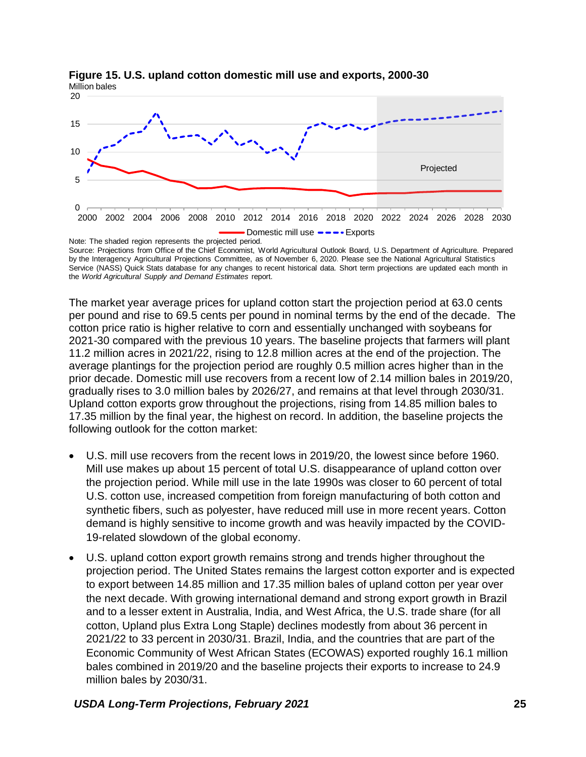**Figure 15. U.S. upland cotton domestic mill use and exports, 2000-30**

Note: The shaded region represents the projected period.
Source: Projections from Office of the Chief Economist, World Agricultural Outlook Board, U.S. Department of Agriculture. Prepared by the Interagency Agricultural Projections Committee, as of November 6, 2020. Please see the National Agricultural Statistics Service (NASS) Quick Stats database for any changes to recent historical data. Short term projections are updated each month in the *World Agricultural Supply and Demand Estimates* report.

The market year average prices for upland cotton start the projection period at 63.0 cents per pound and rise to 69.5 cents per pound in nominal terms by the end of the decade. The cotton price ratio is higher relative to corn and essentially unchanged with soybeans for 2021-30 compared with the previous 10 years. The baseline projects that farmers will plant 11.2 million acres in 2021/22, rising to 12.8 million acres at the end of the projection. The average plantings for the projection period are roughly 0.5 million acres higher than in the prior decade. Domestic mill use recovers from a recent low of 2.14 million bales in 2019/20, gradually rises to 3.0 million bales by 2026/27, and remains at that level through 2030/31. Upland cotton exports grow throughout the projections, rising from 14.85 million bales to 17.35 million by the final year, the highest on record. In addition, the baseline projects the following outlook for the cotton market:

- U.S. mill use recovers from the recent lows in 2019/20, the lowest since before 1960. Mill use makes up about 15 percent of total U.S. disappearance of upland cotton over the projection period. While mill use in the late 1990s was closer to 60 percent of total U.S. cotton use, increased competition from foreign manufacturing of both cotton and synthetic fibers, such as polyester, have reduced mill use in more recent years. Cotton demand is highly sensitive to income growth and was heavily impacted by the COVID-19-related slowdown of the global economy.
- U.S. upland cotton export growth remains strong and trends higher throughout the projection period. The United States remains the largest cotton exporter and is expected to export between 14.85 million and 17.35 million bales of upland cotton per year over the next decade. With growing international demand and strong export growth in Brazil and to a lesser extent in Australia, India, and West Africa, the U.S. trade share (for all cotton, Upland plus Extra Long Staple) declines modestly from about 36 percent in 2021/22 to 33 percent in 2030/31. Brazil, India, and the countries that are part of the Economic Community of West African States (ECOWAS) exported roughly 16.1 million bales combined in 2019/20 and the baseline projects their exports to increase to 24.9 million bales by 2030/31.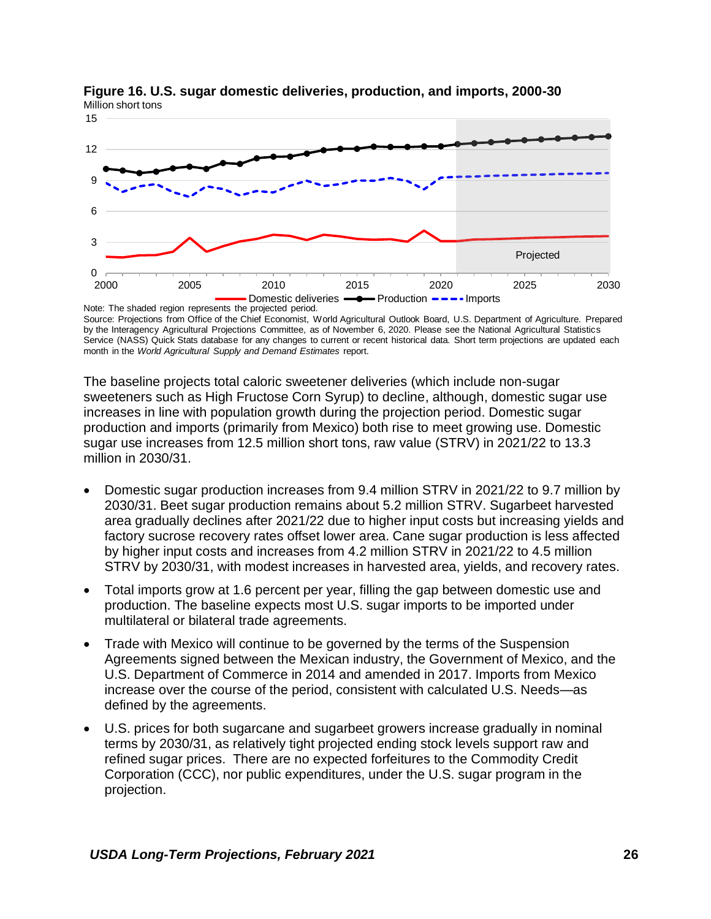**Figure 16. U.S. sugar domestic deliveries, production, and imports, 2000-30**

Million short tons

Note: The shaded region represents the projected period.

Source: Projections from Office of the Chief Economist, World Agricultural Outlook Board, U.S. Department of Agriculture. Prepared by the Interagency Agricultural Projections Committee, as of November 6, 2020. Please see the National Agricultural Statistics Service (NASS) Quick Stats database for any changes to current or recent historical data. Short term projections are updated each month in the *World Agricultural Supply and Demand Estimates* report.

The baseline projects total caloric sweetener deliveries (which include non-sugar sweeteners such as High Fructose Corn Syrup) to decline, although, domestic sugar use increases in line with population growth during the projection period. Domestic sugar production and imports (primarily from Mexico) both rise to meet growing use. Domestic sugar use increases from 12.5 million short tons, raw value (STRV) in 2021/22 to 13.3 million in 2030/31.

- Domestic sugar production increases from 9.4 million STRV in 2021/22 to 9.7 million by 2030/31. Beet sugar production remains about 5.2 million STRV. Sugarbeet harvested area gradually declines after 2021/22 due to higher input costs but increasing yields and factory sucrose recovery rates offset lower area. Cane sugar production is less affected by higher input costs and increases from 4.2 million STRV in 2021/22 to 4.5 million STRV by 2030/31, with modest increases in harvested area, yields, and recovery rates.
- Total imports grow at 1.6 percent per year, filling the gap between domestic use and production. The baseline expects most U.S. sugar imports to be imported under multilateral or bilateral trade agreements.
- Trade with Mexico will continue to be governed by the terms of the Suspension Agreements signed between the Mexican industry, the Government of Mexico, and the U.S. Department of Commerce in 2014 and amended in 2017. Imports from Mexico increase over the course of the period, consistent with calculated U.S. Needs—as defined by the agreements.
- U.S. prices for both sugarcane and sugarbeet growers increase gradually in nominal terms by 2030/31, as relatively tight projected ending stock levels support raw and refined sugar prices. There are no expected forfeitures to the Commodity Credit Corporation (CCC), nor public expenditures, under the U.S. sugar program in the projection.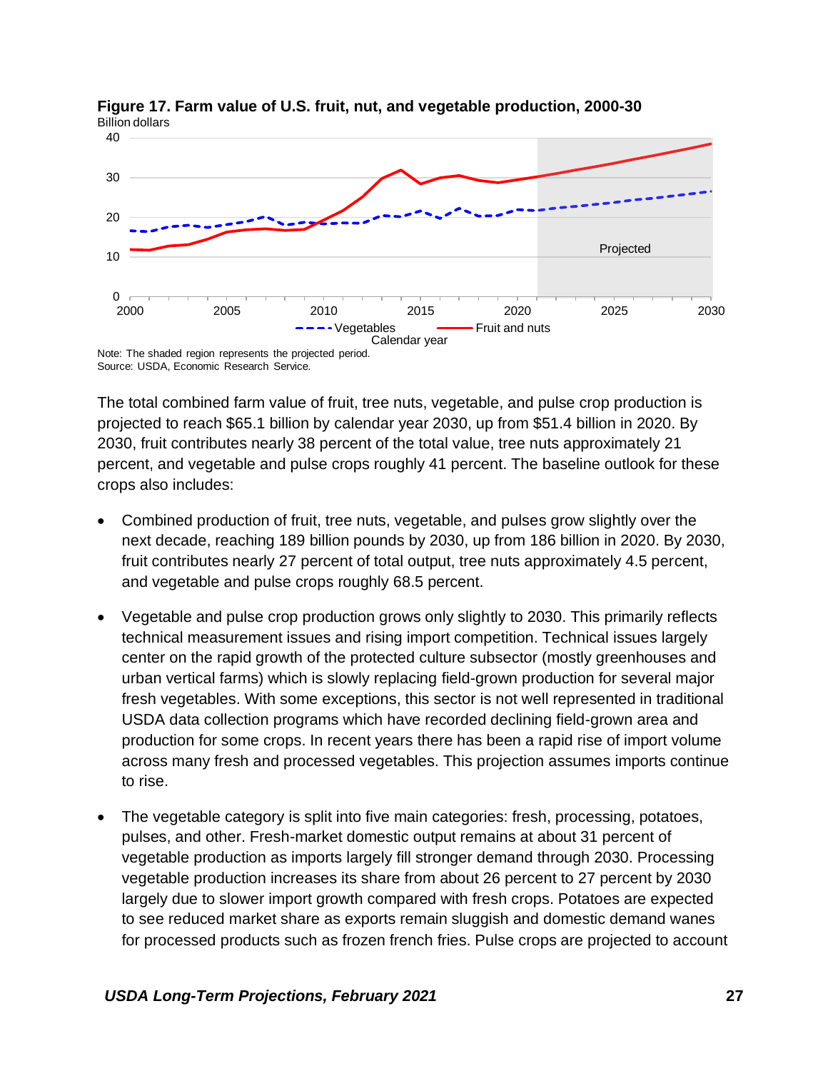**Figure 17. Farm value of U.S. fruit, nut, and vegetable production, 2000-30**

Note: The shaded region represents the projected period.
Source: USDA, Economic Research Service.

The total combined farm value of fruit, tree nuts, vegetable, and pulse crop production is projected to reach $65.1 billion by calendar year 2030, up from $51.4 billion in 2020. By 2030, fruit contributes nearly 38 percent of the total value, tree nuts approximately 21 percent, and vegetable and pulse crops roughly 41 percent. The baseline outlook for these crops also includes:

- Combined production of fruit, tree nuts, vegetable, and pulses grow slightly over the next decade, reaching 189 billion pounds by 2030, up from 186 billion in 2020. By 2030, fruit contributes nearly 27 percent of total output, tree nuts approximately 4.5 percent, and vegetable and pulse crops roughly 68.5 percent.

- Vegetable and pulse crop production grows only slightly to 2030. This primarily reflects technical measurement issues and rising import competition. Technical issues largely center on the rapid growth of the protected culture subsector (mostly greenhouses and urban vertical farms) which is slowly replacing field-grown production for several major fresh vegetables. With some exceptions, this sector is not well represented in traditional USDA data collection programs which have recorded declining field-grown area and production for some crops. In recent years there has been a rapid rise of import volume across many fresh and processed vegetables. This projection assumes imports continue to rise.

- The vegetable category is split into five main categories: fresh, processing, potatoes, pulses, and other. Fresh-market domestic output remains at about 31 percent of vegetable production as imports largely fill stronger demand through 2030. Processing vegetable production increases its share from about 26 percent to 27 percent by 2030 largely due to slower import growth compared with fresh crops. Potatoes are expected to see reduced market share as exports remain sluggish and domestic demand wanes for processed products such as frozen french fries. Pulse crops are projected to account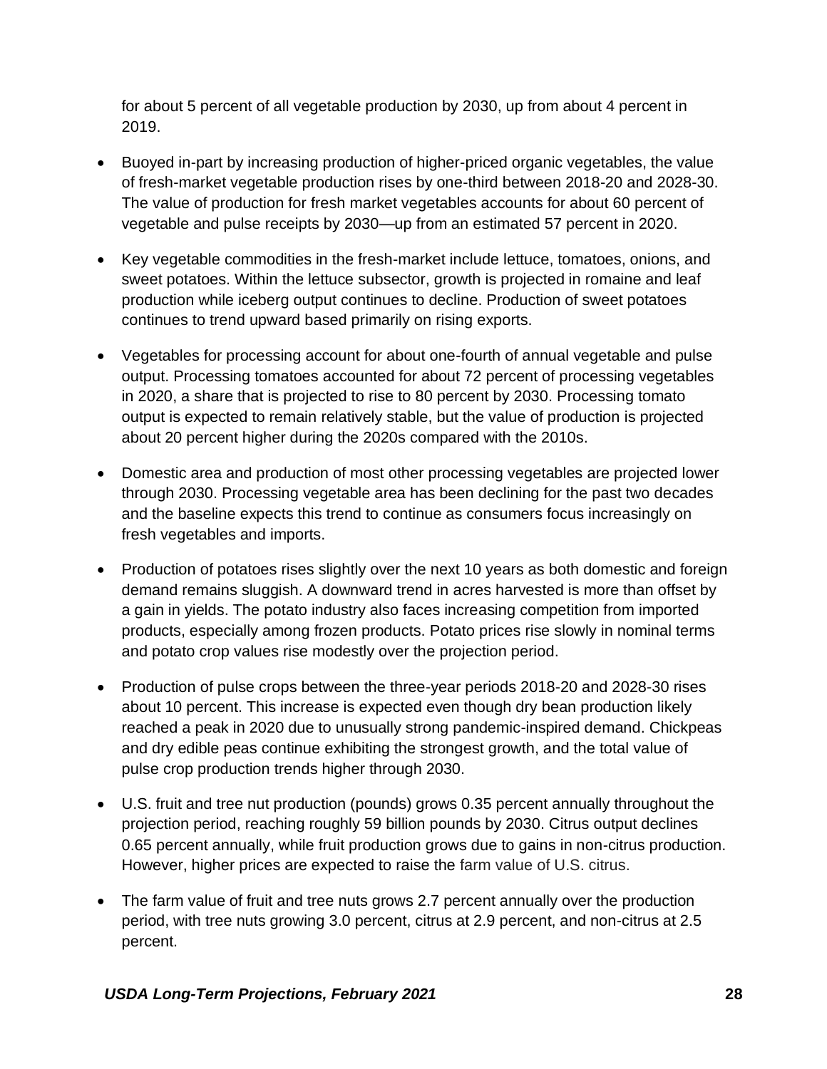for about 5 percent of all vegetable production by 2030, up from about 4 percent in 2019.

- Buoyed in-part by increasing production of higher-priced organic vegetables, the value of fresh-market vegetable production rises by one-third between 2018-20 and 2028-30. The value of production for fresh market vegetables accounts for about 60 percent of vegetable and pulse receipts by 2030—up from an estimated 57 percent in 2020.

- Key vegetable commodities in the fresh-market include lettuce, tomatoes, onions, and sweet potatoes. Within the lettuce subsector, growth is projected in romaine and leaf production while iceberg output continues to decline. Production of sweet potatoes continues to trend upward based primarily on rising exports.

- Vegetables for processing account for about one-fourth of annual vegetable and pulse output. Processing tomatoes accounted for about 72 percent of processing vegetables in 2020, a share that is projected to rise to 80 percent by 2030. Processing tomato output is expected to remain relatively stable, but the value of production is projected about 20 percent higher during the 2020s compared with the 2010s.

- Domestic area and production of most other processing vegetables are projected lower through 2030. Processing vegetable area has been declining for the past two decades and the baseline expects this trend to continue as consumers focus increasingly on fresh vegetables and imports.

- Production of potatoes rises slightly over the next 10 years as both domestic and foreign demand remains sluggish. A downward trend in acres harvested is more than offset by a gain in yields. The potato industry also faces increasing competition from imported products, especially among frozen products. Potato prices rise slowly in nominal terms and potato crop values rise modestly over the projection period.

- Production of pulse crops between the three-year periods 2018-20 and 2028-30 rises about 10 percent. This increase is expected even though dry bean production likely reached a peak in 2020 due to unusually strong pandemic-inspired demand. Chickpeas and dry edible peas continue exhibiting the strongest growth, and the total value of pulse crop production trends higher through 2030.

- U.S. fruit and tree nut production (pounds) grows 0.35 percent annually throughout the projection period, reaching roughly 59 billion pounds by 2030. Citrus output declines 0.65 percent annually, while fruit production grows due to gains in non-citrus production. However, higher prices are expected to raise the farm value of U.S. citrus.

- The farm value of fruit and tree nuts grows 2.7 percent annually over the production period, with tree nuts growing 3.0 percent, citrus at 2.9 percent, and non-citrus at 2.5 percent.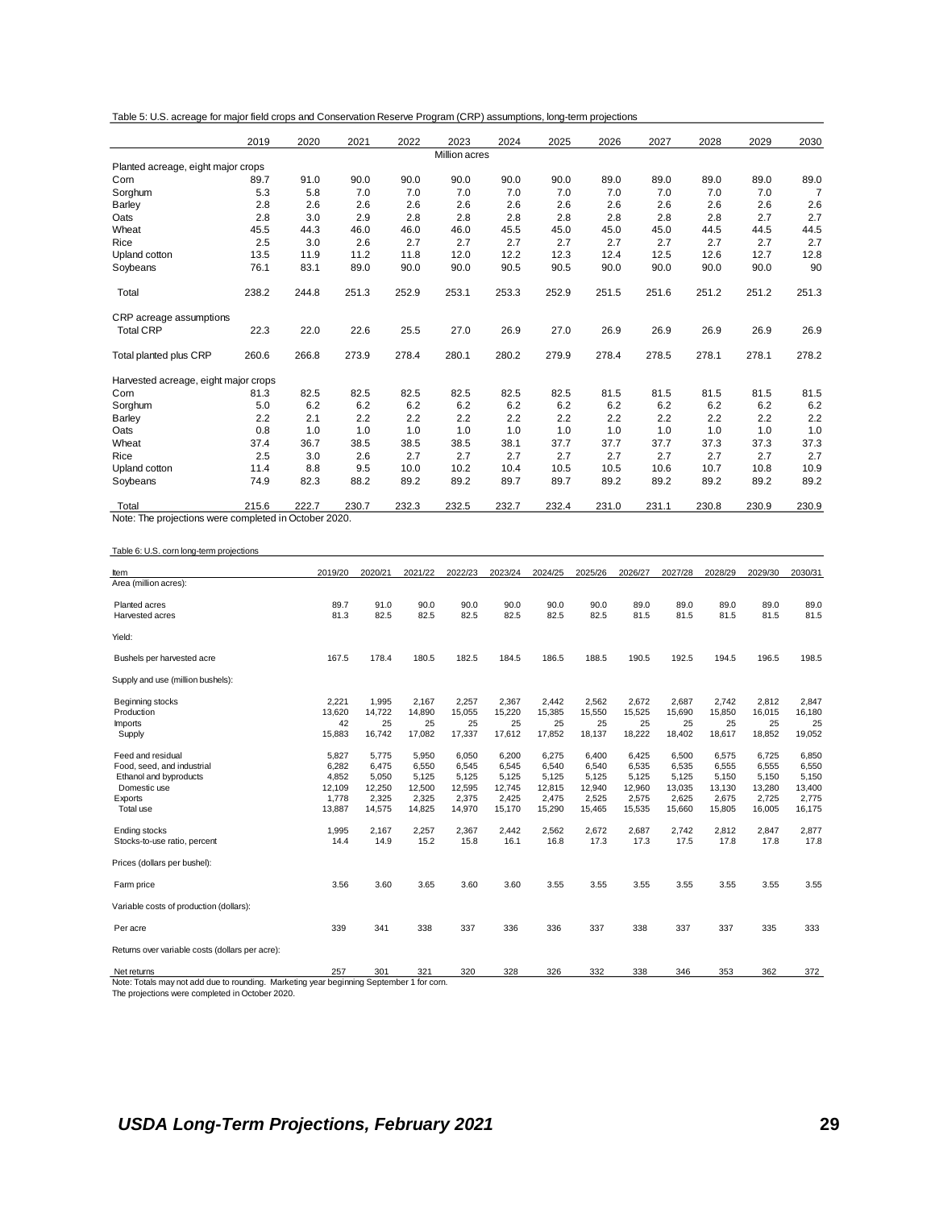Table 5: U.S. acreage for major field crops and Conservation Reserve Program (CRP) assumptions, long-term projections

| | 2019 | 2020 | 2021 | 2022 | 2023 | 2024 | 2025 | 2026 | 2027 | 2028 | 2029 | 2030 |
|---|---|---|---|---|---|---|---|---|---|---|---|---|
| | | | | | Million acres | | | | | | | |
| Planted acreage, eight major crops | | | | | | | | | | | | |
| Corn | 89.7 | 91.0 | 90.0 | 90.0 | 90.0 | 90.0 | 90.0 | 89.0 | 89.0 | 89.0 | 89.0 | 89.0 |
| Sorghum | 5.3 | 5.8 | 7.0 | 7.0 | 7.0 | 7.0 | 7.0 | 7.0 | 7.0 | 7.0 | 7.0 | 7 |
| Barley | 2.8 | 2.6 | 2.6 | 2.6 | 2.6 | 2.6 | 2.6 | 2.6 | 2.6 | 2.6 | 2.6 | 2.6 |
| Oats | 2.8 | 3.0 | 2.9 | 2.8 | 2.8 | 2.8 | 2.8 | 2.8 | 2.8 | 2.8 | 2.7 | 2.7 |
| Wheat | 45.5 | 44.3 | 46.0 | 46.0 | 46.0 | 45.5 | 45.0 | 45.0 | 45.0 | 44.5 | 44.5 | 44.5 |
| Rice | 2.5 | 3.0 | 2.6 | 2.7 | 2.7 | 2.7 | 2.7 | 2.7 | 2.7 | 2.7 | 2.7 | 2.7 |
| Upland cotton | 13.5 | 11.9 | 11.2 | 11.8 | 12.0 | 12.2 | 12.3 | 12.4 | 12.5 | 12.6 | 12.7 | 12.8 |
| Soybeans | 76.1 | 83.1 | 89.0 | 90.0 | 90.0 | 90.5 | 90.5 | 90.0 | 90.0 | 90.0 | 90.0 | 90 |
| Total | 238.2 | 244.8 | 251.3 | 252.9 | 253.1 | 253.3 | 252.9 | 251.5 | 251.6 | 251.2 | 251.2 | 251.3 |
| CRP acreage assumptions | | | | | | | | | | | | |
| Total CRP | 22.3 | 22.0 | 22.6 | 25.5 | 27.0 | 26.9 | 27.0 | 26.9 | 26.9 | 26.9 | 26.9 | 26.9 |
| Total planted plus CRP | 260.6 | 266.8 | 273.9 | 278.4 | 280.1 | 280.2 | 279.9 | 278.4 | 278.5 | 278.1 | 278.1 | 278.2 |
| Harvested acreage, eight major crops | | | | | | | | | | | | |
| Corn | 81.3 | 82.5 | 82.5 | 82.5 | 82.5 | 82.5 | 82.5 | 81.5 | 81.5 | 81.5 | 81.5 | 81.5 |
| Sorghum | 5.0 | 6.2 | 6.2 | 6.2 | 6.2 | 6.2 | 6.2 | 6.2 | 6.2 | 6.2 | 6.2 | 6.2 |
| Barley | 2.2 | 2.1 | 2.2 | 2.2 | 2.2 | 2.2 | 2.2 | 2.2 | 2.2 | 2.2 | 2.2 | 2.2 |
| Oats | 0.8 | 1.0 | 1.0 | 1.0 | 1.0 | 1.0 | 1.0 | 1.0 | 1.0 | 1.0 | 1.0 | 1.0 |
| Wheat | 37.4 | 36.7 | 38.5 | 38.5 | 38.5 | 38.1 | 37.7 | 37.7 | 37.7 | 37.3 | 37.3 | 37.3 |
| Rice | 2.5 | 3.0 | 2.6 | 2.7 | 2.7 | 2.7 | 2.7 | 2.7 | 2.7 | 2.7 | 2.7 | 2.7 |
| Upland cotton | 11.4 | 8.8 | 9.5 | 10.0 | 10.2 | 10.4 | 10.5 | 10.5 | 10.6 | 10.7 | 10.8 | 10.9 |
| Soybeans | 74.9 | 82.3 | 88.2 | 89.2 | 89.2 | 89.7 | 89.7 | 89.2 | 89.2 | 89.2 | 89.2 | 89.2 |
| Total | 215.6 | 222.7 | 230.7 | 232.3 | 232.5 | 232.7 | 232.4 | 231.0 | 231.1 | 230.8 | 230.9 | 230.9 |

Note: The projections were completed in October 2020.

Table 6: U.S. corn long-term projections

| Item | 2019/20 | 2020/21 | 2021/22 | 2022/23 | 2023/24 | 2024/25 | 2025/26 | 2026/27 | 2027/28 | 2028/29 | 2029/30 | 2030/31 |
|---|---|---|---|---|---|---|---|---|---|---|---|---|
| Area (million acres): | | | | | | | | | | | | |
| Planted acres | 89.7 | 91.0 | 90.0 | 90.0 | 90.0 | 90.0 | 90.0 | 89.0 | 89.0 | 89.0 | 89.0 | 89.0 |
| Harvested acres | 81.3 | 82.5 | 82.5 | 82.5 | 82.5 | 82.5 | 82.5 | 81.5 | 81.5 | 81.5 | 81.5 | 81.5 |
| Yield: | | | | | | | | | | | | |
| Bushels per harvested acre | 167.5 | 178.4 | 180.5 | 182.5 | 184.5 | 186.5 | 188.5 | 190.5 | 192.5 | 194.5 | 196.5 | 198.5 |
| Supply and use (million bushels): | | | | | | | | | | | | |
| Beginning stocks | 2,221 | 1,995 | 2,167 | 2,257 | 2,367 | 2,442 | 2,562 | 2,672 | 2,687 | 2,742 | 2,812 | 2,847 |
| Production | 13,620 | 14,722 | 14,890 | 15,055 | 15,220 | 15,385 | 15,550 | 15,525 | 15,690 | 15,850 | 16,015 | 16,180 |
| Imports | 42 | 25 | 25 | 25 | 25 | 25 | 25 | 25 | 25 | 25 | 25 | 25 |
| Supply | 15,883 | 16,742 | 17,082 | 17,337 | 17,612 | 17,852 | 18,137 | 18,222 | 18,402 | 18,617 | 18,852 | 19,052 |
| Feed and residual | 5,827 | 5,775 | 5,950 | 6,050 | 6,200 | 6,275 | 6,400 | 6,425 | 6,500 | 6,575 | 6,725 | 6,850 |
| Food, seed, and industrial | 6,282 | 6,475 | 6,550 | 6,545 | 6,545 | 6,540 | 6,540 | 6,535 | 6,535 | 6,555 | 6,555 | 6,550 |
| Ethanol and byproducts | 4,852 | 5,050 | 5,125 | 5,125 | 5,125 | 5,125 | 5,125 | 5,125 | 5,125 | 5,150 | 5,150 | 5,150 |
| Domestic use | 12,109 | 12,250 | 12,500 | 12,595 | 12,745 | 12,815 | 12,940 | 12,960 | 13,035 | 13,130 | 13,280 | 13,400 |
| Exports | 1,778 | 2,325 | 2,325 | 2,375 | 2,425 | 2,475 | 2,525 | 2,575 | 2,625 | 2,675 | 2,725 | 2,775 |
| Total use | 13,887 | 14,575 | 14,825 | 14,970 | 15,170 | 15,290 | 15,465 | 15,535 | 15,660 | 15,805 | 16,005 | 16,175 |
| Ending stocks | 1,995 | 2,167 | 2,257 | 2,367 | 2,442 | 2,562 | 2,672 | 2,687 | 2,742 | 2,812 | 2,847 | 2,877 |
| Stocks-to-use ratio, percent | 14.4 | 14.9 | 15.2 | 15.8 | 16.1 | 16.8 | 17.3 | 17.3 | 17.5 | 17.8 | 17.8 | 17.8 |
| Prices (dollars per bushel): | | | | | | | | | | | | |
| Farm price | 3.56 | 3.60 | 3.65 | 3.60 | 3.60 | 3.55 | 3.55 | 3.55 | 3.55 | 3.55 | 3.55 | 3.55 |
| Variable costs of production (dollars): | | | | | | | | | | | | |
| Per acre | 339 | 341 | 338 | 337 | 336 | 336 | 337 | 338 | 337 | 337 | 335 | 333 |
| Returns over variable costs (dollars per acre): | | | | | | | | | | | | |
| Net returns | 257 | 301 | 321 | 320 | 328 | 326 | 332 | 338 | 346 | 353 | 362 | 372 |

Note: Totals may not add due to rounding. Marketing year beginning September 1 for corn.
The projections were completed in October 2020.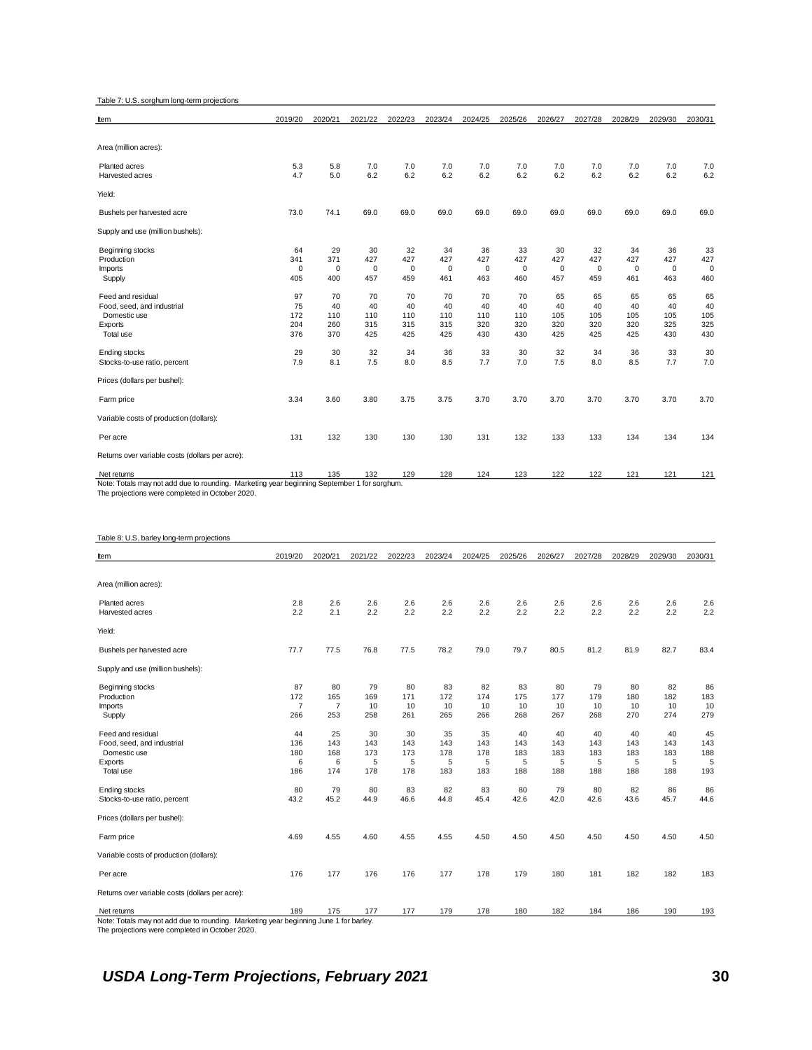Table 7: U.S. sorghum long-term projections

| Item | 2019/20 | 2020/21 | 2021/22 | 2022/23 | 2023/24 | 2024/25 | 2025/26 | 2026/27 | 2027/28 | 2028/29 | 2029/30 | 2030/31 |
|---|---|---|---|---|---|---|---|---|---|---|---|---|
| Area (million acres): | | | | | | | | | | | | |
| Planted acres | 5.3 | 5.8 | 7.0 | 7.0 | 7.0 | 7.0 | 7.0 | 7.0 | 7.0 | 7.0 | 7.0 | 7.0 |
| Harvested acres | 4.7 | 5.0 | 6.2 | 6.2 | 6.2 | 6.2 | 6.2 | 6.2 | 6.2 | 6.2 | 6.2 | 6.2 |
| Yield: | | | | | | | | | | | | |
| Bushels per harvested acre | 73.0 | 74.1 | 69.0 | 69.0 | 69.0 | 69.0 | 69.0 | 69.0 | 69.0 | 69.0 | 69.0 | 69.0 |
| Supply and use (million bushels): | | | | | | | | | | | | |
| Beginning stocks | 64 | 29 | 30 | 32 | 34 | 36 | 33 | 30 | 32 | 34 | 36 | 33 |
| Production | 341 | 371 | 427 | 427 | 427 | 427 | 427 | 427 | 427 | 427 | 427 | 427 |
| Imports | 0 | 0 | 0 | 0 | 0 | 0 | 0 | 0 | 0 | 0 | 0 | 0 |
| Supply | 405 | 400 | 457 | 459 | 461 | 463 | 460 | 457 | 459 | 461 | 463 | 460 |
| Feed and residual | 97 | 70 | 70 | 70 | 70 | 70 | 70 | 65 | 65 | 65 | 65 | 65 |
| Food, seed, and industrial | 75 | 40 | 40 | 40 | 40 | 40 | 40 | 40 | 40 | 40 | 40 | 40 |
| Domestic use | 172 | 110 | 110 | 110 | 110 | 110 | 110 | 105 | 105 | 105 | 105 | 105 |
| Exports | 204 | 260 | 315 | 315 | 315 | 320 | 320 | 320 | 320 | 320 | 325 | 325 |
| Total use | 376 | 370 | 425 | 425 | 425 | 430 | 430 | 425 | 425 | 425 | 430 | 430 |
| Ending stocks | 29 | 30 | 32 | 34 | 36 | 33 | 30 | 32 | 34 | 36 | 33 | 30 |
| Stocks-to-use ratio, percent | 7.9 | 8.1 | 7.5 | 8.0 | 8.5 | 7.7 | 7.0 | 7.5 | 8.0 | 8.5 | 7.7 | 7.0 |
| Prices (dollars per bushel): | | | | | | | | | | | | |
| Farm price | 3.34 | 3.60 | 3.80 | 3.75 | 3.75 | 3.70 | 3.70 | 3.70 | 3.70 | 3.70 | 3.70 | 3.70 |
| Variable costs of production (dollars): | | | | | | | | | | | | |
| Per acre | 131 | 132 | 130 | 130 | 130 | 131 | 132 | 133 | 133 | 134 | 134 | 134 |
| Returns over variable costs (dollars per acre): | | | | | | | | | | | | |
| Net returns | 113 | 135 | 132 | 129 | 128 | 124 | 123 | 122 | 122 | 121 | 121 | 121 |

Note: Totals may not add due to rounding. Marketing year beginning September 1 for sorghum.
The projections were completed in October 2020.

Table 8: U.S. barley long-term projections

| Item | 2019/20 | 2020/21 | 2021/22 | 2022/23 | 2023/24 | 2024/25 | 2025/26 | 2026/27 | 2027/28 | 2028/29 | 2029/30 | 2030/31 |
|---|---|---|---|---|---|---|---|---|---|---|---|---|
| Area (million acres): | | | | | | | | | | | | |
| Planted acres | 2.8 | 2.6 | 2.6 | 2.6 | 2.6 | 2.6 | 2.6 | 2.6 | 2.6 | 2.6 | 2.6 | 2.6 |
| Harvested acres | 2.2 | 2.1 | 2.2 | 2.2 | 2.2 | 2.2 | 2.2 | 2.2 | 2.2 | 2.2 | 2.2 | 2.2 |
| Yield: | | | | | | | | | | | | |
| Bushels per harvested acre | 77.7 | 77.5 | 76.8 | 77.5 | 78.2 | 79.0 | 79.7 | 80.5 | 81.2 | 81.9 | 82.7 | 83.4 |
| Supply and use (million bushels): | | | | | | | | | | | | |
| Beginning stocks | 87 | 80 | 79 | 80 | 83 | 82 | 83 | 80 | 79 | 80 | 82 | 86 |
| Production | 172 | 165 | 169 | 171 | 172 | 174 | 175 | 177 | 179 | 180 | 182 | 183 |
| Imports | 7 | 7 | 10 | 10 | 10 | 10 | 10 | 10 | 10 | 10 | 10 | 10 |
| Supply | 266 | 253 | 258 | 261 | 265 | 266 | 268 | 267 | 268 | 270 | 274 | 279 |
| Feed and residual | 44 | 25 | 30 | 30 | 35 | 35 | 40 | 40 | 40 | 40 | 40 | 45 |
| Food, seed, and industrial | 136 | 143 | 143 | 143 | 143 | 143 | 143 | 143 | 143 | 143 | 143 | 143 |
| Domestic use | 180 | 168 | 173 | 173 | 178 | 178 | 183 | 183 | 183 | 183 | 183 | 188 |
| Exports | 6 | 6 | 5 | 5 | 5 | 5 | 5 | 5 | 5 | 5 | 5 | 5 |
| Total use | 186 | 174 | 178 | 178 | 183 | 183 | 188 | 188 | 188 | 188 | 188 | 193 |
| Ending stocks | 80 | 79 | 80 | 83 | 82 | 83 | 80 | 79 | 80 | 82 | 86 | 86 |
| Stocks-to-use ratio, percent | 43.2 | 45.2 | 44.9 | 46.6 | 44.8 | 45.4 | 42.6 | 42.0 | 42.6 | 43.6 | 45.7 | 44.6 |
| Prices (dollars per bushel): | | | | | | | | | | | | |
| Farm price | 4.69 | 4.55 | 4.60 | 4.55 | 4.55 | 4.50 | 4.50 | 4.50 | 4.50 | 4.50 | 4.50 | 4.50 |
| Variable costs of production (dollars): | | | | | | | | | | | | |
| Per acre | 176 | 177 | 176 | 176 | 177 | 178 | 179 | 180 | 181 | 182 | 182 | 183 |
| Returns over variable costs (dollars per acre): | | | | | | | | | | | | |
| Net returns | 189 | 175 | 177 | 177 | 179 | 178 | 180 | 182 | 184 | 186 | 190 | 193 |

Note: Totals may not add due to rounding. Marketing year beginning June 1 for barley.
The projections were completed in October 2020.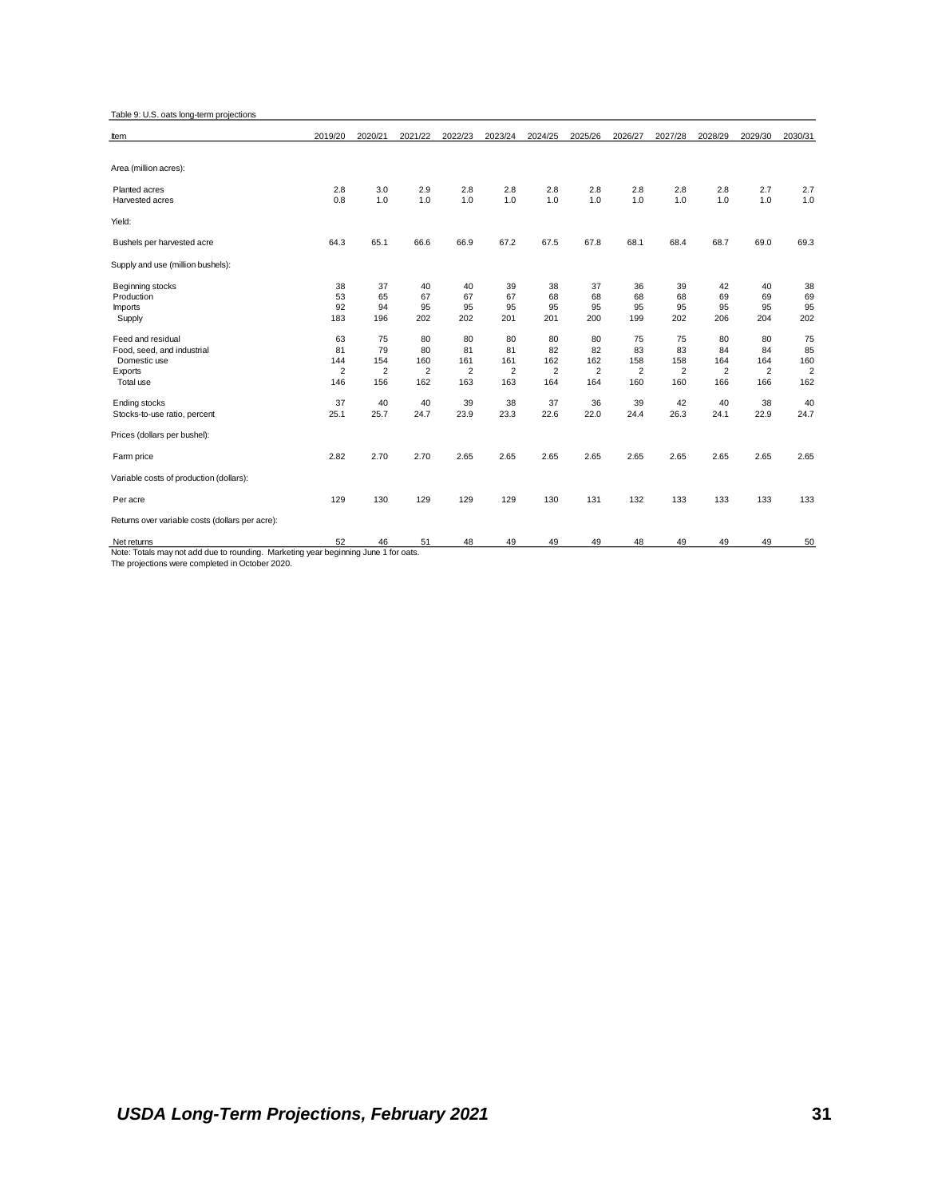Table 9: U.S. oats long-term projections

| Item | 2019/20 | 2020/21 | 2021/22 | 2022/23 | 2023/24 | 2024/25 | 2025/26 | 2026/27 | 2027/28 | 2028/29 | 2029/30 | 2030/31 |
|---|---|---|---|---|---|---|---|---|---|---|---|---|
| Area (million acres): | | | | | | | | | | | | |
| Planted acres | 2.8 | 3.0 | 2.9 | 2.8 | 2.8 | 2.8 | 2.8 | 2.8 | 2.8 | 2.8 | 2.7 | 2.7 |
| Harvested acres | 0.8 | 1.0 | 1.0 | 1.0 | 1.0 | 1.0 | 1.0 | 1.0 | 1.0 | 1.0 | 1.0 | 1.0 |
| Yield: | | | | | | | | | | | | |
| Bushels per harvested acre | 64.3 | 65.1 | 66.6 | 66.9 | 67.2 | 67.5 | 67.8 | 68.1 | 68.4 | 68.7 | 69.0 | 69.3 |
| Supply and use (million bushels): | | | | | | | | | | | | |
| Beginning stocks | 38 | 37 | 40 | 40 | 39 | 38 | 37 | 36 | 39 | 42 | 40 | 38 |
| Production | 53 | 65 | 67 | 67 | 67 | 68 | 68 | 68 | 68 | 69 | 69 | 69 |
| Imports | 92 | 94 | 95 | 95 | 95 | 95 | 95 | 95 | 95 | 95 | 95 | 95 |
| Supply | 183 | 196 | 202 | 202 | 201 | 201 | 200 | 199 | 202 | 206 | 204 | 202 |
| Feed and residual | 63 | 75 | 80 | 80 | 80 | 80 | 80 | 75 | 75 | 80 | 80 | 75 |
| Food, seed, and industrial | 81 | 79 | 80 | 81 | 81 | 82 | 82 | 83 | 83 | 84 | 84 | 85 |
| Domestic use | 144 | 154 | 160 | 161 | 161 | 162 | 162 | 158 | 158 | 164 | 164 | 160 |
| Exports | 2 | 2 | 2 | 2 | 2 | 2 | 2 | 2 | 2 | 2 | 2 | 2 |
| Total use | 146 | 156 | 162 | 163 | 163 | 164 | 164 | 160 | 160 | 166 | 166 | 162 |
| Ending stocks | 37 | 40 | 40 | 39 | 38 | 37 | 36 | 39 | 42 | 40 | 38 | 40 |
| Stocks-to-use ratio, percent | 25.1 | 25.7 | 24.7 | 23.9 | 23.3 | 22.6 | 22.0 | 24.4 | 26.3 | 24.1 | 22.9 | 24.7 |
| Prices (dollars per bushel): | | | | | | | | | | | | |
| Farm price | 2.82 | 2.70 | 2.70 | 2.65 | 2.65 | 2.65 | 2.65 | 2.65 | 2.65 | 2.65 | 2.65 | 2.65 |
| Variable costs of production (dollars): | | | | | | | | | | | | |
| Per acre | 129 | 130 | 129 | 129 | 129 | 130 | 131 | 132 | 133 | 133 | 133 | 133 |
| Returns over variable costs (dollars per acre): | | | | | | | | | | | | |
| Net returns | 52 | 46 | 51 | 48 | 49 | 49 | 49 | 48 | 49 | 49 | 49 | 50 |

Note: Totals may not add due to rounding. Marketing year beginning June 1 for oats.
The projections were completed in October 2020.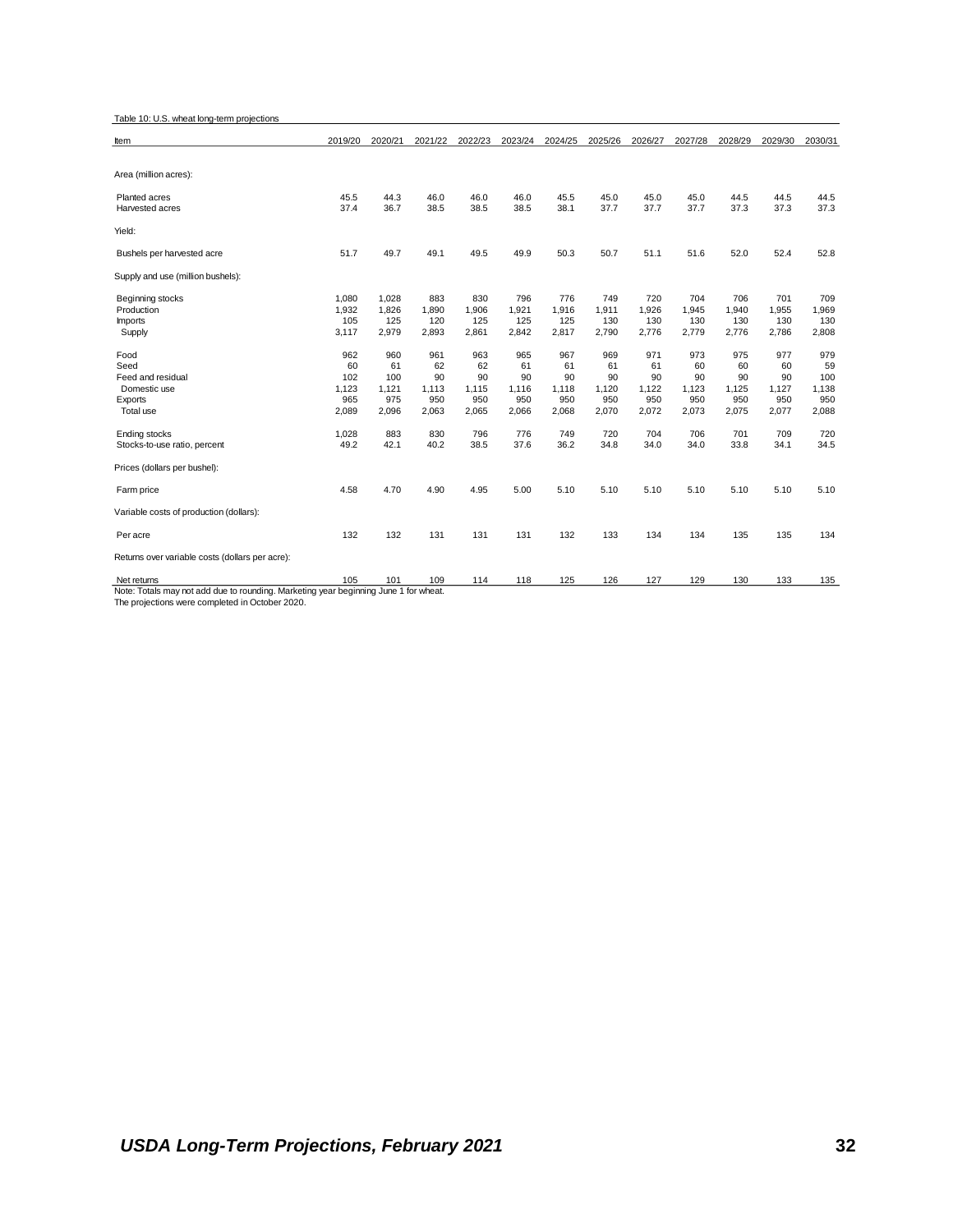Table 10: U.S. wheat long-term projections

| Item | 2019/20 | 2020/21 | 2021/22 | 2022/23 | 2023/24 | 2024/25 | 2025/26 | 2026/27 | 2027/28 | 2028/29 | 2029/30 | 2030/31 |
|---|---|---|---|---|---|---|---|---|---|---|---|---|
| Area (million acres): | | | | | | | | | | | | |
| Planted acres | 45.5 | 44.3 | 46.0 | 46.0 | 46.0 | 45.5 | 45.0 | 45.0 | 45.0 | 44.5 | 44.5 | 44.5 |
| Harvested acres | 37.4 | 36.7 | 38.5 | 38.5 | 38.5 | 38.1 | 37.7 | 37.7 | 37.7 | 37.3 | 37.3 | 37.3 |
| Yield: | | | | | | | | | | | | |
| Bushels per harvested acre | 51.7 | 49.7 | 49.1 | 49.5 | 49.9 | 50.3 | 50.7 | 51.1 | 51.6 | 52.0 | 52.4 | 52.8 |
| Supply and use (million bushels): | | | | | | | | | | | | |
| Beginning stocks | 1,080 | 1,028 | 883 | 830 | 796 | 776 | 749 | 720 | 704 | 706 | 701 | 709 |
| Production | 1,932 | 1,826 | 1,890 | 1,906 | 1,921 | 1,916 | 1,911 | 1,926 | 1,945 | 1,940 | 1,955 | 1,969 |
| Imports | 105 | 125 | 120 | 125 | 125 | 125 | 130 | 130 | 130 | 130 | 130 | 130 |
| Supply | 3,117 | 2,979 | 2,893 | 2,861 | 2,842 | 2,817 | 2,790 | 2,776 | 2,779 | 2,776 | 2,786 | 2,808 |
| Food | 962 | 960 | 961 | 963 | 965 | 967 | 969 | 971 | 973 | 975 | 977 | 979 |
| Seed | 60 | 61 | 62 | 62 | 61 | 61 | 61 | 61 | 60 | 60 | 60 | 59 |
| Feed and residual | 102 | 100 | 90 | 90 | 90 | 90 | 90 | 90 | 90 | 90 | 90 | 100 |
| Domestic use | 1,123 | 1,121 | 1,113 | 1,115 | 1,116 | 1,118 | 1,120 | 1,122 | 1,123 | 1,125 | 1,127 | 1,138 |
| Exports | 965 | 975 | 950 | 950 | 950 | 950 | 950 | 950 | 950 | 950 | 950 | 950 |
| Total use | 2,089 | 2,096 | 2,063 | 2,065 | 2,066 | 2,068 | 2,070 | 2,072 | 2,073 | 2,075 | 2,077 | 2,088 |
| Ending stocks | 1,028 | 883 | 830 | 796 | 776 | 749 | 720 | 704 | 706 | 701 | 709 | 720 |
| Stocks-to-use ratio, percent | 49.2 | 42.1 | 40.2 | 38.5 | 37.6 | 36.2 | 34.8 | 34.0 | 34.0 | 33.8 | 34.1 | 34.5 |
| Prices (dollars per bushel): | | | | | | | | | | | | |
| Farm price | 4.58 | 4.70 | 4.90 | 4.95 | 5.00 | 5.10 | 5.10 | 5.10 | 5.10 | 5.10 | 5.10 | 5.10 |
| Variable costs of production (dollars): | | | | | | | | | | | | |
| Per acre | 132 | 132 | 131 | 131 | 131 | 132 | 133 | 134 | 134 | 135 | 135 | 134 |
| Returns over variable costs (dollars per acre): | | | | | | | | | | | | |
| Net returns | 105 | 101 | 109 | 114 | 118 | 125 | 126 | 127 | 129 | 130 | 133 | 135 |

Note: Totals may not add due to rounding. Marketing year beginning June 1 for wheat.
The projections were completed in October 2020.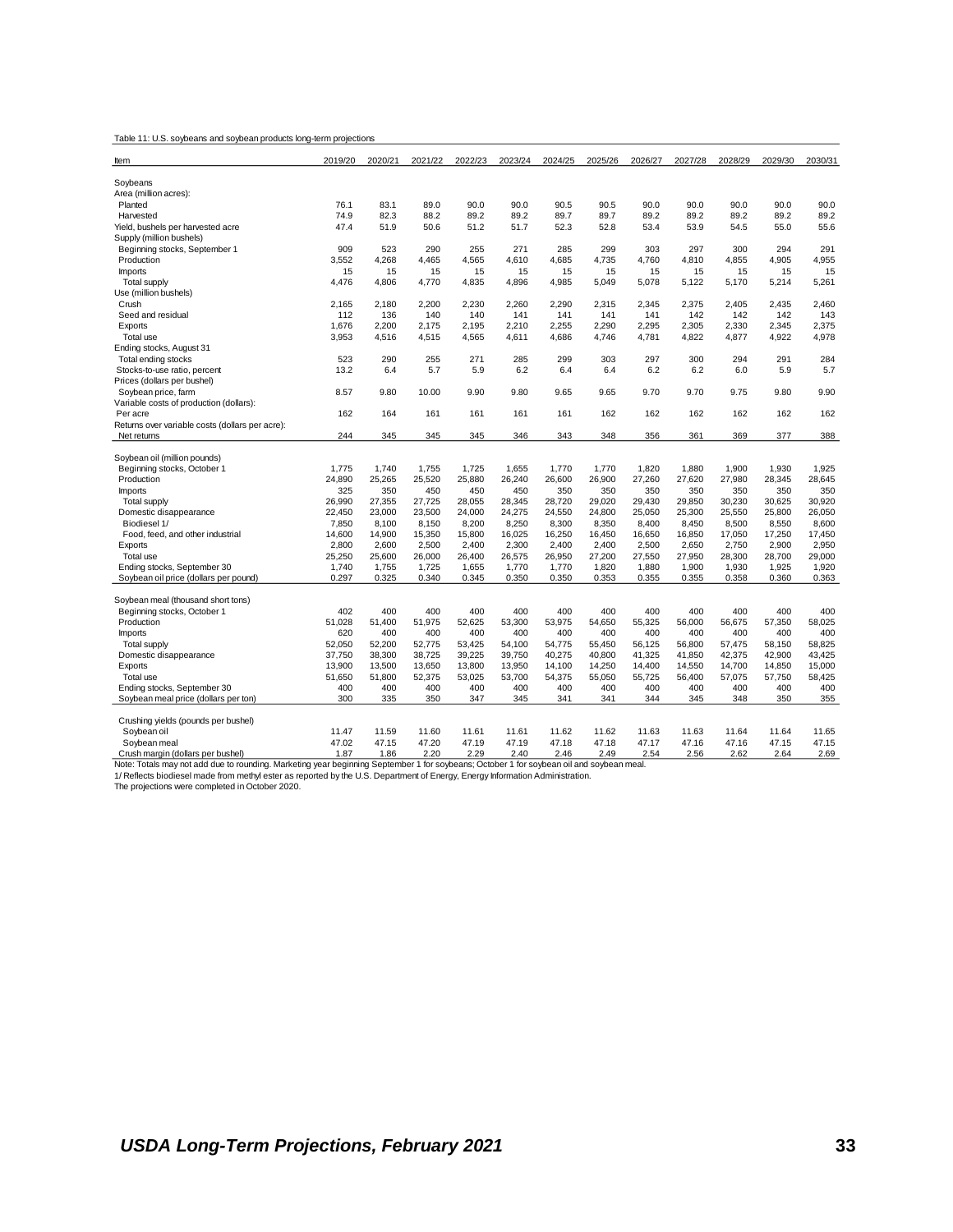Table 11: U.S. soybeans and soybean products long-term projections

| Item | 2019/20 | 2020/21 | 2021/22 | 2022/23 | 2023/24 | 2024/25 | 2025/26 | 2026/27 | 2027/28 | 2028/29 | 2029/30 | 2030/31 |
|---|---|---|---|---|---|---|---|---|---|---|---|---|
| Soybeans | | | | | | | | | | | | |
| Area (million acres): | | | | | | | | | | | | |
| Planted | 76.1 | 83.1 | 89.0 | 90.0 | 90.0 | 90.5 | 90.5 | 90.0 | 90.0 | 90.0 | 90.0 | 90.0 |
| Harvested | 74.9 | 82.3 | 88.2 | 89.2 | 89.2 | 89.7 | 89.7 | 89.2 | 89.2 | 89.2 | 89.2 | 89.2 |
| Yield, bushels per harvested acre | 47.4 | 51.9 | 50.6 | 51.2 | 51.7 | 52.3 | 52.8 | 53.4 | 53.9 | 54.5 | 55.0 | 55.6 |
| Supply (million bushels) | | | | | | | | | | | | |
| Beginning stocks, September 1 | 909 | 523 | 290 | 255 | 271 | 285 | 299 | 303 | 297 | 300 | 294 | 291 |
| Production | 3,552 | 4,268 | 4,465 | 4,565 | 4,610 | 4,685 | 4,735 | 4,760 | 4,810 | 4,855 | 4,905 | 4,955 |
| Imports | 15 | 15 | 15 | 15 | 15 | 15 | 15 | 15 | 15 | 15 | 15 | 15 |
| Total supply | 4,476 | 4,806 | 4,770 | 4,835 | 4,896 | 4,985 | 5,049 | 5,078 | 5,122 | 5,170 | 5,214 | 5,261 |
| Use (million bushels) | | | | | | | | | | | | |
| Crush | 2,165 | 2,180 | 2,200 | 2,230 | 2,260 | 2,290 | 2,315 | 2,345 | 2,375 | 2,405 | 2,435 | 2,460 |
| Seed and residual | 112 | 136 | 140 | 140 | 141 | 141 | 141 | 141 | 142 | 142 | 142 | 143 |
| Exports | 1,676 | 2,200 | 2,175 | 2,195 | 2,210 | 2,255 | 2,290 | 2,295 | 2,305 | 2,330 | 2,345 | 2,375 |
| Total use | 3,953 | 4,516 | 4,515 | 4,565 | 4,611 | 4,686 | 4,746 | 4,781 | 4,822 | 4,877 | 4,922 | 4,978 |
| Ending stocks, August 31 | | | | | | | | | | | | |
| Total ending stocks | 523 | 290 | 255 | 271 | 285 | 299 | 303 | 297 | 300 | 294 | 291 | 284 |
| Stocks-to-use ratio, percent | 13.2 | 6.4 | 5.7 | 5.9 | 6.2 | 6.4 | 6.4 | 6.2 | 6.2 | 6.0 | 5.9 | 5.7 |
| Prices (dollars per bushel) | | | | | | | | | | | | |
| Soybean price, farm | 8.57 | 9.80 | 10.00 | 9.90 | 9.80 | 9.65 | 9.65 | 9.70 | 9.70 | 9.75 | 9.80 | 9.90 |
| Variable costs of production (dollars): | | | | | | | | | | | | |
| Per acre | 162 | 164 | 161 | 161 | 161 | 161 | 162 | 162 | 162 | 162 | 162 | 162 |
| Returns over variable costs (dollars per acre): | | | | | | | | | | | | |
| Net returns | 244 | 345 | 345 | 345 | 346 | 343 | 348 | 356 | 361 | 369 | 377 | 388 |
| Soybean oil (million pounds) | | | | | | | | | | | | |
| Beginning stocks, October 1 | 1,775 | 1,740 | 1,755 | 1,725 | 1,655 | 1,770 | 1,770 | 1,820 | 1,880 | 1,900 | 1,930 | 1,925 |
| Production | 24,890 | 25,265 | 25,520 | 25,880 | 26,240 | 26,600 | 26,900 | 27,260 | 27,620 | 27,980 | 28,345 | 28,645 |
| Imports | 325 | 350 | 450 | 450 | 450 | 350 | 350 | 350 | 350 | 350 | 350 | 350 |
| Total supply | 26,990 | 27,355 | 27,725 | 28,055 | 28,345 | 28,720 | 29,020 | 29,430 | 29,850 | 30,230 | 30,625 | 30,920 |
| Domestic disappearance | 22,450 | 23,000 | 23,500 | 24,000 | 24,275 | 24,550 | 24,800 | 25,050 | 25,300 | 25,550 | 25,800 | 26,050 |
| Biodiesel 1/ | 7,850 | 8,100 | 8,150 | 8,200 | 8,250 | 8,300 | 8,350 | 8,400 | 8,450 | 8,500 | 8,550 | 8,600 |
| Food, feed, and other industrial | 14,600 | 14,900 | 15,350 | 15,800 | 16,025 | 16,250 | 16,450 | 16,650 | 16,850 | 17,050 | 17,250 | 17,450 |
| Exports | 2,800 | 2,600 | 2,500 | 2,400 | 2,300 | 2,400 | 2,400 | 2,500 | 2,650 | 2,750 | 2,900 | 2,950 |
| Total use | 25,250 | 25,600 | 26,000 | 26,400 | 26,575 | 26,950 | 27,200 | 27,550 | 27,950 | 28,300 | 28,700 | 29,000 |
| Ending stocks, September 30 | 1,740 | 1,755 | 1,725 | 1,655 | 1,770 | 1,770 | 1,820 | 1,880 | 1,900 | 1,930 | 1,925 | 1,920 |
| Soybean oil price (dollars per pound) | 0.297 | 0.325 | 0.340 | 0.345 | 0.350 | 0.350 | 0.353 | 0.355 | 0.355 | 0.358 | 0.360 | 0.363 |
| Soybean meal (thousand short tons) | | | | | | | | | | | | |
| Beginning stocks, October 1 | 402 | 400 | 400 | 400 | 400 | 400 | 400 | 400 | 400 | 400 | 400 | 400 |
| Production | 51,028 | 51,400 | 51,975 | 52,625 | 53,300 | 53,975 | 54,650 | 55,325 | 56,000 | 56,675 | 57,350 | 58,025 |
| Imports | 620 | 400 | 400 | 400 | 400 | 400 | 400 | 400 | 400 | 400 | 400 | 400 |
| Total supply | 52,050 | 52,200 | 52,775 | 53,425 | 54,100 | 54,775 | 55,450 | 56,125 | 56,800 | 57,475 | 58,150 | 58,825 |
| Domestic disappearance | 37,750 | 38,300 | 38,725 | 39,225 | 39,750 | 40,275 | 40,800 | 41,325 | 41,850 | 42,375 | 42,900 | 43,425 |
| Exports | 13,900 | 13,500 | 13,650 | 13,800 | 13,950 | 14,100 | 14,250 | 14,400 | 14,550 | 14,700 | 14,850 | 15,000 |
| Total use | 51,650 | 51,800 | 52,375 | 53,025 | 53,700 | 54,375 | 55,050 | 55,725 | 56,400 | 57,075 | 57,750 | 58,425 |
| Ending stocks, September 30 | 400 | 400 | 400 | 400 | 400 | 400 | 400 | 400 | 400 | 400 | 400 | 400 |
| Soybean meal price (dollars per ton) | 300 | 335 | 350 | 347 | 345 | 341 | 341 | 344 | 345 | 348 | 350 | 355 |
| Crushing yields (pounds per bushel) | | | | | | | | | | | | |
| Soybean oil | 11.47 | 11.59 | 11.60 | 11.61 | 11.61 | 11.62 | 11.62 | 11.63 | 11.63 | 11.64 | 11.64 | 11.65 |
| Soybean meal | 47.02 | 47.15 | 47.20 | 47.19 | 47.19 | 47.18 | 47.18 | 47.17 | 47.16 | 47.16 | 47.15 | 47.15 |
| Crush margin (dollars per bushel) | 1.87 | 1.86 | 2.20 | 2.29 | 2.40 | 2.46 | 2.49 | 2.54 | 2.56 | 2.62 | 2.64 | 2.69 |

Note: Totals may not add due to rounding. Marketing year beginning September 1 for soybeans; October 1 for soybean oil and soybean meal.

1/ Reflects biodiesel made from methyl ester as reported by the U.S. Department of Energy, Energy Information Administration.

The projections were completed in October 2020.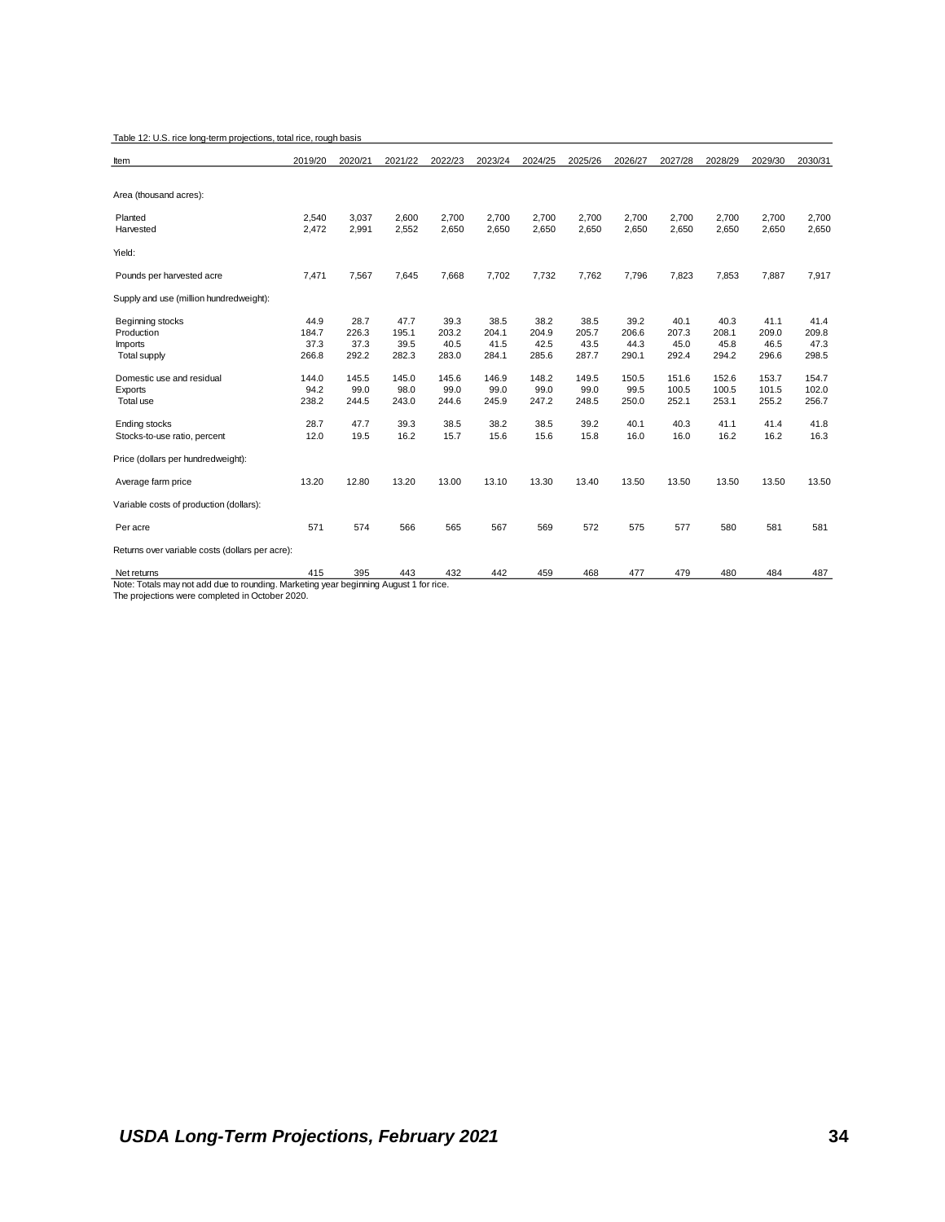Table 12: U.S. rice long-term projections, total rice, rough basis

| Item | 2019/20 | 2020/21 | 2021/22 | 2022/23 | 2023/24 | 2024/25 | 2025/26 | 2026/27 | 2027/28 | 2028/29 | 2029/30 | 2030/31 |
|---|---|---|---|---|---|---|---|---|---|---|---|---|
| Area (thousand acres): | | | | | | | | | | | | |
| Planted | 2,540 | 3,037 | 2,600 | 2,700 | 2,700 | 2,700 | 2,700 | 2,700 | 2,700 | 2,700 | 2,700 | 2,700 |
| Harvested | 2,472 | 2,991 | 2,552 | 2,650 | 2,650 | 2,650 | 2,650 | 2,650 | 2,650 | 2,650 | 2,650 | 2,650 |
| Yield: | | | | | | | | | | | | |
| Pounds per harvested acre | 7,471 | 7,567 | 7,645 | 7,668 | 7,702 | 7,732 | 7,762 | 7,796 | 7,823 | 7,853 | 7,887 | 7,917 |
| Supply and use (million hundredweight): | | | | | | | | | | | | |
| Beginning stocks | 44.9 | 28.7 | 47.7 | 39.3 | 38.5 | 38.2 | 38.5 | 39.2 | 40.1 | 40.3 | 41.1 | 41.4 |
| Production | 184.7 | 226.3 | 195.1 | 203.2 | 204.1 | 204.9 | 205.7 | 206.6 | 207.3 | 208.1 | 209.0 | 209.8 |
| Imports | 37.3 | 37.3 | 39.5 | 40.5 | 41.5 | 42.5 | 43.5 | 44.3 | 45.0 | 45.8 | 46.5 | 47.3 |
| Total supply | 266.8 | 292.2 | 282.3 | 283.0 | 284.1 | 285.6 | 287.7 | 290.1 | 292.4 | 294.2 | 296.6 | 298.5 |
| Domestic use and residual | 144.0 | 145.5 | 145.0 | 145.6 | 146.9 | 148.2 | 149.5 | 150.5 | 151.6 | 152.6 | 153.7 | 154.7 |
| Exports | 94.2 | 99.0 | 98.0 | 99.0 | 99.0 | 99.0 | 99.0 | 99.5 | 100.5 | 100.5 | 101.5 | 102.0 |
| Total use | 238.2 | 244.5 | 243.0 | 244.6 | 245.9 | 247.2 | 248.5 | 250.0 | 252.1 | 253.1 | 255.2 | 256.7 |
| Ending stocks | 28.7 | 47.7 | 39.3 | 38.5 | 38.2 | 38.5 | 39.2 | 40.1 | 40.3 | 41.1 | 41.4 | 41.8 |
| Stocks-to-use ratio, percent | 12.0 | 19.5 | 16.2 | 15.7 | 15.6 | 15.6 | 15.8 | 16.0 | 16.0 | 16.2 | 16.2 | 16.3 |
| Price (dollars per hundredweight): | | | | | | | | | | | | |
| Average farm price | 13.20 | 12.80 | 13.20 | 13.00 | 13.10 | 13.30 | 13.40 | 13.50 | 13.50 | 13.50 | 13.50 | 13.50 |
| Variable costs of production (dollars): | | | | | | | | | | | | |
| Per acre | 571 | 574 | 566 | 565 | 567 | 569 | 572 | 575 | 577 | 580 | 581 | 581 |
| Returns over variable costs (dollars per acre): | | | | | | | | | | | | |
| Net returns | 415 | 395 | 443 | 432 | 442 | 459 | 468 | 477 | 479 | 480 | 484 | 487 |

Note: Totals may not add due to rounding. Marketing year beginning August 1 for rice.
The projections were completed in October 2020.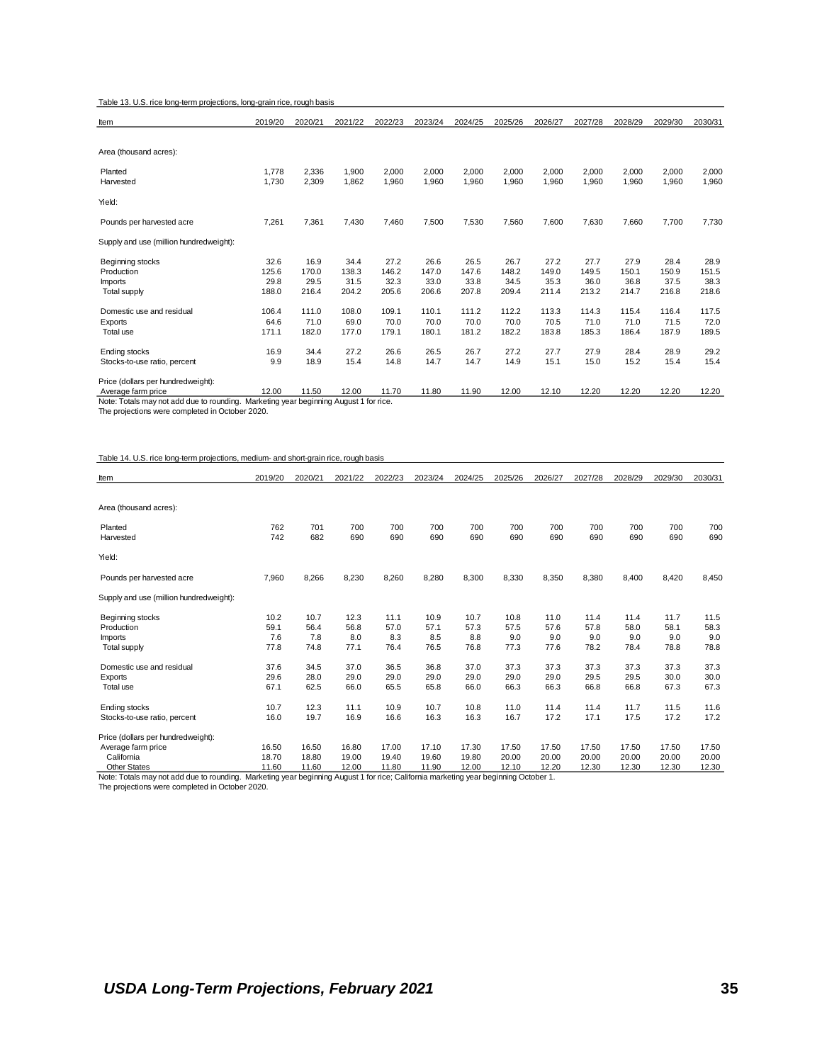Table 13. U.S. rice long-term projections, long-grain rice, rough basis

| Item | 2019/20 | 2020/21 | 2021/22 | 2022/23 | 2023/24 | 2024/25 | 2025/26 | 2026/27 | 2027/28 | 2028/29 | 2029/30 | 2030/31 |
|---|---|---|---|---|---|---|---|---|---|---|---|---|
| Area (thousand acres): | | | | | | | | | | | | |
| Planted | 1,778 | 2,336 | 1,900 | 2,000 | 2,000 | 2,000 | 2,000 | 2,000 | 2,000 | 2,000 | 2,000 | 2,000 |
| Harvested | 1,730 | 2,309 | 1,862 | 1,960 | 1,960 | 1,960 | 1,960 | 1,960 | 1,960 | 1,960 | 1,960 | 1,960 |
| Yield: | | | | | | | | | | | | |
| Pounds per harvested acre | 7,261 | 7,361 | 7,430 | 7,460 | 7,500 | 7,530 | 7,560 | 7,600 | 7,630 | 7,660 | 7,700 | 7,730 |
| Supply and use (million hundredweight): | | | | | | | | | | | | |
| Beginning stocks | 32.6 | 16.9 | 34.4 | 27.2 | 26.6 | 26.5 | 26.7 | 27.2 | 27.7 | 27.9 | 28.4 | 28.9 |
| Production | 125.6 | 170.0 | 138.3 | 146.2 | 147.0 | 147.6 | 148.2 | 149.0 | 149.5 | 150.1 | 150.9 | 151.5 |
| Imports | 29.8 | 29.5 | 31.5 | 32.3 | 33.0 | 33.8 | 34.5 | 35.3 | 36.0 | 36.8 | 37.5 | 38.3 |
| Total supply | 188.0 | 216.4 | 204.2 | 205.6 | 206.6 | 207.8 | 209.4 | 211.4 | 213.2 | 214.7 | 216.8 | 218.6 |
| Domestic use and residual | 106.4 | 111.0 | 108.0 | 109.1 | 110.1 | 111.2 | 112.2 | 113.3 | 114.3 | 115.4 | 116.4 | 117.5 |
| Exports | 64.6 | 71.0 | 69.0 | 70.0 | 70.0 | 70.0 | 70.0 | 70.5 | 71.0 | 71.0 | 71.5 | 72.0 |
| Total use | 171.1 | 182.0 | 177.0 | 179.1 | 180.1 | 181.2 | 182.2 | 183.8 | 185.3 | 186.4 | 187.9 | 189.5 |
| Ending stocks | 16.9 | 34.4 | 27.2 | 26.6 | 26.5 | 26.7 | 27.2 | 27.7 | 27.9 | 28.4 | 28.9 | 29.2 |
| Stocks-to-use ratio, percent | 9.9 | 18.9 | 15.4 | 14.8 | 14.7 | 14.7 | 14.9 | 15.1 | 15.0 | 15.2 | 15.4 | 15.4 |
| Price (dollars per hundredweight): | | | | | | | | | | | | |
| Average farm price | 12.00 | 11.50 | 12.00 | 11.70 | 11.80 | 11.90 | 12.00 | 12.10 | 12.20 | 12.20 | 12.20 | 12.20 |

Note: Totals may not add due to rounding. Marketing year beginning August 1 for rice.
The projections were completed in October 2020.

Table 14. U.S. rice long-term projections, medium- and short-grain rice, rough basis

| Item | 2019/20 | 2020/21 | 2021/22 | 2022/23 | 2023/24 | 2024/25 | 2025/26 | 2026/27 | 2027/28 | 2028/29 | 2029/30 | 2030/31 |
|---|---|---|---|---|---|---|---|---|---|---|---|---|
| Area (thousand acres): | | | | | | | | | | | | |
| Planted | 762 | 701 | 700 | 700 | 700 | 700 | 700 | 700 | 700 | 700 | 700 | 700 |
| Harvested | 742 | 682 | 690 | 690 | 690 | 690 | 690 | 690 | 690 | 690 | 690 | 690 |
| Yield: | | | | | | | | | | | | |
| Pounds per harvested acre | 7,960 | 8,266 | 8,230 | 8,260 | 8,280 | 8,300 | 8,330 | 8,350 | 8,380 | 8,400 | 8,420 | 8,450 |
| Supply and use (million hundredweight): | | | | | | | | | | | | |
| Beginning stocks | 10.2 | 10.7 | 12.3 | 11.1 | 10.9 | 10.7 | 10.8 | 11.0 | 11.4 | 11.4 | 11.7 | 11.5 |
| Production | 59.1 | 56.4 | 56.8 | 57.0 | 57.1 | 57.3 | 57.5 | 57.6 | 57.8 | 58.0 | 58.1 | 58.3 |
| Imports | 7.6 | 7.8 | 8.0 | 8.3 | 8.5 | 8.8 | 9.0 | 9.0 | 9.0 | 9.0 | 9.0 | 9.0 |
| Total supply | 77.8 | 74.8 | 77.1 | 76.4 | 76.5 | 76.8 | 77.3 | 77.6 | 78.2 | 78.4 | 78.8 | 78.8 |
| Domestic use and residual | 37.6 | 34.5 | 37.0 | 36.5 | 36.8 | 37.0 | 37.3 | 37.3 | 37.3 | 37.3 | 37.3 | 37.3 |
| Exports | 29.6 | 28.0 | 29.0 | 29.0 | 29.0 | 29.0 | 29.0 | 29.0 | 29.5 | 29.5 | 30.0 | 30.0 |
| Total use | 67.1 | 62.5 | 66.0 | 65.5 | 65.8 | 66.0 | 66.3 | 66.3 | 66.8 | 66.8 | 67.3 | 67.3 |
| Ending stocks | 10.7 | 12.3 | 11.1 | 10.9 | 10.7 | 10.8 | 11.0 | 11.4 | 11.4 | 11.7 | 11.5 | 11.6 |
| Stocks-to-use ratio, percent | 16.0 | 19.7 | 16.9 | 16.6 | 16.3 | 16.3 | 16.7 | 17.2 | 17.1 | 17.5 | 17.2 | 17.2 |
| Price (dollars per hundredweight): | | | | | | | | | | | | |
| Average farm price | 16.50 | 16.50 | 16.80 | 17.00 | 17.10 | 17.30 | 17.50 | 17.50 | 17.50 | 17.50 | 17.50 | 17.50 |
| California | 18.70 | 18.80 | 19.00 | 19.40 | 19.60 | 19.80 | 20.00 | 20.00 | 20.00 | 20.00 | 20.00 | 20.00 |
| Other States | 11.60 | 11.60 | 12.00 | 11.80 | 11.90 | 12.00 | 12.10 | 12.20 | 12.30 | 12.30 | 12.30 | 12.30 |

Note: Totals may not add due to rounding. Marketing year beginning August 1 for rice; California marketing year beginning October 1.
The projections were completed in October 2020.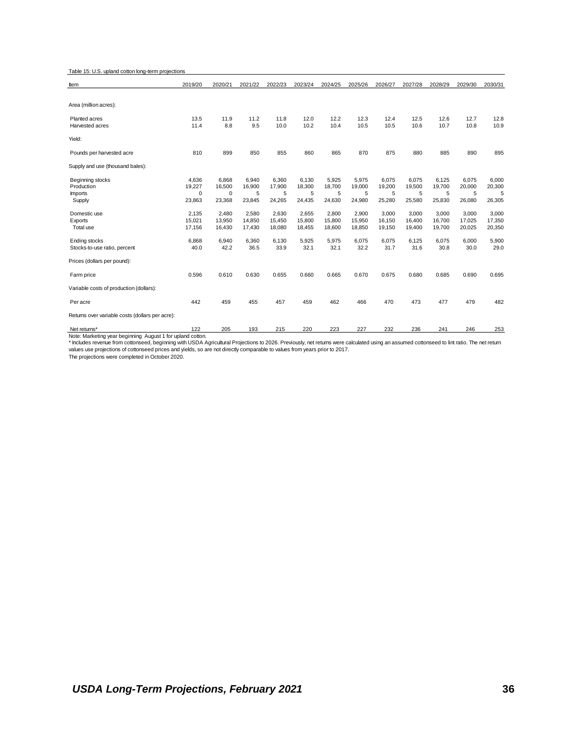Table 15: U.S. upland cotton long-term projections

| Item | 2019/20 | 2020/21 | 2021/22 | 2022/23 | 2023/24 | 2024/25 | 2025/26 | 2026/27 | 2027/28 | 2028/29 | 2029/30 | 2030/31 |
|---|---|---|---|---|---|---|---|---|---|---|---|---|
| Area (million acres): | | | | | | | | | | | | |
| Planted acres | 13.5 | 11.9 | 11.2 | 11.8 | 12.0 | 12.2 | 12.3 | 12.4 | 12.5 | 12.6 | 12.7 | 12.8 |
| Harvested acres | 11.4 | 8.8 | 9.5 | 10.0 | 10.2 | 10.4 | 10.5 | 10.5 | 10.6 | 10.7 | 10.8 | 10.9 |
| Yield: | | | | | | | | | | | | |
| Pounds per harvested acre | 810 | 899 | 850 | 855 | 860 | 865 | 870 | 875 | 880 | 885 | 890 | 895 |
| Supply and use (thousand bales): | | | | | | | | | | | | |
| Beginning stocks | 4,636 | 6,868 | 6,940 | 6,360 | 6,130 | 5,925 | 5,975 | 6,075 | 6,075 | 6,125 | 6,075 | 6,000 |
| Production | 19,227 | 16,500 | 16,900 | 17,900 | 18,300 | 18,700 | 19,000 | 19,200 | 19,500 | 19,700 | 20,000 | 20,300 |
| Imports | 0 | 0 | 5 | 5 | 5 | 5 | 5 | 5 | 5 | 5 | 5 | 5 |
| Supply | 23,863 | 23,368 | 23,845 | 24,265 | 24,435 | 24,630 | 24,980 | 25,280 | 25,580 | 25,830 | 26,080 | 26,305 |
| Domestic use | 2,135 | 2,480 | 2,580 | 2,630 | 2,655 | 2,800 | 2,900 | 3,000 | 3,000 | 3,000 | 3,000 | 3,000 |
| Exports | 15,021 | 13,950 | 14,850 | 15,450 | 15,800 | 15,800 | 15,950 | 16,150 | 16,400 | 16,700 | 17,025 | 17,350 |
| Total use | 17,156 | 16,430 | 17,430 | 18,080 | 18,455 | 18,600 | 18,850 | 19,150 | 19,400 | 19,700 | 20,025 | 20,350 |
| Ending stocks | 6,868 | 6,940 | 6,360 | 6,130 | 5,925 | 5,975 | 6,075 | 6,075 | 6,125 | 6,075 | 6,000 | 5,900 |
| Stocks-to-use ratio, percent | 40.0 | 42.2 | 36.5 | 33.9 | 32.1 | 32.1 | 32.2 | 31.7 | 31.6 | 30.8 | 30.0 | 29.0 |
| Prices (dollars per pound): | | | | | | | | | | | | |
| Farm price | 0.596 | 0.610 | 0.630 | 0.655 | 0.660 | 0.665 | 0.670 | 0.675 | 0.680 | 0.685 | 0.690 | 0.695 |
| Variable costs of production (dollars): | | | | | | | | | | | | |
| Per acre | 442 | 459 | 455 | 457 | 459 | 462 | 466 | 470 | 473 | 477 | 479 | 482 |
| Returns over variable costs (dollars per acre): | | | | | | | | | | | | |
| Net returns* | 122 | 205 | 193 | 215 | 220 | 223 | 227 | 232 | 236 | 241 | 246 | 253 |

Note: Marketing year beginning August 1 for upland cotton.

* Includes revenue from cottonseed, beginning with USDA Agricultural Projections to 2026. Previously, net returns were calculated using an assumed cottonseed to lint ratio. The net return values use projections of cottonseed prices and yields, so are not directly comparable to values from years prior to 2017.

The projections were completed in October 2020.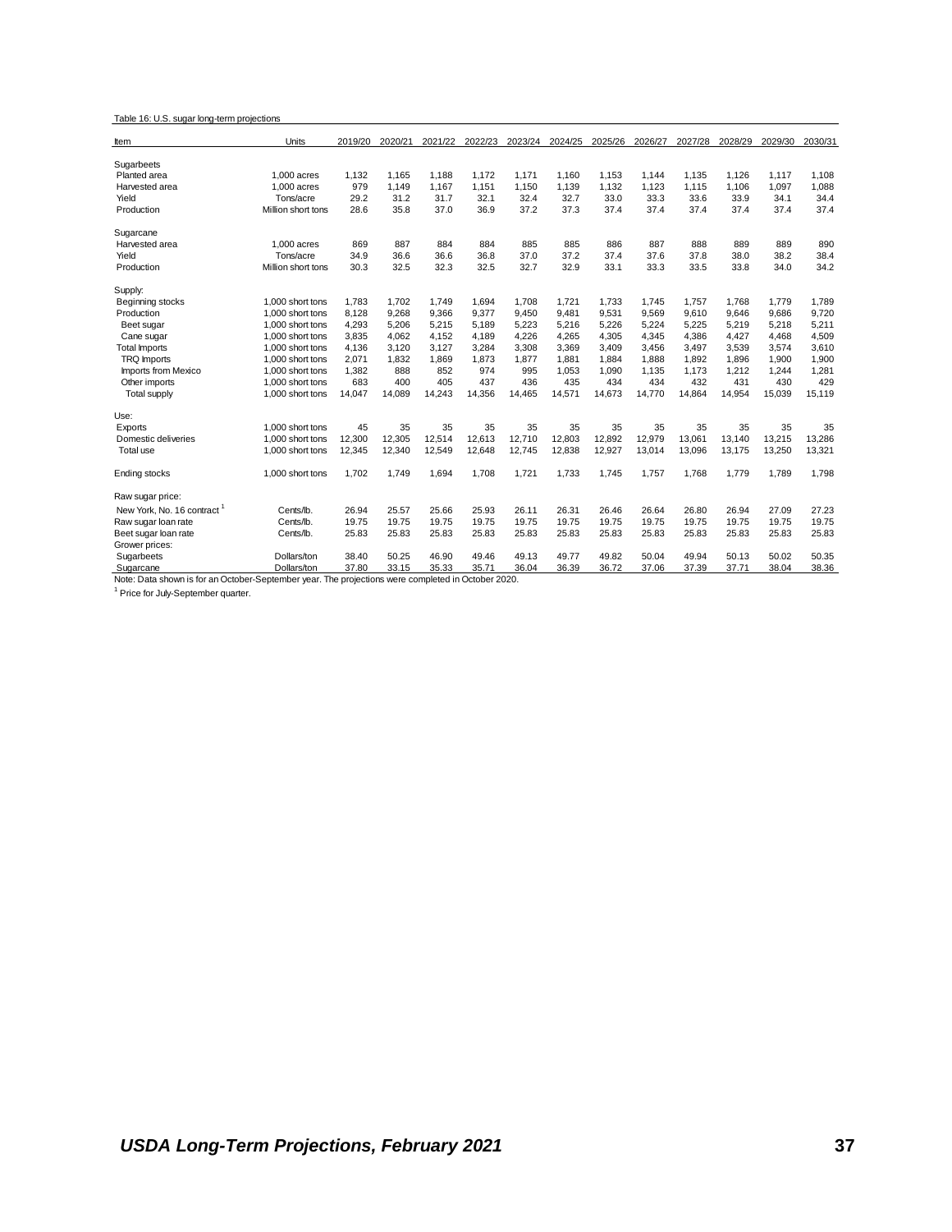Table 16: U.S. sugar long-term projections

| Item | Units | 2019/20 | 2020/21 | 2021/22 | 2022/23 | 2023/24 | 2024/25 | 2025/26 | 2026/27 | 2027/28 | 2028/29 | 2029/30 | 2030/31 |
|---|---|---|---|---|---|---|---|---|---|---|---|---|---|
| Sugarbeets | | | | | | | | | | | | | |
| Planted area | 1,000 acres | 1,132 | 1,165 | 1,188 | 1,172 | 1,171 | 1,160 | 1,153 | 1,144 | 1,135 | 1,126 | 1,117 | 1,108 |
| Harvested area | 1,000 acres | 979 | 1,149 | 1,167 | 1,151 | 1,150 | 1,139 | 1,132 | 1,123 | 1,115 | 1,106 | 1,097 | 1,088 |
| Yield | Tons/acre | 29.2 | 31.2 | 31.7 | 32.1 | 32.4 | 32.7 | 33.0 | 33.3 | 33.6 | 33.9 | 34.1 | 34.4 |
| Production | Million short tons | 28.6 | 35.8 | 37.0 | 36.9 | 37.2 | 37.3 | 37.4 | 37.4 | 37.4 | 37.4 | 37.4 | 37.4 |
| Sugarcane | | | | | | | | | | | | | |
| Harvested area | 1,000 acres | 869 | 887 | 884 | 884 | 885 | 885 | 886 | 887 | 888 | 889 | 889 | 890 |
| Yield | Tons/acre | 34.9 | 36.6 | 36.6 | 36.8 | 37.0 | 37.2 | 37.4 | 37.6 | 37.8 | 38.0 | 38.2 | 38.4 |
| Production | Million short tons | 30.3 | 32.5 | 32.3 | 32.5 | 32.7 | 32.9 | 33.1 | 33.3 | 33.5 | 33.8 | 34.0 | 34.2 |
| Supply: | | | | | | | | | | | | | |
| Beginning stocks | 1,000 short tons | 1,783 | 1,702 | 1,749 | 1,694 | 1,708 | 1,721 | 1,733 | 1,745 | 1,757 | 1,768 | 1,779 | 1,789 |
| Production | 1,000 short tons | 8,128 | 9,268 | 9,366 | 9,377 | 9,450 | 9,481 | 9,531 | 9,569 | 9,610 | 9,646 | 9,686 | 9,720 |
| Beet sugar | 1,000 short tons | 4,293 | 5,206 | 5,215 | 5,189 | 5,223 | 5,216 | 5,226 | 5,224 | 5,225 | 5,219 | 5,218 | 5,211 |
| Cane sugar | 1,000 short tons | 3,835 | 4,062 | 4,152 | 4,189 | 4,226 | 4,265 | 4,305 | 4,345 | 4,386 | 4,427 | 4,468 | 4,509 |
| Total Imports | 1,000 short tons | 4,136 | 3,120 | 3,127 | 3,284 | 3,308 | 3,369 | 3,409 | 3,456 | 3,497 | 3,539 | 3,574 | 3,610 |
| TRQ Imports | 1,000 short tons | 2,071 | 1,832 | 1,869 | 1,873 | 1,877 | 1,881 | 1,884 | 1,888 | 1,892 | 1,896 | 1,900 | 1,900 |
| Imports from Mexico | 1,000 short tons | 1,382 | 888 | 852 | 974 | 995 | 1,053 | 1,090 | 1,135 | 1,173 | 1,212 | 1,244 | 1,281 |
| Other imports | 1,000 short tons | 683 | 400 | 405 | 437 | 436 | 435 | 434 | 434 | 432 | 431 | 430 | 429 |
| Total supply | 1,000 short tons | 14,047 | 14,089 | 14,243 | 14,356 | 14,465 | 14,571 | 14,673 | 14,770 | 14,864 | 14,954 | 15,039 | 15,119 |
| Use: | | | | | | | | | | | | | |
| Exports | 1,000 short tons | 45 | 35 | 35 | 35 | 35 | 35 | 35 | 35 | 35 | 35 | 35 | 35 |
| Domestic deliveries | 1,000 short tons | 12,300 | 12,305 | 12,514 | 12,613 | 12,710 | 12,803 | 12,892 | 12,979 | 13,061 | 13,140 | 13,215 | 13,286 |
| Total use | 1,000 short tons | 12,345 | 12,340 | 12,549 | 12,648 | 12,745 | 12,838 | 12,927 | 13,014 | 13,096 | 13,175 | 13,250 | 13,321 |
| Ending stocks | 1,000 short tons | 1,702 | 1,749 | 1,694 | 1,708 | 1,721 | 1,733 | 1,745 | 1,757 | 1,768 | 1,779 | 1,789 | 1,798 |
| Raw sugar price: | | | | | | | | | | | | | |
| New York, No. 16 contract [1] | Cents/lb. | 26.94 | 25.57 | 25.66 | 25.93 | 26.11 | 26.31 | 26.46 | 26.64 | 26.80 | 26.94 | 27.09 | 27.23 |
| Raw sugar loan rate | Cents/lb. | 19.75 | 19.75 | 19.75 | 19.75 | 19.75 | 19.75 | 19.75 | 19.75 | 19.75 | 19.75 | 19.75 | 19.75 |
| Beet sugar loan rate | Cents/lb. | 25.83 | 25.83 | 25.83 | 25.83 | 25.83 | 25.83 | 25.83 | 25.83 | 25.83 | 25.83 | 25.83 | 25.83 |
| Grower prices: | | | | | | | | | | | | | |
| Sugarbeets | Dollars/ton | 38.40 | 50.25 | 46.90 | 49.46 | 49.13 | 49.77 | 49.82 | 50.04 | 49.94 | 50.13 | 50.02 | 50.35 |
| Sugarcane | Dollars/ton | 37.80 | 33.15 | 35.33 | 35.71 | 36.04 | 36.39 | 36.72 | 37.06 | 37.39 | 37.71 | 38.04 | 38.36 |

Note: Data shown is for an October-September year. The projections were completed in October 2020.

[1] Price for July-September quarter.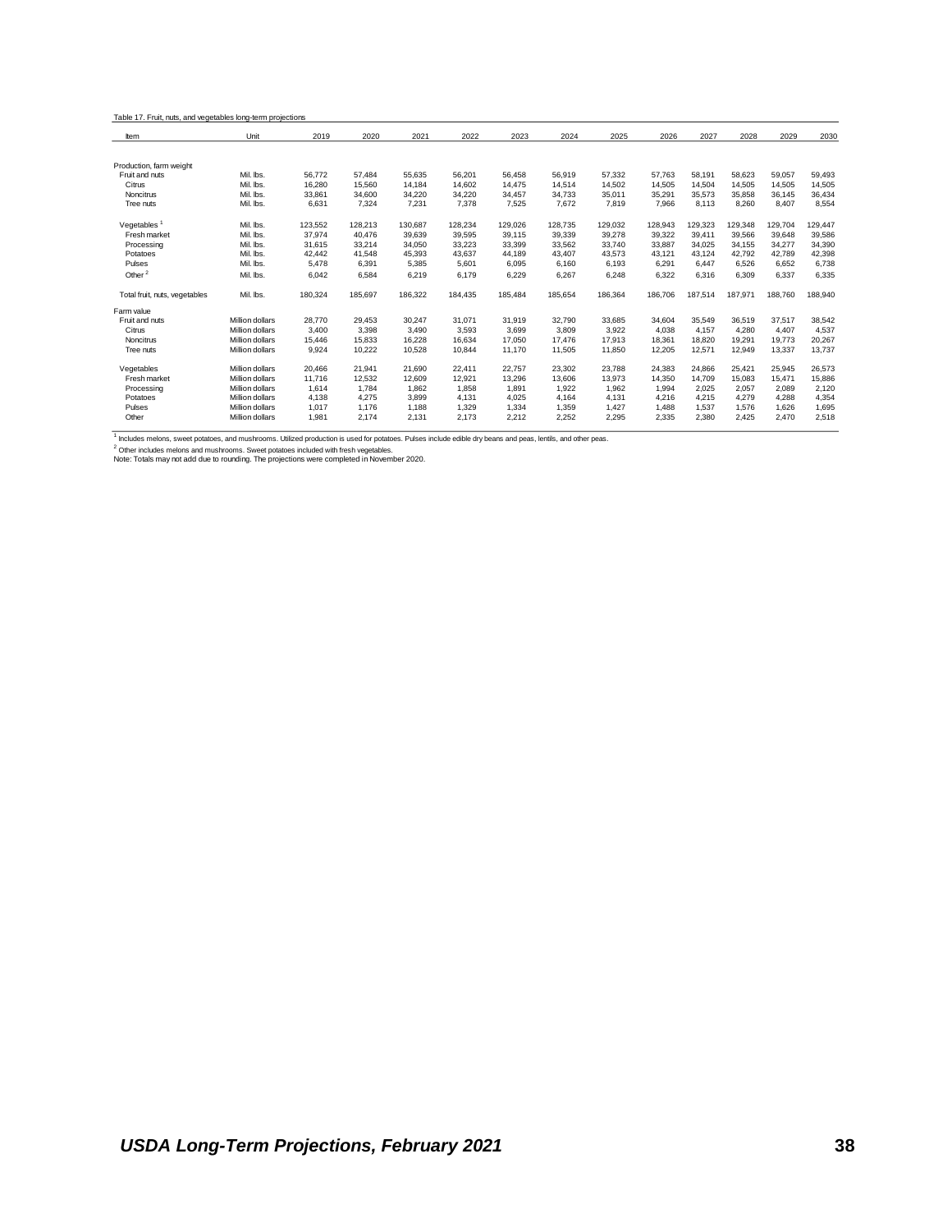Table 17. Fruit, nuts, and vegetables long-term projections

| Item | Unit | 2019 | 2020 | 2021 | 2022 | 2023 | 2024 | 2025 | 2026 | 2027 | 2028 | 2029 | 2030 |
|---|---|---|---|---|---|---|---|---|---|---|---|---|---|
| Production, farm weight | | | | | | | | | | | | | |
| Fruit and nuts | Mil. lbs. | 56,772 | 57,484 | 55,635 | 56,201 | 56,458 | 56,919 | 57,332 | 57,763 | 58,191 | 58,623 | 59,057 | 59,493 |
| Citrus | Mil. lbs. | 16,280 | 15,560 | 14,184 | 14,602 | 14,475 | 14,514 | 14,502 | 14,505 | 14,504 | 14,505 | 14,505 | 14,505 |
| Noncitrus | Mil. lbs. | 33,861 | 34,600 | 34,220 | 34,220 | 34,457 | 34,733 | 35,011 | 35,291 | 35,573 | 35,858 | 36,145 | 36,434 |
| Tree nuts | Mil. lbs. | 6,631 | 7,324 | 7,231 | 7,378 | 7,525 | 7,672 | 7,819 | 7,966 | 8,113 | 8,260 | 8,407 | 8,554 |
| Vegetables [1] | Mil. lbs. | 123,552 | 128,213 | 130,687 | 128,234 | 129,026 | 128,735 | 129,032 | 128,943 | 129,323 | 129,348 | 129,704 | 129,447 |
| Fresh market | Mil. lbs. | 37,974 | 40,476 | 39,639 | 39,595 | 39,115 | 39,339 | 39,278 | 39,322 | 39,411 | 39,566 | 39,648 | 39,586 |
| Processing | Mil. lbs. | 31,615 | 33,214 | 34,050 | 33,223 | 33,399 | 33,562 | 33,740 | 33,887 | 34,025 | 34,155 | 34,277 | 34,390 |
| Potatoes | Mil. lbs. | 42,442 | 41,548 | 45,393 | 43,637 | 44,189 | 43,407 | 43,573 | 43,121 | 43,124 | 42,792 | 42,789 | 42,398 |
| Pulses | Mil. lbs. | 5,478 | 6,391 | 5,385 | 5,601 | 6,095 | 6,160 | 6,193 | 6,291 | 6,447 | 6,526 | 6,652 | 6,738 |
| Other [2] | Mil. lbs. | 6,042 | 6,584 | 6,219 | 6,179 | 6,229 | 6,267 | 6,248 | 6,322 | 6,316 | 6,309 | 6,337 | 6,335 |
| Total fruit, nuts, vegetables | Mil. lbs. | 180,324 | 185,697 | 186,322 | 184,435 | 185,484 | 185,654 | 186,364 | 186,706 | 187,514 | 187,971 | 188,760 | 188,940 |
| Farm value | | | | | | | | | | | | | |
| Fruit and nuts | Million dollars | 28,770 | 29,453 | 30,247 | 31,071 | 31,919 | 32,790 | 33,685 | 34,604 | 35,549 | 36,519 | 37,517 | 38,542 |
| Citrus | Million dollars | 3,400 | 3,398 | 3,490 | 3,593 | 3,699 | 3,809 | 3,922 | 4,038 | 4,157 | 4,280 | 4,407 | 4,537 |
| Noncitrus | Million dollars | 15,446 | 15,833 | 16,228 | 16,634 | 17,050 | 17,476 | 17,913 | 18,361 | 18,820 | 19,291 | 19,773 | 20,267 |
| Tree nuts | Million dollars | 9,924 | 10,222 | 10,528 | 10,844 | 11,170 | 11,505 | 11,850 | 12,205 | 12,571 | 12,949 | 13,337 | 13,737 |
| Vegetables | Million dollars | 20,466 | 21,941 | 21,690 | 22,411 | 22,757 | 23,302 | 23,788 | 24,383 | 24,866 | 25,421 | 25,945 | 26,573 |
| Fresh market | Million dollars | 11,716 | 12,532 | 12,609 | 12,921 | 13,296 | 13,606 | 13,973 | 14,350 | 14,709 | 15,083 | 15,471 | 15,886 |
| Processing | Million dollars | 1,614 | 1,784 | 1,862 | 1,858 | 1,891 | 1,922 | 1,962 | 1,994 | 2,025 | 2,057 | 2,089 | 2,120 |
| Potatoes | Million dollars | 4,138 | 4,275 | 3,899 | 4,131 | 4,025 | 4,164 | 4,131 | 4,216 | 4,215 | 4,279 | 4,288 | 4,354 |
| Pulses | Million dollars | 1,017 | 1,176 | 1,188 | 1,329 | 1,334 | 1,359 | 1,427 | 1,488 | 1,537 | 1,576 | 1,626 | 1,695 |
| Other | Million dollars | 1,981 | 2,174 | 2,131 | 2,173 | 2,212 | 2,252 | 2,295 | 2,335 | 2,380 | 2,425 | 2,470 | 2,518 |

[1] Includes melons, sweet potatoes, and mushrooms. Utilized production is used for potatoes. Pulses include edible dry beans and peas, lentils, and other peas.

[2] Other includes melons and mushrooms. Sweet potatoes included with fresh vegetables.

Note: Totals may not add due to rounding. The projections were completed in November 2020.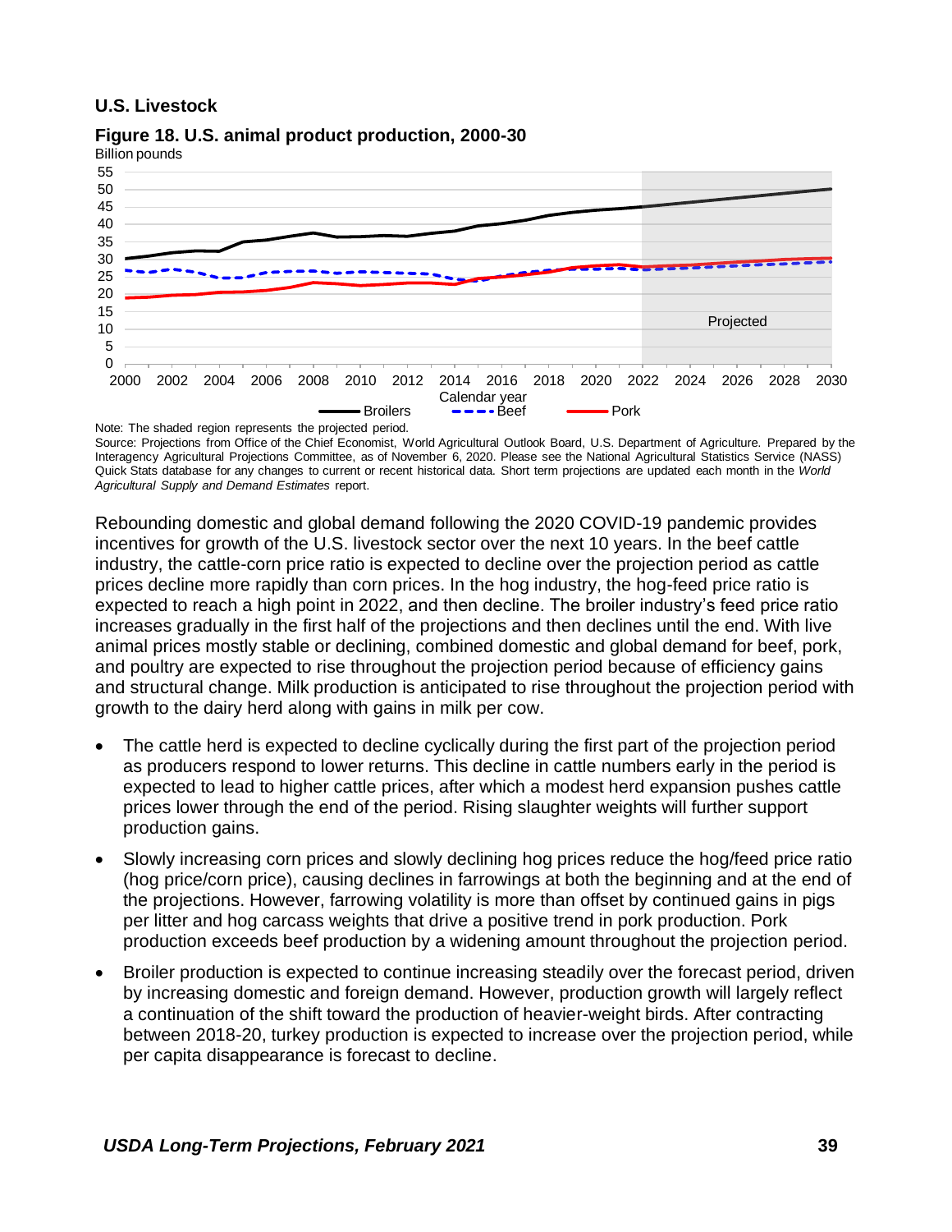## U.S. Livestock

**Figure 18. U.S. animal product production, 2000-30**

Note: The shaded region represents the projected period.
Source: Projections from Office of the Chief Economist, World Agricultural Outlook Board, U.S. Department of Agriculture. Prepared by the Interagency Agricultural Projections Committee, as of November 6, 2020. Please see the National Agricultural Statistics Service (NASS) Quick Stats database for any changes to current or recent historical data. Short term projections are updated each month in the *World Agricultural Supply and Demand Estimates* report.

Rebounding domestic and global demand following the 2020 COVID-19 pandemic provides incentives for growth of the U.S. livestock sector over the next 10 years. In the beef cattle industry, the cattle-corn price ratio is expected to decline over the projection period as cattle prices decline more rapidly than corn prices. In the hog industry, the hog-feed price ratio is expected to reach a high point in 2022, and then decline. The broiler industry's feed price ratio increases gradually in the first half of the projections and then declines until the end. With live animal prices mostly stable or declining, combined domestic and global demand for beef, pork, and poultry are expected to rise throughout the projection period because of efficiency gains and structural change. Milk production is anticipated to rise throughout the projection period with growth to the dairy herd along with gains in milk per cow.

- The cattle herd is expected to decline cyclically during the first part of the projection period as producers respond to lower returns. This decline in cattle numbers early in the period is expected to lead to higher cattle prices, after which a modest herd expansion pushes cattle prices lower through the end of the period. Rising slaughter weights will further support production gains.
- Slowly increasing corn prices and slowly declining hog prices reduce the hog/feed price ratio (hog price/corn price), causing declines in farrowings at both the beginning and at the end of the projections. However, farrowing volatility is more than offset by continued gains in pigs per litter and hog carcass weights that drive a positive trend in pork production. Pork production exceeds beef production by a widening amount throughout the projection period.
- Broiler production is expected to continue increasing steadily over the forecast period, driven by increasing domestic and foreign demand. However, production growth will largely reflect a continuation of the shift toward the production of heavier-weight birds. After contracting between 2018-20, turkey production is expected to increase over the projection period, while per capita disappearance is forecast to decline.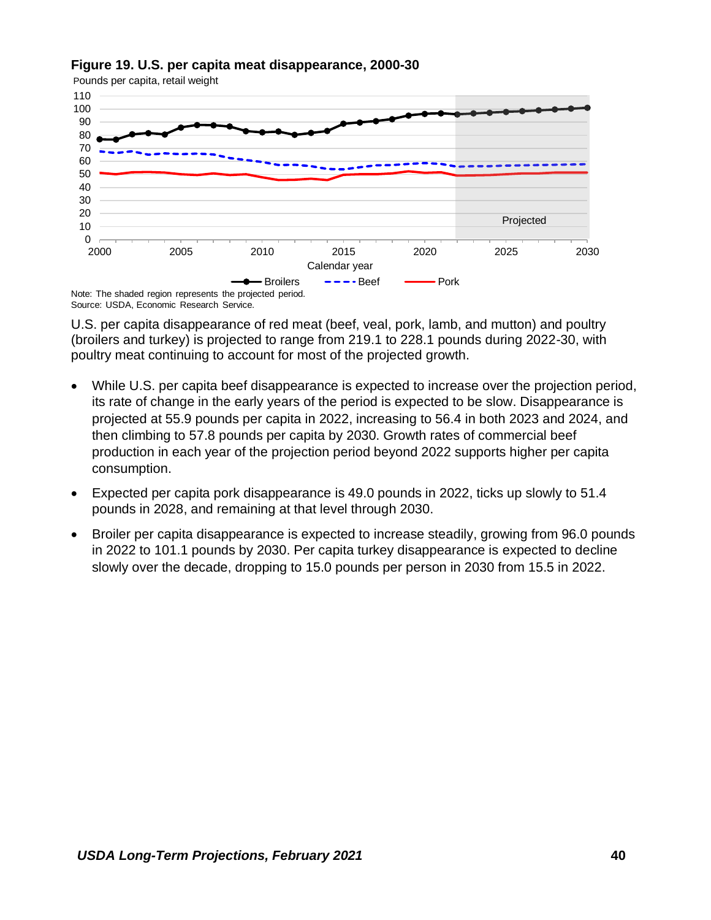**Figure 19. U.S. per capita meat disappearance, 2000-30**

Pounds per capita, retail weight

Note: The shaded region represents the projected period.
Source: USDA, Economic Research Service.

U.S. per capita disappearance of red meat (beef, veal, pork, lamb, and mutton) and poultry (broilers and turkey) is projected to range from 219.1 to 228.1 pounds during 2022-30, with poultry meat continuing to account for most of the projected growth.

- While U.S. per capita beef disappearance is expected to increase over the projection period, its rate of change in the early years of the period is expected to be slow. Disappearance is projected at 55.9 pounds per capita in 2022, increasing to 56.4 in both 2023 and 2024, and then climbing to 57.8 pounds per capita by 2030. Growth rates of commercial beef production in each year of the projection period beyond 2022 supports higher per capita consumption.
- Expected per capita pork disappearance is 49.0 pounds in 2022, ticks up slowly to 51.4 pounds in 2028, and remaining at that level through 2030.
- Broiler per capita disappearance is expected to increase steadily, growing from 96.0 pounds in 2022 to 101.1 pounds by 2030. Per capita turkey disappearance is expected to decline slowly over the decade, dropping to 15.0 pounds per person in 2030 from 15.5 in 2022.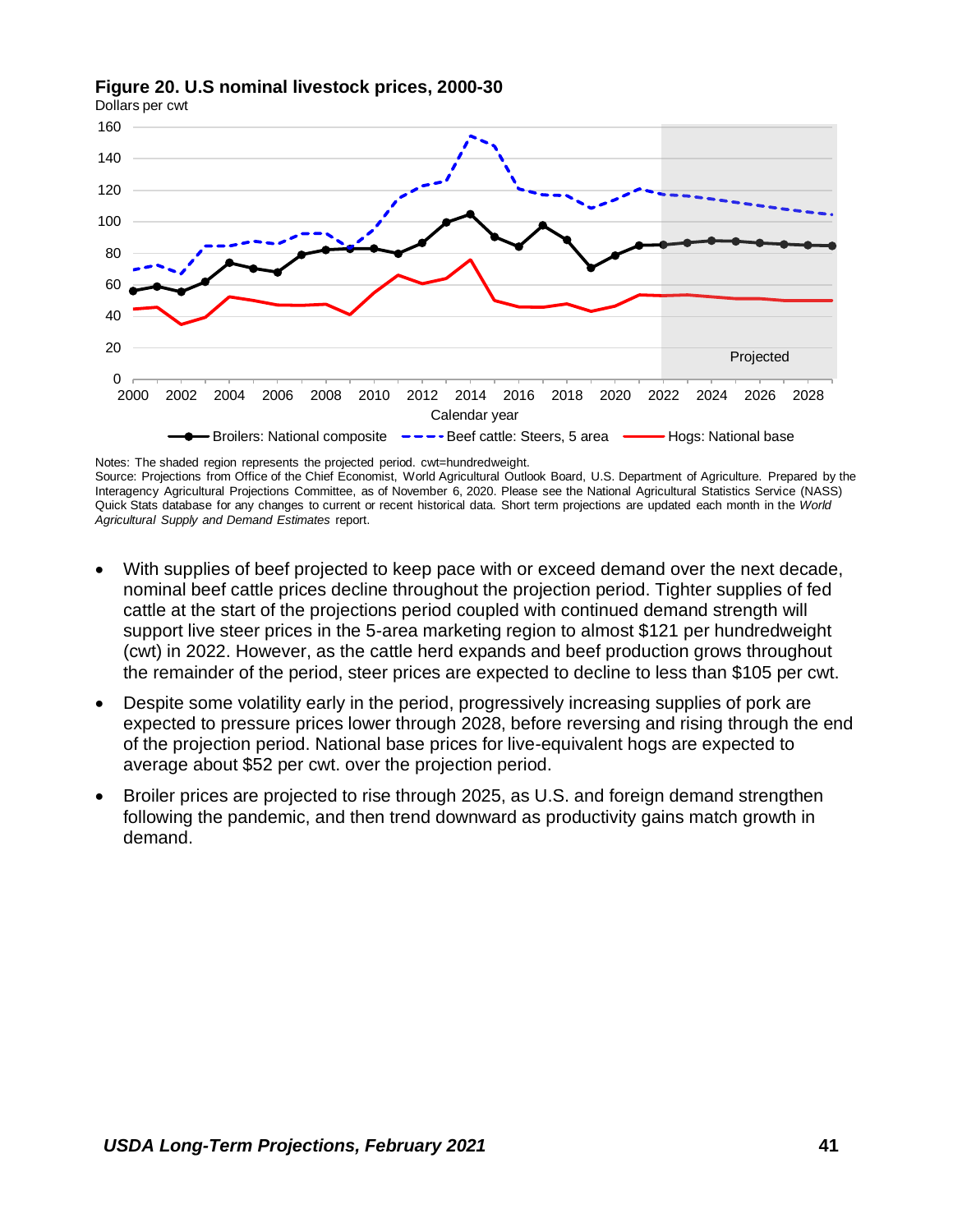**Figure 20. U.S nominal livestock prices, 2000-30**

Dollars per cwt

Notes: The shaded region represents the projected period. cwt=hundredweight.
Source: Projections from Office of the Chief Economist, World Agricultural Outlook Board, U.S. Department of Agriculture. Prepared by the Interagency Agricultural Projections Committee, as of November 6, 2020. Please see the National Agricultural Statistics Service (NASS) Quick Stats database for any changes to current or recent historical data. Short term projections are updated each month in the *World Agricultural Supply and Demand Estimates* report.

- With supplies of beef projected to keep pace with or exceed demand over the next decade, nominal beef cattle prices decline throughout the projection period. Tighter supplies of fed cattle at the start of the projections period coupled with continued demand strength will support live steer prices in the 5-area marketing region to almost $121 per hundredweight (cwt) in 2022. However, as the cattle herd expands and beef production grows throughout the remainder of the period, steer prices are expected to decline to less than $105 per cwt.
- Despite some volatility early in the period, progressively increasing supplies of pork are expected to pressure prices lower through 2028, before reversing and rising through the end of the projection period. National base prices for live-equivalent hogs are expected to average about $52 per cwt. over the projection period.
- Broiler prices are projected to rise through 2025, as U.S. and foreign demand strengthen following the pandemic, and then trend downward as productivity gains match growth in demand.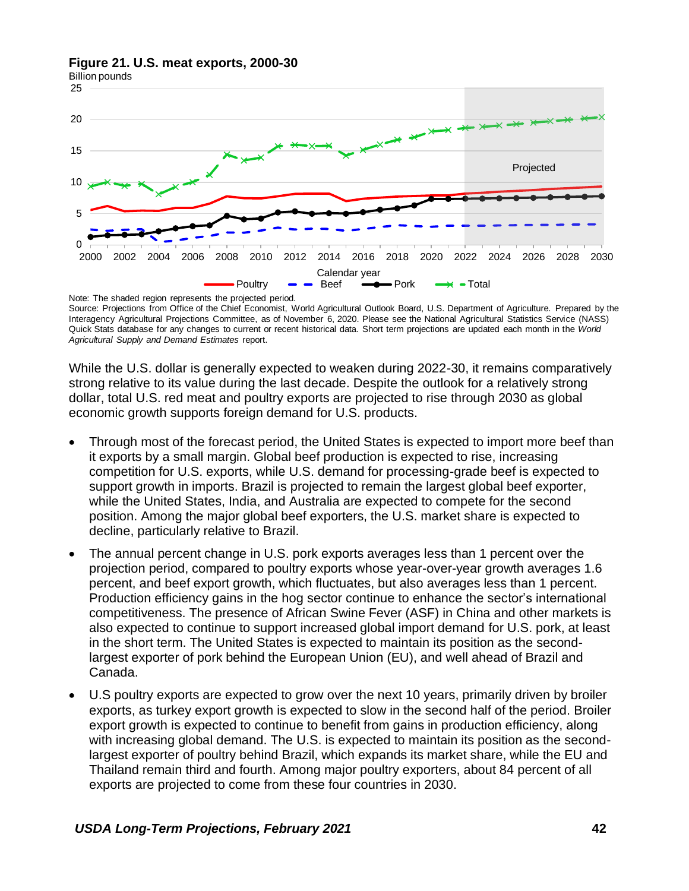**Figure 21. U.S. meat exports, 2000-30**

Billion pounds

Note: The shaded region represents the projected period.

Source: Projections from Office of the Chief Economist, World Agricultural Outlook Board, U.S. Department of Agriculture. Prepared by the Interagency Agricultural Projections Committee, as of November 6, 2020. Please see the National Agricultural Statistics Service (NASS) Quick Stats database for any changes to current or recent historical data. Short term projections are updated each month in the *World Agricultural Supply and Demand Estimates* report.

While the U.S. dollar is generally expected to weaken during 2022-30, it remains comparatively strong relative to its value during the last decade. Despite the outlook for a relatively strong dollar, total U.S. red meat and poultry exports are projected to rise through 2030 as global economic growth supports foreign demand for U.S. products.

- Through most of the forecast period, the United States is expected to import more beef than it exports by a small margin. Global beef production is expected to rise, increasing competition for U.S. exports, while U.S. demand for processing-grade beef is expected to support growth in imports. Brazil is projected to remain the largest global beef exporter, while the United States, India, and Australia are expected to compete for the second position. Among the major global beef exporters, the U.S. market share is expected to decline, particularly relative to Brazil.
- The annual percent change in U.S. pork exports averages less than 1 percent over the projection period, compared to poultry exports whose year-over-year growth averages 1.6 percent, and beef export growth, which fluctuates, but also averages less than 1 percent. Production efficiency gains in the hog sector continue to enhance the sector's international competitiveness. The presence of African Swine Fever (ASF) in China and other markets is also expected to continue to support increased global import demand for U.S. pork, at least in the short term. The United States is expected to maintain its position as the second-largest exporter of pork behind the European Union (EU), and well ahead of Brazil and Canada.
- U.S poultry exports are expected to grow over the next 10 years, primarily driven by broiler exports, as turkey export growth is expected to slow in the second half of the period. Broiler export growth is expected to continue to benefit from gains in production efficiency, along with increasing global demand. The U.S. is expected to maintain its position as the second-largest exporter of poultry behind Brazil, which expands its market share, while the EU and Thailand remain third and fourth. Among major poultry exporters, about 84 percent of all exports are projected to come from these four countries in 2030.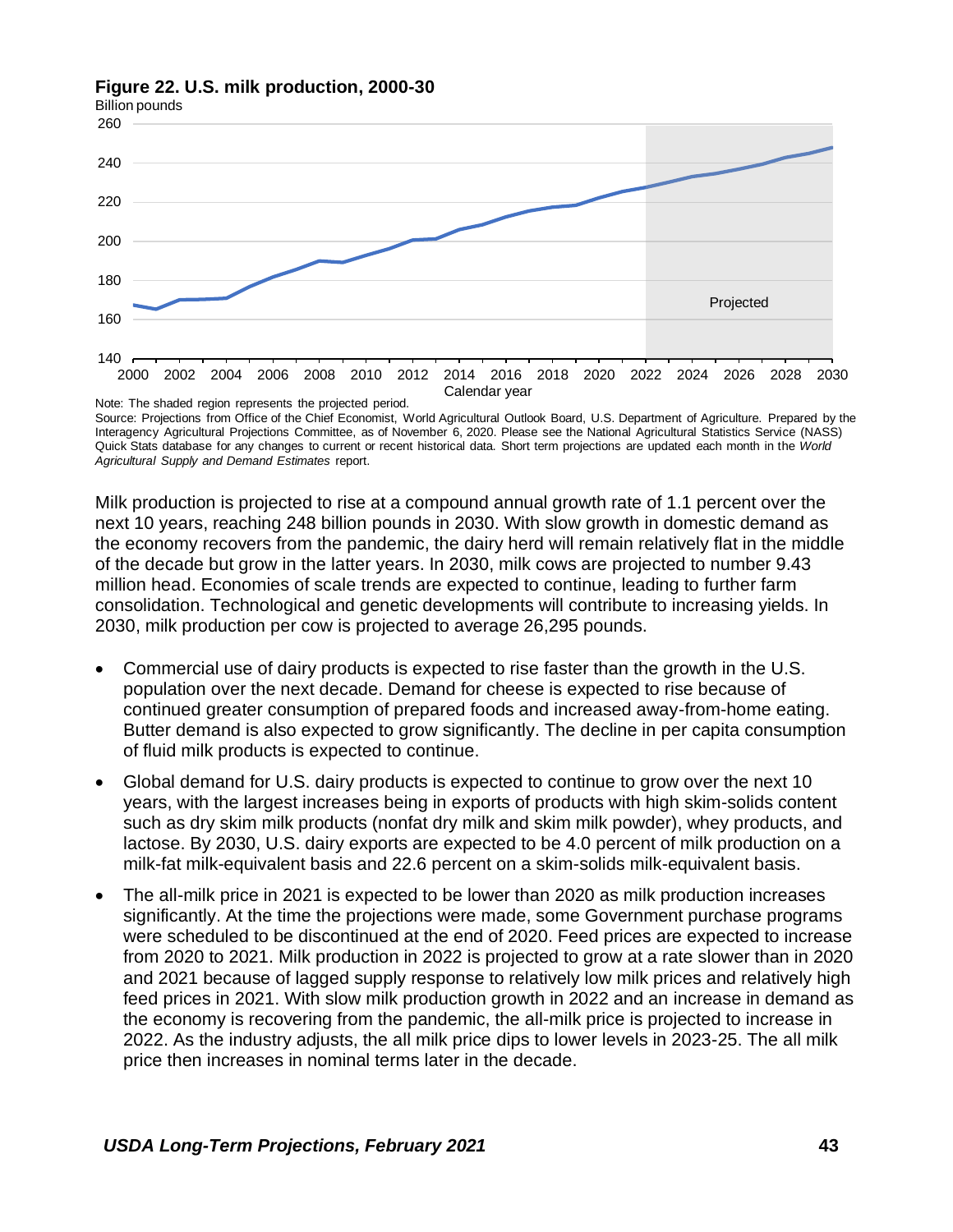**Figure 22. U.S. milk production, 2000-30**

Note: The shaded region represents the projected period.

Source: Projections from Office of the Chief Economist, World Agricultural Outlook Board, U.S. Department of Agriculture. Prepared by the Interagency Agricultural Projections Committee, as of November 6, 2020. Please see the National Agricultural Statistics Service (NASS) Quick Stats database for any changes to current or recent historical data. Short term projections are updated each month in the *World Agricultural Supply and Demand Estimates* report.

Milk production is projected to rise at a compound annual growth rate of 1.1 percent over the next 10 years, reaching 248 billion pounds in 2030. With slow growth in domestic demand as the economy recovers from the pandemic, the dairy herd will remain relatively flat in the middle of the decade but grow in the latter years. In 2030, milk cows are projected to number 9.43 million head. Economies of scale trends are expected to continue, leading to further farm consolidation. Technological and genetic developments will contribute to increasing yields. In 2030, milk production per cow is projected to average 26,295 pounds.

- Commercial use of dairy products is expected to rise faster than the growth in the U.S. population over the next decade. Demand for cheese is expected to rise because of continued greater consumption of prepared foods and increased away-from-home eating. Butter demand is also expected to grow significantly. The decline in per capita consumption of fluid milk products is expected to continue.
- Global demand for U.S. dairy products is expected to continue to grow over the next 10 years, with the largest increases being in exports of products with high skim-solids content such as dry skim milk products (nonfat dry milk and skim milk powder), whey products, and lactose. By 2030, U.S. dairy exports are expected to be 4.0 percent of milk production on a milk-fat milk-equivalent basis and 22.6 percent on a skim-solids milk-equivalent basis.
- The all-milk price in 2021 is expected to be lower than 2020 as milk production increases significantly. At the time the projections were made, some Government purchase programs were scheduled to be discontinued at the end of 2020. Feed prices are expected to increase from 2020 to 2021. Milk production in 2022 is projected to grow at a rate slower than in 2020 and 2021 because of lagged supply response to relatively low milk prices and relatively high feed prices in 2021. With slow milk production growth in 2022 and an increase in demand as the economy is recovering from the pandemic, the all-milk price is projected to increase in 2022. As the industry adjusts, the all milk price dips to lower levels in 2023-25. The all milk price then increases in nominal terms later in the decade.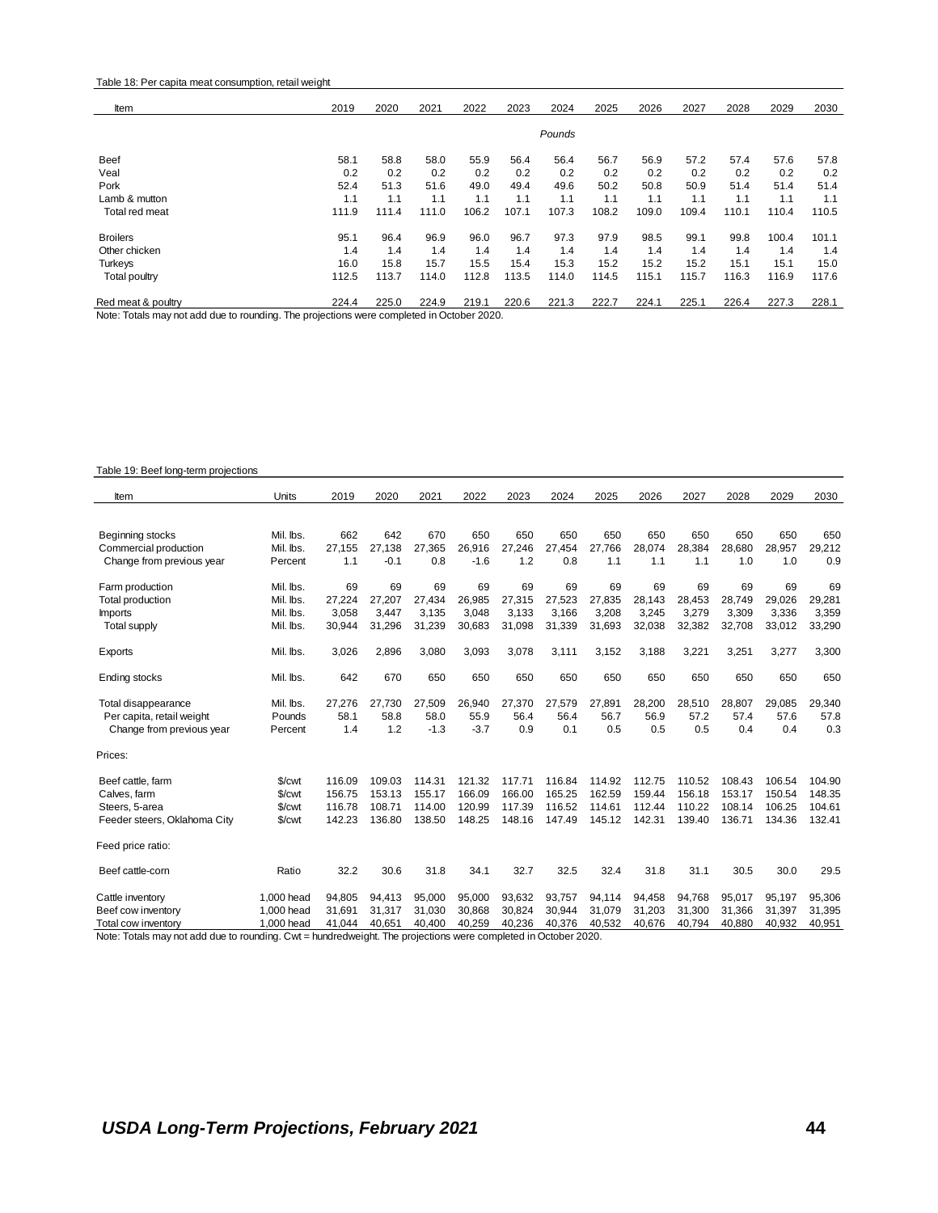Table 18: Per capita meat consumption, retail weight

| Item | 2019 | 2020 | 2021 | 2022 | 2023 | 2024 | 2025 | 2026 | 2027 | 2028 | 2029 | 2030 |
|---|---|---|---|---|---|---|---|---|---|---|---|---|
| | | | | | | *Pounds* | | | | | | |
| Beef | 58.1 | 58.8 | 58.0 | 55.9 | 56.4 | 56.4 | 56.7 | 56.9 | 57.2 | 57.4 | 57.6 | 57.8 |
| Veal | 0.2 | 0.2 | 0.2 | 0.2 | 0.2 | 0.2 | 0.2 | 0.2 | 0.2 | 0.2 | 0.2 | 0.2 |
| Pork | 52.4 | 51.3 | 51.6 | 49.0 | 49.4 | 49.6 | 50.2 | 50.8 | 50.9 | 51.4 | 51.4 | 51.4 |
| Lamb & mutton | 1.1 | 1.1 | 1.1 | 1.1 | 1.1 | 1.1 | 1.1 | 1.1 | 1.1 | 1.1 | 1.1 | 1.1 |
| Total red meat | 111.9 | 111.4 | 111.0 | 106.2 | 107.1 | 107.3 | 108.2 | 109.0 | 109.4 | 110.1 | 110.4 | 110.5 |
| Broilers | 95.1 | 96.4 | 96.9 | 96.0 | 96.7 | 97.3 | 97.9 | 98.5 | 99.1 | 99.8 | 100.4 | 101.1 |
| Other chicken | 1.4 | 1.4 | 1.4 | 1.4 | 1.4 | 1.4 | 1.4 | 1.4 | 1.4 | 1.4 | 1.4 | 1.4 |
| Turkeys | 16.0 | 15.8 | 15.7 | 15.5 | 15.4 | 15.3 | 15.2 | 15.2 | 15.2 | 15.1 | 15.1 | 15.0 |
| Total poultry | 112.5 | 113.7 | 114.0 | 112.8 | 113.5 | 114.0 | 114.5 | 115.1 | 115.7 | 116.3 | 116.9 | 117.6 |
| Red meat & poultry | 224.4 | 225.0 | 224.9 | 219.1 | 220.6 | 221.3 | 222.7 | 224.1 | 225.1 | 226.4 | 227.3 | 228.1 |

Note: Totals may not add due to rounding. The projections were completed in October 2020.

Table 19: Beef long-term projections

| Item | Units | 2019 | 2020 | 2021 | 2022 | 2023 | 2024 | 2025 | 2026 | 2027 | 2028 | 2029 | 2030 |
|---|---|---|---|---|---|---|---|---|---|---|---|---|---|
| Beginning stocks | Mil. lbs. | 662 | 642 | 670 | 650 | 650 | 650 | 650 | 650 | 650 | 650 | 650 | 650 |
| Commercial production | Mil. lbs. | 27,155 | 27,138 | 27,365 | 26,916 | 27,246 | 27,454 | 27,766 | 28,074 | 28,384 | 28,680 | 28,957 | 29,212 |
| Change from previous year | Percent | 1.1 | -0.1 | 0.8 | -1.6 | 1.2 | 0.8 | 1.1 | 1.1 | 1.1 | 1.0 | 1.0 | 0.9 |
| Farm production | Mil. lbs. | 69 | 69 | 69 | 69 | 69 | 69 | 69 | 69 | 69 | 69 | 69 | 69 |
| Total production | Mil. lbs. | 27,224 | 27,207 | 27,434 | 26,985 | 27,315 | 27,523 | 27,835 | 28,143 | 28,453 | 28,749 | 29,026 | 29,281 |
| Imports | Mil. lbs. | 3,058 | 3,447 | 3,135 | 3,048 | 3,133 | 3,166 | 3,208 | 3,245 | 3,279 | 3,309 | 3,336 | 3,359 |
| Total supply | Mil. lbs. | 30,944 | 31,296 | 31,239 | 30,683 | 31,098 | 31,339 | 31,693 | 32,038 | 32,382 | 32,708 | 33,012 | 33,290 |
| Exports | Mil. lbs. | 3,026 | 2,896 | 3,080 | 3,093 | 3,078 | 3,111 | 3,152 | 3,188 | 3,221 | 3,251 | 3,277 | 3,300 |
| Ending stocks | Mil. lbs. | 642 | 670 | 650 | 650 | 650 | 650 | 650 | 650 | 650 | 650 | 650 | 650 |
| Total disappearance | Mil. lbs. | 27,276 | 27,730 | 27,509 | 26,940 | 27,370 | 27,579 | 27,891 | 28,200 | 28,510 | 28,807 | 29,085 | 29,340 |
| Per capita, retail weight | Pounds | 58.1 | 58.8 | 58.0 | 55.9 | 56.4 | 56.4 | 56.7 | 56.9 | 57.2 | 57.4 | 57.6 | 57.8 |
| Change from previous year | Percent | 1.4 | 1.2 | -1.3 | -3.7 | 0.9 | 0.1 | 0.5 | 0.5 | 0.5 | 0.4 | 0.4 | 0.3 |
| Prices: | | | | | | | | | | | | | |
| Beef cattle, farm | $/cwt | 116.09 | 109.03 | 114.31 | 121.32 | 117.71 | 116.84 | 114.92 | 112.75 | 110.52 | 108.43 | 106.54 | 104.90 |
| Calves, farm | $/cwt | 156.75 | 153.13 | 155.17 | 166.09 | 166.00 | 165.25 | 162.59 | 159.44 | 156.18 | 153.17 | 150.54 | 148.35 |
| Steers, 5-area | $/cwt | 116.78 | 108.71 | 114.00 | 120.99 | 117.39 | 116.52 | 114.61 | 112.44 | 110.22 | 108.14 | 106.25 | 104.61 |
| Feeder steers, Oklahoma City | $/cwt | 142.23 | 136.80 | 138.50 | 148.25 | 148.16 | 147.49 | 145.12 | 142.31 | 139.40 | 136.71 | 134.36 | 132.41 |
| Feed price ratio: | | | | | | | | | | | | | |
| Beef cattle-corn | Ratio | 32.2 | 30.6 | 31.8 | 34.1 | 32.7 | 32.5 | 32.4 | 31.8 | 31.1 | 30.5 | 30.0 | 29.5 |
| Cattle inventory | 1,000 head | 94,805 | 94,413 | 95,000 | 95,000 | 93,632 | 93,757 | 94,114 | 94,458 | 94,768 | 95,017 | 95,197 | 95,306 |
| Beef cow inventory | 1,000 head | 31,691 | 31,317 | 31,030 | 30,868 | 30,824 | 30,944 | 31,079 | 31,203 | 31,300 | 31,366 | 31,397 | 31,395 |
| Total cow inventory | 1,000 head | 41,044 | 40,651 | 40,400 | 40,259 | 40,236 | 40,376 | 40,532 | 40,676 | 40,794 | 40,880 | 40,932 | 40,951 |

Note: Totals may not add due to rounding. Cwt = hundredweight. The projections were completed in October 2020.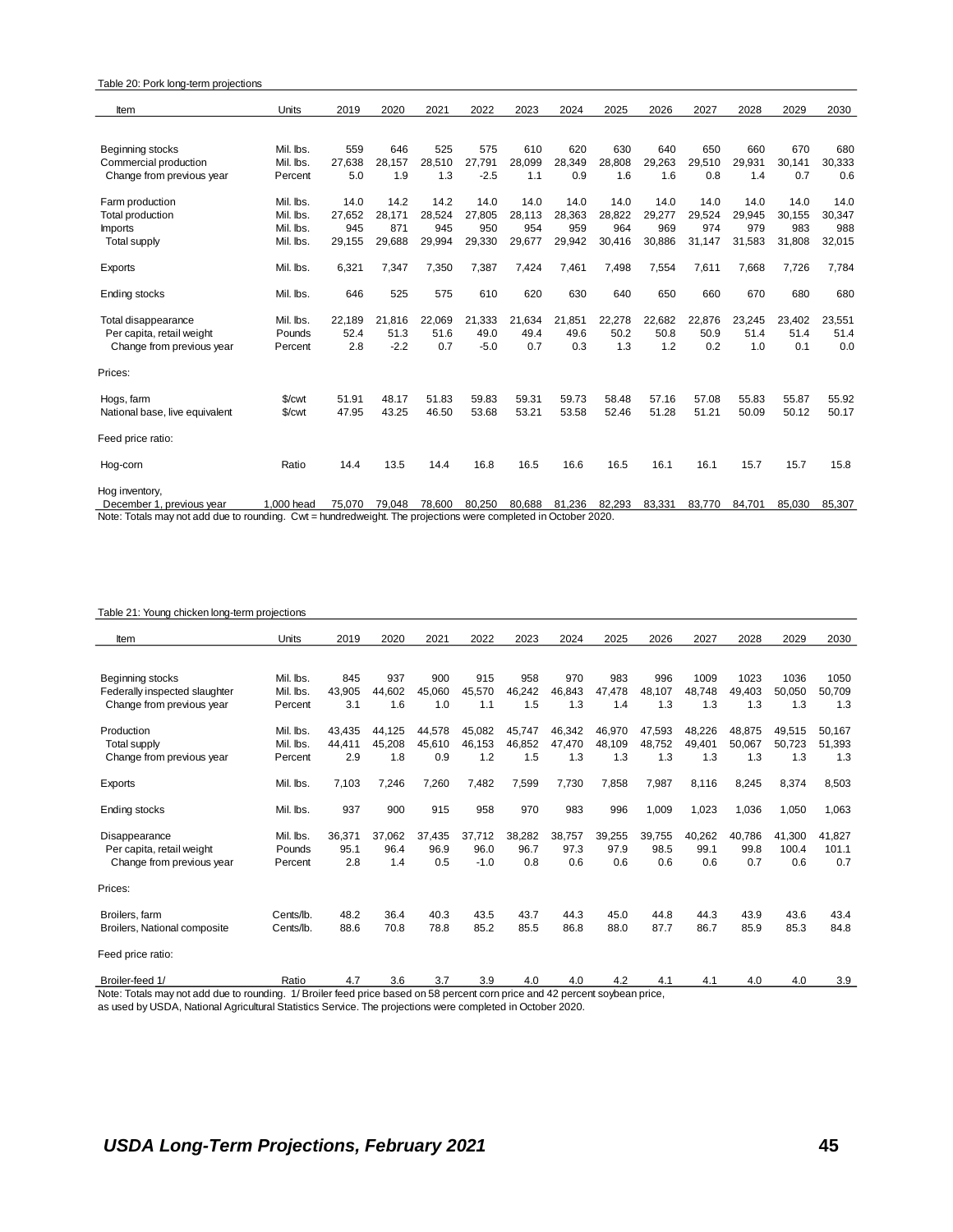Table 20: Pork long-term projections

| Item | Units | 2019 | 2020 | 2021 | 2022 | 2023 | 2024 | 2025 | 2026 | 2027 | 2028 | 2029 | 2030 |
|---|---|---|---|---|---|---|---|---|---|---|---|---|---|
| Beginning stocks | Mil. lbs. | 559 | 646 | 525 | 575 | 610 | 620 | 630 | 640 | 650 | 660 | 670 | 680 |
| Commercial production | Mil. lbs. | 27,638 | 28,157 | 28,510 | 27,791 | 28,099 | 28,349 | 28,808 | 29,263 | 29,510 | 29,931 | 30,141 | 30,333 |
| Change from previous year | Percent | 5.0 | 1.9 | 1.3 | -2.5 | 1.1 | 0.9 | 1.6 | 1.6 | 0.8 | 1.4 | 0.7 | 0.6 |
| Farm production | Mil. lbs. | 14.0 | 14.2 | 14.2 | 14.0 | 14.0 | 14.0 | 14.0 | 14.0 | 14.0 | 14.0 | 14.0 | 14.0 |
| Total production | Mil. lbs. | 27,652 | 28,171 | 28,524 | 27,805 | 28,113 | 28,363 | 28,822 | 29,277 | 29,524 | 29,945 | 30,155 | 30,347 |
| Imports | Mil. lbs. | 945 | 871 | 945 | 950 | 954 | 959 | 964 | 969 | 974 | 979 | 983 | 988 |
| Total supply | Mil. lbs. | 29,155 | 29,688 | 29,994 | 29,330 | 29,677 | 29,942 | 30,416 | 30,886 | 31,147 | 31,583 | 31,808 | 32,015 |
| Exports | Mil. lbs. | 6,321 | 7,347 | 7,350 | 7,387 | 7,424 | 7,461 | 7,498 | 7,554 | 7,611 | 7,668 | 7,726 | 7,784 |
| Ending stocks | Mil. lbs. | 646 | 525 | 575 | 610 | 620 | 630 | 640 | 650 | 660 | 670 | 680 | 680 |
| Total disappearance | Mil. lbs. | 22,189 | 21,816 | 22,069 | 21,333 | 21,634 | 21,851 | 22,278 | 22,682 | 22,876 | 23,245 | 23,402 | 23,551 |
| Per capita, retail weight | Pounds | 52.4 | 51.3 | 51.6 | 49.0 | 49.4 | 49.6 | 50.2 | 50.8 | 50.9 | 51.4 | 51.4 | 51.4 |
| Change from previous year | Percent | 2.8 | -2.2 | 0.7 | -5.0 | 0.7 | 0.3 | 1.3 | 1.2 | 0.2 | 1.0 | 0.1 | 0.0 |
| Prices: | | | | | | | | | | | | | |
| Hogs, farm | $/cwt | 51.91 | 48.17 | 51.83 | 59.83 | 59.31 | 59.73 | 58.48 | 57.16 | 57.08 | 55.83 | 55.87 | 55.92 |
| National base, live equivalent | $/cwt | 47.95 | 43.25 | 46.50 | 53.68 | 53.21 | 53.58 | 52.46 | 51.28 | 51.21 | 50.09 | 50.12 | 50.17 |
| Feed price ratio: | | | | | | | | | | | | | |
| Hog-corn | Ratio | 14.4 | 13.5 | 14.4 | 16.8 | 16.5 | 16.6 | 16.5 | 16.1 | 16.1 | 15.7 | 15.7 | 15.8 |
| Hog inventory, December 1, previous year | 1,000 head | 75,070 | 79,048 | 78,600 | 80,250 | 80,688 | 81,236 | 82,293 | 83,331 | 83,770 | 84,701 | 85,030 | 85,307 |

Note: Totals may not add due to rounding. Cwt = hundredweight. The projections were completed in October 2020.

Table 21: Young chicken long-term projections

| Item | Units | 2019 | 2020 | 2021 | 2022 | 2023 | 2024 | 2025 | 2026 | 2027 | 2028 | 2029 | 2030 |
|---|---|---|---|---|---|---|---|---|---|---|---|---|---|
| Beginning stocks | Mil. lbs. | 845 | 937 | 900 | 915 | 958 | 970 | 983 | 996 | 1009 | 1023 | 1036 | 1050 |
| Federally inspected slaughter | Mil. lbs. | 43,905 | 44,602 | 45,060 | 45,570 | 46,242 | 46,843 | 47,478 | 48,107 | 48,748 | 49,403 | 50,050 | 50,709 |
| Change from previous year | Percent | 3.1 | 1.6 | 1.0 | 1.1 | 1.5 | 1.3 | 1.4 | 1.3 | 1.3 | 1.3 | 1.3 | 1.3 |
| Production | Mil. lbs. | 43,435 | 44,125 | 44,578 | 45,082 | 45,747 | 46,342 | 46,970 | 47,593 | 48,226 | 48,875 | 49,515 | 50,167 |
| Total supply | Mil. lbs. | 44,411 | 45,208 | 45,610 | 46,153 | 46,852 | 47,470 | 48,109 | 48,752 | 49,401 | 50,067 | 50,723 | 51,393 |
| Change from previous year | Percent | 2.9 | 1.8 | 0.9 | 1.2 | 1.5 | 1.3 | 1.3 | 1.3 | 1.3 | 1.3 | 1.3 | 1.3 |
| Exports | Mil. lbs. | 7,103 | 7,246 | 7,260 | 7,482 | 7,599 | 7,730 | 7,858 | 7,987 | 8,116 | 8,245 | 8,374 | 8,503 |
| Ending stocks | Mil. lbs. | 937 | 900 | 915 | 958 | 970 | 983 | 996 | 1,009 | 1,023 | 1,036 | 1,050 | 1,063 |
| Disappearance | Mil. lbs. | 36,371 | 37,062 | 37,435 | 37,712 | 38,282 | 38,757 | 39,255 | 39,755 | 40,262 | 40,786 | 41,300 | 41,827 |
| Per capita, retail weight | Pounds | 95.1 | 96.4 | 96.9 | 96.0 | 96.7 | 97.3 | 97.9 | 98.5 | 99.1 | 99.8 | 100.4 | 101.1 |
| Change from previous year | Percent | 2.8 | 1.4 | 0.5 | -1.0 | 0.8 | 0.6 | 0.6 | 0.6 | 0.6 | 0.7 | 0.6 | 0.7 |
| Prices: | | | | | | | | | | | | | |
| Broilers, farm | Cents/lb. | 48.2 | 36.4 | 40.3 | 43.5 | 43.7 | 44.3 | 45.0 | 44.8 | 44.3 | 43.9 | 43.6 | 43.4 |
| Broilers, National composite | Cents/lb. | 88.6 | 70.8 | 78.8 | 85.2 | 85.5 | 86.8 | 88.0 | 87.7 | 86.7 | 85.9 | 85.3 | 84.8 |
| Feed price ratio: | | | | | | | | | | | | | |
| Broiler-feed 1/ | Ratio | 4.7 | 3.6 | 3.7 | 3.9 | 4.0 | 4.0 | 4.2 | 4.1 | 4.1 | 4.0 | 4.0 | 3.9 |

Note: Totals may not add due to rounding. 1/ Broiler feed price based on 58 percent corn price and 42 percent soybean price, as used by USDA, National Agricultural Statistics Service. The projections were completed in October 2020.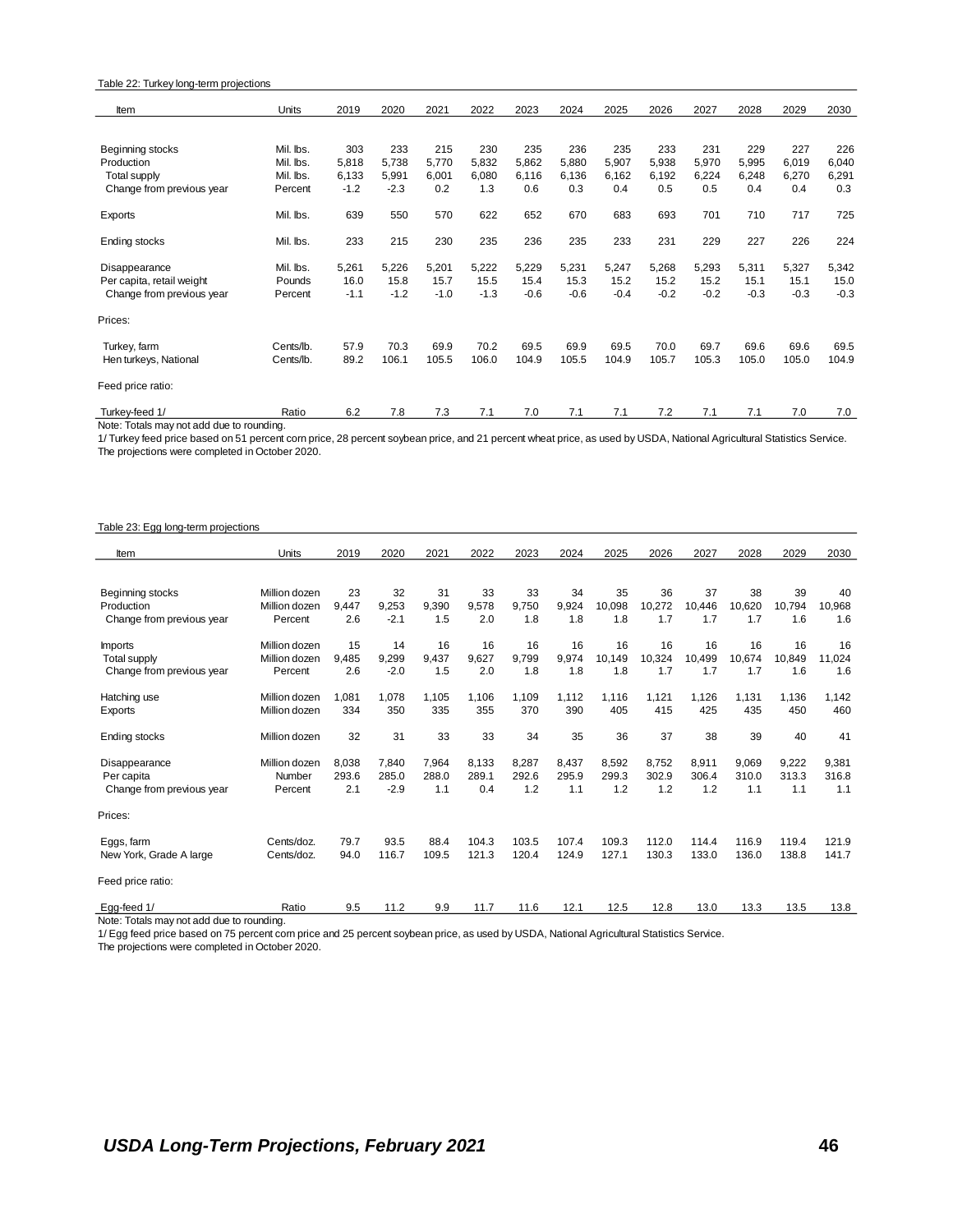Table 22: Turkey long-term projections

| Item | Units | 2019 | 2020 | 2021 | 2022 | 2023 | 2024 | 2025 | 2026 | 2027 | 2028 | 2029 | 2030 |
|---|---|---|---|---|---|---|---|---|---|---|---|---|---|
| Beginning stocks | Mil. lbs. | 303 | 233 | 215 | 230 | 235 | 236 | 235 | 233 | 231 | 229 | 227 | 226 |
| Production | Mil. lbs. | 5,818 | 5,738 | 5,770 | 5,832 | 5,862 | 5,880 | 5,907 | 5,938 | 5,970 | 5,995 | 6,019 | 6,040 |
| Total supply | Mil. lbs. | 6,133 | 5,991 | 6,001 | 6,080 | 6,116 | 6,136 | 6,162 | 6,192 | 6,224 | 6,248 | 6,270 | 6,291 |
| Change from previous year | Percent | -1.2 | -2.3 | 0.2 | 1.3 | 0.6 | 0.3 | 0.4 | 0.5 | 0.5 | 0.4 | 0.4 | 0.3 |
| Exports | Mil. lbs. | 639 | 550 | 570 | 622 | 652 | 670 | 683 | 693 | 701 | 710 | 717 | 725 |
| Ending stocks | Mil. lbs. | 233 | 215 | 230 | 235 | 236 | 235 | 233 | 231 | 229 | 227 | 226 | 224 |
| Disappearance | Mil. lbs. | 5,261 | 5,226 | 5,201 | 5,222 | 5,229 | 5,231 | 5,247 | 5,268 | 5,293 | 5,311 | 5,327 | 5,342 |
| Per capita, retail weight | Pounds | 16.0 | 15.8 | 15.7 | 15.5 | 15.4 | 15.3 | 15.2 | 15.2 | 15.2 | 15.1 | 15.1 | 15.0 |
| Change from previous year | Percent | -1.1 | -1.2 | -1.0 | -1.3 | -0.6 | -0.6 | -0.4 | -0.2 | -0.2 | -0.3 | -0.3 | -0.3 |
| Prices: | | | | | | | | | | | | | |
| Turkey, farm | Cents/lb. | 57.9 | 70.3 | 69.9 | 70.2 | 69.5 | 69.9 | 69.5 | 70.0 | 69.7 | 69.6 | 69.6 | 69.5 |
| Hen turkeys, National | Cents/lb. | 89.2 | 106.1 | 105.5 | 106.0 | 104.9 | 105.5 | 104.9 | 105.7 | 105.3 | 105.0 | 105.0 | 104.9 |
| Feed price ratio: | | | | | | | | | | | | | |
| Turkey-feed 1/ | Ratio | 6.2 | 7.8 | 7.3 | 7.1 | 7.0 | 7.1 | 7.1 | 7.2 | 7.1 | 7.1 | 7.0 | 7.0 |

Note: Totals may not add due to rounding.
1/ Turkey feed price based on 51 percent corn price, 28 percent soybean price, and 21 percent wheat price, as used by USDA, National Agricultural Statistics Service.
The projections were completed in October 2020.

Table 23: Egg long-term projections

| Item | Units | 2019 | 2020 | 2021 | 2022 | 2023 | 2024 | 2025 | 2026 | 2027 | 2028 | 2029 | 2030 |
|---|---|---|---|---|---|---|---|---|---|---|---|---|---|
| Beginning stocks | Million dozen | 23 | 32 | 31 | 33 | 33 | 34 | 35 | 36 | 37 | 38 | 39 | 40 |
| Production | Million dozen | 9,447 | 9,253 | 9,390 | 9,578 | 9,750 | 9,924 | 10,098 | 10,272 | 10,446 | 10,620 | 10,794 | 10,968 |
| Change from previous year | Percent | 2.6 | -2.1 | 1.5 | 2.0 | 1.8 | 1.8 | 1.8 | 1.7 | 1.7 | 1.7 | 1.6 | 1.6 |
| Imports | Million dozen | 15 | 14 | 16 | 16 | 16 | 16 | 16 | 16 | 16 | 16 | 16 | 16 |
| Total supply | Million dozen | 9,485 | 9,299 | 9,437 | 9,627 | 9,799 | 9,974 | 10,149 | 10,324 | 10,499 | 10,674 | 10,849 | 11,024 |
| Change from previous year | Percent | 2.6 | -2.0 | 1.5 | 2.0 | 1.8 | 1.8 | 1.8 | 1.7 | 1.7 | 1.7 | 1.6 | 1.6 |
| Hatching use | Million dozen | 1,081 | 1,078 | 1,105 | 1,106 | 1,109 | 1,112 | 1,116 | 1,121 | 1,126 | 1,131 | 1,136 | 1,142 |
| Exports | Million dozen | 334 | 350 | 335 | 355 | 370 | 390 | 405 | 415 | 425 | 435 | 450 | 460 |
| Ending stocks | Million dozen | 32 | 31 | 33 | 33 | 34 | 35 | 36 | 37 | 38 | 39 | 40 | 41 |
| Disappearance | Million dozen | 8,038 | 7,840 | 7,964 | 8,133 | 8,287 | 8,437 | 8,592 | 8,752 | 8,911 | 9,069 | 9,222 | 9,381 |
| Per capita | Number | 293.6 | 285.0 | 288.0 | 289.1 | 292.6 | 295.9 | 299.3 | 302.9 | 306.4 | 310.0 | 313.3 | 316.8 |
| Change from previous year | Percent | 2.1 | -2.9 | 1.1 | 0.4 | 1.2 | 1.1 | 1.2 | 1.2 | 1.2 | 1.1 | 1.1 | 1.1 |
| Prices: | | | | | | | | | | | | | |
| Eggs, farm | Cents/doz. | 79.7 | 93.5 | 88.4 | 104.3 | 103.5 | 107.4 | 109.3 | 112.0 | 114.4 | 116.9 | 119.4 | 121.9 |
| New York, Grade A large | Cents/doz. | 94.0 | 116.7 | 109.5 | 121.3 | 120.4 | 124.9 | 127.1 | 130.3 | 133.0 | 136.0 | 138.8 | 141.7 |
| Feed price ratio: | | | | | | | | | | | | | |
| Egg-feed 1/ | Ratio | 9.5 | 11.2 | 9.9 | 11.7 | 11.6 | 12.1 | 12.5 | 12.8 | 13.0 | 13.3 | 13.5 | 13.8 |

Note: Totals may not add due to rounding.
1/ Egg feed price based on 75 percent corn price and 25 percent soybean price, as used by USDA, National Agricultural Statistics Service.
The projections were completed in October 2020.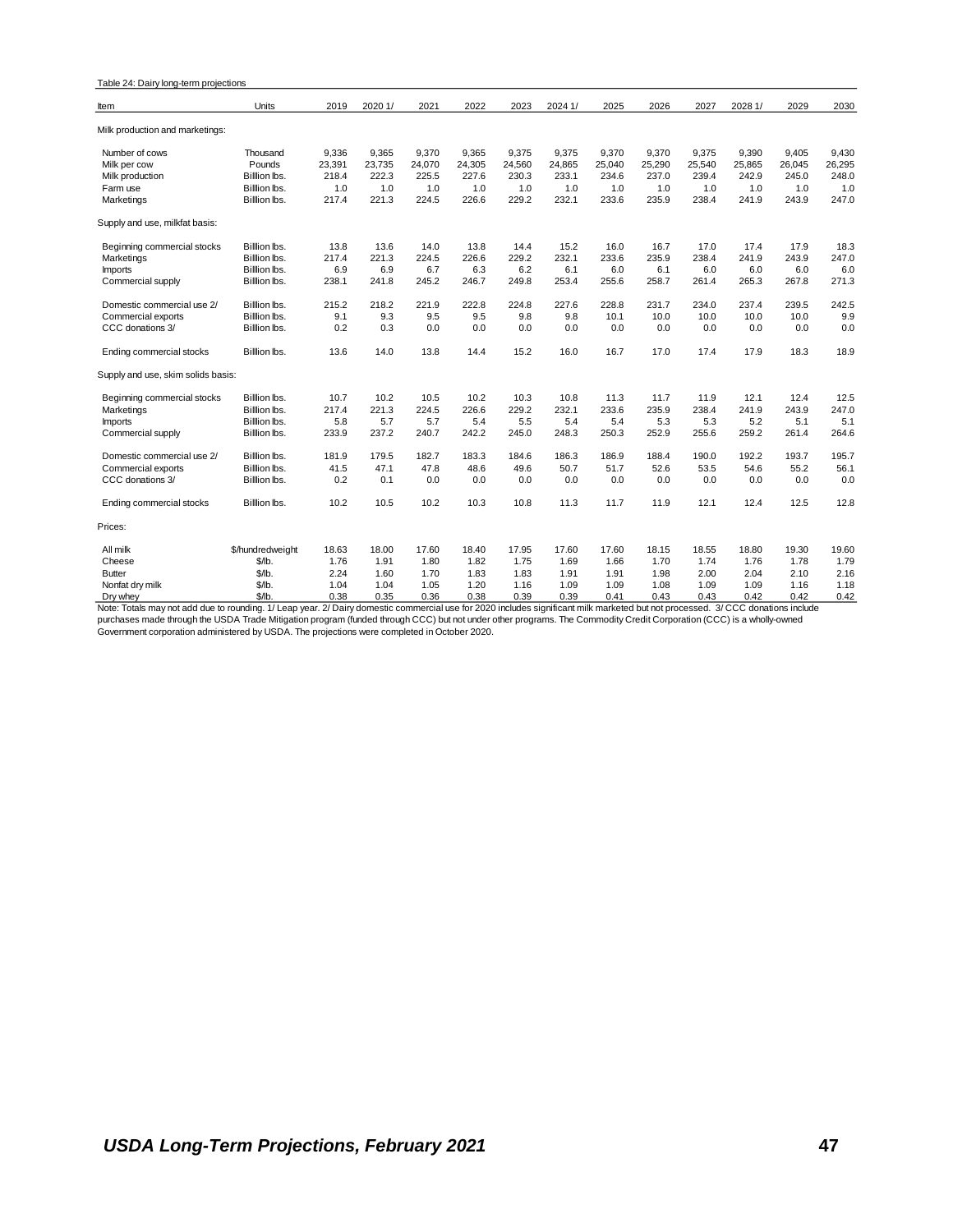Table 24: Dairy long-term projections

| Item | Units | 2019 | 2020 1/ | 2021 | 2022 | 2023 | 2024 1/ | 2025 | 2026 | 2027 | 2028 1/ | 2029 | 2030 |
|---|---|---|---|---|---|---|---|---|---|---|---|---|---|
| Milk production and marketings: | | | | | | | | | | | | | |
| Number of cows | Thousand | 9,336 | 9,365 | 9,370 | 9,365 | 9,375 | 9,375 | 9,370 | 9,370 | 9,375 | 9,390 | 9,405 | 9,430 |
| Milk per cow | Pounds | 23,391 | 23,735 | 24,070 | 24,305 | 24,560 | 24,865 | 25,040 | 25,290 | 25,540 | 25,865 | 26,045 | 26,295 |
| Milk production | Billion lbs. | 218.4 | 222.3 | 225.5 | 227.6 | 230.3 | 233.1 | 234.6 | 237.0 | 239.4 | 242.9 | 245.0 | 248.0 |
| Farm use | Billion lbs. | 1.0 | 1.0 | 1.0 | 1.0 | 1.0 | 1.0 | 1.0 | 1.0 | 1.0 | 1.0 | 1.0 | 1.0 |
| Marketings | Billion lbs. | 217.4 | 221.3 | 224.5 | 226.6 | 229.2 | 232.1 | 233.6 | 235.9 | 238.4 | 241.9 | 243.9 | 247.0 |
| Supply and use, milkfat basis: | | | | | | | | | | | | | |
| Beginning commercial stocks | Billion lbs. | 13.8 | 13.6 | 14.0 | 13.8 | 14.4 | 15.2 | 16.0 | 16.7 | 17.0 | 17.4 | 17.9 | 18.3 |
| Marketings | Billion lbs. | 217.4 | 221.3 | 224.5 | 226.6 | 229.2 | 232.1 | 233.6 | 235.9 | 238.4 | 241.9 | 243.9 | 247.0 |
| Imports | Billion lbs. | 6.9 | 6.9 | 6.7 | 6.3 | 6.2 | 6.1 | 6.0 | 6.1 | 6.0 | 6.0 | 6.0 | 6.0 |
| Commercial supply | Billion lbs. | 238.1 | 241.8 | 245.2 | 246.7 | 249.8 | 253.4 | 255.6 | 258.7 | 261.4 | 265.3 | 267.8 | 271.3 |
| Domestic commercial use 2/ | Billion lbs. | 215.2 | 218.2 | 221.9 | 222.8 | 224.8 | 227.6 | 228.8 | 231.7 | 234.0 | 237.4 | 239.5 | 242.5 |
| Commercial exports | Billion lbs. | 9.1 | 9.3 | 9.5 | 9.5 | 9.8 | 9.8 | 10.1 | 10.0 | 10.0 | 10.0 | 10.0 | 9.9 |
| CCC donations 3/ | Billion lbs. | 0.2 | 0.3 | 0.0 | 0.0 | 0.0 | 0.0 | 0.0 | 0.0 | 0.0 | 0.0 | 0.0 | 0.0 |
| Ending commercial stocks | Billion lbs. | 13.6 | 14.0 | 13.8 | 14.4 | 15.2 | 16.0 | 16.7 | 17.0 | 17.4 | 17.9 | 18.3 | 18.9 |
| Supply and use, skim solids basis: | | | | | | | | | | | | | |
| Beginning commercial stocks | Billion lbs. | 10.7 | 10.2 | 10.5 | 10.2 | 10.3 | 10.8 | 11.3 | 11.7 | 11.9 | 12.1 | 12.4 | 12.5 |
| Marketings | Billion lbs. | 217.4 | 221.3 | 224.5 | 226.6 | 229.2 | 232.1 | 233.6 | 235.9 | 238.4 | 241.9 | 243.9 | 247.0 |
| Imports | Billion lbs. | 5.8 | 5.7 | 5.7 | 5.4 | 5.5 | 5.4 | 5.4 | 5.3 | 5.3 | 5.2 | 5.1 | 5.1 |
| Commercial supply | Billion lbs. | 233.9 | 237.2 | 240.7 | 242.2 | 245.0 | 248.3 | 250.3 | 252.9 | 255.6 | 259.2 | 261.4 | 264.6 |
| Domestic commercial use 2/ | Billion lbs. | 181.9 | 179.5 | 182.7 | 183.3 | 184.6 | 186.3 | 186.9 | 188.4 | 190.0 | 192.2 | 193.7 | 195.7 |
| Commercial exports | Billion lbs. | 41.5 | 47.1 | 47.8 | 48.6 | 49.6 | 50.7 | 51.7 | 52.6 | 53.5 | 54.6 | 55.2 | 56.1 |
| CCC donations 3/ | Billion lbs. | 0.2 | 0.1 | 0.0 | 0.0 | 0.0 | 0.0 | 0.0 | 0.0 | 0.0 | 0.0 | 0.0 | 0.0 |
| Ending commercial stocks | Billion lbs. | 10.2 | 10.5 | 10.2 | 10.3 | 10.8 | 11.3 | 11.7 | 11.9 | 12.1 | 12.4 | 12.5 | 12.8 |
| Prices: | | | | | | | | | | | | | |
| All milk | $/hundredweight | 18.63 | 18.00 | 17.60 | 18.40 | 17.95 | 17.60 | 17.60 | 18.15 | 18.55 | 18.80 | 19.30 | 19.60 |
| Cheese | $/lb. | 1.76 | 1.91 | 1.80 | 1.82 | 1.75 | 1.69 | 1.66 | 1.70 | 1.74 | 1.76 | 1.78 | 1.79 |
| Butter | $/lb. | 2.24 | 1.60 | 1.70 | 1.83 | 1.83 | 1.91 | 1.91 | 1.98 | 2.00 | 2.04 | 2.10 | 2.16 |
| Nonfat dry milk | $/lb. | 1.04 | 1.04 | 1.05 | 1.20 | 1.16 | 1.09 | 1.09 | 1.08 | 1.09 | 1.09 | 1.16 | 1.18 |
| Dry whey | $/lb. | 0.38 | 0.35 | 0.36 | 0.38 | 0.39 | 0.39 | 0.41 | 0.43 | 0.43 | 0.42 | 0.42 | 0.42 |

Note: Totals may not add due to rounding. 1/ Leap year. 2/ Dairy domestic commercial use for 2020 includes significant milk marketed but not processed. 3/ CCC donations include purchases made through the USDA Trade Mitigation program (funded through CCC) but not under other programs. The Commodity Credit Corporation (CCC) is a wholly-owned Government corporation administered by USDA. The projections were completed in October 2020.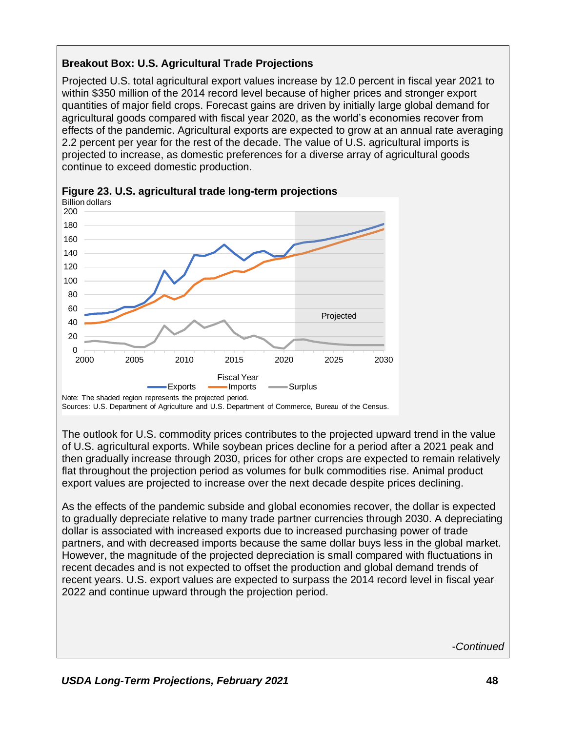## Breakout Box: U.S. Agricultural Trade Projections

Projected U.S. total agricultural export values increase by 12.0 percent in fiscal year 2021 to within $350 million of the 2014 record level because of higher prices and stronger export quantities of major field crops. Forecast gains are driven by initially large global demand for agricultural goods compared with fiscal year 2020, as the world's economies recover from effects of the pandemic. Agricultural exports are expected to grow at an annual rate averaging 2.2 percent per year for the rest of the decade. The value of U.S. agricultural imports is projected to increase, as domestic preferences for a diverse array of agricultural goods continue to exceed domestic production.

**Figure 23. U.S. agricultural trade long-term projections**

Note: The shaded region represents the projected period.
Sources: U.S. Department of Agriculture and U.S. Department of Commerce, Bureau of the Census.

The outlook for U.S. commodity prices contributes to the projected upward trend in the value of U.S. agricultural exports. While soybean prices decline for a period after a 2021 peak and then gradually increase through 2030, prices for other crops are expected to remain relatively flat throughout the projection period as volumes for bulk commodities rise. Animal product export values are projected to increase over the next decade despite prices declining.

As the effects of the pandemic subside and global economies recover, the dollar is expected to gradually depreciate relative to many trade partner currencies through 2030. A depreciating dollar is associated with increased exports due to increased purchasing power of trade partners, and with decreased imports because the same dollar buys less in the global market. However, the magnitude of the projected depreciation is small compared with fluctuations in recent decades and is not expected to offset the production and global demand trends of recent years. U.S. export values are expected to surpass the 2014 record level in fiscal year 2022 and continue upward through the projection period.

*-Continued*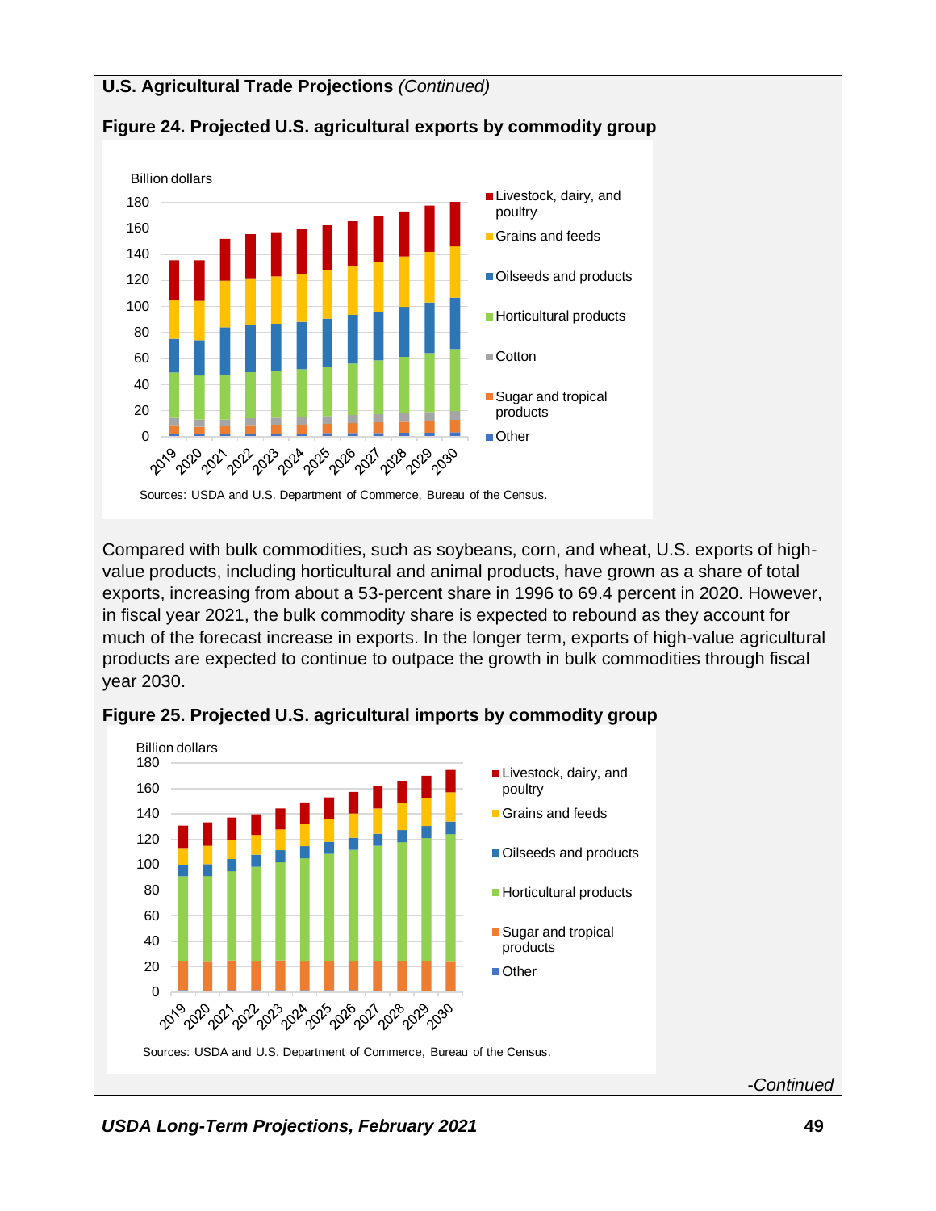## U.S. Agricultural Trade Projections *(Continued)*

**Figure 24. Projected U.S. agricultural exports by commodity group**

Sources: USDA and U.S. Department of Commerce, Bureau of the Census.

Compared with bulk commodities, such as soybeans, corn, and wheat, U.S. exports of high-value products, including horticultural and animal products, have grown as a share of total exports, increasing from about a 53-percent share in 1996 to 69.4 percent in 2020. However, in fiscal year 2021, the bulk commodity share is expected to rebound as they account for much of the forecast increase in exports. In the longer term, exports of high-value agricultural products are expected to continue to outpace the growth in bulk commodities through fiscal year 2030.

**Figure 25. Projected U.S. agricultural imports by commodity group**

Sources: USDA and U.S. Department of Commerce, Bureau of the Census.

*-Continued*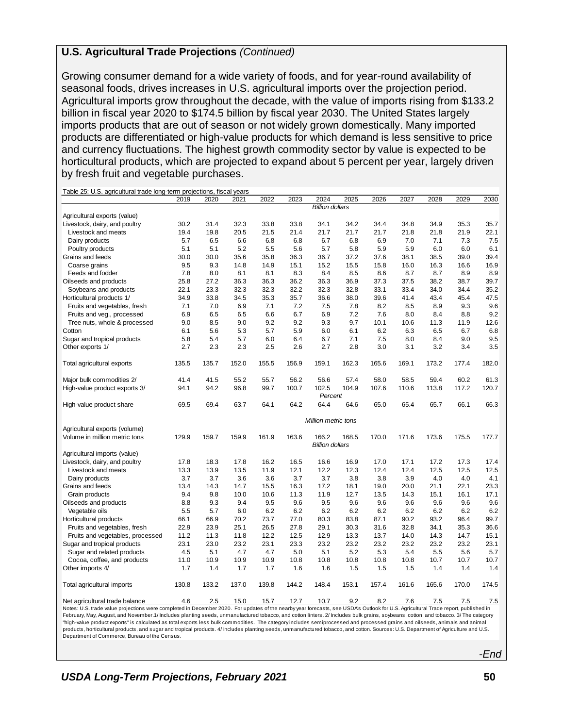## U.S. Agricultural Trade Projections *(Continued)*

Growing consumer demand for a wide variety of foods, and for year-round availability of seasonal foods, drives increases in U.S. agricultural imports over the projection period. Agricultural imports grow throughout the decade, with the value of imports rising from $133.2 billion in fiscal year 2020 to $174.5 billion by fiscal year 2030. The United States largely imports products that are out of season or not widely grown domestically. Many imported products are differentiated or high-value products for which demand is less sensitive to price and currency fluctuations. The highest growth commodity sector by value is expected to be horticultural products, which are projected to expand about 5 percent per year, largely driven by fresh fruit and vegetable purchases.

Table 25: U.S. agricultural trade long-term projections, fiscal years

| | 2019 | 2020 | 2021 | 2022 | 2023 | 2024 | 2025 | 2026 | 2027 | 2028 | 2029 | 2030 |
|---|---|---|---|---|---|---|---|---|---|---|---|---|
| | | | | | | *Billion dollars* | | | | | | |
| Agricultural exports (value) | | | | | | | | | | | | |
| Livestock, dairy, and poultry | 30.2 | 31.4 | 32.3 | 33.8 | 33.8 | 34.1 | 34.2 | 34.4 | 34.8 | 34.9 | 35.3 | 35.7 |
| Livestock and meats | 19.4 | 19.8 | 20.5 | 21.5 | 21.4 | 21.7 | 21.7 | 21.7 | 21.8 | 21.8 | 21.9 | 22.1 |
| Dairy products | 5.7 | 6.5 | 6.6 | 6.8 | 6.8 | 6.7 | 6.8 | 6.9 | 7.0 | 7.1 | 7.3 | 7.5 |
| Poultry products | 5.1 | 5.1 | 5.2 | 5.5 | 5.6 | 5.7 | 5.8 | 5.9 | 5.9 | 6.0 | 6.0 | 6.1 |
| Grains and feeds | 30.0 | 30.0 | 35.6 | 35.8 | 36.3 | 36.7 | 37.2 | 37.6 | 38.1 | 38.5 | 39.0 | 39.4 |
| Coarse grains | 9.5 | 9.3 | 14.8 | 14.9 | 15.1 | 15.2 | 15.5 | 15.8 | 16.0 | 16.3 | 16.6 | 16.9 |
| Feeds and fodder | 7.8 | 8.0 | 8.1 | 8.1 | 8.3 | 8.4 | 8.5 | 8.6 | 8.7 | 8.7 | 8.9 | 8.9 |
| Oilseeds and products | 25.8 | 27.2 | 36.3 | 36.3 | 36.2 | 36.3 | 36.9 | 37.3 | 37.5 | 38.2 | 38.7 | 39.7 |
| Soybeans and products | 22.1 | 23.3 | 32.3 | 32.3 | 32.2 | 32.3 | 32.8 | 33.1 | 33.4 | 34.0 | 34.4 | 35.2 |
| Horticultural products 1/ | 34.9 | 33.8 | 34.5 | 35.3 | 35.7 | 36.6 | 38.0 | 39.6 | 41.4 | 43.4 | 45.4 | 47.5 |
| Fruits and vegetables, fresh | 7.1 | 7.0 | 6.9 | 7.1 | 7.2 | 7.5 | 7.8 | 8.2 | 8.5 | 8.9 | 9.3 | 9.6 |
| Fruits and veg., processed | 6.9 | 6.5 | 6.5 | 6.6 | 6.7 | 6.9 | 7.2 | 7.6 | 8.0 | 8.4 | 8.8 | 9.2 |
| Tree nuts, whole & processed | 9.0 | 8.5 | 9.0 | 9.2 | 9.2 | 9.3 | 9.7 | 10.1 | 10.6 | 11.3 | 11.9 | 12.6 |
| Cotton | 6.1 | 5.6 | 5.3 | 5.7 | 5.9 | 6.0 | 6.1 | 6.2 | 6.3 | 6.5 | 6.7 | 6.8 |
| Sugar and tropical products | 5.8 | 5.4 | 5.7 | 6.0 | 6.4 | 6.7 | 7.1 | 7.5 | 8.0 | 8.4 | 9.0 | 9.5 |
| Other exports 1/ | 2.7 | 2.3 | 2.3 | 2.5 | 2.6 | 2.7 | 2.8 | 3.0 | 3.1 | 3.2 | 3.4 | 3.5 |
| Total agricultural exports | 135.5 | 135.7 | 152.0 | 155.5 | 156.9 | 159.1 | 162.3 | 165.6 | 169.1 | 173.2 | 177.4 | 182.0 |
| Major bulk commodities 2/ | 41.4 | 41.5 | 55.2 | 55.7 | 56.2 | 56.6 | 57.4 | 58.0 | 58.5 | 59.4 | 60.2 | 61.3 |
| High-value product exports 3/ | 94.1 | 94.2 | 96.8 | 99.7 | 100.7 | 102.5 | 104.9 | 107.6 | 110.6 | 113.8 | 117.2 | 120.7 |
| | | | | | | *Percent* | | | | | | |
| High-value product share | 69.5 | 69.4 | 63.7 | 64.1 | 64.2 | 64.4 | 64.6 | 65.0 | 65.4 | 65.7 | 66.1 | 66.3 |
| | | | | | | *Million metric tons* | | | | | | |
| Agricultural exports (volume) | | | | | | | | | | | | |
| Volume in million metric tons | 129.9 | 159.7 | 159.9 | 161.9 | 163.6 | 166.2 | 168.5 | 170.0 | 171.6 | 173.6 | 175.5 | 177.7 |
| | | | | | | *Billion dollars* | | | | | | |
| Agricultural imports (value) | | | | | | | | | | | | |
| Livestock, dairy, and poultry | 17.8 | 18.3 | 17.8 | 16.2 | 16.5 | 16.6 | 16.9 | 17.0 | 17.1 | 17.2 | 17.3 | 17.4 |
| Livestock and meats | 13.3 | 13.9 | 13.5 | 11.9 | 12.1 | 12.2 | 12.3 | 12.4 | 12.4 | 12.5 | 12.5 | 12.5 |
| Dairy products | 3.7 | 3.7 | 3.6 | 3.6 | 3.7 | 3.7 | 3.8 | 3.8 | 3.9 | 4.0 | 4.0 | 4.1 |
| Grains and feeds | 13.4 | 14.3 | 14.7 | 15.5 | 16.3 | 17.2 | 18.1 | 19.0 | 20.0 | 21.1 | 22.1 | 23.3 |
| Grain products | 9.4 | 9.8 | 10.0 | 10.6 | 11.3 | 11.9 | 12.7 | 13.5 | 14.3 | 15.1 | 16.1 | 17.1 |
| Oilseeds and products | 8.8 | 9.3 | 9.4 | 9.5 | 9.6 | 9.5 | 9.6 | 9.6 | 9.6 | 9.6 | 9.6 | 9.6 |
| Vegetable oils | 5.5 | 5.7 | 6.0 | 6.2 | 6.2 | 6.2 | 6.2 | 6.2 | 6.2 | 6.2 | 6.2 | 6.2 |
| Horticultural products | 66.1 | 66.9 | 70.2 | 73.7 | 77.0 | 80.3 | 83.8 | 87.1 | 90.2 | 93.2 | 96.4 | 99.7 |
| Fruits and vegetables, fresh | 22.9 | 23.9 | 25.1 | 26.5 | 27.8 | 29.1 | 30.3 | 31.6 | 32.8 | 34.1 | 35.3 | 36.6 |
| Fruits and vegetables, processed | 11.2 | 11.3 | 11.8 | 12.2 | 12.5 | 12.9 | 13.3 | 13.7 | 14.0 | 14.3 | 14.7 | 15.1 |
| Sugar and tropical products | 23.1 | 23.0 | 23.2 | 23.1 | 23.3 | 23.2 | 23.2 | 23.2 | 23.2 | 23.2 | 23.2 | 23.1 |
| Sugar and related products | 4.5 | 5.1 | 4.7 | 4.7 | 5.0 | 5.1 | 5.2 | 5.3 | 5.4 | 5.5 | 5.6 | 5.7 |
| Cocoa, coffee, and products | 11.0 | 10.9 | 10.9 | 10.9 | 10.8 | 10.8 | 10.8 | 10.8 | 10.8 | 10.7 | 10.7 | 10.7 |
| Other imports 4/ | 1.7 | 1.4 | 1.7 | 1.7 | 1.6 | 1.6 | 1.5 | 1.5 | 1.5 | 1.4 | 1.4 | 1.4 |
| Total agricultural imports | 130.8 | 133.2 | 137.0 | 139.8 | 144.2 | 148.4 | 153.1 | 157.4 | 161.6 | 165.6 | 170.0 | 174.5 |
| Net agricultural trade balance | 4.6 | 2.5 | 15.0 | 15.7 | 12.7 | 10.7 | 9.2 | 8.2 | 7.6 | 7.5 | 7.5 | 7.5 |

Notes: U.S. trade value projections were completed in December 2020. For updates of the nearby year forecasts, see USDA's Outlook for U.S. Agricultural Trade report, published in February, May, August, and November. 1/ Includes planting seeds, unmanufactured tobacco, and cotton linters. 2/ Includes bulk grains, soybeans, cotton, and tobacco. 3/ The category "high-value product exports" is calculated as total exports less bulk commodities. The category includes semiprocessed and processed grains and oilseeds, animals and animal products, horticultural products, and sugar and tropical products. 4/ Includes planting seeds, unmanufactured tobacco, and cotton. Sources: U.S. Department of Agriculture and U.S. Department of Commerce, Bureau of the Census.

*-End*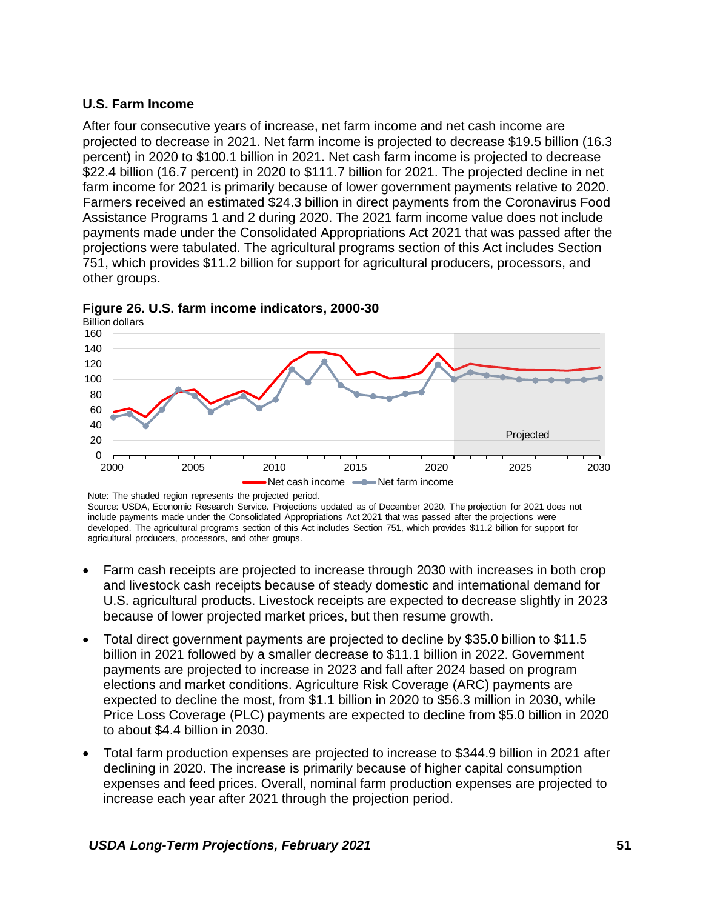### U.S. Farm Income

After four consecutive years of increase, net farm income and net cash income are projected to decrease in 2021. Net farm income is projected to decrease $19.5 billion (16.3 percent) in 2020 to $100.1 billion in 2021. Net cash farm income is projected to decrease $22.4 billion (16.7 percent) in 2020 to $111.7 billion for 2021. The projected decline in net farm income for 2021 is primarily because of lower government payments relative to 2020. Farmers received an estimated $24.3 billion in direct payments from the Coronavirus Food Assistance Programs 1 and 2 during 2020. The 2021 farm income value does not include payments made under the Consolidated Appropriations Act 2021 that was passed after the projections were tabulated. The agricultural programs section of this Act includes Section 751, which provides $11.2 billion for support for agricultural producers, processors, and other groups.

**Figure 26. U.S. farm income indicators, 2000-30**

Note: The shaded region represents the projected period.
Source: USDA, Economic Research Service. Projections updated as of December 2020. The projection for 2021 does not include payments made under the Consolidated Appropriations Act 2021 that was passed after the projections were developed. The agricultural programs section of this Act includes Section 751, which provides $11.2 billion for support for agricultural producers, processors, and other groups.

- Farm cash receipts are projected to increase through 2030 with increases in both crop and livestock cash receipts because of steady domestic and international demand for U.S. agricultural products. Livestock receipts are expected to decrease slightly in 2023 because of lower projected market prices, but then resume growth.
- Total direct government payments are projected to decline by $35.0 billion to $11.5 billion in 2021 followed by a smaller decrease to $11.1 billion in 2022. Government payments are projected to increase in 2023 and fall after 2024 based on program elections and market conditions. Agriculture Risk Coverage (ARC) payments are expected to decline the most, from $1.1 billion in 2020 to $56.3 million in 2030, while Price Loss Coverage (PLC) payments are expected to decline from $5.0 billion in 2020 to about $4.4 billion in 2030.
- Total farm production expenses are projected to increase to $344.9 billion in 2021 after declining in 2020. The increase is primarily because of higher capital consumption expenses and feed prices. Overall, nominal farm production expenses are projected to increase each year after 2021 through the projection period.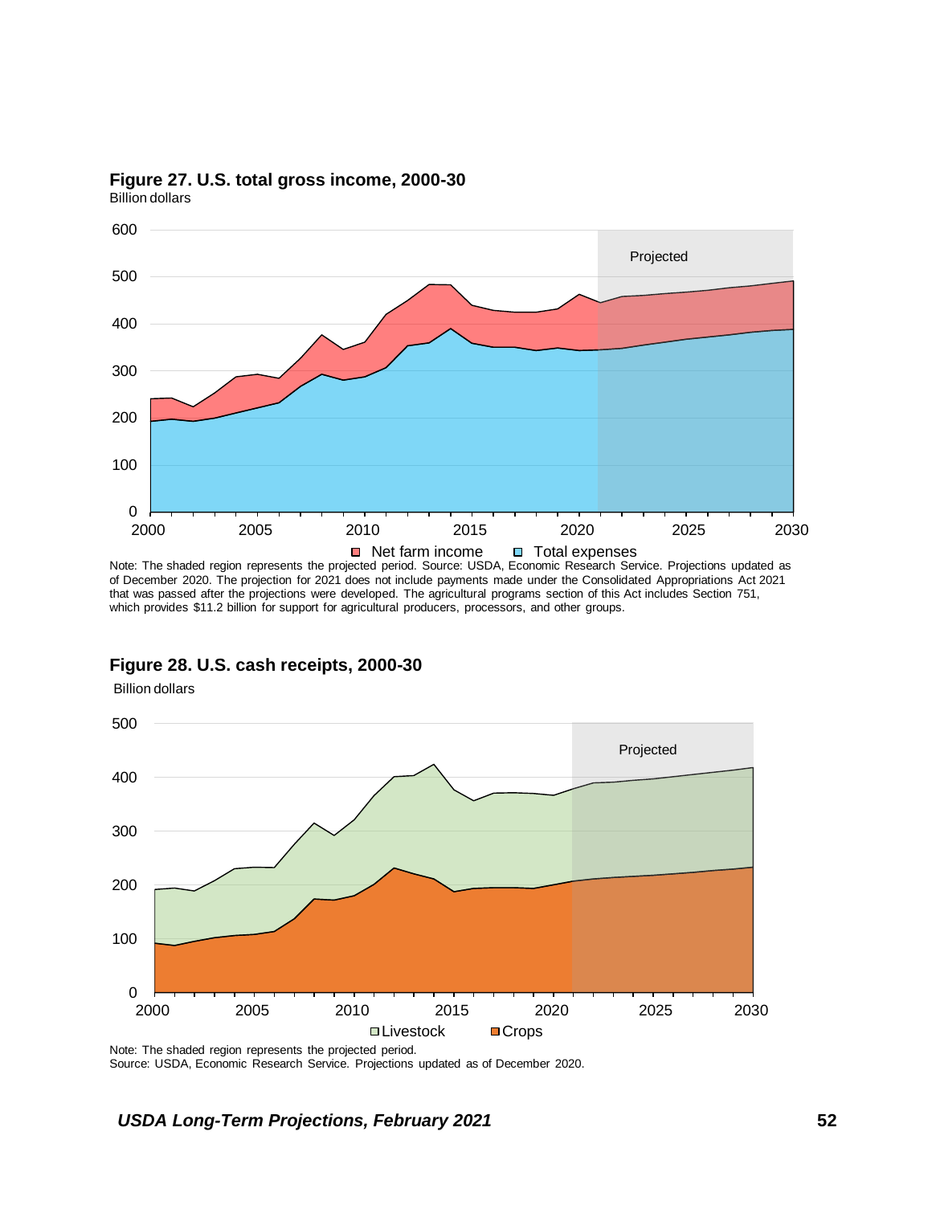**Figure 27. U.S. total gross income, 2000-30**

Billion dollars

Note: The shaded region represents the projected period. Source: USDA, Economic Research Service. Projections updated as of December 2020. The projection for 2021 does not include payments made under the Consolidated Appropriations Act 2021 that was passed after the projections were developed. The agricultural programs section of this Act includes Section 751, which provides $11.2 billion for support for agricultural producers, processors, and other groups.

**Figure 28. U.S. cash receipts, 2000-30**

Billion dollars

Note: The shaded region represents the projected period.
Source: USDA, Economic Research Service. Projections updated as of December 2020.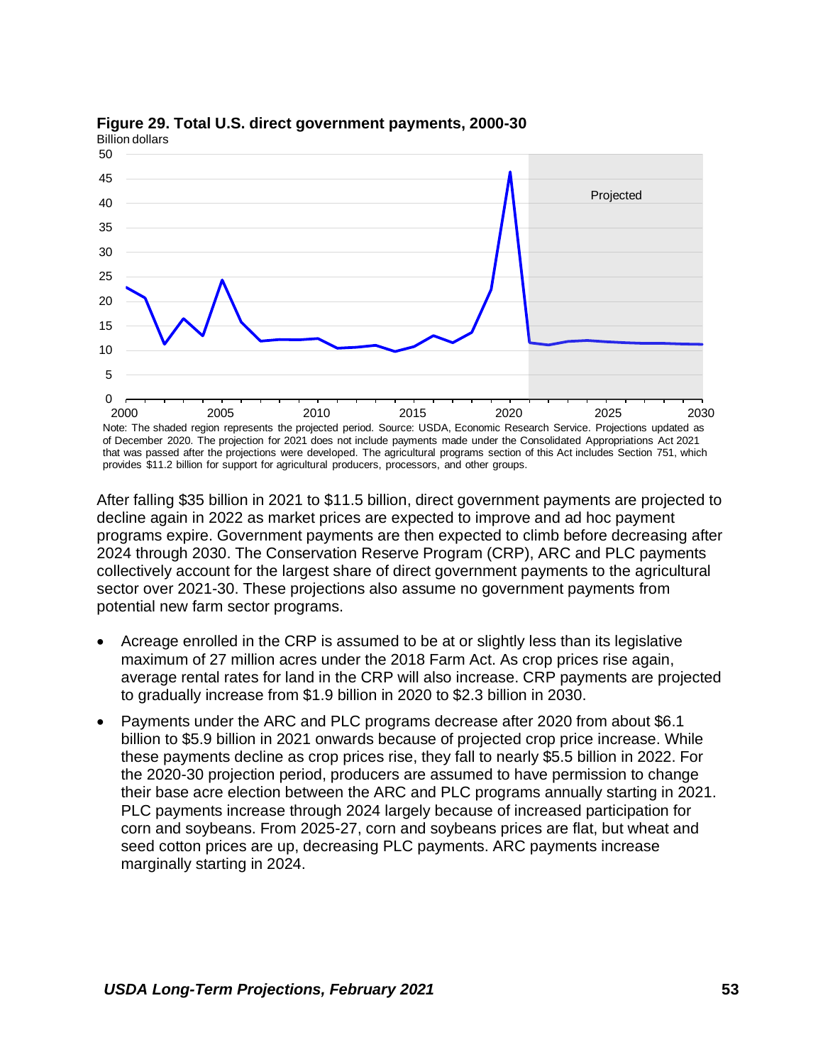**Figure 29. Total U.S. direct government payments, 2000-30**

Note: The shaded region represents the projected period. Source: USDA, Economic Research Service. Projections updated as of December 2020. The projection for 2021 does not include payments made under the Consolidated Appropriations Act 2021 that was passed after the projections were developed. The agricultural programs section of this Act includes Section 751, which provides $11.2 billion for support for agricultural producers, processors, and other groups.

After falling $35 billion in 2021 to $11.5 billion, direct government payments are projected to decline again in 2022 as market prices are expected to improve and ad hoc payment programs expire. Government payments are then expected to climb before decreasing after 2024 through 2030. The Conservation Reserve Program (CRP), ARC and PLC payments collectively account for the largest share of direct government payments to the agricultural sector over 2021-30. These projections also assume no government payments from potential new farm sector programs.

- Acreage enrolled in the CRP is assumed to be at or slightly less than its legislative maximum of 27 million acres under the 2018 Farm Act. As crop prices rise again, average rental rates for land in the CRP will also increase. CRP payments are projected to gradually increase from $1.9 billion in 2020 to $2.3 billion in 2030.
- Payments under the ARC and PLC programs decrease after 2020 from about $6.1 billion to $5.9 billion in 2021 onwards because of projected crop price increase. While these payments decline as crop prices rise, they fall to nearly $5.5 billion in 2022. For the 2020-30 projection period, producers are assumed to have permission to change their base acre election between the ARC and PLC programs annually starting in 2021. PLC payments increase through 2024 largely because of increased participation for corn and soybeans. From 2025-27, corn and soybeans prices are flat, but wheat and seed cotton prices are up, decreasing PLC payments. ARC payments increase marginally starting in 2024.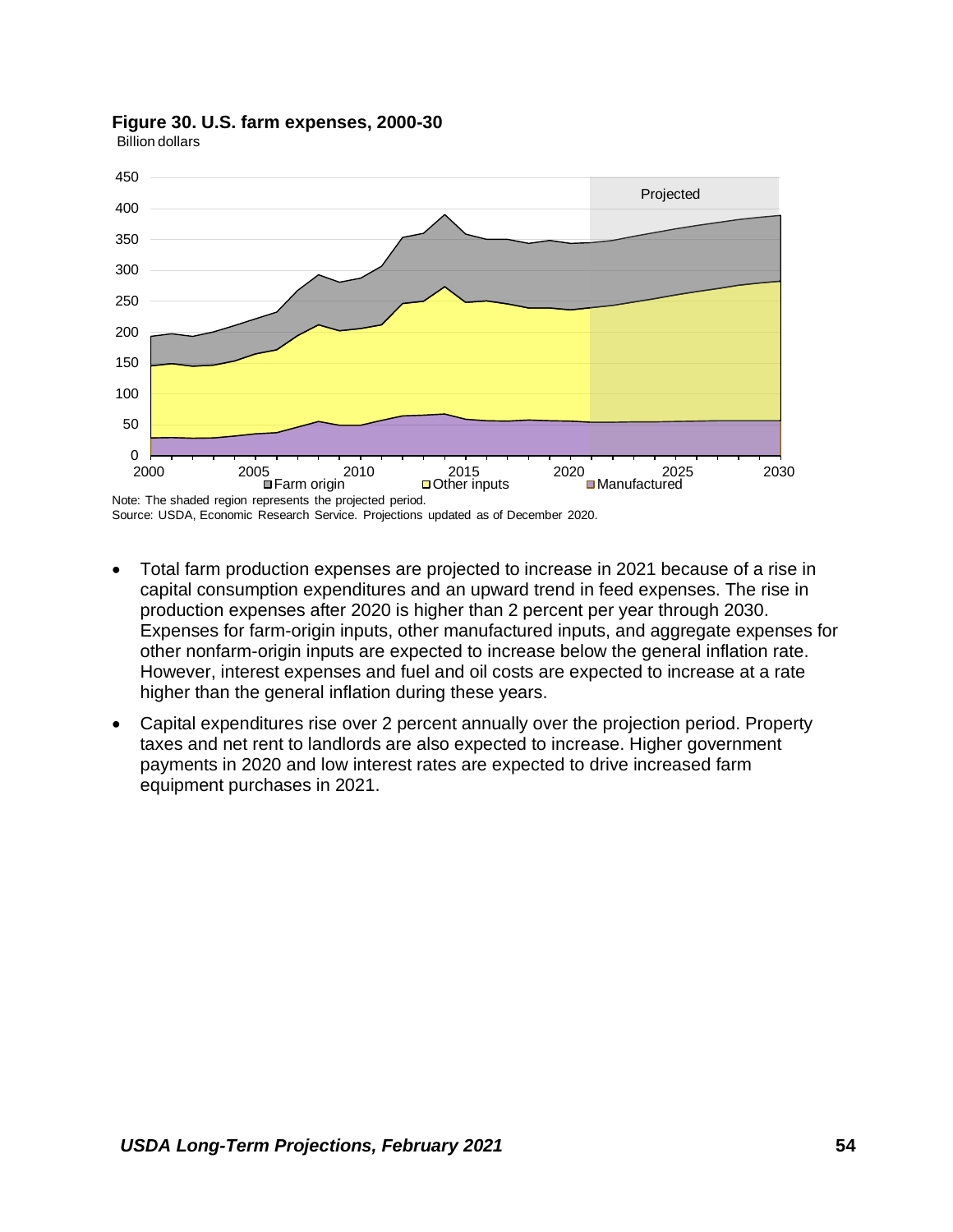**Figure 30. U.S. farm expenses, 2000-30**

Billion dollars

Note: The shaded region represents the projected period.
Source: USDA, Economic Research Service. Projections updated as of December 2020.

- Total farm production expenses are projected to increase in 2021 because of a rise in capital consumption expenditures and an upward trend in feed expenses. The rise in production expenses after 2020 is higher than 2 percent per year through 2030. Expenses for farm-origin inputs, other manufactured inputs, and aggregate expenses for other nonfarm-origin inputs are expected to increase below the general inflation rate. However, interest expenses and fuel and oil costs are expected to increase at a rate higher than the general inflation during these years.
- Capital expenditures rise over 2 percent annually over the projection period. Property taxes and net rent to landlords are also expected to increase. Higher government payments in 2020 and low interest rates are expected to drive increased farm equipment purchases in 2021.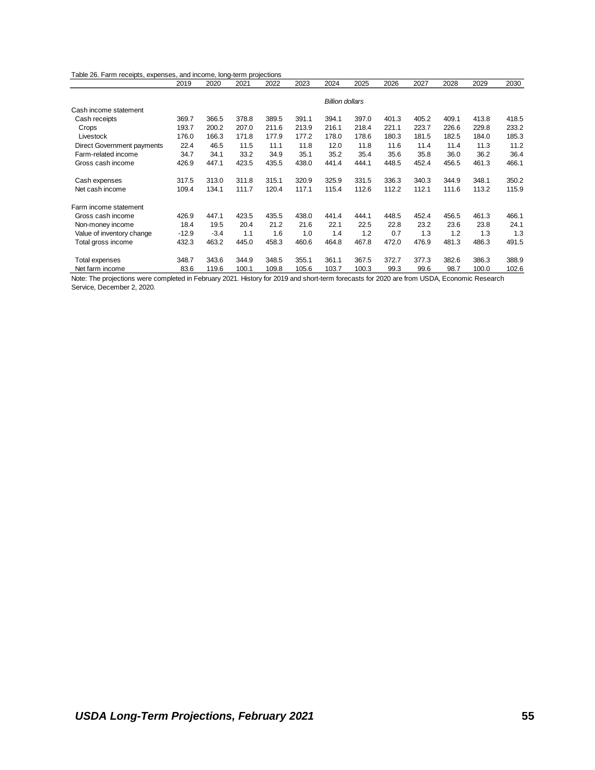Table 26. Farm receipts, expenses, and income, long-term projections

| | 2019 | 2020 | 2021 | 2022 | 2023 | 2024 | 2025 | 2026 | 2027 | 2028 | 2029 | 2030 |
|---|---|---|---|---|---|---|---|---|---|---|---|---|
| | | | | | | *Billion dollars* | | | | | | |
| Cash income statement | | | | | | | | | | | | |
| Cash receipts | 369.7 | 366.5 | 378.8 | 389.5 | 391.1 | 394.1 | 397.0 | 401.3 | 405.2 | 409.1 | 413.8 | 418.5 |
| Crops | 193.7 | 200.2 | 207.0 | 211.6 | 213.9 | 216.1 | 218.4 | 221.1 | 223.7 | 226.6 | 229.8 | 233.2 |
| Livestock | 176.0 | 166.3 | 171.8 | 177.9 | 177.2 | 178.0 | 178.6 | 180.3 | 181.5 | 182.5 | 184.0 | 185.3 |
| Direct Government payments | 22.4 | 46.5 | 11.5 | 11.1 | 11.8 | 12.0 | 11.8 | 11.6 | 11.4 | 11.4 | 11.3 | 11.2 |
| Farm-related income | 34.7 | 34.1 | 33.2 | 34.9 | 35.1 | 35.2 | 35.4 | 35.6 | 35.8 | 36.0 | 36.2 | 36.4 |
| Gross cash income | 426.9 | 447.1 | 423.5 | 435.5 | 438.0 | 441.4 | 444.1 | 448.5 | 452.4 | 456.5 | 461.3 | 466.1 |
| | | | | | | | | | | | | |
| Cash expenses | 317.5 | 313.0 | 311.8 | 315.1 | 320.9 | 325.9 | 331.5 | 336.3 | 340.3 | 344.9 | 348.1 | 350.2 |
| Net cash income | 109.4 | 134.1 | 111.7 | 120.4 | 117.1 | 115.4 | 112.6 | 112.2 | 112.1 | 111.6 | 113.2 | 115.9 |
| | | | | | | | | | | | | |
| Farm income statement | | | | | | | | | | | | |
| Gross cash income | 426.9 | 447.1 | 423.5 | 435.5 | 438.0 | 441.4 | 444.1 | 448.5 | 452.4 | 456.5 | 461.3 | 466.1 |
| Non-money income | 18.4 | 19.5 | 20.4 | 21.2 | 21.6 | 22.1 | 22.5 | 22.8 | 23.2 | 23.6 | 23.8 | 24.1 |
| Value of inventory change | -12.9 | -3.4 | 1.1 | 1.6 | 1.0 | 1.4 | 1.2 | 0.7 | 1.3 | 1.2 | 1.3 | 1.3 |
| Total gross income | 432.3 | 463.2 | 445.0 | 458.3 | 460.6 | 464.8 | 467.8 | 472.0 | 476.9 | 481.3 | 486.3 | 491.5 |
| | | | | | | | | | | | | |
| Total expenses | 348.7 | 343.6 | 344.9 | 348.5 | 355.1 | 361.1 | 367.5 | 372.7 | 377.3 | 382.6 | 386.3 | 388.9 |
| Net farm income | 83.6 | 119.6 | 100.1 | 109.8 | 105.6 | 103.7 | 100.3 | 99.3 | 99.6 | 98.7 | 100.0 | 102.6 |

Note: The projections were completed in February 2021. History for 2019 and short-term forecasts for 2020 are from USDA, Economic Research Service, December 2, 2020.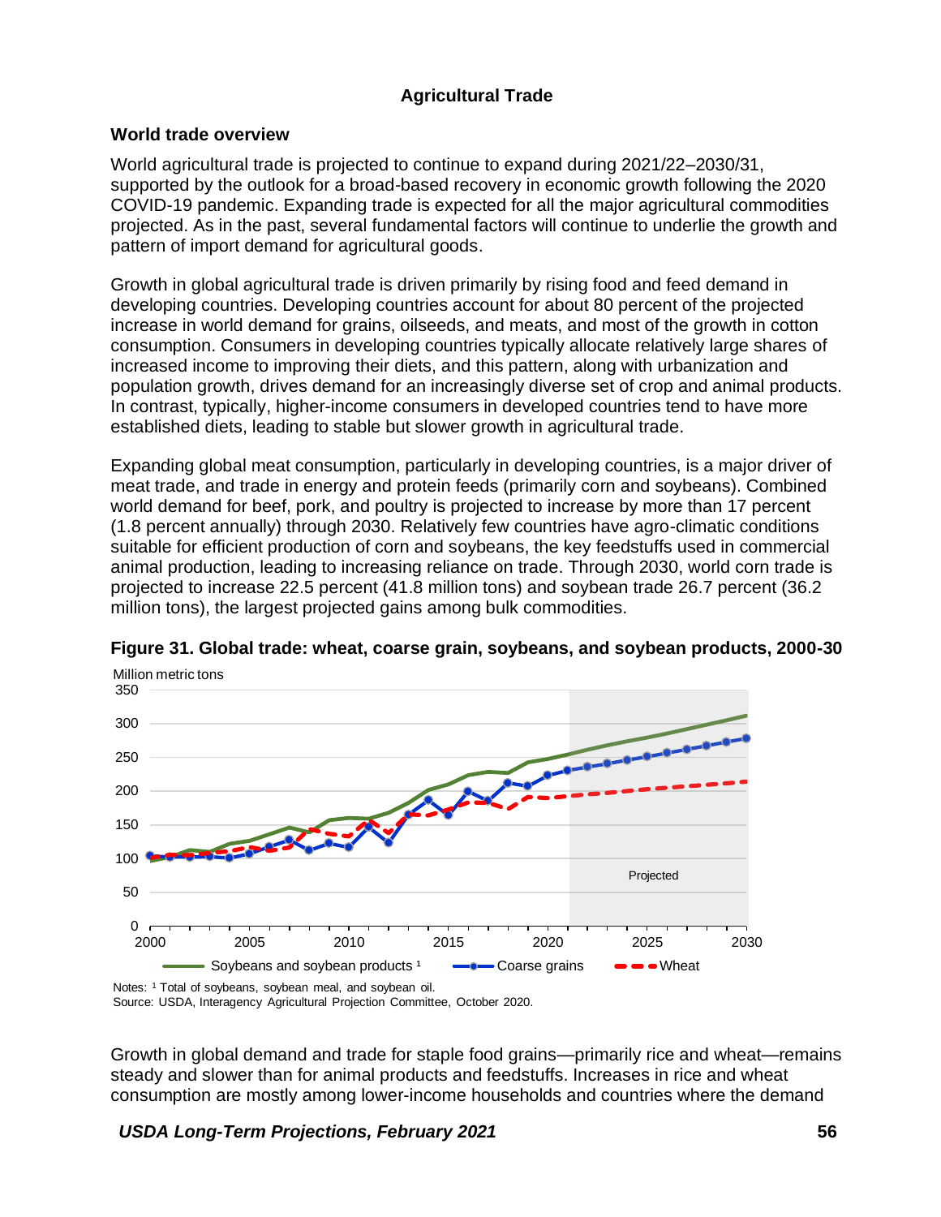## Agricultural Trade

### World trade overview

World agricultural trade is projected to continue to expand during 2021/22–2030/31, supported by the outlook for a broad-based recovery in economic growth following the 2020 COVID-19 pandemic. Expanding trade is expected for all the major agricultural commodities projected. As in the past, several fundamental factors will continue to underlie the growth and pattern of import demand for agricultural goods.

Growth in global agricultural trade is driven primarily by rising food and feed demand in developing countries. Developing countries account for about 80 percent of the projected increase in world demand for grains, oilseeds, and meats, and most of the growth in cotton consumption. Consumers in developing countries typically allocate relatively large shares of increased income to improving their diets, and this pattern, along with urbanization and population growth, drives demand for an increasingly diverse set of crop and animal products. In contrast, typically, higher-income consumers in developed countries tend to have more established diets, leading to stable but slower growth in agricultural trade.

Expanding global meat consumption, particularly in developing countries, is a major driver of meat trade, and trade in energy and protein feeds (primarily corn and soybeans). Combined world demand for beef, pork, and poultry is projected to increase by more than 17 percent (1.8 percent annually) through 2030. Relatively few countries have agro-climatic conditions suitable for efficient production of corn and soybeans, the key feedstuffs used in commercial animal production, leading to increasing reliance on trade. Through 2030, world corn trade is projected to increase 22.5 percent (41.8 million tons) and soybean trade 26.7 percent (36.2 million tons), the largest projected gains among bulk commodities.

**Figure 31. Global trade: wheat, coarse grain, soybeans, and soybean products, 2000-30**

Notes: [1] Total of soybeans, soybean meal, and soybean oil.
Source: USDA, Interagency Agricultural Projection Committee, October 2020.

Growth in global demand and trade for staple food grains—primarily rice and wheat—remains steady and slower than for animal products and feedstuffs. Increases in rice and wheat consumption are mostly among lower-income households and countries where the demand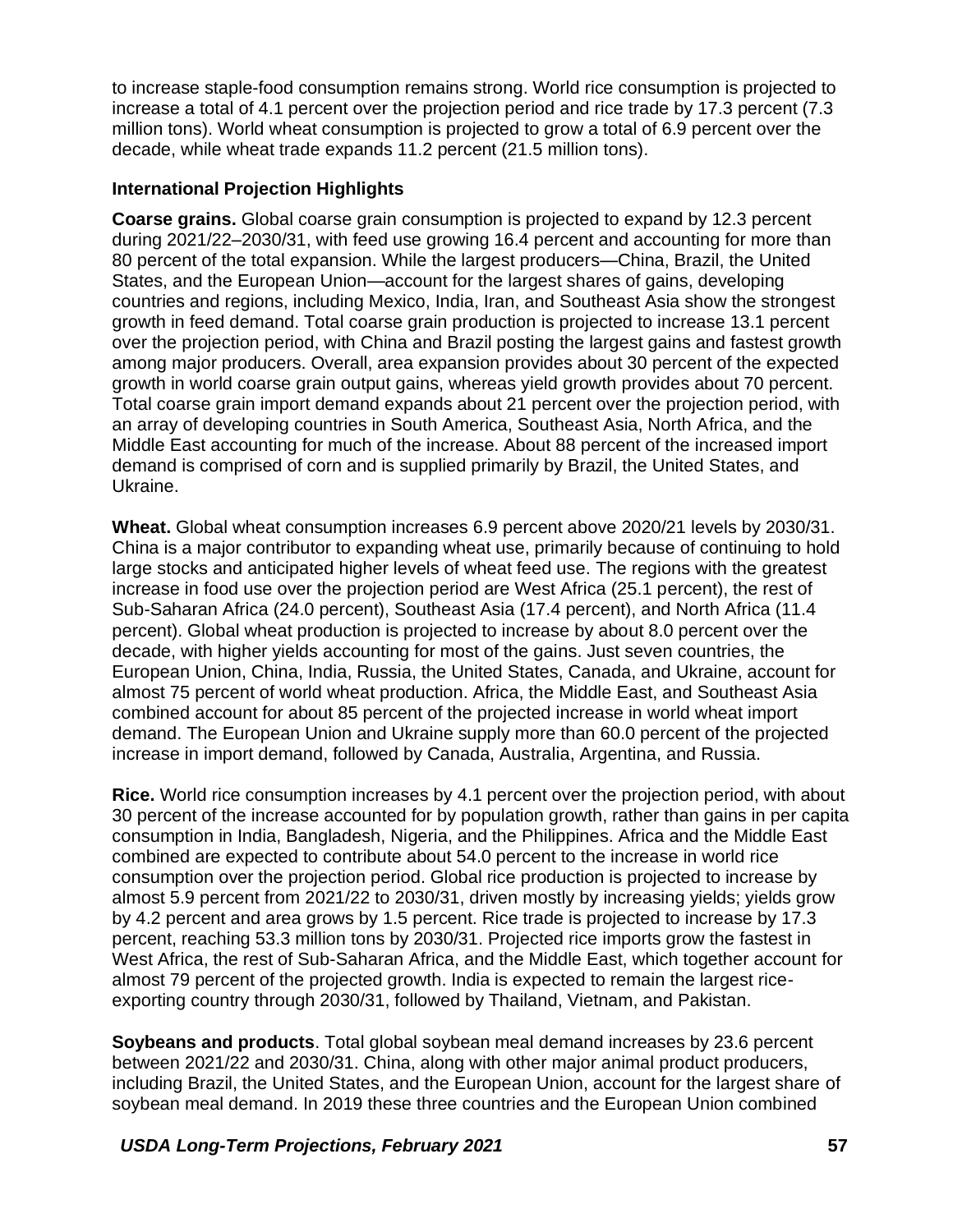to increase staple-food consumption remains strong. World rice consumption is projected to increase a total of 4.1 percent over the projection period and rice trade by 17.3 percent (7.3 million tons). World wheat consumption is projected to grow a total of 6.9 percent over the decade, while wheat trade expands 11.2 percent (21.5 million tons).

### International Projection Highlights

**Coarse grains.** Global coarse grain consumption is projected to expand by 12.3 percent during 2021/22–2030/31, with feed use growing 16.4 percent and accounting for more than 80 percent of the total expansion. While the largest producers—China, Brazil, the United States, and the European Union—account for the largest shares of gains, developing countries and regions, including Mexico, India, Iran, and Southeast Asia show the strongest growth in feed demand. Total coarse grain production is projected to increase 13.1 percent over the projection period, with China and Brazil posting the largest gains and fastest growth among major producers. Overall, area expansion provides about 30 percent of the expected growth in world coarse grain output gains, whereas yield growth provides about 70 percent. Total coarse grain import demand expands about 21 percent over the projection period, with an array of developing countries in South America, Southeast Asia, North Africa, and the Middle East accounting for much of the increase. About 88 percent of the increased import demand is comprised of corn and is supplied primarily by Brazil, the United States, and Ukraine.

**Wheat.** Global wheat consumption increases 6.9 percent above 2020/21 levels by 2030/31. China is a major contributor to expanding wheat use, primarily because of continuing to hold large stocks and anticipated higher levels of wheat feed use. The regions with the greatest increase in food use over the projection period are West Africa (25.1 percent), the rest of Sub-Saharan Africa (24.0 percent), Southeast Asia (17.4 percent), and North Africa (11.4 percent). Global wheat production is projected to increase by about 8.0 percent over the decade, with higher yields accounting for most of the gains. Just seven countries, the European Union, China, India, Russia, the United States, Canada, and Ukraine, account for almost 75 percent of world wheat production. Africa, the Middle East, and Southeast Asia combined account for about 85 percent of the projected increase in world wheat import demand. The European Union and Ukraine supply more than 60.0 percent of the projected increase in import demand, followed by Canada, Australia, Argentina, and Russia.

**Rice.** World rice consumption increases by 4.1 percent over the projection period, with about 30 percent of the increase accounted for by population growth, rather than gains in per capita consumption in India, Bangladesh, Nigeria, and the Philippines. Africa and the Middle East combined are expected to contribute about 54.0 percent to the increase in world rice consumption over the projection period. Global rice production is projected to increase by almost 5.9 percent from 2021/22 to 2030/31, driven mostly by increasing yields; yields grow by 4.2 percent and area grows by 1.5 percent. Rice trade is projected to increase by 17.3 percent, reaching 53.3 million tons by 2030/31. Projected rice imports grow the fastest in West Africa, the rest of Sub-Saharan Africa, and the Middle East, which together account for almost 79 percent of the projected growth. India is expected to remain the largest rice-exporting country through 2030/31, followed by Thailand, Vietnam, and Pakistan.

**Soybeans and products**. Total global soybean meal demand increases by 23.6 percent between 2021/22 and 2030/31. China, along with other major animal product producers, including Brazil, the United States, and the European Union, account for the largest share of soybean meal demand. In 2019 these three countries and the European Union combined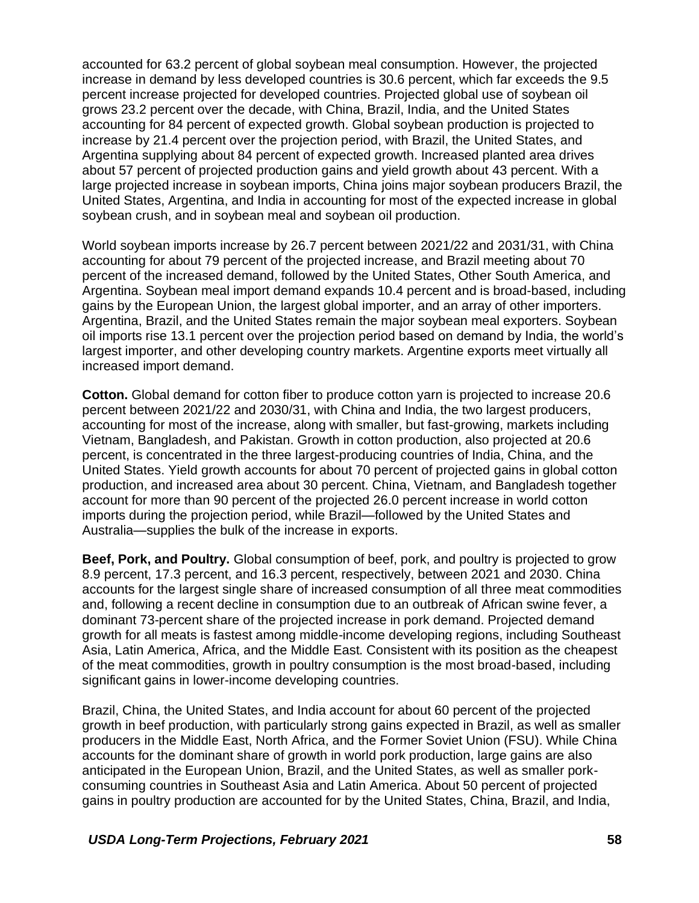accounted for 63.2 percent of global soybean meal consumption. However, the projected increase in demand by less developed countries is 30.6 percent, which far exceeds the 9.5 percent increase projected for developed countries. Projected global use of soybean oil grows 23.2 percent over the decade, with China, Brazil, India, and the United States accounting for 84 percent of expected growth. Global soybean production is projected to increase by 21.4 percent over the projection period, with Brazil, the United States, and Argentina supplying about 84 percent of expected growth. Increased planted area drives about 57 percent of projected production gains and yield growth about 43 percent. With a large projected increase in soybean imports, China joins major soybean producers Brazil, the United States, Argentina, and India in accounting for most of the expected increase in global soybean crush, and in soybean meal and soybean oil production.

World soybean imports increase by 26.7 percent between 2021/22 and 2031/31, with China accounting for about 79 percent of the projected increase, and Brazil meeting about 70 percent of the increased demand, followed by the United States, Other South America, and Argentina. Soybean meal import demand expands 10.4 percent and is broad-based, including gains by the European Union, the largest global importer, and an array of other importers. Argentina, Brazil, and the United States remain the major soybean meal exporters. Soybean oil imports rise 13.1 percent over the projection period based on demand by India, the world's largest importer, and other developing country markets. Argentine exports meet virtually all increased import demand.

**Cotton.** Global demand for cotton fiber to produce cotton yarn is projected to increase 20.6 percent between 2021/22 and 2030/31, with China and India, the two largest producers, accounting for most of the increase, along with smaller, but fast-growing, markets including Vietnam, Bangladesh, and Pakistan. Growth in cotton production, also projected at 20.6 percent, is concentrated in the three largest-producing countries of India, China, and the United States. Yield growth accounts for about 70 percent of projected gains in global cotton production, and increased area about 30 percent. China, Vietnam, and Bangladesh together account for more than 90 percent of the projected 26.0 percent increase in world cotton imports during the projection period, while Brazil—followed by the United States and Australia—supplies the bulk of the increase in exports.

**Beef, Pork, and Poultry.** Global consumption of beef, pork, and poultry is projected to grow 8.9 percent, 17.3 percent, and 16.3 percent, respectively, between 2021 and 2030. China accounts for the largest single share of increased consumption of all three meat commodities and, following a recent decline in consumption due to an outbreak of African swine fever, a dominant 73-percent share of the projected increase in pork demand. Projected demand growth for all meats is fastest among middle-income developing regions, including Southeast Asia, Latin America, Africa, and the Middle East. Consistent with its position as the cheapest of the meat commodities, growth in poultry consumption is the most broad-based, including significant gains in lower-income developing countries.

Brazil, China, the United States, and India account for about 60 percent of the projected growth in beef production, with particularly strong gains expected in Brazil, as well as smaller producers in the Middle East, North Africa, and the Former Soviet Union (FSU). While China accounts for the dominant share of growth in world pork production, large gains are also anticipated in the European Union, Brazil, and the United States, as well as smaller pork-consuming countries in Southeast Asia and Latin America. About 50 percent of projected gains in poultry production are accounted for by the United States, China, Brazil, and India,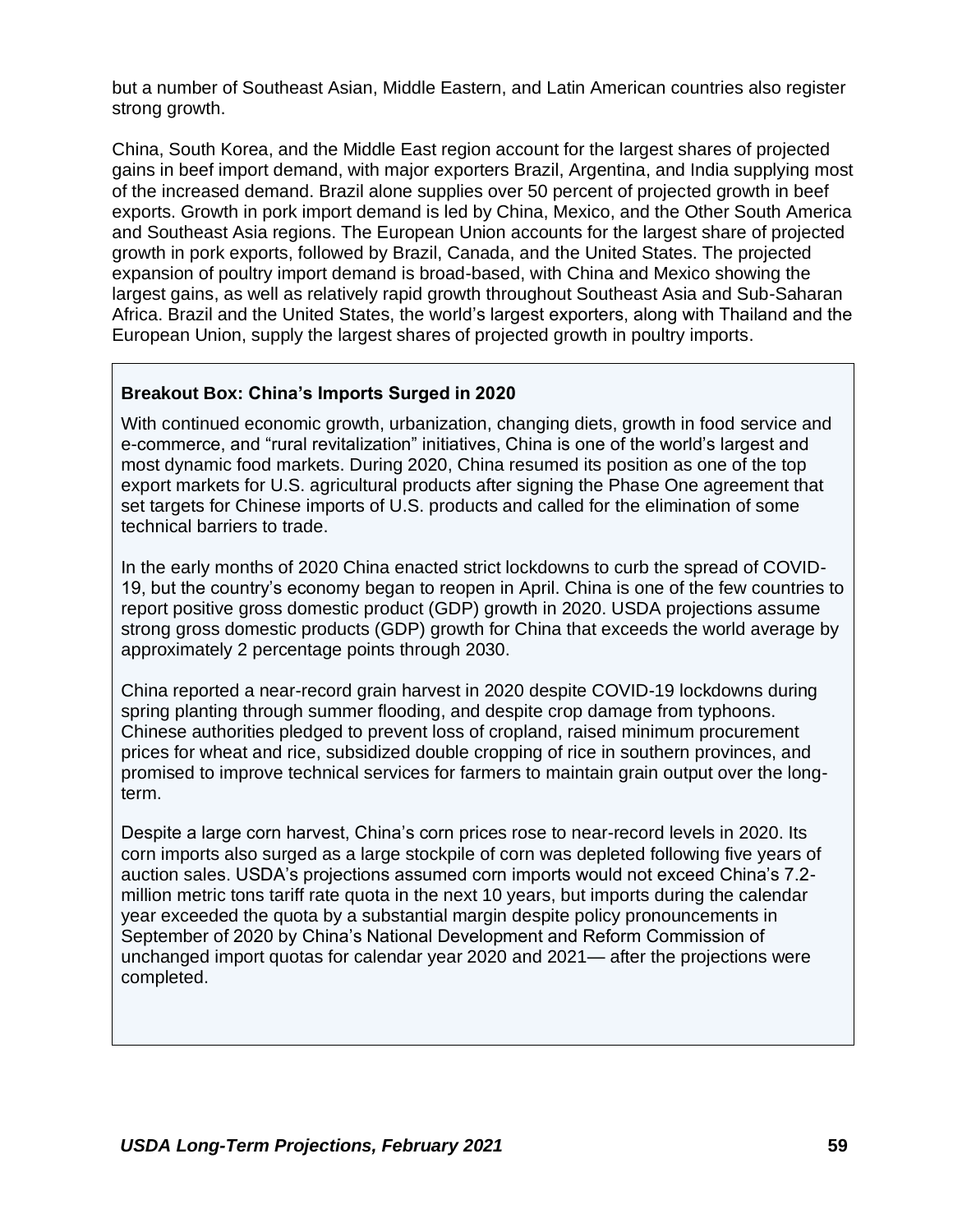but a number of Southeast Asian, Middle Eastern, and Latin American countries also register strong growth.

China, South Korea, and the Middle East region account for the largest shares of projected gains in beef import demand, with major exporters Brazil, Argentina, and India supplying most of the increased demand. Brazil alone supplies over 50 percent of projected growth in beef exports. Growth in pork import demand is led by China, Mexico, and the Other South America and Southeast Asia regions. The European Union accounts for the largest share of projected growth in pork exports, followed by Brazil, Canada, and the United States. The projected expansion of poultry import demand is broad-based, with China and Mexico showing the largest gains, as well as relatively rapid growth throughout Southeast Asia and Sub-Saharan Africa. Brazil and the United States, the world's largest exporters, along with Thailand and the European Union, supply the largest shares of projected growth in poultry imports.

**Breakout Box: China's Imports Surged in 2020**

With continued economic growth, urbanization, changing diets, growth in food service and e-commerce, and "rural revitalization" initiatives, China is one of the world's largest and most dynamic food markets. During 2020, China resumed its position as one of the top export markets for U.S. agricultural products after signing the Phase One agreement that set targets for Chinese imports of U.S. products and called for the elimination of some technical barriers to trade.

In the early months of 2020 China enacted strict lockdowns to curb the spread of COVID-19, but the country's economy began to reopen in April. China is one of the few countries to report positive gross domestic product (GDP) growth in 2020. USDA projections assume strong gross domestic products (GDP) growth for China that exceeds the world average by approximately 2 percentage points through 2030.

China reported a near-record grain harvest in 2020 despite COVID-19 lockdowns during spring planting through summer flooding, and despite crop damage from typhoons. Chinese authorities pledged to prevent loss of cropland, raised minimum procurement prices for wheat and rice, subsidized double cropping of rice in southern provinces, and promised to improve technical services for farmers to maintain grain output over the long-term.

Despite a large corn harvest, China's corn prices rose to near-record levels in 2020. Its corn imports also surged as a large stockpile of corn was depleted following five years of auction sales. USDA's projections assumed corn imports would not exceed China's 7.2-million metric tons tariff rate quota in the next 10 years, but imports during the calendar year exceeded the quota by a substantial margin despite policy pronouncements in September of 2020 by China's National Development and Reform Commission of unchanged import quotas for calendar year 2020 and 2021— after the projections were completed.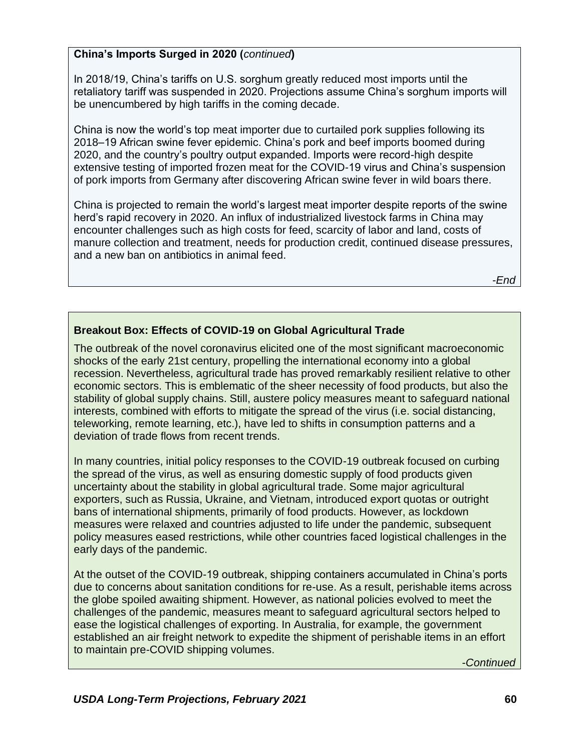**China's Imports Surged in 2020 (*continued*)**

In 2018/19, China's tariffs on U.S. sorghum greatly reduced most imports until the retaliatory tariff was suspended in 2020. Projections assume China's sorghum imports will be unencumbered by high tariffs in the coming decade.

China is now the world's top meat importer due to curtailed pork supplies following its 2018–19 African swine fever epidemic. China's pork and beef imports boomed during 2020, and the country's poultry output expanded. Imports were record-high despite extensive testing of imported frozen meat for the COVID-19 virus and China's suspension of pork imports from Germany after discovering African swine fever in wild boars there.

China is projected to remain the world's largest meat importer despite reports of the swine herd's rapid recovery in 2020. An influx of industrialized livestock farms in China may encounter challenges such as high costs for feed, scarcity of labor and land, costs of manure collection and treatment, needs for production credit, continued disease pressures, and a new ban on antibiotics in animal feed.

*-End*

**Breakout Box: Effects of COVID-19 on Global Agricultural Trade**

The outbreak of the novel coronavirus elicited one of the most significant macroeconomic shocks of the early 21st century, propelling the international economy into a global recession. Nevertheless, agricultural trade has proved remarkably resilient relative to other economic sectors. This is emblematic of the sheer necessity of food products, but also the stability of global supply chains. Still, austere policy measures meant to safeguard national interests, combined with efforts to mitigate the spread of the virus (i.e. social distancing, teleworking, remote learning, etc.), have led to shifts in consumption patterns and a deviation of trade flows from recent trends.

In many countries, initial policy responses to the COVID-19 outbreak focused on curbing the spread of the virus, as well as ensuring domestic supply of food products given uncertainty about the stability in global agricultural trade. Some major agricultural exporters, such as Russia, Ukraine, and Vietnam, introduced export quotas or outright bans of international shipments, primarily of food products. However, as lockdown measures were relaxed and countries adjusted to life under the pandemic, subsequent policy measures eased restrictions, while other countries faced logistical challenges in the early days of the pandemic.

At the outset of the COVID-19 outbreak, shipping containers accumulated in China's ports due to concerns about sanitation conditions for re-use. As a result, perishable items across the globe spoiled awaiting shipment. However, as national policies evolved to meet the challenges of the pandemic, measures meant to safeguard agricultural sectors helped to ease the logistical challenges of exporting. In Australia, for example, the government established an air freight network to expedite the shipment of perishable items in an effort to maintain pre-COVID shipping volumes.

*-Continued*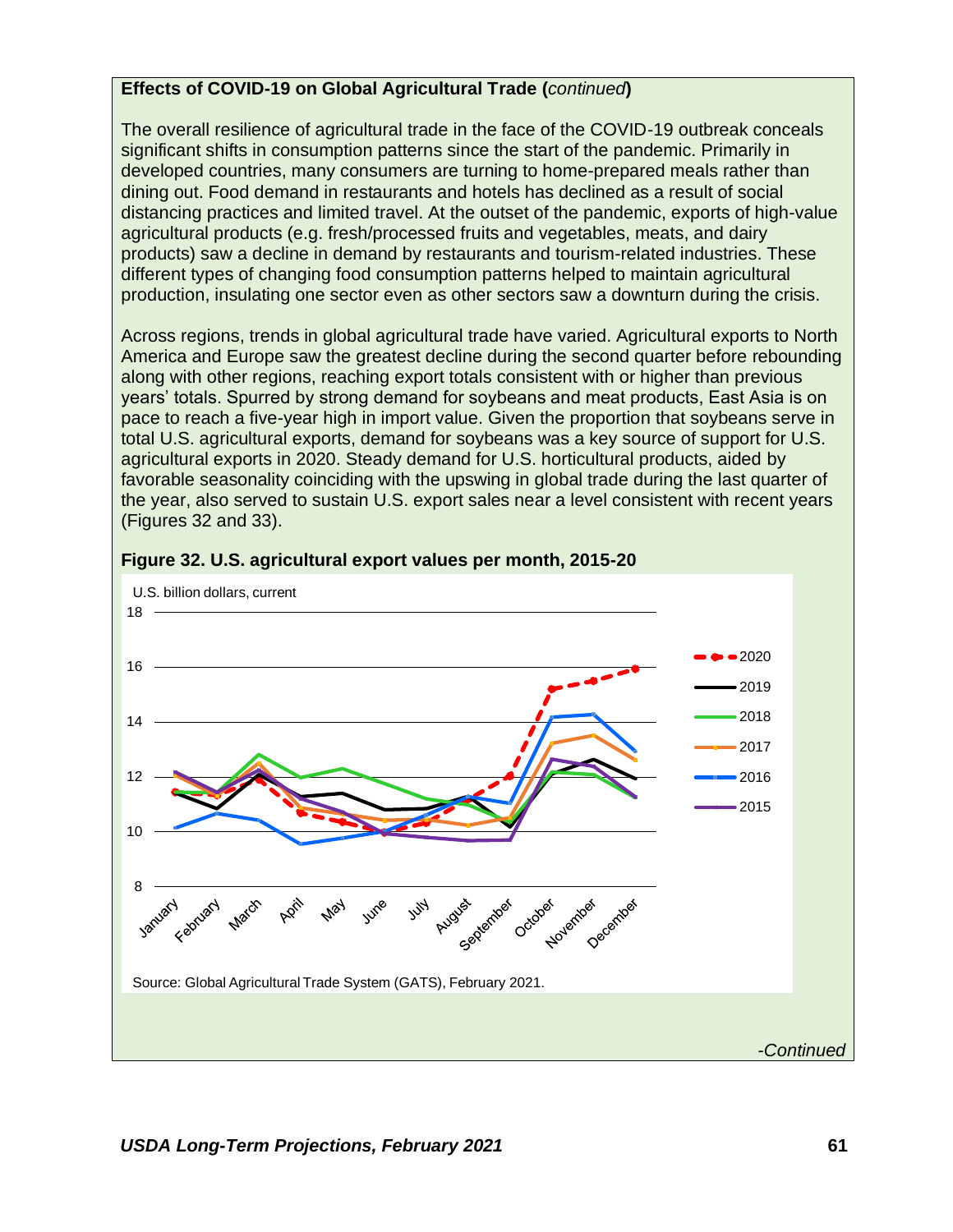**Effects of COVID-19 on Global Agricultural Trade (*continued*)**

The overall resilience of agricultural trade in the face of the COVID-19 outbreak conceals significant shifts in consumption patterns since the start of the pandemic. Primarily in developed countries, many consumers are turning to home-prepared meals rather than dining out. Food demand in restaurants and hotels has declined as a result of social distancing practices and limited travel. At the outset of the pandemic, exports of high-value agricultural products (e.g. fresh/processed fruits and vegetables, meats, and dairy products) saw a decline in demand by restaurants and tourism-related industries. These different types of changing food consumption patterns helped to maintain agricultural production, insulating one sector even as other sectors saw a downturn during the crisis.

Across regions, trends in global agricultural trade have varied. Agricultural exports to North America and Europe saw the greatest decline during the second quarter before rebounding along with other regions, reaching export totals consistent with or higher than previous years' totals. Spurred by strong demand for soybeans and meat products, East Asia is on pace to reach a five-year high in import value. Given the proportion that soybeans serve in total U.S. agricultural exports, demand for soybeans was a key source of support for U.S. agricultural exports in 2020. Steady demand for U.S. horticultural products, aided by favorable seasonality coinciding with the upswing in global trade during the last quarter of the year, also served to sustain U.S. export sales near a level consistent with recent years (Figures 32 and 33).

**Figure 32. U.S. agricultural export values per month, 2015-20**

U.S. billion dollars, current

Source: Global Agricultural Trade System (GATS), February 2021.

*-Continued*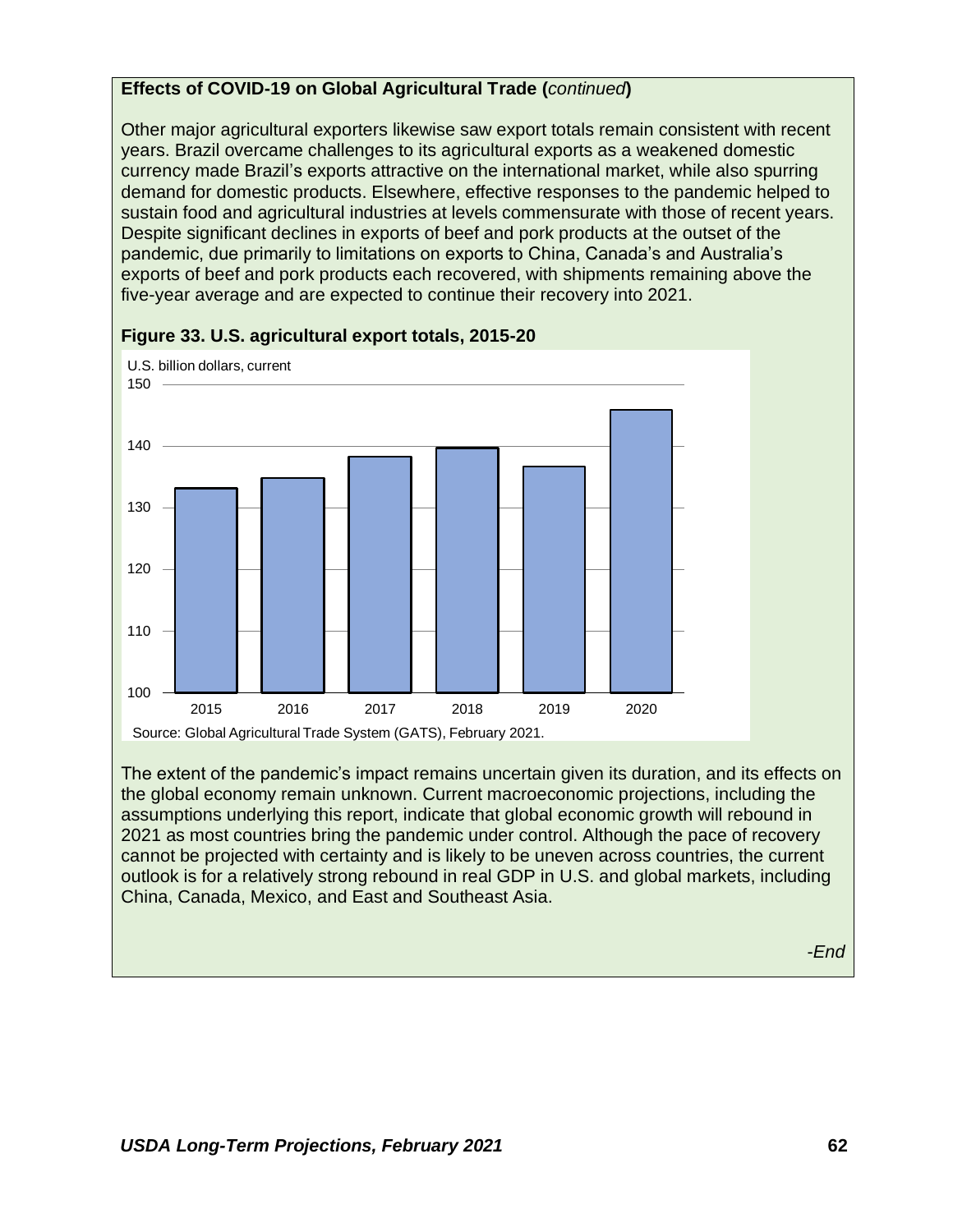**Effects of COVID-19 on Global Agricultural Trade (*continued*)**

Other major agricultural exporters likewise saw export totals remain consistent with recent years. Brazil overcame challenges to its agricultural exports as a weakened domestic currency made Brazil's exports attractive on the international market, while also spurring demand for domestic products. Elsewhere, effective responses to the pandemic helped to sustain food and agricultural industries at levels commensurate with those of recent years. Despite significant declines in exports of beef and pork products at the outset of the pandemic, due primarily to limitations on exports to China, Canada's and Australia's exports of beef and pork products each recovered, with shipments remaining above the five-year average and are expected to continue their recovery into 2021.

**Figure 33. U.S. agricultural export totals, 2015-20**

U.S. billion dollars, current

Source: Global Agricultural Trade System (GATS), February 2021.

The extent of the pandemic's impact remains uncertain given its duration, and its effects on the global economy remain unknown. Current macroeconomic projections, including the assumptions underlying this report, indicate that global economic growth will rebound in 2021 as most countries bring the pandemic under control. Although the pace of recovery cannot be projected with certainty and is likely to be uneven across countries, the current outlook is for a relatively strong rebound in real GDP in U.S. and global markets, including China, Canada, Mexico, and East and Southeast Asia.

*-End*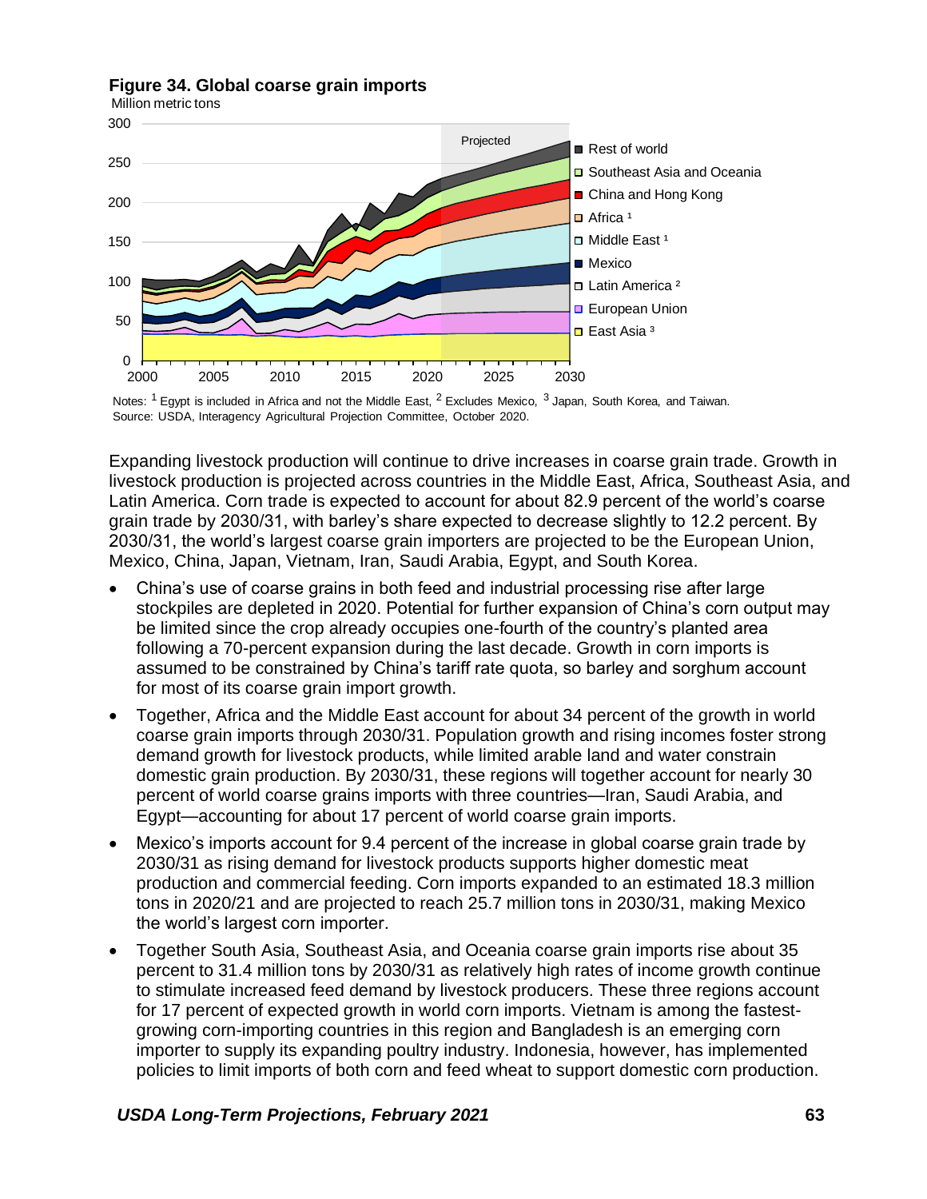**Figure 34. Global coarse grain imports**

Million metric tons

Notes: [1] Egypt is included in Africa and not the Middle East, [2] Excludes Mexico, [3] Japan, South Korea, and Taiwan.
Source: USDA, Interagency Agricultural Projection Committee, October 2020.

Expanding livestock production will continue to drive increases in coarse grain trade. Growth in livestock production is projected across countries in the Middle East, Africa, Southeast Asia, and Latin America. Corn trade is expected to account for about 82.9 percent of the world's coarse grain trade by 2030/31, with barley's share expected to decrease slightly to 12.2 percent. By 2030/31, the world's largest coarse grain importers are projected to be the European Union, Mexico, China, Japan, Vietnam, Iran, Saudi Arabia, Egypt, and South Korea.

- China's use of coarse grains in both feed and industrial processing rise after large stockpiles are depleted in 2020. Potential for further expansion of China's corn output may be limited since the crop already occupies one-fourth of the country's planted area following a 70-percent expansion during the last decade. Growth in corn imports is assumed to be constrained by China's tariff rate quota, so barley and sorghum account for most of its coarse grain import growth.
- Together, Africa and the Middle East account for about 34 percent of the growth in world coarse grain imports through 2030/31. Population growth and rising incomes foster strong demand growth for livestock products, while limited arable land and water constrain domestic grain production. By 2030/31, these regions will together account for nearly 30 percent of world coarse grains imports with three countries—Iran, Saudi Arabia, and Egypt—accounting for about 17 percent of world coarse grain imports.
- Mexico's imports account for 9.4 percent of the increase in global coarse grain trade by 2030/31 as rising demand for livestock products supports higher domestic meat production and commercial feeding. Corn imports expanded to an estimated 18.3 million tons in 2020/21 and are projected to reach 25.7 million tons in 2030/31, making Mexico the world's largest corn importer.
- Together South Asia, Southeast Asia, and Oceania coarse grain imports rise about 35 percent to 31.4 million tons by 2030/31 as relatively high rates of income growth continue to stimulate increased feed demand by livestock producers. These three regions account for 17 percent of expected growth in world corn imports. Vietnam is among the fastest-growing corn-importing countries in this region and Bangladesh is an emerging corn importer to supply its expanding poultry industry. Indonesia, however, has implemented policies to limit imports of both corn and feed wheat to support domestic corn production.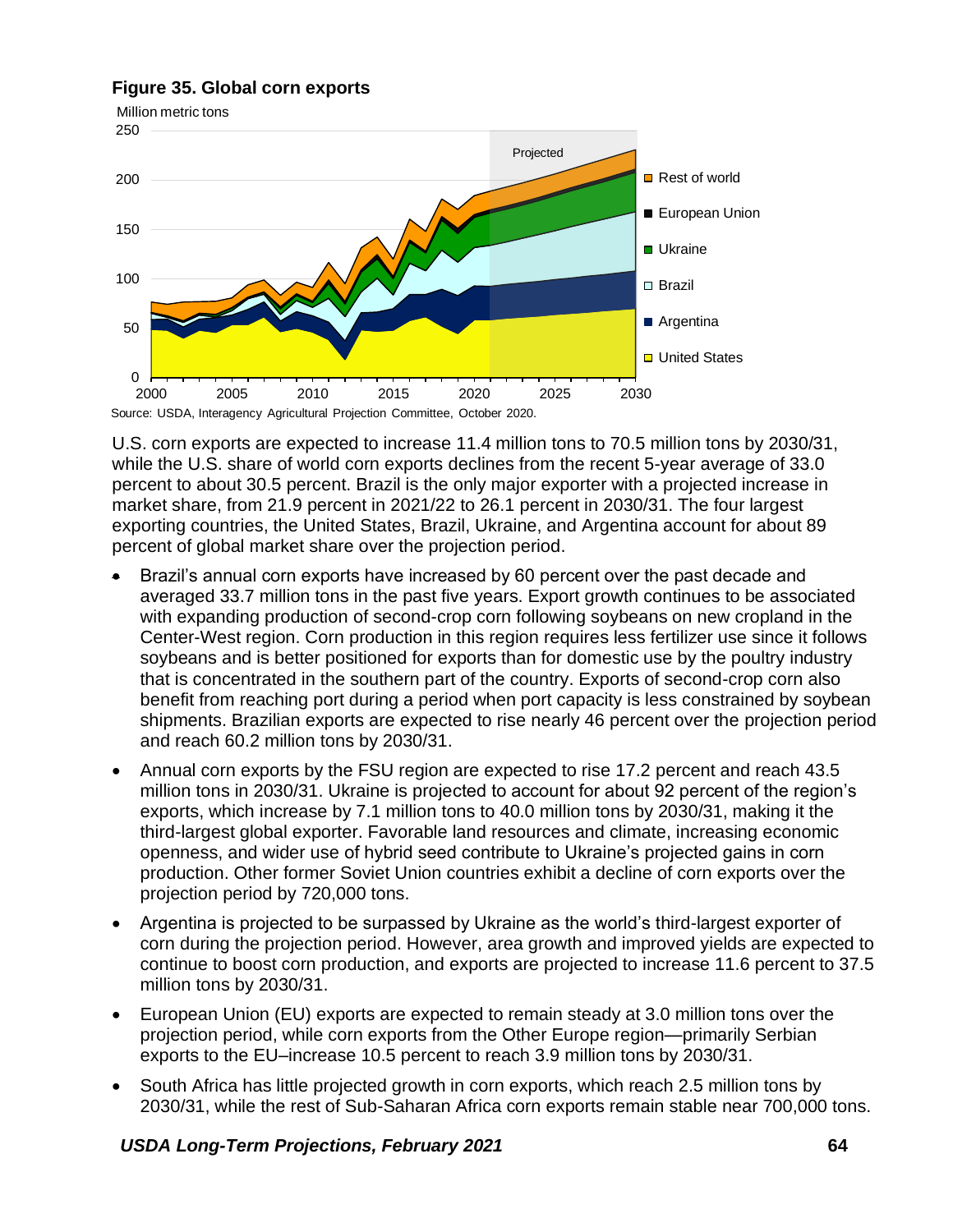**Figure 35. Global corn exports**

Source: USDA, Interagency Agricultural Projection Committee, October 2020.

U.S. corn exports are expected to increase 11.4 million tons to 70.5 million tons by 2030/31, while the U.S. share of world corn exports declines from the recent 5-year average of 33.0 percent to about 30.5 percent. Brazil is the only major exporter with a projected increase in market share, from 21.9 percent in 2021/22 to 26.1 percent in 2030/31. The four largest exporting countries, the United States, Brazil, Ukraine, and Argentina account for about 89 percent of global market share over the projection period.

- Brazil's annual corn exports have increased by 60 percent over the past decade and averaged 33.7 million tons in the past five years. Export growth continues to be associated with expanding production of second-crop corn following soybeans on new cropland in the Center-West region. Corn production in this region requires less fertilizer use since it follows soybeans and is better positioned for exports than for domestic use by the poultry industry that is concentrated in the southern part of the country. Exports of second-crop corn also benefit from reaching port during a period when port capacity is less constrained by soybean shipments. Brazilian exports are expected to rise nearly 46 percent over the projection period and reach 60.2 million tons by 2030/31.
- Annual corn exports by the FSU region are expected to rise 17.2 percent and reach 43.5 million tons in 2030/31. Ukraine is projected to account for about 92 percent of the region's exports, which increase by 7.1 million tons to 40.0 million tons by 2030/31, making it the third-largest global exporter. Favorable land resources and climate, increasing economic openness, and wider use of hybrid seed contribute to Ukraine's projected gains in corn production. Other former Soviet Union countries exhibit a decline of corn exports over the projection period by 720,000 tons.
- Argentina is projected to be surpassed by Ukraine as the world's third-largest exporter of corn during the projection period. However, area growth and improved yields are expected to continue to boost corn production, and exports are projected to increase 11.6 percent to 37.5 million tons by 2030/31.
- European Union (EU) exports are expected to remain steady at 3.0 million tons over the projection period, while corn exports from the Other Europe region—primarily Serbian exports to the EU–increase 10.5 percent to reach 3.9 million tons by 2030/31.
- South Africa has little projected growth in corn exports, which reach 2.5 million tons by 2030/31, while the rest of Sub-Saharan Africa corn exports remain stable near 700,000 tons.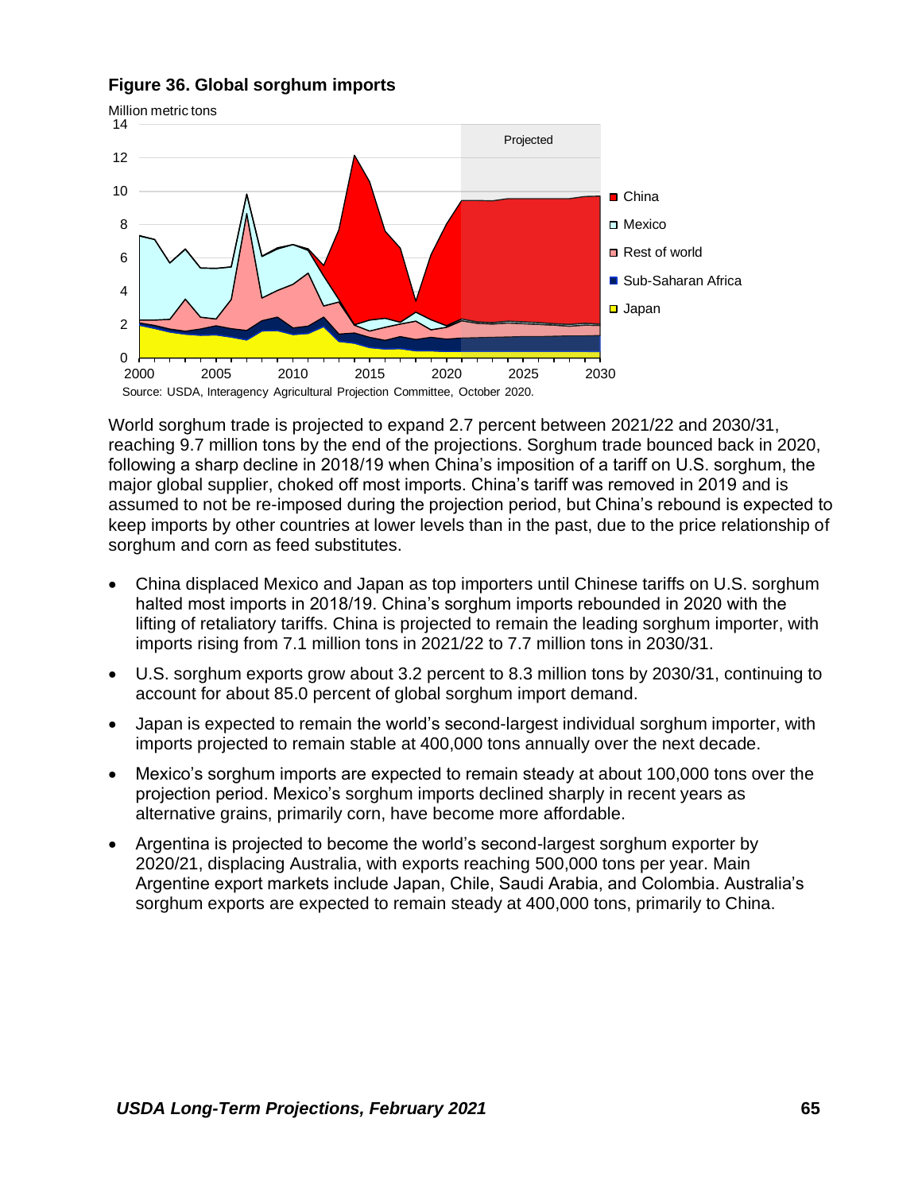**Figure 36. Global sorghum imports**

Source: USDA, Interagency Agricultural Projection Committee, October 2020.

World sorghum trade is projected to expand 2.7 percent between 2021/22 and 2030/31, reaching 9.7 million tons by the end of the projections. Sorghum trade bounced back in 2020, following a sharp decline in 2018/19 when China's imposition of a tariff on U.S. sorghum, the major global supplier, choked off most imports. China's tariff was removed in 2019 and is assumed to not be re-imposed during the projection period, but China's rebound is expected to keep imports by other countries at lower levels than in the past, due to the price relationship of sorghum and corn as feed substitutes.

- China displaced Mexico and Japan as top importers until Chinese tariffs on U.S. sorghum halted most imports in 2018/19. China's sorghum imports rebounded in 2020 with the lifting of retaliatory tariffs. China is projected to remain the leading sorghum importer, with imports rising from 7.1 million tons in 2021/22 to 7.7 million tons in 2030/31.
- U.S. sorghum exports grow about 3.2 percent to 8.3 million tons by 2030/31, continuing to account for about 85.0 percent of global sorghum import demand.
- Japan is expected to remain the world's second-largest individual sorghum importer, with imports projected to remain stable at 400,000 tons annually over the next decade.
- Mexico's sorghum imports are expected to remain steady at about 100,000 tons over the projection period. Mexico's sorghum imports declined sharply in recent years as alternative grains, primarily corn, have become more affordable.
- Argentina is projected to become the world's second-largest sorghum exporter by 2020/21, displacing Australia, with exports reaching 500,000 tons per year. Main Argentine export markets include Japan, Chile, Saudi Arabia, and Colombia. Australia's sorghum exports are expected to remain steady at 400,000 tons, primarily to China.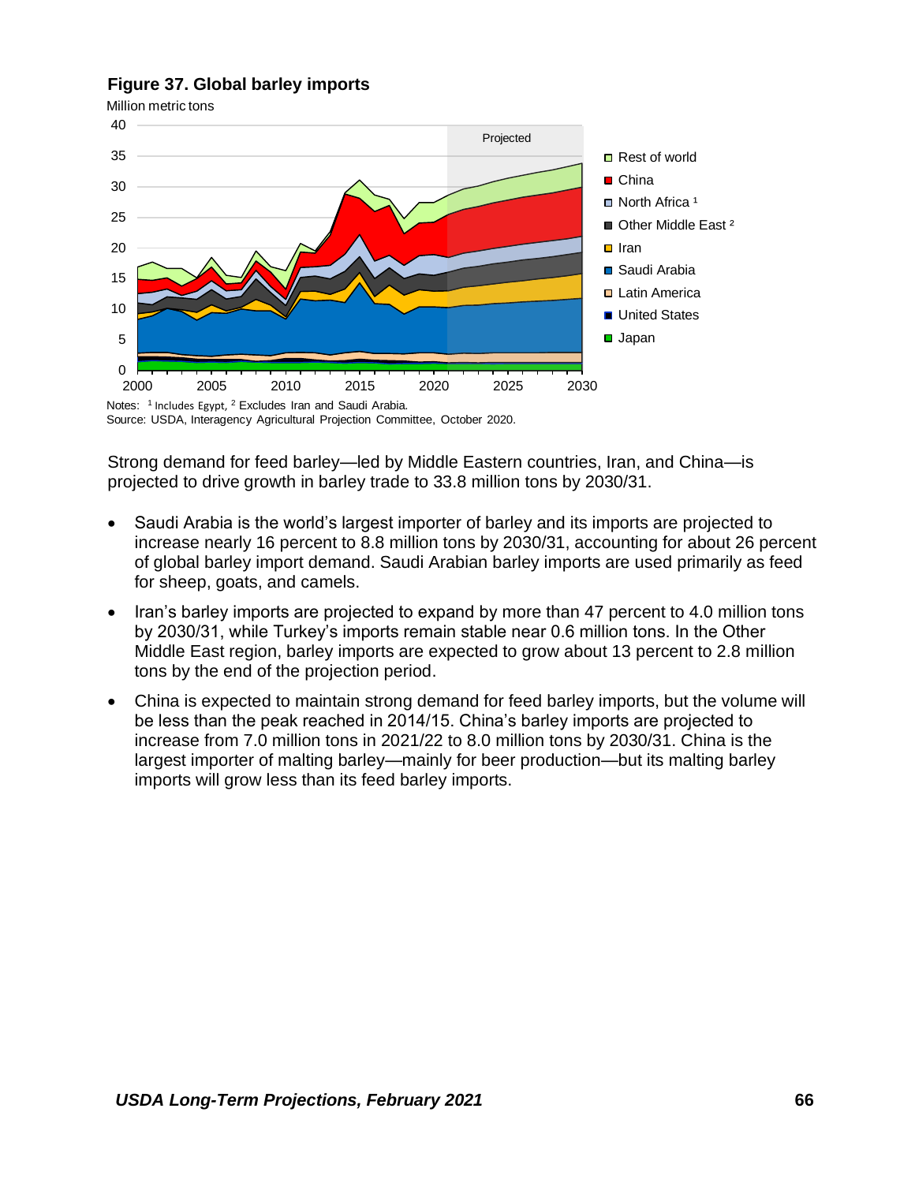**Figure 37. Global barley imports**

Million metric tons

Notes: [1] Includes Egypt, [2] Excludes Iran and Saudi Arabia.
Source: USDA, Interagency Agricultural Projection Committee, October 2020.

Strong demand for feed barley—led by Middle Eastern countries, Iran, and China—is projected to drive growth in barley trade to 33.8 million tons by 2030/31.

- Saudi Arabia is the world's largest importer of barley and its imports are projected to increase nearly 16 percent to 8.8 million tons by 2030/31, accounting for about 26 percent of global barley import demand. Saudi Arabian barley imports are used primarily as feed for sheep, goats, and camels.
- Iran's barley imports are projected to expand by more than 47 percent to 4.0 million tons by 2030/31, while Turkey's imports remain stable near 0.6 million tons. In the Other Middle East region, barley imports are expected to grow about 13 percent to 2.8 million tons by the end of the projection period.
- China is expected to maintain strong demand for feed barley imports, but the volume will be less than the peak reached in 2014/15. China's barley imports are projected to increase from 7.0 million tons in 2021/22 to 8.0 million tons by 2030/31. China is the largest importer of malting barley—mainly for beer production—but its malting barley imports will grow less than its feed barley imports.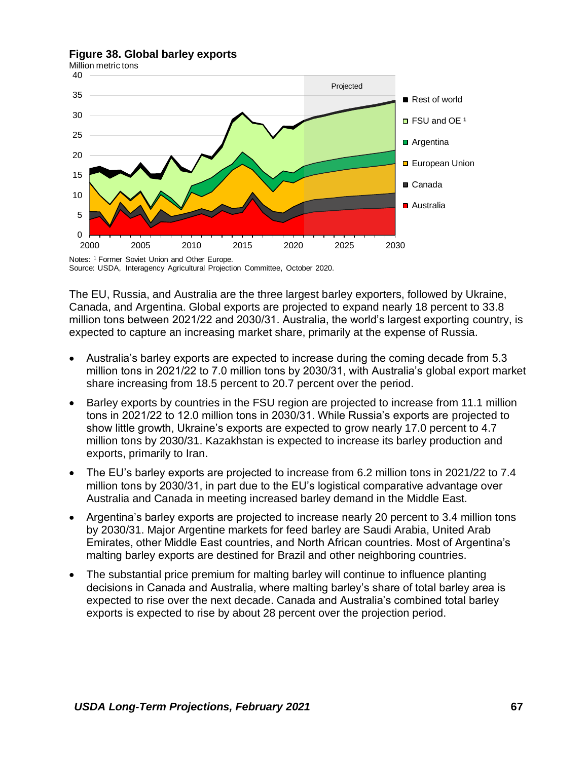**Figure 38. Global barley exports**

Million metric tons

Notes: [1] Former Soviet Union and Other Europe.
Source: USDA, Interagency Agricultural Projection Committee, October 2020.

The EU, Russia, and Australia are the three largest barley exporters, followed by Ukraine, Canada, and Argentina. Global exports are projected to expand nearly 18 percent to 33.8 million tons between 2021/22 and 2030/31. Australia, the world's largest exporting country, is expected to capture an increasing market share, primarily at the expense of Russia.

- Australia's barley exports are expected to increase during the coming decade from 5.3 million tons in 2021/22 to 7.0 million tons by 2030/31, with Australia's global export market share increasing from 18.5 percent to 20.7 percent over the period.
- Barley exports by countries in the FSU region are projected to increase from 11.1 million tons in 2021/22 to 12.0 million tons in 2030/31. While Russia's exports are projected to show little growth, Ukraine's exports are expected to grow nearly 17.0 percent to 4.7 million tons by 2030/31. Kazakhstan is expected to increase its barley production and exports, primarily to Iran.
- The EU's barley exports are projected to increase from 6.2 million tons in 2021/22 to 7.4 million tons by 2030/31, in part due to the EU's logistical comparative advantage over Australia and Canada in meeting increased barley demand in the Middle East.
- Argentina's barley exports are projected to increase nearly 20 percent to 3.4 million tons by 2030/31. Major Argentine markets for feed barley are Saudi Arabia, United Arab Emirates, other Middle East countries, and North African countries. Most of Argentina's malting barley exports are destined for Brazil and other neighboring countries.
- The substantial price premium for malting barley will continue to influence planting decisions in Canada and Australia, where malting barley's share of total barley area is expected to rise over the next decade. Canada and Australia's combined total barley exports is expected to rise by about 28 percent over the projection period.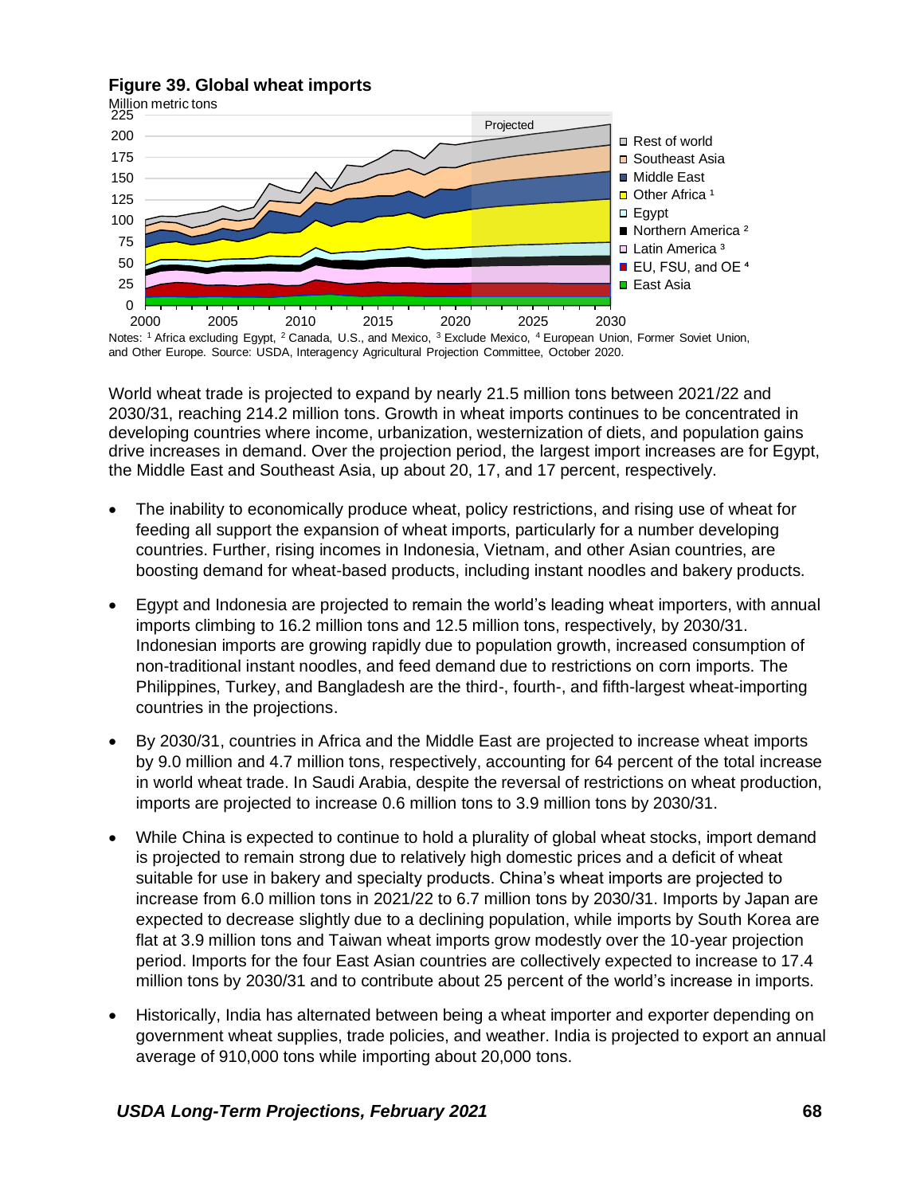**Figure 39. Global wheat imports**

Notes: [1] Africa excluding Egypt, [2] Canada, U.S., and Mexico, [3] Exclude Mexico, [4] European Union, Former Soviet Union, and Other Europe. Source: USDA, Interagency Agricultural Projection Committee, October 2020.

World wheat trade is projected to expand by nearly 21.5 million tons between 2021/22 and 2030/31, reaching 214.2 million tons. Growth in wheat imports continues to be concentrated in developing countries where income, urbanization, westernization of diets, and population gains drive increases in demand. Over the projection period, the largest import increases are for Egypt, the Middle East and Southeast Asia, up about 20, 17, and 17 percent, respectively.

- The inability to economically produce wheat, policy restrictions, and rising use of wheat for feeding all support the expansion of wheat imports, particularly for a number developing countries. Further, rising incomes in Indonesia, Vietnam, and other Asian countries, are boosting demand for wheat-based products, including instant noodles and bakery products.

- Egypt and Indonesia are projected to remain the world's leading wheat importers, with annual imports climbing to 16.2 million tons and 12.5 million tons, respectively, by 2030/31. Indonesian imports are growing rapidly due to population growth, increased consumption of non-traditional instant noodles, and feed demand due to restrictions on corn imports. The Philippines, Turkey, and Bangladesh are the third-, fourth-, and fifth-largest wheat-importing countries in the projections.

- By 2030/31, countries in Africa and the Middle East are projected to increase wheat imports by 9.0 million and 4.7 million tons, respectively, accounting for 64 percent of the total increase in world wheat trade. In Saudi Arabia, despite the reversal of restrictions on wheat production, imports are projected to increase 0.6 million tons to 3.9 million tons by 2030/31.

- While China is expected to continue to hold a plurality of global wheat stocks, import demand is projected to remain strong due to relatively high domestic prices and a deficit of wheat suitable for use in bakery and specialty products. China's wheat imports are projected to increase from 6.0 million tons in 2021/22 to 6.7 million tons by 2030/31. Imports by Japan are expected to decrease slightly due to a declining population, while imports by South Korea are flat at 3.9 million tons and Taiwan wheat imports grow modestly over the 10-year projection period. Imports for the four East Asian countries are collectively expected to increase to 17.4 million tons by 2030/31 and to contribute about 25 percent of the world's increase in imports.

- Historically, India has alternated between being a wheat importer and exporter depending on government wheat supplies, trade policies, and weather. India is projected to export an annual average of 910,000 tons while importing about 20,000 tons.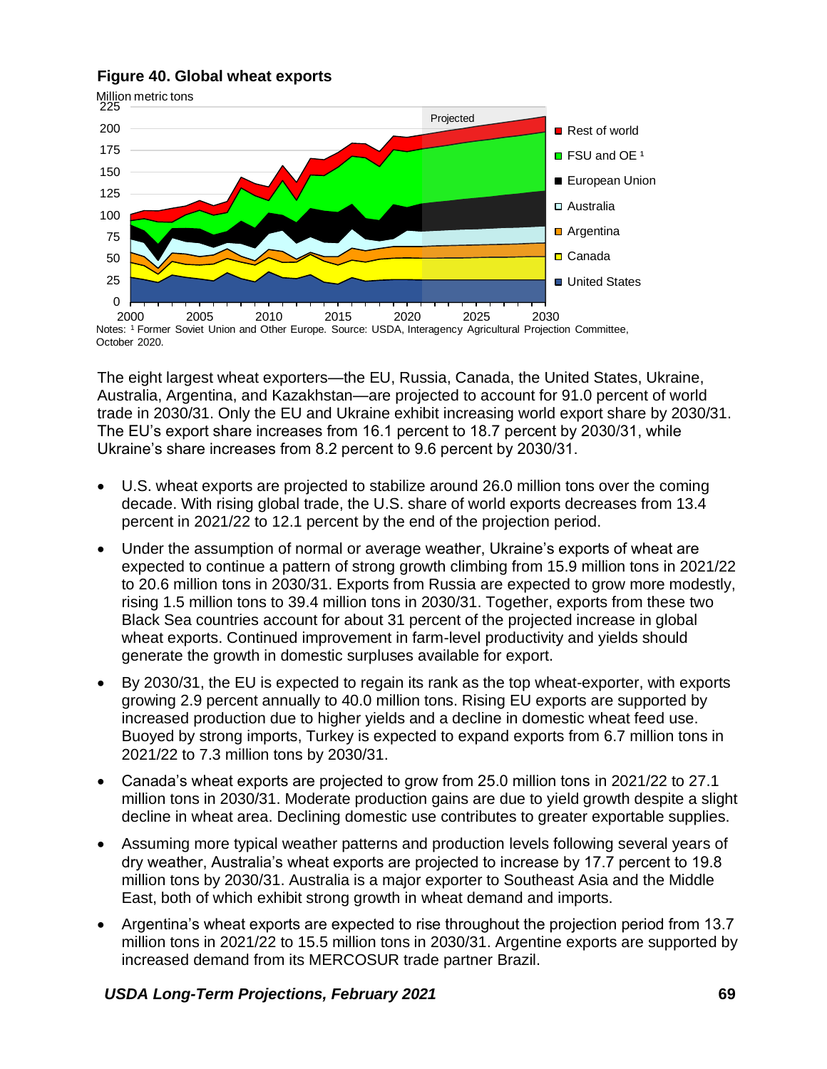**Figure 40. Global wheat exports**

Notes: [1] Former Soviet Union and Other Europe. Source: USDA, Interagency Agricultural Projection Committee, October 2020.

The eight largest wheat exporters—the EU, Russia, Canada, the United States, Ukraine, Australia, Argentina, and Kazakhstan—are projected to account for 91.0 percent of world trade in 2030/31. Only the EU and Ukraine exhibit increasing world export share by 2030/31. The EU's export share increases from 16.1 percent to 18.7 percent by 2030/31, while Ukraine's share increases from 8.2 percent to 9.6 percent by 2030/31.

- U.S. wheat exports are projected to stabilize around 26.0 million tons over the coming decade. With rising global trade, the U.S. share of world exports decreases from 13.4 percent in 2021/22 to 12.1 percent by the end of the projection period.
- Under the assumption of normal or average weather, Ukraine's exports of wheat are expected to continue a pattern of strong growth climbing from 15.9 million tons in 2021/22 to 20.6 million tons in 2030/31. Exports from Russia are expected to grow more modestly, rising 1.5 million tons to 39.4 million tons in 2030/31. Together, exports from these two Black Sea countries account for about 31 percent of the projected increase in global wheat exports. Continued improvement in farm-level productivity and yields should generate the growth in domestic surpluses available for export.
- By 2030/31, the EU is expected to regain its rank as the top wheat-exporter, with exports growing 2.9 percent annually to 40.0 million tons. Rising EU exports are supported by increased production due to higher yields and a decline in domestic wheat feed use. Buoyed by strong imports, Turkey is expected to expand exports from 6.7 million tons in 2021/22 to 7.3 million tons by 2030/31.
- Canada's wheat exports are projected to grow from 25.0 million tons in 2021/22 to 27.1 million tons in 2030/31. Moderate production gains are due to yield growth despite a slight decline in wheat area. Declining domestic use contributes to greater exportable supplies.
- Assuming more typical weather patterns and production levels following several years of dry weather, Australia's wheat exports are projected to increase by 17.7 percent to 19.8 million tons by 2030/31. Australia is a major exporter to Southeast Asia and the Middle East, both of which exhibit strong growth in wheat demand and imports.
- Argentina's wheat exports are expected to rise throughout the projection period from 13.7 million tons in 2021/22 to 15.5 million tons in 2030/31. Argentine exports are supported by increased demand from its MERCOSUR trade partner Brazil.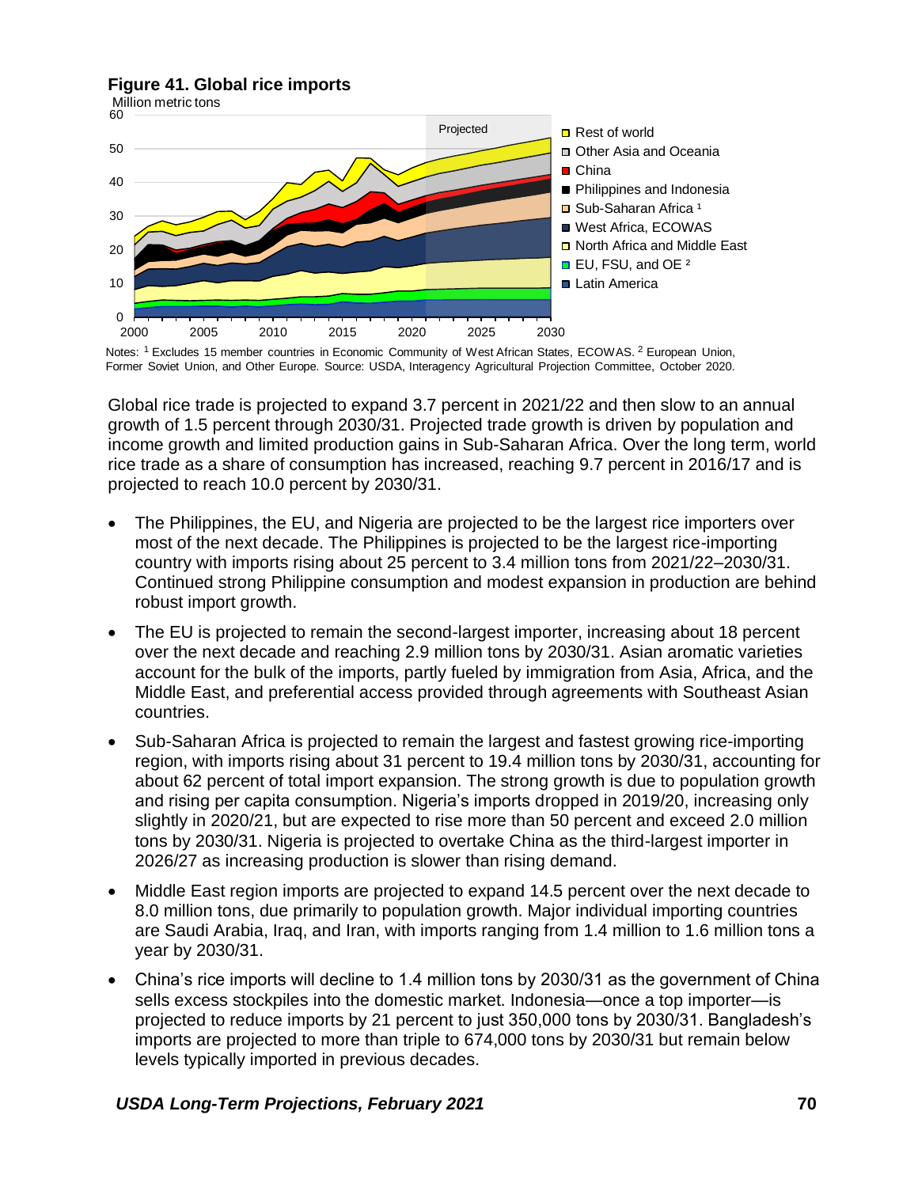**Figure 41. Global rice imports**

Million metric tons

Notes: [1] Excludes 15 member countries in Economic Community of West African States, ECOWAS. [2] European Union, Former Soviet Union, and Other Europe. Source: USDA, Interagency Agricultural Projection Committee, October 2020.

Global rice trade is projected to expand 3.7 percent in 2021/22 and then slow to an annual growth of 1.5 percent through 2030/31. Projected trade growth is driven by population and income growth and limited production gains in Sub-Saharan Africa. Over the long term, world rice trade as a share of consumption has increased, reaching 9.7 percent in 2016/17 and is projected to reach 10.0 percent by 2030/31.

- The Philippines, the EU, and Nigeria are projected to be the largest rice importers over most of the next decade. The Philippines is projected to be the largest rice-importing country with imports rising about 25 percent to 3.4 million tons from 2021/22–2030/31. Continued strong Philippine consumption and modest expansion in production are behind robust import growth.
- The EU is projected to remain the second-largest importer, increasing about 18 percent over the next decade and reaching 2.9 million tons by 2030/31. Asian aromatic varieties account for the bulk of the imports, partly fueled by immigration from Asia, Africa, and the Middle East, and preferential access provided through agreements with Southeast Asian countries.
- Sub-Saharan Africa is projected to remain the largest and fastest growing rice-importing region, with imports rising about 31 percent to 19.4 million tons by 2030/31, accounting for about 62 percent of total import expansion. The strong growth is due to population growth and rising per capita consumption. Nigeria's imports dropped in 2019/20, increasing only slightly in 2020/21, but are expected to rise more than 50 percent and exceed 2.0 million tons by 2030/31. Nigeria is projected to overtake China as the third-largest importer in 2026/27 as increasing production is slower than rising demand.
- Middle East region imports are projected to expand 14.5 percent over the next decade to 8.0 million tons, due primarily to population growth. Major individual importing countries are Saudi Arabia, Iraq, and Iran, with imports ranging from 1.4 million to 1.6 million tons a year by 2030/31.
- China's rice imports will decline to 1.4 million tons by 2030/31 as the government of China sells excess stockpiles into the domestic market. Indonesia—once a top importer—is projected to reduce imports by 21 percent to just 350,000 tons by 2030/31. Bangladesh's imports are projected to more than triple to 674,000 tons by 2030/31 but remain below levels typically imported in previous decades.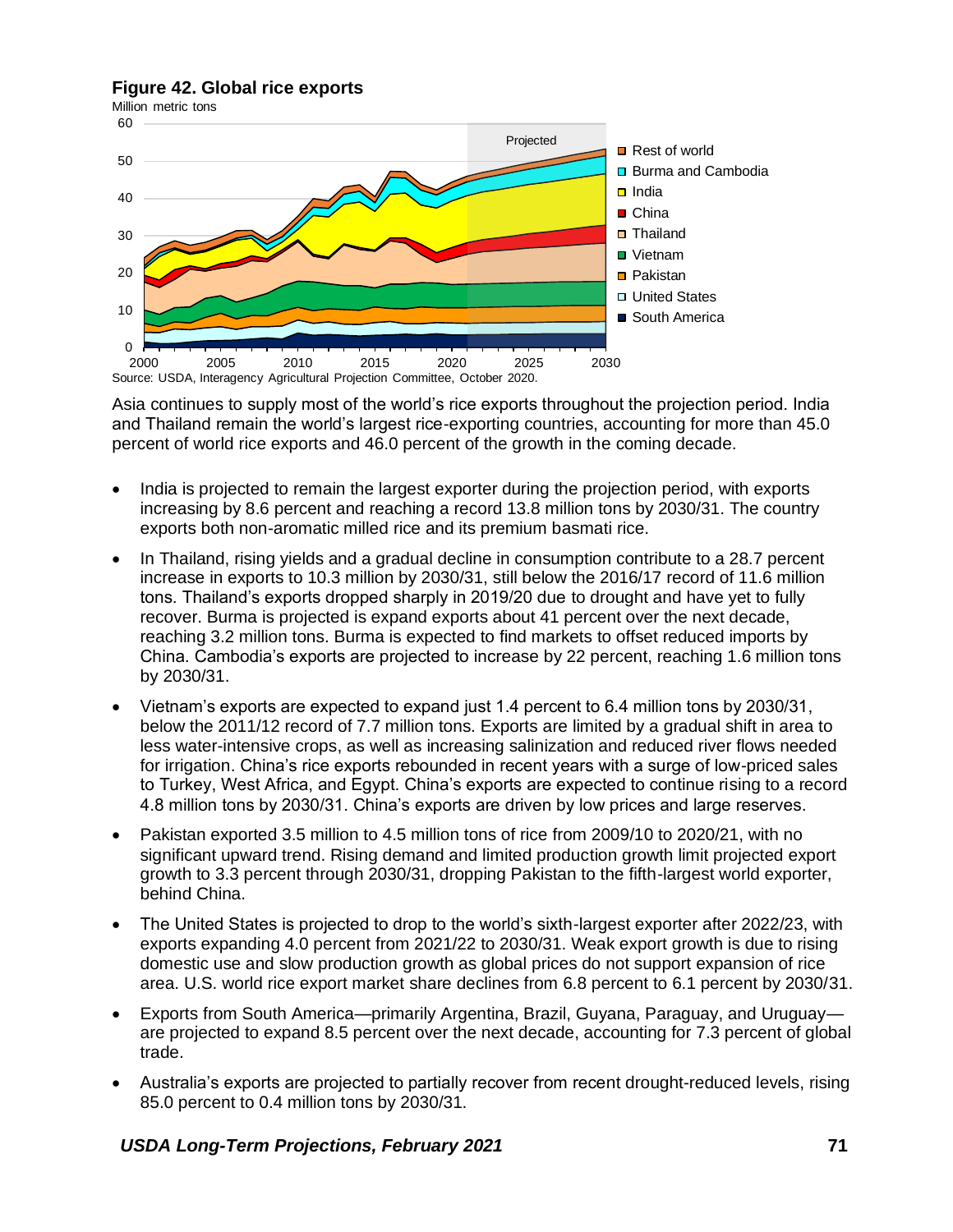**Figure 42. Global rice exports**

Million metric tons

Source: USDA, Interagency Agricultural Projection Committee, October 2020.

Asia continues to supply most of the world's rice exports throughout the projection period. India and Thailand remain the world's largest rice-exporting countries, accounting for more than 45.0 percent of world rice exports and 46.0 percent of the growth in the coming decade.

- India is projected to remain the largest exporter during the projection period, with exports increasing by 8.6 percent and reaching a record 13.8 million tons by 2030/31. The country exports both non-aromatic milled rice and its premium basmati rice.
- In Thailand, rising yields and a gradual decline in consumption contribute to a 28.7 percent increase in exports to 10.3 million by 2030/31, still below the 2016/17 record of 11.6 million tons. Thailand's exports dropped sharply in 2019/20 due to drought and have yet to fully recover. Burma is projected is expand exports about 41 percent over the next decade, reaching 3.2 million tons. Burma is expected to find markets to offset reduced imports by China. Cambodia's exports are projected to increase by 22 percent, reaching 1.6 million tons by 2030/31.
- Vietnam's exports are expected to expand just 1.4 percent to 6.4 million tons by 2030/31, below the 2011/12 record of 7.7 million tons. Exports are limited by a gradual shift in area to less water-intensive crops, as well as increasing salinization and reduced river flows needed for irrigation. China's rice exports rebounded in recent years with a surge of low-priced sales to Turkey, West Africa, and Egypt. China's exports are expected to continue rising to a record 4.8 million tons by 2030/31. China's exports are driven by low prices and large reserves.
- Pakistan exported 3.5 million to 4.5 million tons of rice from 2009/10 to 2020/21, with no significant upward trend. Rising demand and limited production growth limit projected export growth to 3.3 percent through 2030/31, dropping Pakistan to the fifth-largest world exporter, behind China.
- The United States is projected to drop to the world's sixth-largest exporter after 2022/23, with exports expanding 4.0 percent from 2021/22 to 2030/31. Weak export growth is due to rising domestic use and slow production growth as global prices do not support expansion of rice area. U.S. world rice export market share declines from 6.8 percent to 6.1 percent by 2030/31.
- Exports from South America—primarily Argentina, Brazil, Guyana, Paraguay, and Uruguay—are projected to expand 8.5 percent over the next decade, accounting for 7.3 percent of global trade.
- Australia's exports are projected to partially recover from recent drought-reduced levels, rising 85.0 percent to 0.4 million tons by 2030/31.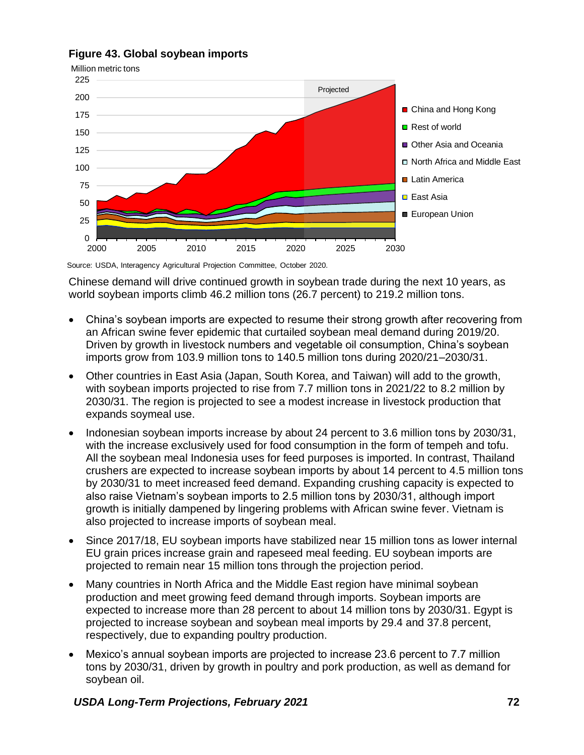**Figure 43. Global soybean imports**

Source: USDA, Interagency Agricultural Projection Committee, October 2020.

Chinese demand will drive continued growth in soybean trade during the next 10 years, as world soybean imports climb 46.2 million tons (26.7 percent) to 219.2 million tons.

- China's soybean imports are expected to resume their strong growth after recovering from an African swine fever epidemic that curtailed soybean meal demand during 2019/20. Driven by growth in livestock numbers and vegetable oil consumption, China's soybean imports grow from 103.9 million tons to 140.5 million tons during 2020/21–2030/31.
- Other countries in East Asia (Japan, South Korea, and Taiwan) will add to the growth, with soybean imports projected to rise from 7.7 million tons in 2021/22 to 8.2 million by 2030/31. The region is projected to see a modest increase in livestock production that expands soymeal use.
- Indonesian soybean imports increase by about 24 percent to 3.6 million tons by 2030/31, with the increase exclusively used for food consumption in the form of tempeh and tofu. All the soybean meal Indonesia uses for feed purposes is imported. In contrast, Thailand crushers are expected to increase soybean imports by about 14 percent to 4.5 million tons by 2030/31 to meet increased feed demand. Expanding crushing capacity is expected to also raise Vietnam's soybean imports to 2.5 million tons by 2030/31, although import growth is initially dampened by lingering problems with African swine fever. Vietnam is also projected to increase imports of soybean meal.
- Since 2017/18, EU soybean imports have stabilized near 15 million tons as lower internal EU grain prices increase grain and rapeseed meal feeding. EU soybean imports are projected to remain near 15 million tons through the projection period.
- Many countries in North Africa and the Middle East region have minimal soybean production and meet growing feed demand through imports. Soybean imports are expected to increase more than 28 percent to about 14 million tons by 2030/31. Egypt is projected to increase soybean and soybean meal imports by 29.4 and 37.8 percent, respectively, due to expanding poultry production.
- Mexico's annual soybean imports are projected to increase 23.6 percent to 7.7 million tons by 2030/31, driven by growth in poultry and pork production, as well as demand for soybean oil.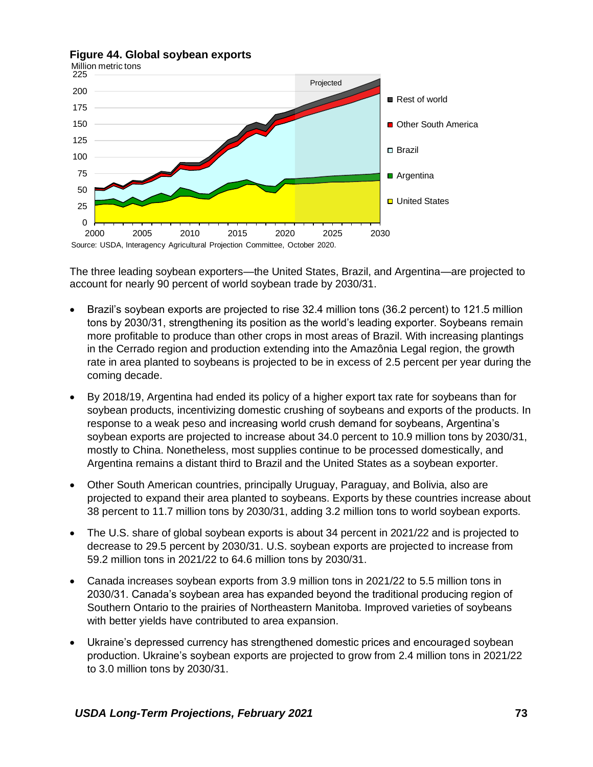**Figure 44. Global soybean exports**

Source: USDA, Interagency Agricultural Projection Committee, October 2020.

The three leading soybean exporters—the United States, Brazil, and Argentina—are projected to account for nearly 90 percent of world soybean trade by 2030/31.

- Brazil's soybean exports are projected to rise 32.4 million tons (36.2 percent) to 121.5 million tons by 2030/31, strengthening its position as the world's leading exporter. Soybeans remain more profitable to produce than other crops in most areas of Brazil. With increasing plantings in the Cerrado region and production extending into the Amazônia Legal region, the growth rate in area planted to soybeans is projected to be in excess of 2.5 percent per year during the coming decade.
- By 2018/19, Argentina had ended its policy of a higher export tax rate for soybeans than for soybean products, incentivizing domestic crushing of soybeans and exports of the products. In response to a weak peso and increasing world crush demand for soybeans, Argentina's soybean exports are projected to increase about 34.0 percent to 10.9 million tons by 2030/31, mostly to China. Nonetheless, most supplies continue to be processed domestically, and Argentina remains a distant third to Brazil and the United States as a soybean exporter.
- Other South American countries, principally Uruguay, Paraguay, and Bolivia, also are projected to expand their area planted to soybeans. Exports by these countries increase about 38 percent to 11.7 million tons by 2030/31, adding 3.2 million tons to world soybean exports.
- The U.S. share of global soybean exports is about 34 percent in 2021/22 and is projected to decrease to 29.5 percent by 2030/31. U.S. soybean exports are projected to increase from 59.2 million tons in 2021/22 to 64.6 million tons by 2030/31.
- Canada increases soybean exports from 3.9 million tons in 2021/22 to 5.5 million tons in 2030/31. Canada's soybean area has expanded beyond the traditional producing region of Southern Ontario to the prairies of Northeastern Manitoba. Improved varieties of soybeans with better yields have contributed to area expansion.
- Ukraine's depressed currency has strengthened domestic prices and encouraged soybean production. Ukraine's soybean exports are projected to grow from 2.4 million tons in 2021/22 to 3.0 million tons by 2030/31.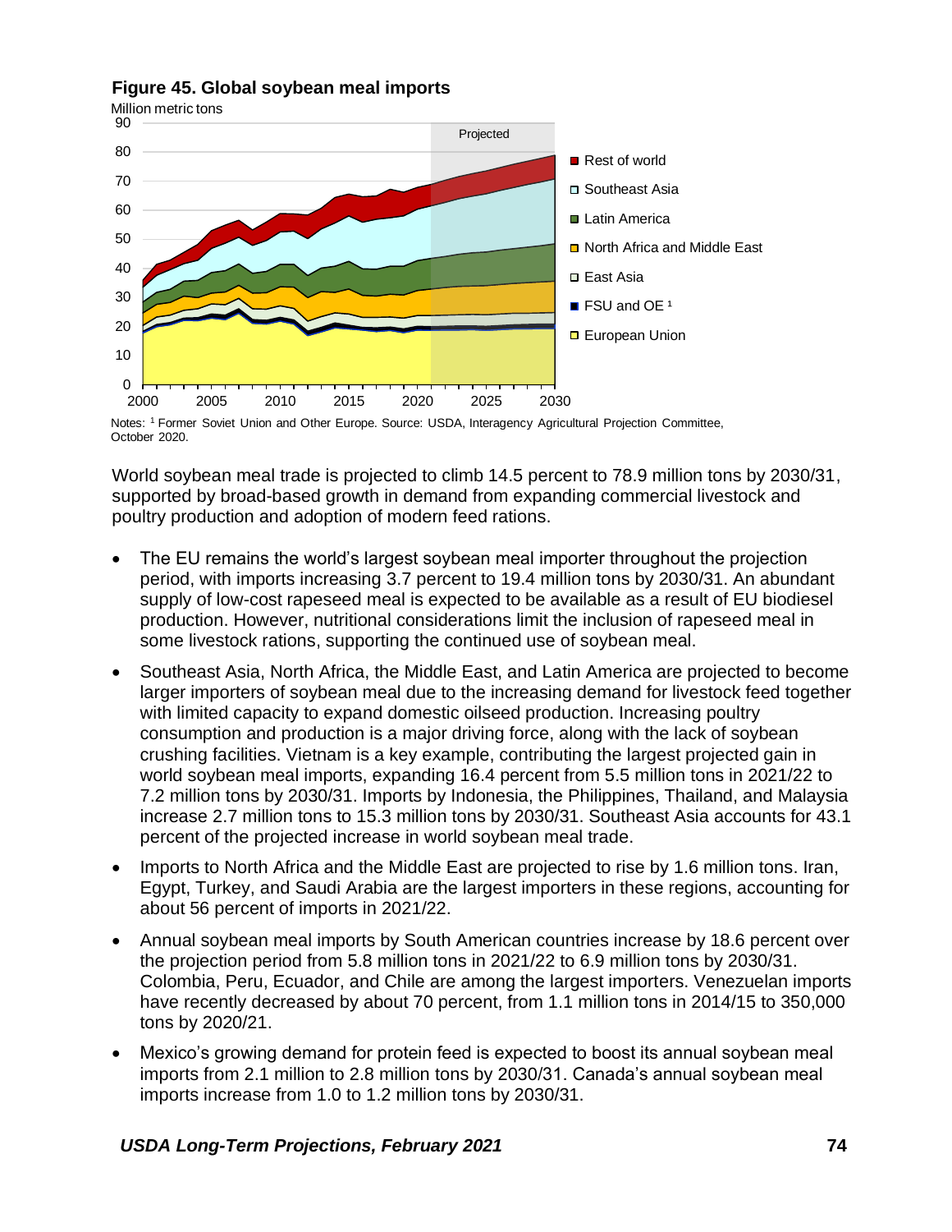**Figure 45. Global soybean meal imports**

Million metric tons

Notes: [1] Former Soviet Union and Other Europe. Source: USDA, Interagency Agricultural Projection Committee, October 2020.

World soybean meal trade is projected to climb 14.5 percent to 78.9 million tons by 2030/31, supported by broad-based growth in demand from expanding commercial livestock and poultry production and adoption of modern feed rations.

- The EU remains the world's largest soybean meal importer throughout the projection period, with imports increasing 3.7 percent to 19.4 million tons by 2030/31. An abundant supply of low-cost rapeseed meal is expected to be available as a result of EU biodiesel production. However, nutritional considerations limit the inclusion of rapeseed meal in some livestock rations, supporting the continued use of soybean meal.
- Southeast Asia, North Africa, the Middle East, and Latin America are projected to become larger importers of soybean meal due to the increasing demand for livestock feed together with limited capacity to expand domestic oilseed production. Increasing poultry consumption and production is a major driving force, along with the lack of soybean crushing facilities. Vietnam is a key example, contributing the largest projected gain in world soybean meal imports, expanding 16.4 percent from 5.5 million tons in 2021/22 to 7.2 million tons by 2030/31. Imports by Indonesia, the Philippines, Thailand, and Malaysia increase 2.7 million tons to 15.3 million tons by 2030/31. Southeast Asia accounts for 43.1 percent of the projected increase in world soybean meal trade.
- Imports to North Africa and the Middle East are projected to rise by 1.6 million tons. Iran, Egypt, Turkey, and Saudi Arabia are the largest importers in these regions, accounting for about 56 percent of imports in 2021/22.
- Annual soybean meal imports by South American countries increase by 18.6 percent over the projection period from 5.8 million tons in 2021/22 to 6.9 million tons by 2030/31. Colombia, Peru, Ecuador, and Chile are among the largest importers. Venezuelan imports have recently decreased by about 70 percent, from 1.1 million tons in 2014/15 to 350,000 tons by 2020/21.
- Mexico's growing demand for protein feed is expected to boost its annual soybean meal imports from 2.1 million to 2.8 million tons by 2030/31. Canada's annual soybean meal imports increase from 1.0 to 1.2 million tons by 2030/31.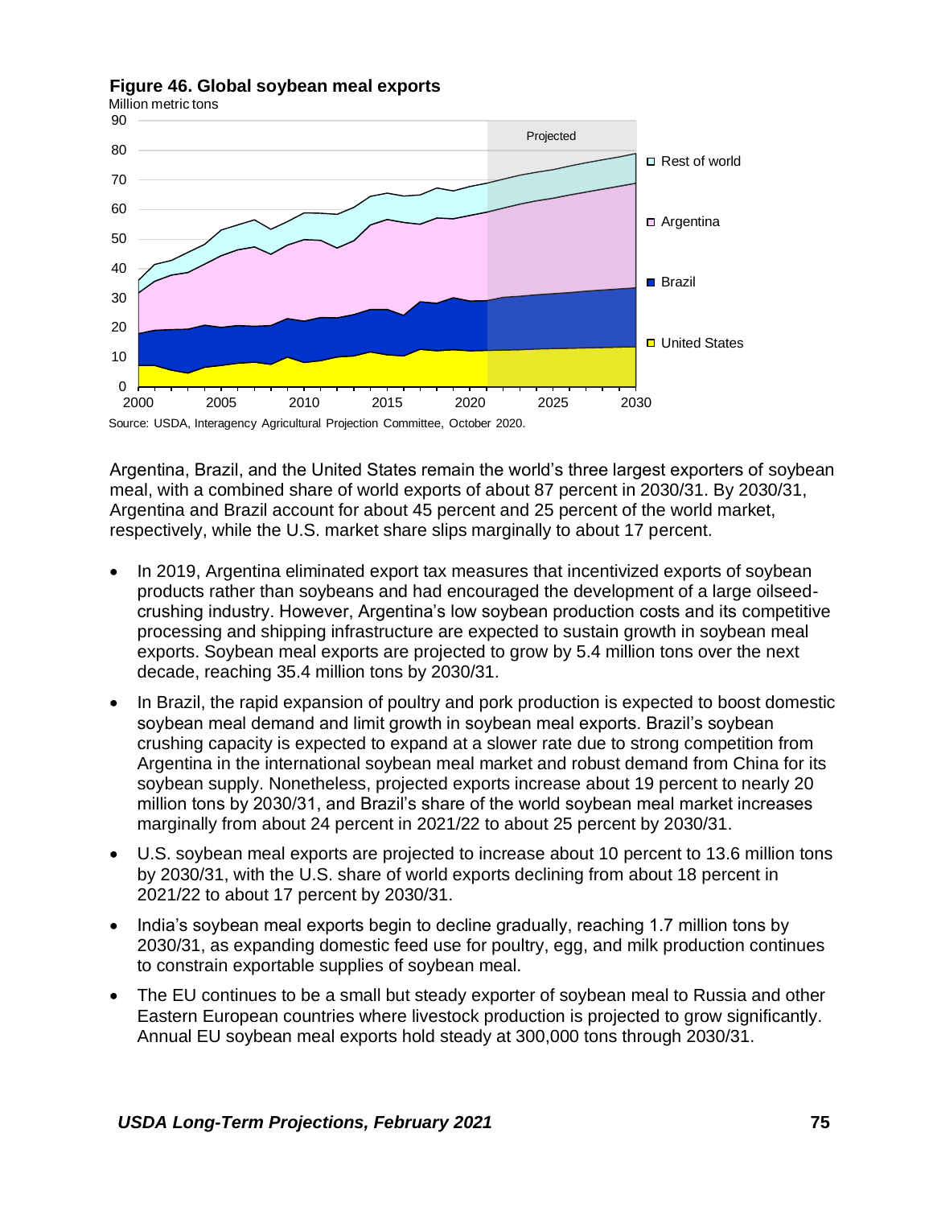**Figure 46. Global soybean meal exports**

Million metric tons

Source: USDA, Interagency Agricultural Projection Committee, October 2020.

Argentina, Brazil, and the United States remain the world's three largest exporters of soybean meal, with a combined share of world exports of about 87 percent in 2030/31. By 2030/31, Argentina and Brazil account for about 45 percent and 25 percent of the world market, respectively, while the U.S. market share slips marginally to about 17 percent.

- In 2019, Argentina eliminated export tax measures that incentivized exports of soybean products rather than soybeans and had encouraged the development of a large oilseed-crushing industry. However, Argentina's low soybean production costs and its competitive processing and shipping infrastructure are expected to sustain growth in soybean meal exports. Soybean meal exports are projected to grow by 5.4 million tons over the next decade, reaching 35.4 million tons by 2030/31.
- In Brazil, the rapid expansion of poultry and pork production is expected to boost domestic soybean meal demand and limit growth in soybean meal exports. Brazil's soybean crushing capacity is expected to expand at a slower rate due to strong competition from Argentina in the international soybean meal market and robust demand from China for its soybean supply. Nonetheless, projected exports increase about 19 percent to nearly 20 million tons by 2030/31, and Brazil's share of the world soybean meal market increases marginally from about 24 percent in 2021/22 to about 25 percent by 2030/31.
- U.S. soybean meal exports are projected to increase about 10 percent to 13.6 million tons by 2030/31, with the U.S. share of world exports declining from about 18 percent in 2021/22 to about 17 percent by 2030/31.
- India's soybean meal exports begin to decline gradually, reaching 1.7 million tons by 2030/31, as expanding domestic feed use for poultry, egg, and milk production continues to constrain exportable supplies of soybean meal.
- The EU continues to be a small but steady exporter of soybean meal to Russia and other Eastern European countries where livestock production is projected to grow significantly. Annual EU soybean meal exports hold steady at 300,000 tons through 2030/31.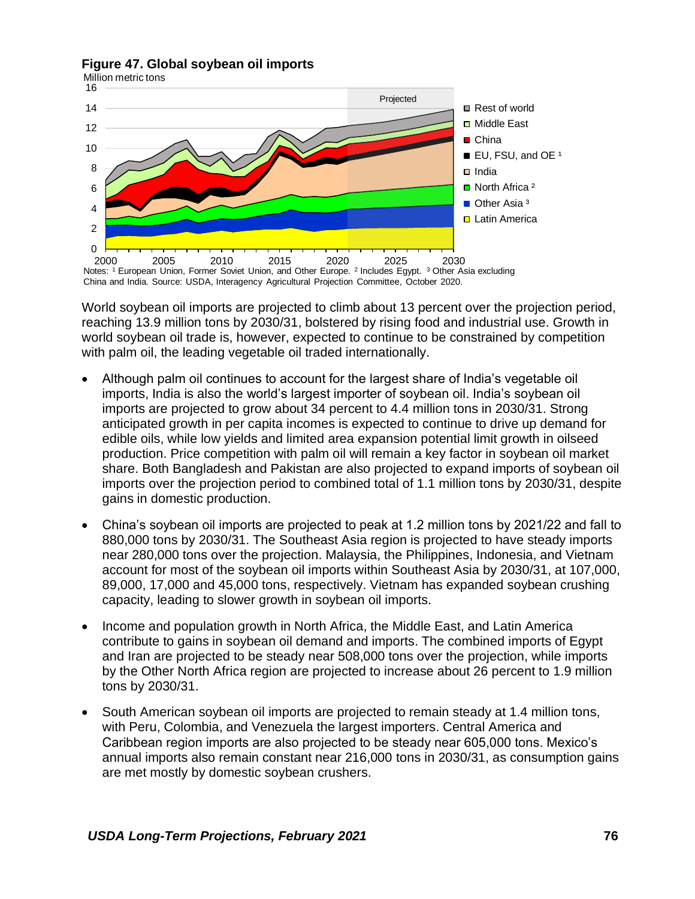**Figure 47. Global soybean oil imports**

Notes: [1] European Union, Former Soviet Union, and Other Europe. [2] Includes Egypt. [3] Other Asia excluding China and India. Source: USDA, Interagency Agricultural Projection Committee, October 2020.

World soybean oil imports are projected to climb about 13 percent over the projection period, reaching 13.9 million tons by 2030/31, bolstered by rising food and industrial use. Growth in world soybean oil trade is, however, expected to continue to be constrained by competition with palm oil, the leading vegetable oil traded internationally.

- Although palm oil continues to account for the largest share of India's vegetable oil imports, India is also the world's largest importer of soybean oil. India's soybean oil imports are projected to grow about 34 percent to 4.4 million tons in 2030/31. Strong anticipated growth in per capita incomes is expected to continue to drive up demand for edible oils, while low yields and limited area expansion potential limit growth in oilseed production. Price competition with palm oil will remain a key factor in soybean oil market share. Both Bangladesh and Pakistan are also projected to expand imports of soybean oil imports over the projection period to combined total of 1.1 million tons by 2030/31, despite gains in domestic production.

- China's soybean oil imports are projected to peak at 1.2 million tons by 2021/22 and fall to 880,000 tons by 2030/31. The Southeast Asia region is projected to have steady imports near 280,000 tons over the projection. Malaysia, the Philippines, Indonesia, and Vietnam account for most of the soybean oil imports within Southeast Asia by 2030/31, at 107,000, 89,000, 17,000 and 45,000 tons, respectively. Vietnam has expanded soybean crushing capacity, leading to slower growth in soybean oil imports.

- Income and population growth in North Africa, the Middle East, and Latin America contribute to gains in soybean oil demand and imports. The combined imports of Egypt and Iran are projected to be steady near 508,000 tons over the projection, while imports by the Other North Africa region are projected to increase about 26 percent to 1.9 million tons by 2030/31.

- South American soybean oil imports are projected to remain steady at 1.4 million tons, with Peru, Colombia, and Venezuela the largest importers. Central America and Caribbean region imports are also projected to be steady near 605,000 tons. Mexico's annual imports also remain constant near 216,000 tons in 2030/31, as consumption gains are met mostly by domestic soybean crushers.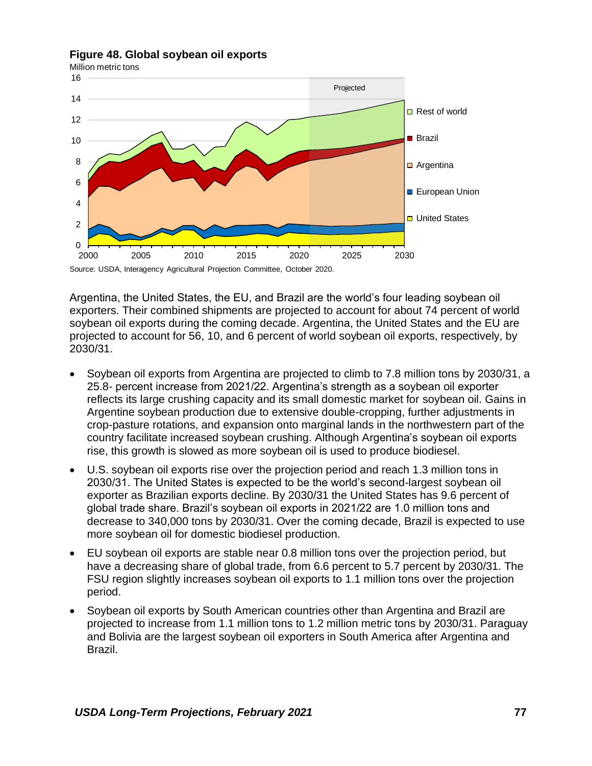**Figure 48. Global soybean oil exports**

Million metric tons

Source: USDA, Interagency Agricultural Projection Committee, October 2020.

Argentina, the United States, the EU, and Brazil are the world's four leading soybean oil exporters. Their combined shipments are projected to account for about 74 percent of world soybean oil exports during the coming decade. Argentina, the United States and the EU are projected to account for 56, 10, and 6 percent of world soybean oil exports, respectively, by 2030/31.

- Soybean oil exports from Argentina are projected to climb to 7.8 million tons by 2030/31, a 25.8- percent increase from 2021/22. Argentina's strength as a soybean oil exporter reflects its large crushing capacity and its small domestic market for soybean oil. Gains in Argentine soybean production due to extensive double-cropping, further adjustments in crop-pasture rotations, and expansion onto marginal lands in the northwestern part of the country facilitate increased soybean crushing. Although Argentina's soybean oil exports rise, this growth is slowed as more soybean oil is used to produce biodiesel.
- U.S. soybean oil exports rise over the projection period and reach 1.3 million tons in 2030/31. The United States is expected to be the world's second-largest soybean oil exporter as Brazilian exports decline. By 2030/31 the United States has 9.6 percent of global trade share. Brazil's soybean oil exports in 2021/22 are 1.0 million tons and decrease to 340,000 tons by 2030/31. Over the coming decade, Brazil is expected to use more soybean oil for domestic biodiesel production.
- EU soybean oil exports are stable near 0.8 million tons over the projection period, but have a decreasing share of global trade, from 6.6 percent to 5.7 percent by 2030/31. The FSU region slightly increases soybean oil exports to 1.1 million tons over the projection period.
- Soybean oil exports by South American countries other than Argentina and Brazil are projected to increase from 1.1 million tons to 1.2 million metric tons by 2030/31. Paraguay and Bolivia are the largest soybean oil exporters in South America after Argentina and Brazil.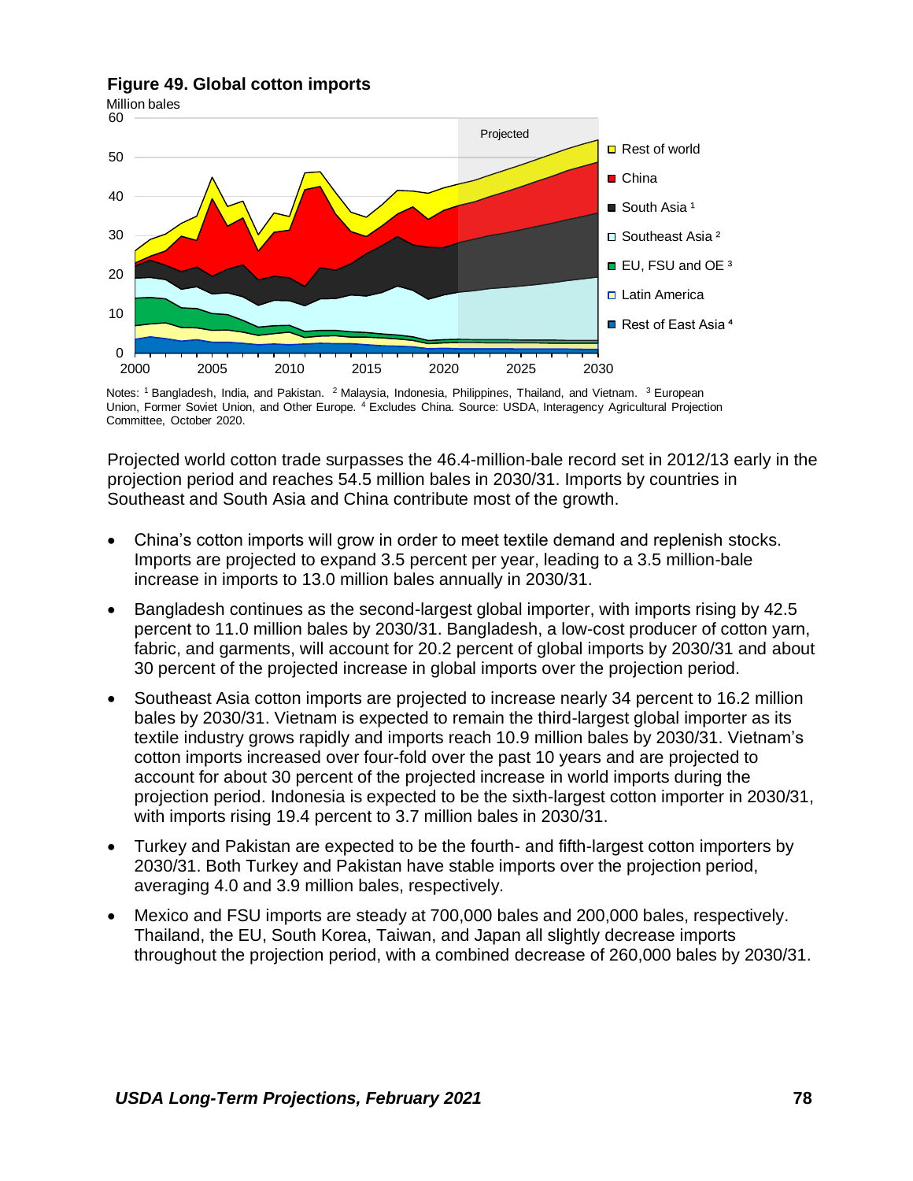**Figure 49. Global cotton imports**

Notes: [1] Bangladesh, India, and Pakistan. [2] Malaysia, Indonesia, Philippines, Thailand, and Vietnam. [3] European Union, Former Soviet Union, and Other Europe. [4] Excludes China. Source: USDA, Interagency Agricultural Projection Committee, October 2020.

Projected world cotton trade surpasses the 46.4-million-bale record set in 2012/13 early in the projection period and reaches 54.5 million bales in 2030/31. Imports by countries in Southeast and South Asia and China contribute most of the growth.

- China's cotton imports will grow in order to meet textile demand and replenish stocks. Imports are projected to expand 3.5 percent per year, leading to a 3.5 million-bale increase in imports to 13.0 million bales annually in 2030/31.
- Bangladesh continues as the second-largest global importer, with imports rising by 42.5 percent to 11.0 million bales by 2030/31. Bangladesh, a low-cost producer of cotton yarn, fabric, and garments, will account for 20.2 percent of global imports by 2030/31 and about 30 percent of the projected increase in global imports over the projection period.
- Southeast Asia cotton imports are projected to increase nearly 34 percent to 16.2 million bales by 2030/31. Vietnam is expected to remain the third-largest global importer as its textile industry grows rapidly and imports reach 10.9 million bales by 2030/31. Vietnam's cotton imports increased over four-fold over the past 10 years and are projected to account for about 30 percent of the projected increase in world imports during the projection period. Indonesia is expected to be the sixth-largest cotton importer in 2030/31, with imports rising 19.4 percent to 3.7 million bales in 2030/31.
- Turkey and Pakistan are expected to be the fourth- and fifth-largest cotton importers by 2030/31. Both Turkey and Pakistan have stable imports over the projection period, averaging 4.0 and 3.9 million bales, respectively.
- Mexico and FSU imports are steady at 700,000 bales and 200,000 bales, respectively. Thailand, the EU, South Korea, Taiwan, and Japan all slightly decrease imports throughout the projection period, with a combined decrease of 260,000 bales by 2030/31.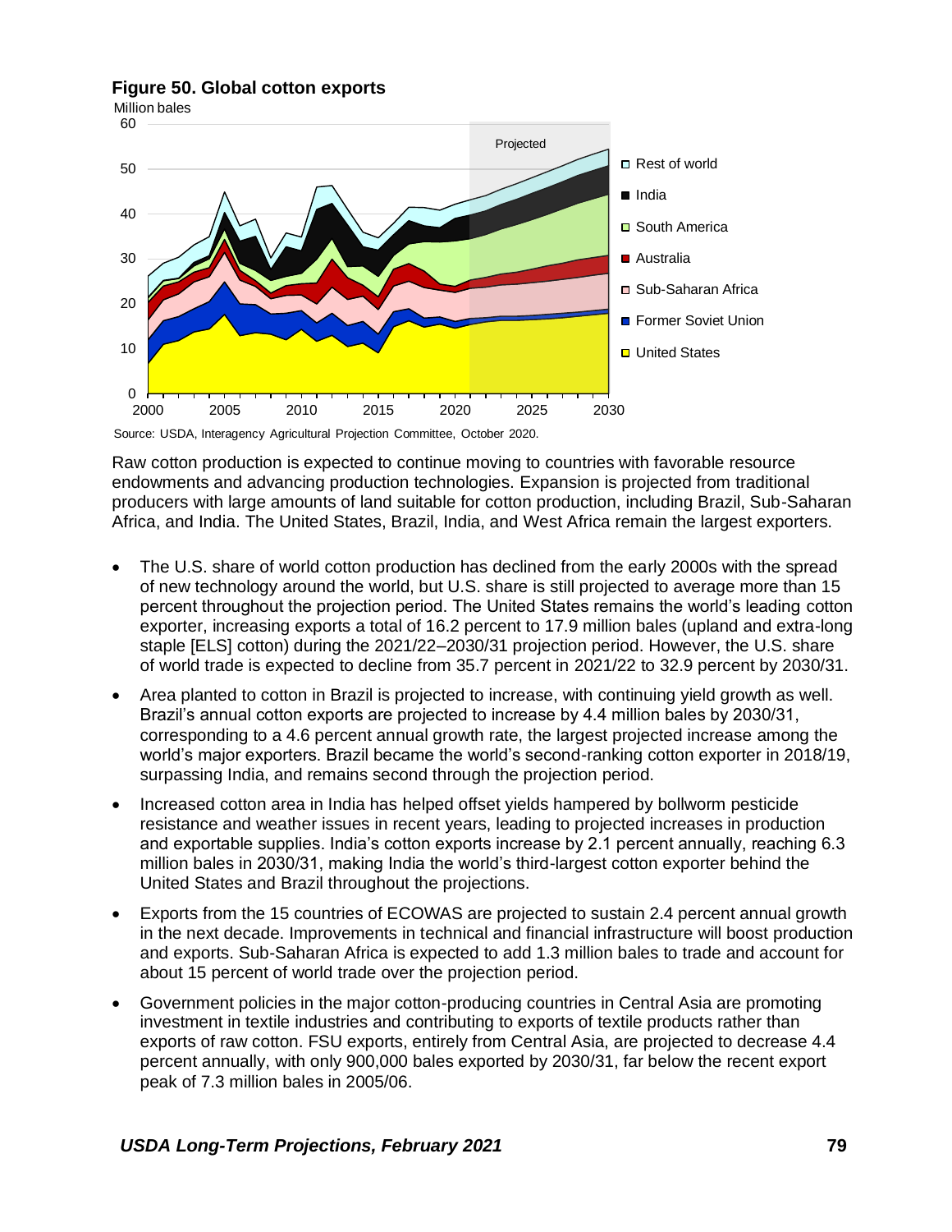**Figure 50. Global cotton exports**

Source: USDA, Interagency Agricultural Projection Committee, October 2020.

Raw cotton production is expected to continue moving to countries with favorable resource endowments and advancing production technologies. Expansion is projected from traditional producers with large amounts of land suitable for cotton production, including Brazil, Sub-Saharan Africa, and India. The United States, Brazil, India, and West Africa remain the largest exporters.

- The U.S. share of world cotton production has declined from the early 2000s with the spread of new technology around the world, but U.S. share is still projected to average more than 15 percent throughout the projection period. The United States remains the world's leading cotton exporter, increasing exports a total of 16.2 percent to 17.9 million bales (upland and extra-long staple [ELS] cotton) during the 2021/22–2030/31 projection period. However, the U.S. share of world trade is expected to decline from 35.7 percent in 2021/22 to 32.9 percent by 2030/31.
- Area planted to cotton in Brazil is projected to increase, with continuing yield growth as well. Brazil's annual cotton exports are projected to increase by 4.4 million bales by 2030/31, corresponding to a 4.6 percent annual growth rate, the largest projected increase among the world's major exporters. Brazil became the world's second-ranking cotton exporter in 2018/19, surpassing India, and remains second through the projection period.
- Increased cotton area in India has helped offset yields hampered by bollworm pesticide resistance and weather issues in recent years, leading to projected increases in production and exportable supplies. India's cotton exports increase by 2.1 percent annually, reaching 6.3 million bales in 2030/31, making India the world's third-largest cotton exporter behind the United States and Brazil throughout the projections.
- Exports from the 15 countries of ECOWAS are projected to sustain 2.4 percent annual growth in the next decade. Improvements in technical and financial infrastructure will boost production and exports. Sub-Saharan Africa is expected to add 1.3 million bales to trade and account for about 15 percent of world trade over the projection period.
- Government policies in the major cotton-producing countries in Central Asia are promoting investment in textile industries and contributing to exports of textile products rather than exports of raw cotton. FSU exports, entirely from Central Asia, are projected to decrease 4.4 percent annually, with only 900,000 bales exported by 2030/31, far below the recent export peak of 7.3 million bales in 2005/06.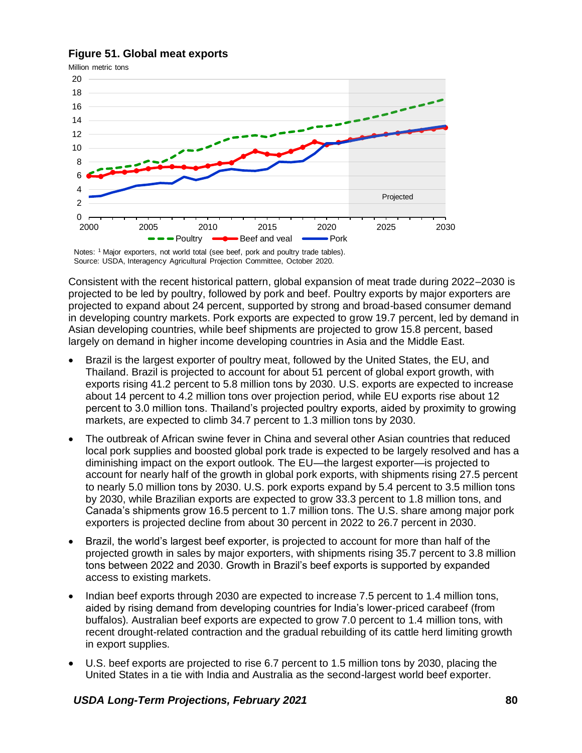**Figure 51. Global meat exports**

Notes: [1] Major exporters, not world total (see beef, pork and poultry trade tables).
Source: USDA, Interagency Agricultural Projection Committee, October 2020.

Consistent with the recent historical pattern, global expansion of meat trade during 2022–2030 is projected to be led by poultry, followed by pork and beef. Poultry exports by major exporters are projected to expand about 24 percent, supported by strong and broad-based consumer demand in developing country markets. Pork exports are expected to grow 19.7 percent, led by demand in Asian developing countries, while beef shipments are projected to grow 15.8 percent, based largely on demand in higher income developing countries in Asia and the Middle East.

- Brazil is the largest exporter of poultry meat, followed by the United States, the EU, and Thailand. Brazil is projected to account for about 51 percent of global export growth, with exports rising 41.2 percent to 5.8 million tons by 2030. U.S. exports are expected to increase about 14 percent to 4.2 million tons over projection period, while EU exports rise about 12 percent to 3.0 million tons. Thailand's projected poultry exports, aided by proximity to growing markets, are expected to climb 34.7 percent to 1.3 million tons by 2030.

- The outbreak of African swine fever in China and several other Asian countries that reduced local pork supplies and boosted global pork trade is expected to be largely resolved and has a diminishing impact on the export outlook. The EU—the largest exporter—is projected to account for nearly half of the growth in global pork exports, with shipments rising 27.5 percent to nearly 5.0 million tons by 2030. U.S. pork exports expand by 5.4 percent to 3.5 million tons by 2030, while Brazilian exports are expected to grow 33.3 percent to 1.8 million tons, and Canada's shipments grow 16.5 percent to 1.7 million tons. The U.S. share among major pork exporters is projected decline from about 30 percent in 2022 to 26.7 percent in 2030.

- Brazil, the world's largest beef exporter, is projected to account for more than half of the projected growth in sales by major exporters, with shipments rising 35.7 percent to 3.8 million tons between 2022 and 2030. Growth in Brazil's beef exports is supported by expanded access to existing markets.

- Indian beef exports through 2030 are expected to increase 7.5 percent to 1.4 million tons, aided by rising demand from developing countries for India's lower-priced carabeef (from buffalos). Australian beef exports are expected to grow 7.0 percent to 1.4 million tons, with recent drought-related contraction and the gradual rebuilding of its cattle herd limiting growth in export supplies.

- U.S. beef exports are projected to rise 6.7 percent to 1.5 million tons by 2030, placing the United States in a tie with India and Australia as the second-largest world beef exporter.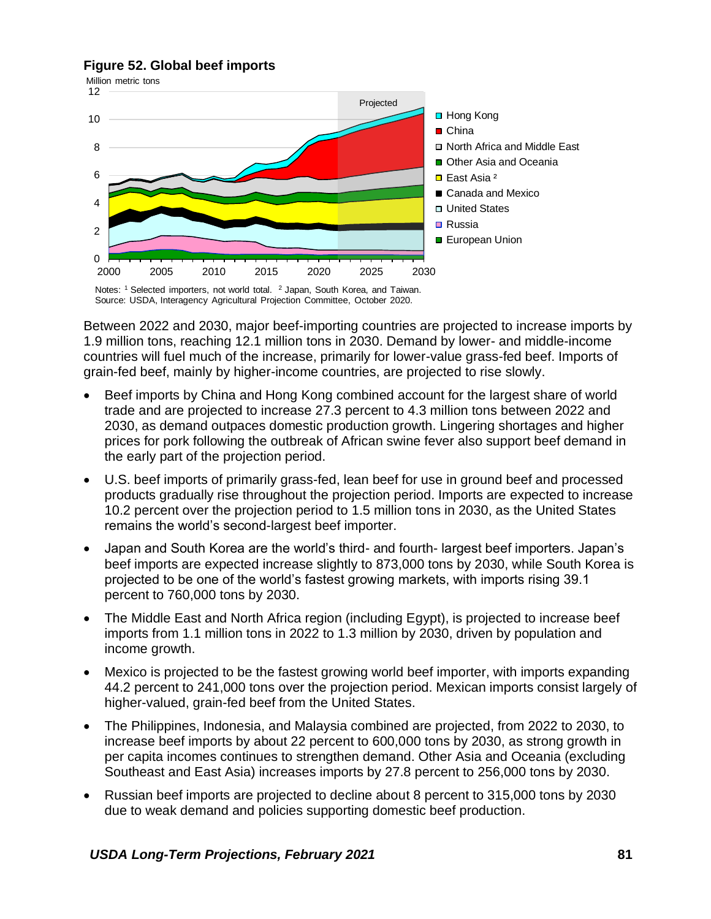**Figure 52. Global beef imports**

Notes: [1] Selected importers, not world total. [2] Japan, South Korea, and Taiwan.
Source: USDA, Interagency Agricultural Projection Committee, October 2020.

Between 2022 and 2030, major beef-importing countries are projected to increase imports by 1.9 million tons, reaching 12.1 million tons in 2030. Demand by lower- and middle-income countries will fuel much of the increase, primarily for lower-value grass-fed beef. Imports of grain-fed beef, mainly by higher-income countries, are projected to rise slowly.

- Beef imports by China and Hong Kong combined account for the largest share of world trade and are projected to increase 27.3 percent to 4.3 million tons between 2022 and 2030, as demand outpaces domestic production growth. Lingering shortages and higher prices for pork following the outbreak of African swine fever also support beef demand in the early part of the projection period.
- U.S. beef imports of primarily grass-fed, lean beef for use in ground beef and processed products gradually rise throughout the projection period. Imports are expected to increase 10.2 percent over the projection period to 1.5 million tons in 2030, as the United States remains the world's second-largest beef importer.
- Japan and South Korea are the world's third- and fourth- largest beef importers. Japan's beef imports are expected increase slightly to 873,000 tons by 2030, while South Korea is projected to be one of the world's fastest growing markets, with imports rising 39.1 percent to 760,000 tons by 2030.
- The Middle East and North Africa region (including Egypt), is projected to increase beef imports from 1.1 million tons in 2022 to 1.3 million by 2030, driven by population and income growth.
- Mexico is projected to be the fastest growing world beef importer, with imports expanding 44.2 percent to 241,000 tons over the projection period. Mexican imports consist largely of higher-valued, grain-fed beef from the United States.
- The Philippines, Indonesia, and Malaysia combined are projected, from 2022 to 2030, to increase beef imports by about 22 percent to 600,000 tons by 2030, as strong growth in per capita incomes continues to strengthen demand. Other Asia and Oceania (excluding Southeast and East Asia) increases imports by 27.8 percent to 256,000 tons by 2030.
- Russian beef imports are projected to decline about 8 percent to 315,000 tons by 2030 due to weak demand and policies supporting domestic beef production.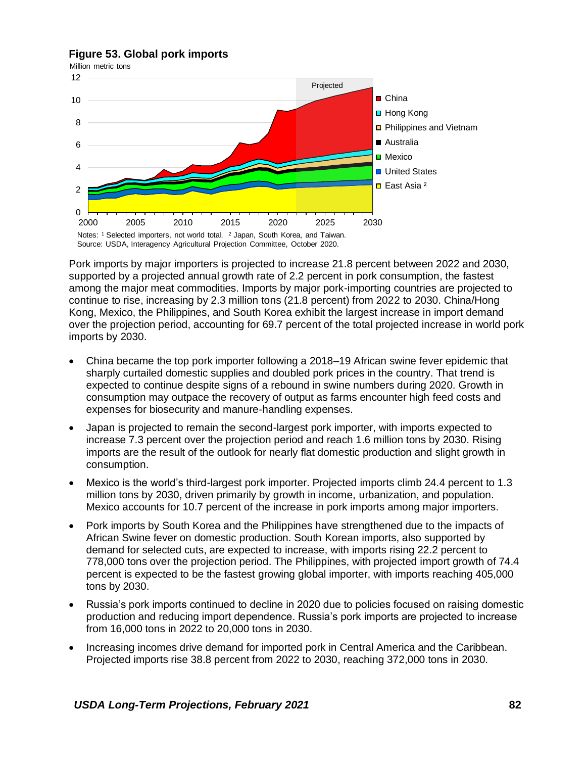**Figure 53. Global pork imports**

Notes: [1] Selected importers, not world total. [2] Japan, South Korea, and Taiwan.
Source: USDA, Interagency Agricultural Projection Committee, October 2020.

Pork imports by major importers is projected to increase 21.8 percent between 2022 and 2030, supported by a projected annual growth rate of 2.2 percent in pork consumption, the fastest among the major meat commodities. Imports by major pork-importing countries are projected to continue to rise, increasing by 2.3 million tons (21.8 percent) from 2022 to 2030. China/Hong Kong, Mexico, the Philippines, and South Korea exhibit the largest increase in import demand over the projection period, accounting for 69.7 percent of the total projected increase in world pork imports by 2030.

- China became the top pork importer following a 2018–19 African swine fever epidemic that sharply curtailed domestic supplies and doubled pork prices in the country. That trend is expected to continue despite signs of a rebound in swine numbers during 2020. Growth in consumption may outpace the recovery of output as farms encounter high feed costs and expenses for biosecurity and manure-handling expenses.
- Japan is projected to remain the second-largest pork importer, with imports expected to increase 7.3 percent over the projection period and reach 1.6 million tons by 2030. Rising imports are the result of the outlook for nearly flat domestic production and slight growth in consumption.
- Mexico is the world's third-largest pork importer. Projected imports climb 24.4 percent to 1.3 million tons by 2030, driven primarily by growth in income, urbanization, and population. Mexico accounts for 10.7 percent of the increase in pork imports among major importers.
- Pork imports by South Korea and the Philippines have strengthened due to the impacts of African Swine fever on domestic production. South Korean imports, also supported by demand for selected cuts, are expected to increase, with imports rising 22.2 percent to 778,000 tons over the projection period. The Philippines, with projected import growth of 74.4 percent is expected to be the fastest growing global importer, with imports reaching 405,000 tons by 2030.
- Russia's pork imports continued to decline in 2020 due to policies focused on raising domestic production and reducing import dependence. Russia's pork imports are projected to increase from 16,000 tons in 2022 to 20,000 tons in 2030.
- Increasing incomes drive demand for imported pork in Central America and the Caribbean. Projected imports rise 38.8 percent from 2022 to 2030, reaching 372,000 tons in 2030.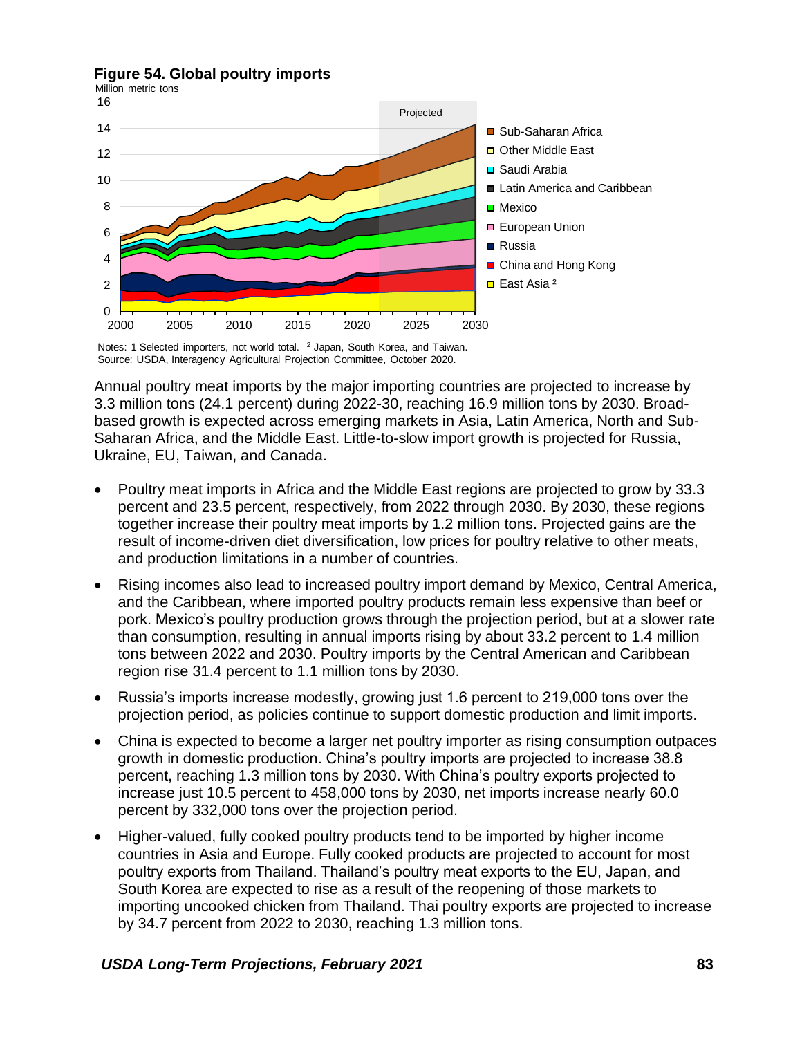**Figure 54. Global poultry imports**

Notes: 1 Selected importers, not world total. [2] Japan, South Korea, and Taiwan.
Source: USDA, Interagency Agricultural Projection Committee, October 2020.

Annual poultry meat imports by the major importing countries are projected to increase by 3.3 million tons (24.1 percent) during 2022-30, reaching 16.9 million tons by 2030. Broad-based growth is expected across emerging markets in Asia, Latin America, North and Sub-Saharan Africa, and the Middle East. Little-to-slow import growth is projected for Russia, Ukraine, EU, Taiwan, and Canada.

- Poultry meat imports in Africa and the Middle East regions are projected to grow by 33.3 percent and 23.5 percent, respectively, from 2022 through 2030. By 2030, these regions together increase their poultry meat imports by 1.2 million tons. Projected gains are the result of income-driven diet diversification, low prices for poultry relative to other meats, and production limitations in a number of countries.
- Rising incomes also lead to increased poultry import demand by Mexico, Central America, and the Caribbean, where imported poultry products remain less expensive than beef or pork. Mexico's poultry production grows through the projection period, but at a slower rate than consumption, resulting in annual imports rising by about 33.2 percent to 1.4 million tons between 2022 and 2030. Poultry imports by the Central American and Caribbean region rise 31.4 percent to 1.1 million tons by 2030.
- Russia's imports increase modestly, growing just 1.6 percent to 219,000 tons over the projection period, as policies continue to support domestic production and limit imports.
- China is expected to become a larger net poultry importer as rising consumption outpaces growth in domestic production. China's poultry imports are projected to increase 38.8 percent, reaching 1.3 million tons by 2030. With China's poultry exports projected to increase just 10.5 percent to 458,000 tons by 2030, net imports increase nearly 60.0 percent by 332,000 tons over the projection period.
- Higher-valued, fully cooked poultry products tend to be imported by higher income countries in Asia and Europe. Fully cooked products are projected to account for most poultry exports from Thailand. Thailand's poultry meat exports to the EU, Japan, and South Korea are expected to rise as a result of the reopening of those markets to importing uncooked chicken from Thailand. Thai poultry exports are projected to increase by 34.7 percent from 2022 to 2030, reaching 1.3 million tons.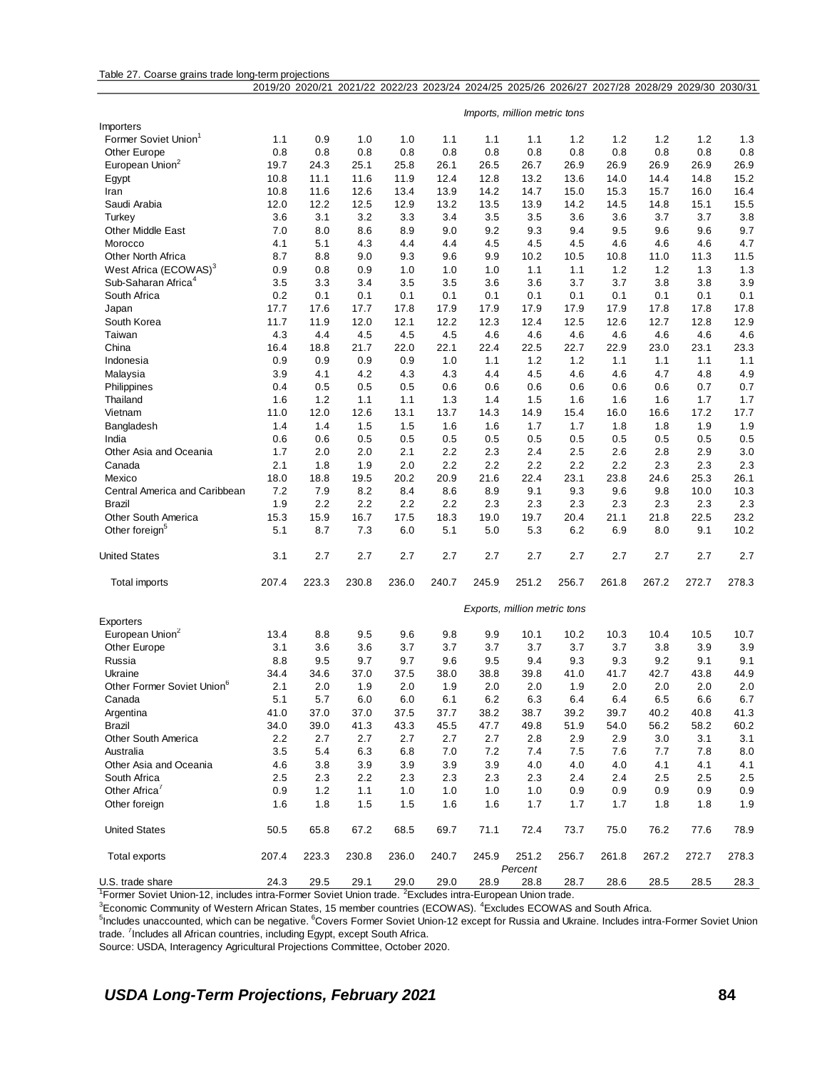Table 27. Coarse grains trade long-term projections

| | 2019/20 | 2020/21 | 2021/22 | 2022/23 | 2023/24 | 2024/25 | 2025/26 | 2026/27 | 2027/28 | 2028/29 | 2029/30 | 2030/31 |
|---|---|---|---|---|---|---|---|---|---|---|---|---|
| | *Imports, million metric tons* | | | | | | | | | | | |
| Importers | | | | | | | | | | | | |
| Former Soviet Union[1] | 1.1 | 0.9 | 1.0 | 1.0 | 1.1 | 1.1 | 1.1 | 1.2 | 1.2 | 1.2 | 1.2 | 1.3 |
| Other Europe | 0.8 | 0.8 | 0.8 | 0.8 | 0.8 | 0.8 | 0.8 | 0.8 | 0.8 | 0.8 | 0.8 | 0.8 |
| European Union[2] | 19.7 | 24.3 | 25.1 | 25.8 | 26.1 | 26.5 | 26.7 | 26.9 | 26.9 | 26.9 | 26.9 | 26.9 |
| Egypt | 10.8 | 11.1 | 11.6 | 11.9 | 12.4 | 12.8 | 13.2 | 13.6 | 14.0 | 14.4 | 14.8 | 15.2 |
| Iran | 10.8 | 11.6 | 12.6 | 13.4 | 13.9 | 14.2 | 14.7 | 15.0 | 15.3 | 15.7 | 16.0 | 16.4 |
| Saudi Arabia | 12.0 | 12.2 | 12.5 | 12.9 | 13.2 | 13.5 | 13.9 | 14.2 | 14.5 | 14.8 | 15.1 | 15.5 |
| Turkey | 3.6 | 3.1 | 3.2 | 3.3 | 3.4 | 3.5 | 3.5 | 3.6 | 3.6 | 3.7 | 3.7 | 3.8 |
| Other Middle East | 7.0 | 8.0 | 8.6 | 8.9 | 9.0 | 9.2 | 9.3 | 9.4 | 9.5 | 9.6 | 9.6 | 9.7 |
| Morocco | 4.1 | 5.1 | 4.3 | 4.4 | 4.4 | 4.5 | 4.5 | 4.5 | 4.6 | 4.6 | 4.6 | 4.7 |
| Other North Africa | 8.7 | 8.8 | 9.0 | 9.3 | 9.6 | 9.9 | 10.2 | 10.5 | 10.8 | 11.0 | 11.3 | 11.5 |
| West Africa (ECOWAS)[3] | 0.9 | 0.8 | 0.9 | 1.0 | 1.0 | 1.0 | 1.1 | 1.1 | 1.2 | 1.2 | 1.3 | 1.3 |
| Sub-Saharan Africa[4] | 3.5 | 3.3 | 3.4 | 3.5 | 3.5 | 3.6 | 3.6 | 3.7 | 3.7 | 3.8 | 3.8 | 3.9 |
| South Africa | 0.2 | 0.1 | 0.1 | 0.1 | 0.1 | 0.1 | 0.1 | 0.1 | 0.1 | 0.1 | 0.1 | 0.1 |
| Japan | 17.7 | 17.6 | 17.7 | 17.8 | 17.9 | 17.9 | 17.9 | 17.9 | 17.9 | 17.8 | 17.8 | 17.8 |
| South Korea | 11.7 | 11.9 | 12.0 | 12.1 | 12.2 | 12.3 | 12.4 | 12.5 | 12.6 | 12.7 | 12.8 | 12.9 |
| Taiwan | 4.3 | 4.4 | 4.5 | 4.5 | 4.5 | 4.6 | 4.6 | 4.6 | 4.6 | 4.6 | 4.6 | 4.6 |
| China | 16.4 | 18.8 | 21.7 | 22.0 | 22.1 | 22.4 | 22.5 | 22.7 | 22.9 | 23.0 | 23.1 | 23.3 |
| Indonesia | 0.9 | 0.9 | 0.9 | 0.9 | 1.0 | 1.1 | 1.2 | 1.2 | 1.1 | 1.1 | 1.1 | 1.1 |
| Malaysia | 3.9 | 4.1 | 4.2 | 4.3 | 4.3 | 4.4 | 4.5 | 4.6 | 4.6 | 4.7 | 4.8 | 4.9 |
| Philippines | 0.4 | 0.5 | 0.5 | 0.5 | 0.6 | 0.6 | 0.6 | 0.6 | 0.6 | 0.6 | 0.7 | 0.7 |
| Thailand | 1.6 | 1.2 | 1.1 | 1.1 | 1.3 | 1.4 | 1.5 | 1.6 | 1.6 | 1.6 | 1.7 | 1.7 |
| Vietnam | 11.0 | 12.0 | 12.6 | 13.1 | 13.7 | 14.3 | 14.9 | 15.4 | 16.0 | 16.6 | 17.2 | 17.7 |
| Bangladesh | 1.4 | 1.4 | 1.5 | 1.5 | 1.6 | 1.6 | 1.7 | 1.7 | 1.8 | 1.8 | 1.9 | 1.9 |
| India | 0.6 | 0.6 | 0.5 | 0.5 | 0.5 | 0.5 | 0.5 | 0.5 | 0.5 | 0.5 | 0.5 | 0.5 |
| Other Asia and Oceania | 1.7 | 2.0 | 2.0 | 2.1 | 2.2 | 2.3 | 2.4 | 2.5 | 2.6 | 2.8 | 2.9 | 3.0 |
| Canada | 2.1 | 1.8 | 1.9 | 2.0 | 2.2 | 2.2 | 2.2 | 2.2 | 2.2 | 2.3 | 2.3 | 2.3 |
| Mexico | 18.0 | 18.8 | 19.5 | 20.2 | 20.9 | 21.6 | 22.4 | 23.1 | 23.8 | 24.6 | 25.3 | 26.1 |
| Central America and Caribbean | 7.2 | 7.9 | 8.2 | 8.4 | 8.6 | 8.9 | 9.1 | 9.3 | 9.6 | 9.8 | 10.0 | 10.3 |
| Brazil | 1.9 | 2.2 | 2.2 | 2.2 | 2.2 | 2.3 | 2.3 | 2.3 | 2.3 | 2.3 | 2.3 | 2.3 |
| Other South America | 15.3 | 15.9 | 16.7 | 17.5 | 18.3 | 19.0 | 19.7 | 20.4 | 21.1 | 21.8 | 22.5 | 23.2 |
| Other foreign[5] | 5.1 | 8.7 | 7.3 | 6.0 | 5.1 | 5.0 | 5.3 | 6.2 | 6.9 | 8.0 | 9.1 | 10.2 |
| United States | 3.1 | 2.7 | 2.7 | 2.7 | 2.7 | 2.7 | 2.7 | 2.7 | 2.7 | 2.7 | 2.7 | 2.7 |
| Total imports | 207.4 | 223.3 | 230.8 | 236.0 | 240.7 | 245.9 | 251.2 | 256.7 | 261.8 | 267.2 | 272.7 | 278.3 |
| | *Exports, million metric tons* | | | | | | | | | | | |
| Exporters | | | | | | | | | | | | |
| European Union[2] | 13.4 | 8.8 | 9.5 | 9.6 | 9.8 | 9.9 | 10.1 | 10.2 | 10.3 | 10.4 | 10.5 | 10.7 |
| Other Europe | 3.1 | 3.6 | 3.6 | 3.7 | 3.7 | 3.7 | 3.7 | 3.7 | 3.7 | 3.8 | 3.9 | 3.9 |
| Russia | 8.8 | 9.5 | 9.7 | 9.7 | 9.6 | 9.5 | 9.4 | 9.3 | 9.3 | 9.2 | 9.1 | 9.1 |
| Ukraine | 34.4 | 34.6 | 37.0 | 37.5 | 38.0 | 38.8 | 39.8 | 41.0 | 41.7 | 42.7 | 43.8 | 44.9 |
| Other Former Soviet Union[6] | 2.1 | 2.0 | 1.9 | 2.0 | 1.9 | 2.0 | 2.0 | 1.9 | 2.0 | 2.0 | 2.0 | 2.0 |
| Canada | 5.1 | 5.7 | 6.0 | 6.0 | 6.1 | 6.2 | 6.3 | 6.4 | 6.4 | 6.5 | 6.6 | 6.7 |
| Argentina | 41.0 | 37.0 | 37.0 | 37.5 | 37.7 | 38.2 | 38.7 | 39.2 | 39.7 | 40.2 | 40.8 | 41.3 |
| Brazil | 34.0 | 39.0 | 41.3 | 43.3 | 45.5 | 47.7 | 49.8 | 51.9 | 54.0 | 56.2 | 58.2 | 60.2 |
| Other South America | 2.2 | 2.7 | 2.7 | 2.7 | 2.7 | 2.7 | 2.7 | 2.8 | 2.9 | 2.9 | 3.0 | 3.1 |
| Australia | 3.5 | 5.4 | 6.3 | 6.8 | 7.0 | 7.2 | 7.4 | 7.5 | 7.6 | 7.7 | 7.8 | 8.0 |
| Other Asia and Oceania | 4.6 | 3.8 | 3.9 | 3.9 | 3.9 | 3.9 | 4.0 | 4.0 | 4.0 | 4.1 | 4.1 | 4.1 |
| South Africa | 2.5 | 2.3 | 2.2 | 2.3 | 2.3 | 2.3 | 2.3 | 2.3 | 2.4 | 2.4 | 2.5 | 2.5 |
| Other Africa[7] | 0.9 | 1.2 | 1.1 | 1.0 | 1.0 | 1.0 | 1.0 | 0.9 | 0.9 | 0.9 | 0.9 | 0.9 |
| Other foreign | 1.6 | 1.8 | 1.5 | 1.5 | 1.6 | 1.6 | 1.7 | 1.7 | 1.7 | 1.8 | 1.8 | 1.9 |
| United States | 50.5 | 65.8 | 67.2 | 68.5 | 69.7 | 71.1 | 72.4 | 73.7 | 75.0 | 76.2 | 77.6 | 78.9 |
| Total exports | 207.4 | 223.3 | 230.8 | 236.0 | 240.7 | 245.9 | 251.2 | 256.7 | 261.8 | 267.2 | 272.7 | 278.3 |
| | *Percent* | | | | | | | | | | | |
| U.S. trade share | 24.3 | 29.5 | 29.1 | 29.0 | 29.0 | 28.9 | 28.8 | 28.7 | 28.6 | 28.5 | 28.5 | 28.3 |

[1]Former Soviet Union-12, includes intra-Former Soviet Union trade. [2]Excludes intra-European Union trade.
[3]Economic Community of Western African States, 15 member countries (ECOWAS). [4]Excludes ECOWAS and South Africa.
[5]Includes unaccounted, which can be negative. [6]Covers Former Soviet Union-12 except for Russia and Ukraine. Includes intra-Former Soviet Union trade. [7]Includes all African countries, including Egypt, except South Africa.
Source: USDA, Interagency Agricultural Projections Committee, October 2020.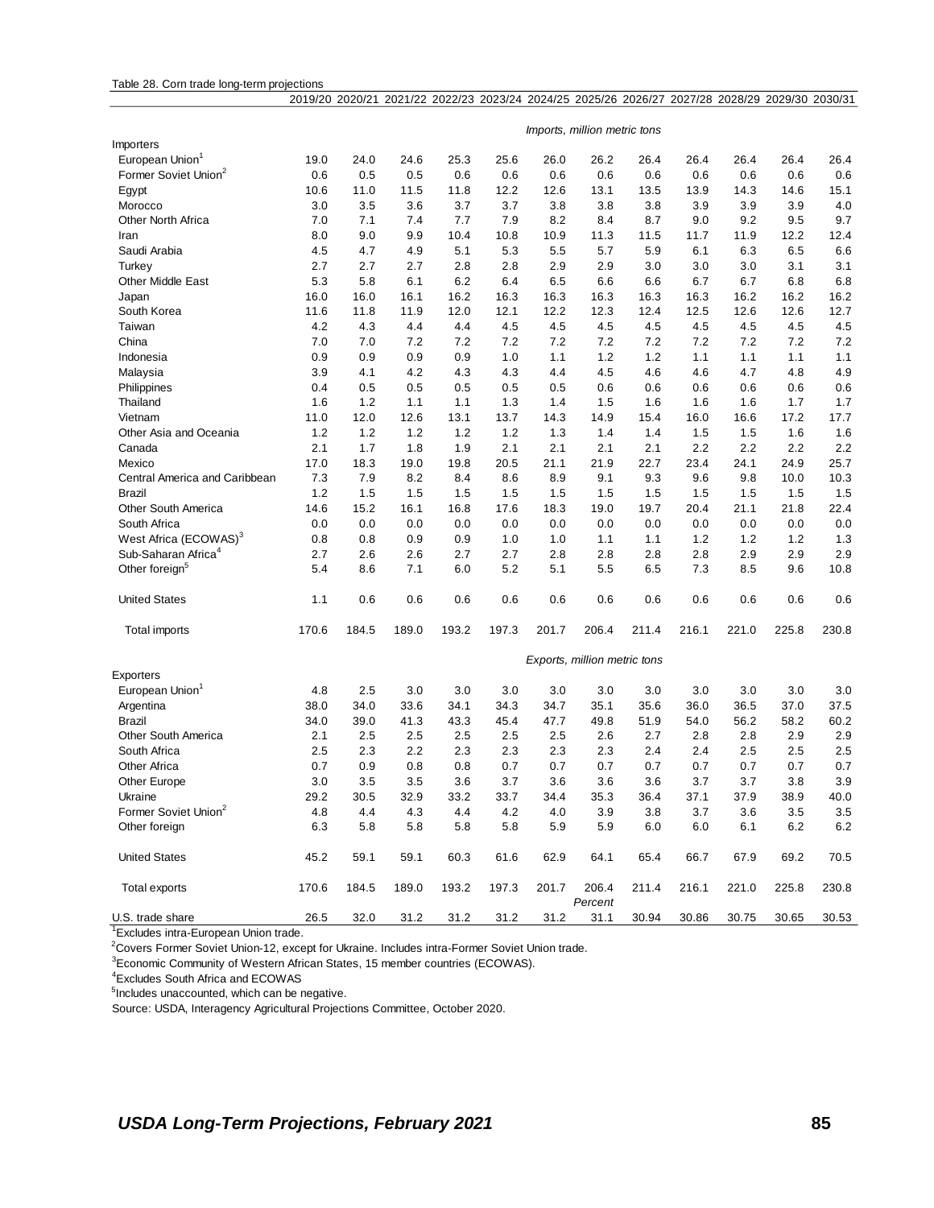Table 28. Corn trade long-term projections

| | 2019/20 | 2020/21 | 2021/22 | 2022/23 | 2023/24 | 2024/25 | 2025/26 | 2026/27 | 2027/28 | 2028/29 | 2029/30 | 2030/31 |
|---|---|---|---|---|---|---|---|---|---|---|---|---|
| | *Imports, million metric tons* | | | | | | | | | | | |
| Importers | | | | | | | | | | | | |
| European Union[1] | 19.0 | 24.0 | 24.6 | 25.3 | 25.6 | 26.0 | 26.2 | 26.4 | 26.4 | 26.4 | 26.4 | 26.4 |
| Former Soviet Union[2] | 0.6 | 0.5 | 0.5 | 0.6 | 0.6 | 0.6 | 0.6 | 0.6 | 0.6 | 0.6 | 0.6 | 0.6 |
| Egypt | 10.6 | 11.0 | 11.5 | 11.8 | 12.2 | 12.6 | 13.1 | 13.5 | 13.9 | 14.3 | 14.6 | 15.1 |
| Morocco | 3.0 | 3.5 | 3.6 | 3.7 | 3.7 | 3.8 | 3.8 | 3.8 | 3.9 | 3.9 | 3.9 | 4.0 |
| Other North Africa | 7.0 | 7.1 | 7.4 | 7.7 | 7.9 | 8.2 | 8.4 | 8.7 | 9.0 | 9.2 | 9.5 | 9.7 |
| Iran | 8.0 | 9.0 | 9.9 | 10.4 | 10.8 | 10.9 | 11.3 | 11.5 | 11.7 | 11.9 | 12.2 | 12.4 |
| Saudi Arabia | 4.5 | 4.7 | 4.9 | 5.1 | 5.3 | 5.5 | 5.7 | 5.9 | 6.1 | 6.3 | 6.5 | 6.6 |
| Turkey | 2.7 | 2.7 | 2.7 | 2.8 | 2.8 | 2.9 | 2.9 | 3.0 | 3.0 | 3.0 | 3.1 | 3.1 |
| Other Middle East | 5.3 | 5.8 | 6.1 | 6.2 | 6.4 | 6.5 | 6.6 | 6.6 | 6.7 | 6.7 | 6.8 | 6.8 |
| Japan | 16.0 | 16.0 | 16.1 | 16.2 | 16.3 | 16.3 | 16.3 | 16.3 | 16.3 | 16.2 | 16.2 | 16.2 |
| South Korea | 11.6 | 11.8 | 11.9 | 12.0 | 12.1 | 12.2 | 12.3 | 12.4 | 12.5 | 12.6 | 12.6 | 12.7 |
| Taiwan | 4.2 | 4.3 | 4.4 | 4.4 | 4.5 | 4.5 | 4.5 | 4.5 | 4.5 | 4.5 | 4.5 | 4.5 |
| China | 7.0 | 7.0 | 7.2 | 7.2 | 7.2 | 7.2 | 7.2 | 7.2 | 7.2 | 7.2 | 7.2 | 7.2 |
| Indonesia | 0.9 | 0.9 | 0.9 | 0.9 | 1.0 | 1.1 | 1.2 | 1.2 | 1.1 | 1.1 | 1.1 | 1.1 |
| Malaysia | 3.9 | 4.1 | 4.2 | 4.3 | 4.3 | 4.4 | 4.5 | 4.6 | 4.6 | 4.7 | 4.8 | 4.9 |
| Philippines | 0.4 | 0.5 | 0.5 | 0.5 | 0.5 | 0.5 | 0.6 | 0.6 | 0.6 | 0.6 | 0.6 | 0.6 |
| Thailand | 1.6 | 1.2 | 1.1 | 1.1 | 1.3 | 1.4 | 1.5 | 1.6 | 1.6 | 1.6 | 1.7 | 1.7 |
| Vietnam | 11.0 | 12.0 | 12.6 | 13.1 | 13.7 | 14.3 | 14.9 | 15.4 | 16.0 | 16.6 | 17.2 | 17.7 |
| Other Asia and Oceania | 1.2 | 1.2 | 1.2 | 1.2 | 1.2 | 1.3 | 1.4 | 1.4 | 1.5 | 1.5 | 1.6 | 1.6 |
| Canada | 2.1 | 1.7 | 1.8 | 1.9 | 2.1 | 2.1 | 2.1 | 2.1 | 2.2 | 2.2 | 2.2 | 2.2 |
| Mexico | 17.0 | 18.3 | 19.0 | 19.8 | 20.5 | 21.1 | 21.9 | 22.7 | 23.4 | 24.1 | 24.9 | 25.7 |
| Central America and Caribbean | 7.3 | 7.9 | 8.2 | 8.4 | 8.6 | 8.9 | 9.1 | 9.3 | 9.6 | 9.8 | 10.0 | 10.3 |
| Brazil | 1.2 | 1.5 | 1.5 | 1.5 | 1.5 | 1.5 | 1.5 | 1.5 | 1.5 | 1.5 | 1.5 | 1.5 |
| Other South America | 14.6 | 15.2 | 16.1 | 16.8 | 17.6 | 18.3 | 19.0 | 19.7 | 20.4 | 21.1 | 21.8 | 22.4 |
| South Africa | 0.0 | 0.0 | 0.0 | 0.0 | 0.0 | 0.0 | 0.0 | 0.0 | 0.0 | 0.0 | 0.0 | 0.0 |
| West Africa (ECOWAS)[3] | 0.8 | 0.8 | 0.9 | 0.9 | 1.0 | 1.0 | 1.1 | 1.1 | 1.2 | 1.2 | 1.2 | 1.3 |
| Sub-Saharan Africa[4] | 2.7 | 2.6 | 2.6 | 2.7 | 2.7 | 2.8 | 2.8 | 2.8 | 2.8 | 2.9 | 2.9 | 2.9 |
| Other foreign[5] | 5.4 | 8.6 | 7.1 | 6.0 | 5.2 | 5.1 | 5.5 | 6.5 | 7.3 | 8.5 | 9.6 | 10.8 |
| United States | 1.1 | 0.6 | 0.6 | 0.6 | 0.6 | 0.6 | 0.6 | 0.6 | 0.6 | 0.6 | 0.6 | 0.6 |
| Total imports | 170.6 | 184.5 | 189.0 | 193.2 | 197.3 | 201.7 | 206.4 | 211.4 | 216.1 | 221.0 | 225.8 | 230.8 |
| | *Exports, million metric tons* | | | | | | | | | | | |
| Exporters | | | | | | | | | | | | |
| European Union[1] | 4.8 | 2.5 | 3.0 | 3.0 | 3.0 | 3.0 | 3.0 | 3.0 | 3.0 | 3.0 | 3.0 | 3.0 |
| Argentina | 38.0 | 34.0 | 33.6 | 34.1 | 34.3 | 34.7 | 35.1 | 35.6 | 36.0 | 36.5 | 37.0 | 37.5 |
| Brazil | 34.0 | 39.0 | 41.3 | 43.3 | 45.4 | 47.7 | 49.8 | 51.9 | 54.0 | 56.2 | 58.2 | 60.2 |
| Other South America | 2.1 | 2.5 | 2.5 | 2.5 | 2.5 | 2.5 | 2.6 | 2.7 | 2.8 | 2.8 | 2.9 | 2.9 |
| South Africa | 2.5 | 2.3 | 2.2 | 2.3 | 2.3 | 2.3 | 2.3 | 2.4 | 2.4 | 2.5 | 2.5 | 2.5 |
| Other Africa | 0.7 | 0.9 | 0.8 | 0.8 | 0.7 | 0.7 | 0.7 | 0.7 | 0.7 | 0.7 | 0.7 | 0.7 |
| Other Europe | 3.0 | 3.5 | 3.5 | 3.6 | 3.7 | 3.6 | 3.6 | 3.6 | 3.7 | 3.7 | 3.8 | 3.9 |
| Ukraine | 29.2 | 30.5 | 32.9 | 33.2 | 33.7 | 34.4 | 35.3 | 36.4 | 37.1 | 37.9 | 38.9 | 40.0 |
| Former Soviet Union[2] | 4.8 | 4.4 | 4.3 | 4.4 | 4.2 | 4.0 | 3.9 | 3.8 | 3.7 | 3.6 | 3.5 | 3.5 |
| Other foreign | 6.3 | 5.8 | 5.8 | 5.8 | 5.8 | 5.9 | 5.9 | 6.0 | 6.0 | 6.1 | 6.2 | 6.2 |
| United States | 45.2 | 59.1 | 59.1 | 60.3 | 61.6 | 62.9 | 64.1 | 65.4 | 66.7 | 67.9 | 69.2 | 70.5 |
| Total exports | 170.6 | 184.5 | 189.0 | 193.2 | 197.3 | 201.7 | 206.4 | 211.4 | 216.1 | 221.0 | 225.8 | 230.8 |
| | *Percent* | | | | | | | | | | | |
| U.S. trade share | 26.5 | 32.0 | 31.2 | 31.2 | 31.2 | 31.2 | 31.1 | 30.94 | 30.86 | 30.75 | 30.65 | 30.53 |

[1]Excludes intra-European Union trade.

[2]Covers Former Soviet Union-12, except for Ukraine. Includes intra-Former Soviet Union trade.

[3]Economic Community of Western African States, 15 member countries (ECOWAS).

[4]Excludes South Africa and ECOWAS

[5]Includes unaccounted, which can be negative.

Source: USDA, Interagency Agricultural Projections Committee, October 2020.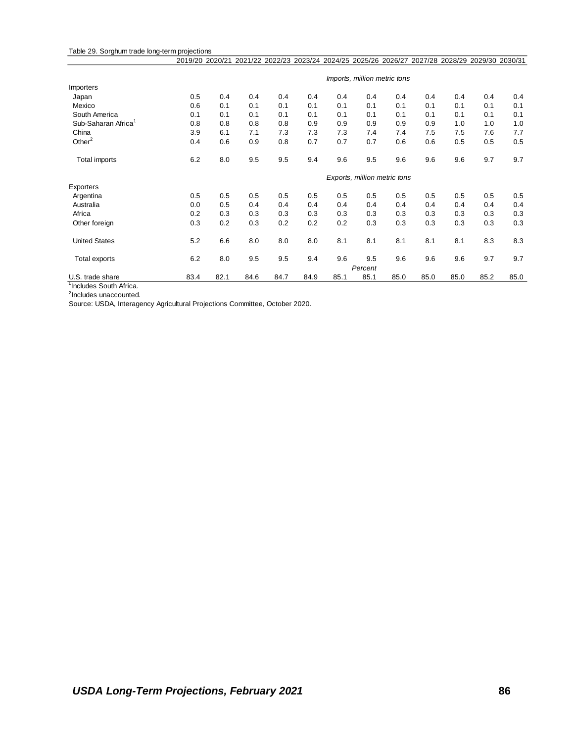Table 29. Sorghum trade long-term projections

| | 2019/20 | 2020/21 | 2021/22 | 2022/23 | 2023/24 | 2024/25 | 2025/26 | 2026/27 | 2027/28 | 2028/29 | 2029/30 | 2030/31 |
|---|---|---|---|---|---|---|---|---|---|---|---|---|
| | *Imports, million metric tons* | | | | | | | | | | | |
| Importers | | | | | | | | | | | | |
| Japan | 0.5 | 0.4 | 0.4 | 0.4 | 0.4 | 0.4 | 0.4 | 0.4 | 0.4 | 0.4 | 0.4 | 0.4 |
| Mexico | 0.6 | 0.1 | 0.1 | 0.1 | 0.1 | 0.1 | 0.1 | 0.1 | 0.1 | 0.1 | 0.1 | 0.1 |
| South America | 0.1 | 0.1 | 0.1 | 0.1 | 0.1 | 0.1 | 0.1 | 0.1 | 0.1 | 0.1 | 0.1 | 0.1 |
| Sub-Saharan Africa[1] | 0.8 | 0.8 | 0.8 | 0.8 | 0.9 | 0.9 | 0.9 | 0.9 | 0.9 | 1.0 | 1.0 | 1.0 |
| China | 3.9 | 6.1 | 7.1 | 7.3 | 7.3 | 7.3 | 7.4 | 7.4 | 7.5 | 7.5 | 7.6 | 7.7 |
| Other[2] | 0.4 | 0.6 | 0.9 | 0.8 | 0.7 | 0.7 | 0.7 | 0.6 | 0.6 | 0.5 | 0.5 | 0.5 |
| Total imports | 6.2 | 8.0 | 9.5 | 9.5 | 9.4 | 9.6 | 9.5 | 9.6 | 9.6 | 9.6 | 9.7 | 9.7 |
| | *Exports, million metric tons* | | | | | | | | | | | |
| Exporters | | | | | | | | | | | | |
| Argentina | 0.5 | 0.5 | 0.5 | 0.5 | 0.5 | 0.5 | 0.5 | 0.5 | 0.5 | 0.5 | 0.5 | 0.5 |
| Australia | 0.0 | 0.5 | 0.4 | 0.4 | 0.4 | 0.4 | 0.4 | 0.4 | 0.4 | 0.4 | 0.4 | 0.4 |
| Africa | 0.2 | 0.3 | 0.3 | 0.3 | 0.3 | 0.3 | 0.3 | 0.3 | 0.3 | 0.3 | 0.3 | 0.3 |
| Other foreign | 0.3 | 0.2 | 0.3 | 0.2 | 0.2 | 0.2 | 0.3 | 0.3 | 0.3 | 0.3 | 0.3 | 0.3 |
| United States | 5.2 | 6.6 | 8.0 | 8.0 | 8.0 | 8.1 | 8.1 | 8.1 | 8.1 | 8.1 | 8.3 | 8.3 |
| Total exports | 6.2 | 8.0 | 9.5 | 9.5 | 9.4 | 9.6 | 9.5 | 9.6 | 9.6 | 9.6 | 9.7 | 9.7 |
| | *Percent* | | | | | | | | | | | |
| U.S. trade share | 83.4 | 82.1 | 84.6 | 84.7 | 84.9 | 85.1 | 85.1 | 85.0 | 85.0 | 85.0 | 85.2 | 85.0 |

[1]Includes South Africa.

[2]Includes unaccounted.

Source: USDA, Interagency Agricultural Projections Committee, October 2020.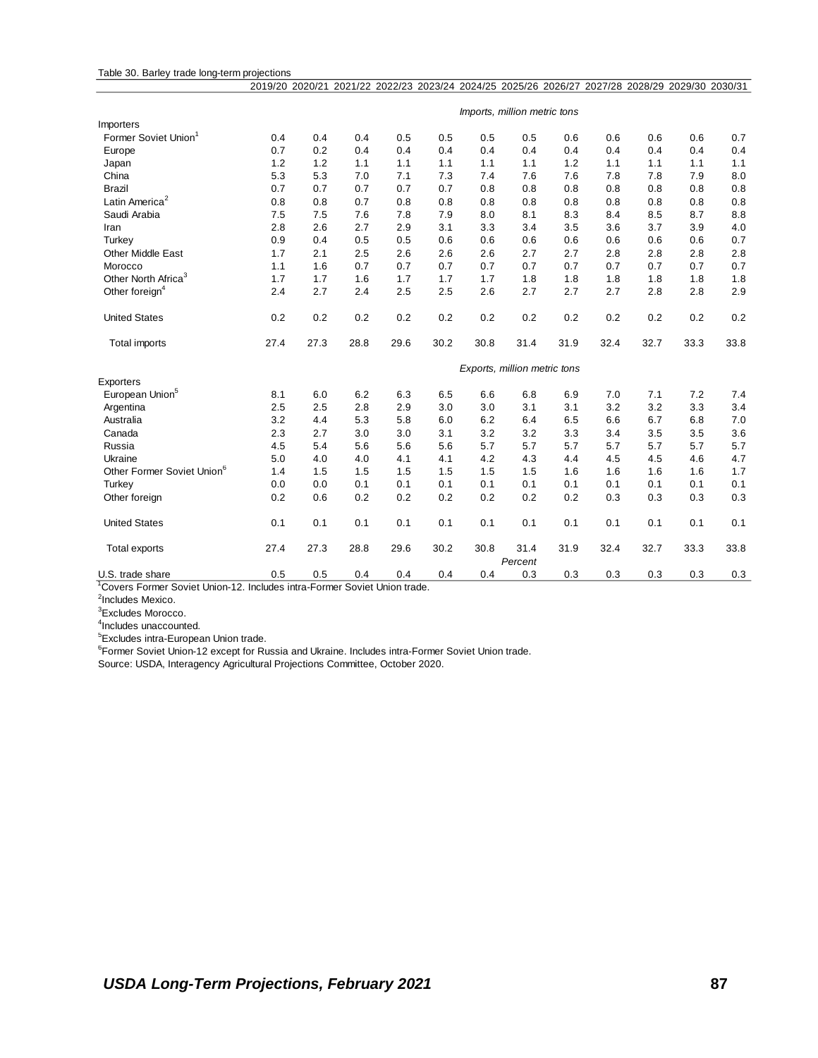Table 30. Barley trade long-term projections

| | 2019/20 | 2020/21 | 2021/22 | 2022/23 | 2023/24 | 2024/25 | 2025/26 | 2026/27 | 2027/28 | 2028/29 | 2029/30 | 2030/31 |
|---|---|---|---|---|---|---|---|---|---|---|---|---|
| | *Imports, million metric tons* | | | | | | | | | | | |
| Importers | | | | | | | | | | | | |
| Former Soviet Union[1] | 0.4 | 0.4 | 0.4 | 0.5 | 0.5 | 0.5 | 0.5 | 0.6 | 0.6 | 0.6 | 0.6 | 0.7 |
| Europe | 0.7 | 0.2 | 0.4 | 0.4 | 0.4 | 0.4 | 0.4 | 0.4 | 0.4 | 0.4 | 0.4 | 0.4 |
| Japan | 1.2 | 1.2 | 1.1 | 1.1 | 1.1 | 1.1 | 1.1 | 1.2 | 1.1 | 1.1 | 1.1 | 1.1 |
| China | 5.3 | 5.3 | 7.0 | 7.1 | 7.3 | 7.4 | 7.6 | 7.6 | 7.8 | 7.8 | 7.9 | 8.0 |
| Brazil | 0.7 | 0.7 | 0.7 | 0.7 | 0.7 | 0.8 | 0.8 | 0.8 | 0.8 | 0.8 | 0.8 | 0.8 |
| Latin America[2] | 0.8 | 0.8 | 0.7 | 0.8 | 0.8 | 0.8 | 0.8 | 0.8 | 0.8 | 0.8 | 0.8 | 0.8 |
| Saudi Arabia | 7.5 | 7.5 | 7.6 | 7.8 | 7.9 | 8.0 | 8.1 | 8.3 | 8.4 | 8.5 | 8.7 | 8.8 |
| Iran | 2.8 | 2.6 | 2.7 | 2.9 | 3.1 | 3.3 | 3.4 | 3.5 | 3.6 | 3.7 | 3.9 | 4.0 |
| Turkey | 0.9 | 0.4 | 0.5 | 0.5 | 0.6 | 0.6 | 0.6 | 0.6 | 0.6 | 0.6 | 0.6 | 0.7 |
| Other Middle East | 1.7 | 2.1 | 2.5 | 2.6 | 2.6 | 2.6 | 2.7 | 2.7 | 2.8 | 2.8 | 2.8 | 2.8 |
| Morocco | 1.1 | 1.6 | 0.7 | 0.7 | 0.7 | 0.7 | 0.7 | 0.7 | 0.7 | 0.7 | 0.7 | 0.7 |
| Other North Africa[3] | 1.7 | 1.7 | 1.6 | 1.7 | 1.7 | 1.7 | 1.8 | 1.8 | 1.8 | 1.8 | 1.8 | 1.8 |
| Other foreign[4] | 2.4 | 2.7 | 2.4 | 2.5 | 2.5 | 2.6 | 2.7 | 2.7 | 2.7 | 2.8 | 2.8 | 2.9 |
| United States | 0.2 | 0.2 | 0.2 | 0.2 | 0.2 | 0.2 | 0.2 | 0.2 | 0.2 | 0.2 | 0.2 | 0.2 |
| Total imports | 27.4 | 27.3 | 28.8 | 29.6 | 30.2 | 30.8 | 31.4 | 31.9 | 32.4 | 32.7 | 33.3 | 33.8 |
| | *Exports, million metric tons* | | | | | | | | | | | |
| Exporters | | | | | | | | | | | | |
| European Union[5] | 8.1 | 6.0 | 6.2 | 6.3 | 6.5 | 6.6 | 6.8 | 6.9 | 7.0 | 7.1 | 7.2 | 7.4 |
| Argentina | 2.5 | 2.5 | 2.8 | 2.9 | 3.0 | 3.0 | 3.1 | 3.1 | 3.2 | 3.2 | 3.3 | 3.4 |
| Australia | 3.2 | 4.4 | 5.3 | 5.8 | 6.0 | 6.2 | 6.4 | 6.5 | 6.6 | 6.7 | 6.8 | 7.0 |
| Canada | 2.3 | 2.7 | 3.0 | 3.0 | 3.1 | 3.2 | 3.2 | 3.3 | 3.4 | 3.5 | 3.5 | 3.6 |
| Russia | 4.5 | 5.4 | 5.6 | 5.6 | 5.6 | 5.7 | 5.7 | 5.7 | 5.7 | 5.7 | 5.7 | 5.7 |
| Ukraine | 5.0 | 4.0 | 4.0 | 4.1 | 4.1 | 4.2 | 4.3 | 4.4 | 4.5 | 4.5 | 4.6 | 4.7 |
| Other Former Soviet Union[6] | 1.4 | 1.5 | 1.5 | 1.5 | 1.5 | 1.5 | 1.5 | 1.6 | 1.6 | 1.6 | 1.6 | 1.7 |
| Turkey | 0.0 | 0.0 | 0.1 | 0.1 | 0.1 | 0.1 | 0.1 | 0.1 | 0.1 | 0.1 | 0.1 | 0.1 |
| Other foreign | 0.2 | 0.6 | 0.2 | 0.2 | 0.2 | 0.2 | 0.2 | 0.2 | 0.3 | 0.3 | 0.3 | 0.3 |
| United States | 0.1 | 0.1 | 0.1 | 0.1 | 0.1 | 0.1 | 0.1 | 0.1 | 0.1 | 0.1 | 0.1 | 0.1 |
| Total exports | 27.4 | 27.3 | 28.8 | 29.6 | 30.2 | 30.8 | 31.4 | 31.9 | 32.4 | 32.7 | 33.3 | 33.8 |
| | *Percent* | | | | | | | | | | | |
| U.S. trade share | 0.5 | 0.5 | 0.4 | 0.4 | 0.4 | 0.4 | 0.3 | 0.3 | 0.3 | 0.3 | 0.3 | 0.3 |

[1]Covers Former Soviet Union-12. Includes intra-Former Soviet Union trade.

[2]Includes Mexico.

[3]Excludes Morocco.

[4]Includes unaccounted.

[5]Excludes intra-European Union trade.

[6]Former Soviet Union-12 except for Russia and Ukraine. Includes intra-Former Soviet Union trade.

Source: USDA, Interagency Agricultural Projections Committee, October 2020.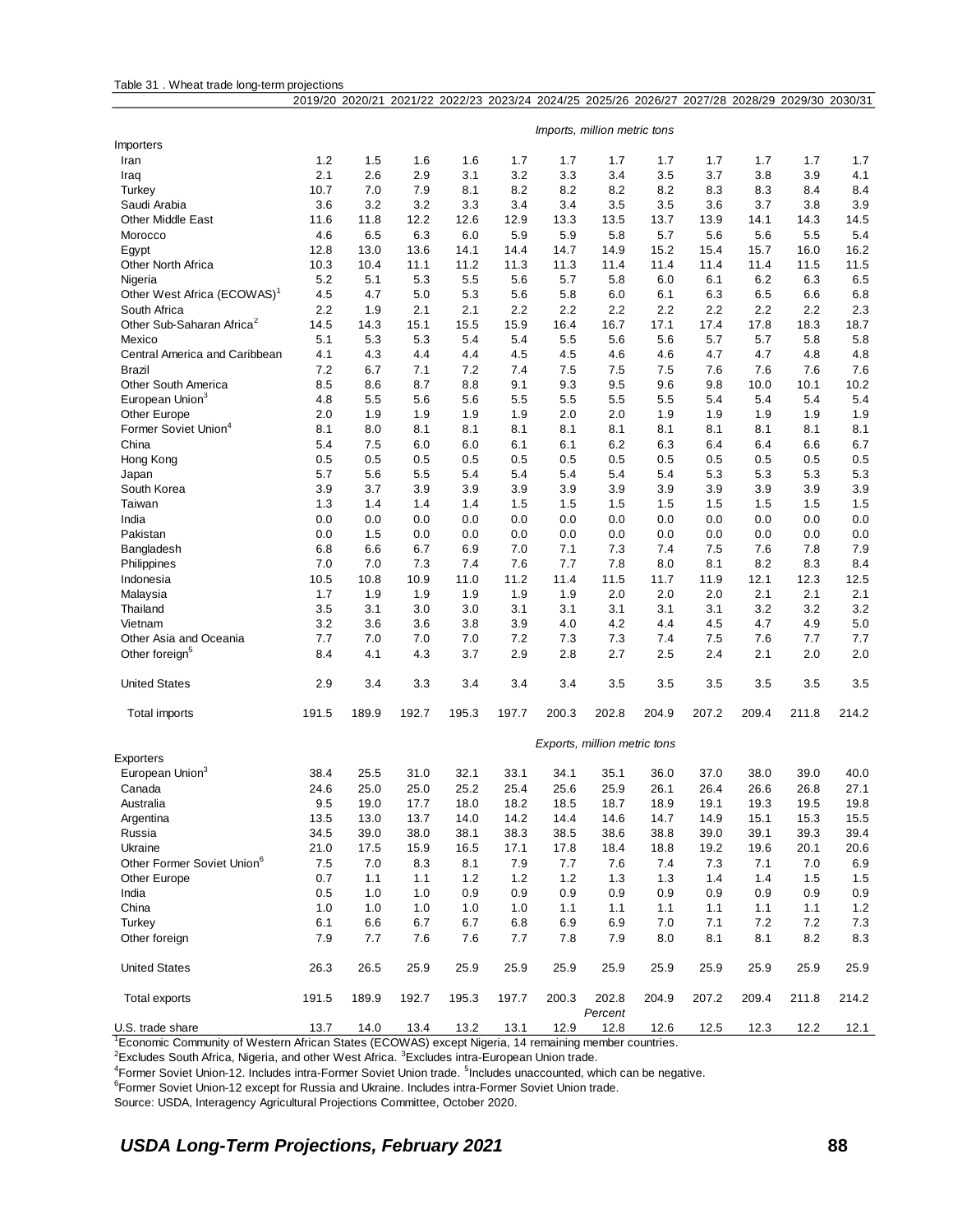Table 31 . Wheat trade long-term projections

| | 2019/20 | 2020/21 | 2021/22 | 2022/23 | 2023/24 | 2024/25 | 2025/26 | 2026/27 | 2027/28 | 2028/29 | 2029/30 | 2030/31 |
|---|---|---|---|---|---|---|---|---|---|---|---|---|
| | *Imports, million metric tons* | | | | | | | | | | | |
| Importers | | | | | | | | | | | | |
| Iran | 1.2 | 1.5 | 1.6 | 1.6 | 1.7 | 1.7 | 1.7 | 1.7 | 1.7 | 1.7 | 1.7 | 1.7 |
| Iraq | 2.1 | 2.6 | 2.9 | 3.1 | 3.2 | 3.3 | 3.4 | 3.5 | 3.7 | 3.8 | 3.9 | 4.1 |
| Turkey | 10.7 | 7.0 | 7.9 | 8.1 | 8.2 | 8.2 | 8.2 | 8.2 | 8.3 | 8.3 | 8.4 | 8.4 |
| Saudi Arabia | 3.6 | 3.2 | 3.2 | 3.3 | 3.4 | 3.4 | 3.5 | 3.5 | 3.6 | 3.7 | 3.8 | 3.9 |
| Other Middle East | 11.6 | 11.8 | 12.2 | 12.6 | 12.9 | 13.3 | 13.5 | 13.7 | 13.9 | 14.1 | 14.3 | 14.5 |
| Morocco | 4.6 | 6.5 | 6.3 | 6.0 | 5.9 | 5.9 | 5.8 | 5.7 | 5.6 | 5.6 | 5.5 | 5.4 |
| Egypt | 12.8 | 13.0 | 13.6 | 14.1 | 14.4 | 14.7 | 14.9 | 15.2 | 15.4 | 15.7 | 16.0 | 16.2 |
| Other North Africa | 10.3 | 10.4 | 11.1 | 11.2 | 11.3 | 11.3 | 11.4 | 11.4 | 11.4 | 11.4 | 11.5 | 11.5 |
| Nigeria | 5.2 | 5.1 | 5.3 | 5.5 | 5.6 | 5.7 | 5.8 | 6.0 | 6.1 | 6.2 | 6.3 | 6.5 |
| Other West Africa (ECOWAS)[1] | 4.5 | 4.7 | 5.0 | 5.3 | 5.6 | 5.8 | 6.0 | 6.1 | 6.3 | 6.5 | 6.6 | 6.8 |
| South Africa | 2.2 | 1.9 | 2.1 | 2.1 | 2.2 | 2.2 | 2.2 | 2.2 | 2.2 | 2.2 | 2.2 | 2.3 |
| Other Sub-Saharan Africa[2] | 14.5 | 14.3 | 15.1 | 15.5 | 15.9 | 16.4 | 16.7 | 17.1 | 17.4 | 17.8 | 18.3 | 18.7 |
| Mexico | 5.1 | 5.3 | 5.3 | 5.4 | 5.4 | 5.5 | 5.6 | 5.6 | 5.7 | 5.7 | 5.8 | 5.8 |
| Central America and Caribbean | 4.1 | 4.3 | 4.4 | 4.4 | 4.5 | 4.5 | 4.6 | 4.6 | 4.7 | 4.7 | 4.8 | 4.8 |
| Brazil | 7.2 | 6.7 | 7.1 | 7.2 | 7.4 | 7.5 | 7.5 | 7.5 | 7.6 | 7.6 | 7.6 | 7.6 |
| Other South America | 8.5 | 8.6 | 8.7 | 8.8 | 9.1 | 9.3 | 9.5 | 9.6 | 9.8 | 10.0 | 10.1 | 10.2 |
| European Union[3] | 4.8 | 5.5 | 5.6 | 5.6 | 5.5 | 5.5 | 5.5 | 5.5 | 5.4 | 5.4 | 5.4 | 5.4 |
| Other Europe | 2.0 | 1.9 | 1.9 | 1.9 | 1.9 | 2.0 | 2.0 | 1.9 | 1.9 | 1.9 | 1.9 | 1.9 |
| Former Soviet Union[4] | 8.1 | 8.0 | 8.1 | 8.1 | 8.1 | 8.1 | 8.1 | 8.1 | 8.1 | 8.1 | 8.1 | 8.1 |
| China | 5.4 | 7.5 | 6.0 | 6.0 | 6.1 | 6.1 | 6.2 | 6.3 | 6.4 | 6.4 | 6.6 | 6.7 |
| Hong Kong | 0.5 | 0.5 | 0.5 | 0.5 | 0.5 | 0.5 | 0.5 | 0.5 | 0.5 | 0.5 | 0.5 | 0.5 |
| Japan | 5.7 | 5.6 | 5.5 | 5.4 | 5.4 | 5.4 | 5.4 | 5.4 | 5.3 | 5.3 | 5.3 | 5.3 |
| South Korea | 3.9 | 3.7 | 3.9 | 3.9 | 3.9 | 3.9 | 3.9 | 3.9 | 3.9 | 3.9 | 3.9 | 3.9 |
| Taiwan | 1.3 | 1.4 | 1.4 | 1.4 | 1.5 | 1.5 | 1.5 | 1.5 | 1.5 | 1.5 | 1.5 | 1.5 |
| India | 0.0 | 0.0 | 0.0 | 0.0 | 0.0 | 0.0 | 0.0 | 0.0 | 0.0 | 0.0 | 0.0 | 0.0 |
| Pakistan | 0.0 | 1.5 | 0.0 | 0.0 | 0.0 | 0.0 | 0.0 | 0.0 | 0.0 | 0.0 | 0.0 | 0.0 |
| Bangladesh | 6.8 | 6.6 | 6.7 | 6.9 | 7.0 | 7.1 | 7.3 | 7.4 | 7.5 | 7.6 | 7.8 | 7.9 |
| Philippines | 7.0 | 7.0 | 7.3 | 7.4 | 7.6 | 7.7 | 7.8 | 8.0 | 8.1 | 8.2 | 8.3 | 8.4 |
| Indonesia | 10.5 | 10.8 | 10.9 | 11.0 | 11.2 | 11.4 | 11.5 | 11.7 | 11.9 | 12.1 | 12.3 | 12.5 |
| Malaysia | 1.7 | 1.9 | 1.9 | 1.9 | 1.9 | 1.9 | 2.0 | 2.0 | 2.0 | 2.1 | 2.1 | 2.1 |
| Thailand | 3.5 | 3.1 | 3.0 | 3.0 | 3.1 | 3.1 | 3.1 | 3.1 | 3.1 | 3.2 | 3.2 | 3.2 |
| Vietnam | 3.2 | 3.6 | 3.6 | 3.8 | 3.9 | 4.0 | 4.2 | 4.4 | 4.5 | 4.7 | 4.9 | 5.0 |
| Other Asia and Oceania | 7.7 | 7.0 | 7.0 | 7.0 | 7.2 | 7.3 | 7.3 | 7.4 | 7.5 | 7.6 | 7.7 | 7.7 |
| Other foreign[5] | 8.4 | 4.1 | 4.3 | 3.7 | 2.9 | 2.8 | 2.7 | 2.5 | 2.4 | 2.1 | 2.0 | 2.0 |
| United States | 2.9 | 3.4 | 3.3 | 3.4 | 3.4 | 3.4 | 3.5 | 3.5 | 3.5 | 3.5 | 3.5 | 3.5 |
| Total imports | 191.5 | 189.9 | 192.7 | 195.3 | 197.7 | 200.3 | 202.8 | 204.9 | 207.2 | 209.4 | 211.8 | 214.2 |
| | *Exports, million metric tons* | | | | | | | | | | | |
| Exporters | | | | | | | | | | | | |
| European Union[3] | 38.4 | 25.5 | 31.0 | 32.1 | 33.1 | 34.1 | 35.1 | 36.0 | 37.0 | 38.0 | 39.0 | 40.0 |
| Canada | 24.6 | 25.0 | 25.0 | 25.2 | 25.4 | 25.6 | 25.9 | 26.1 | 26.4 | 26.6 | 26.8 | 27.1 |
| Australia | 9.5 | 19.0 | 17.7 | 18.0 | 18.2 | 18.5 | 18.7 | 18.9 | 19.1 | 19.3 | 19.5 | 19.8 |
| Argentina | 13.5 | 13.0 | 13.7 | 14.0 | 14.2 | 14.4 | 14.6 | 14.7 | 14.9 | 15.1 | 15.3 | 15.5 |
| Russia | 34.5 | 39.0 | 38.0 | 38.1 | 38.3 | 38.5 | 38.6 | 38.8 | 39.0 | 39.1 | 39.3 | 39.4 |
| Ukraine | 21.0 | 17.5 | 15.9 | 16.5 | 17.1 | 17.8 | 18.4 | 18.8 | 19.2 | 19.6 | 20.1 | 20.6 |
| Other Former Soviet Union[6] | 7.5 | 7.0 | 8.3 | 8.1 | 7.9 | 7.7 | 7.6 | 7.4 | 7.3 | 7.1 | 7.0 | 6.9 |
| Other Europe | 0.7 | 1.1 | 1.1 | 1.2 | 1.2 | 1.2 | 1.3 | 1.3 | 1.4 | 1.4 | 1.5 | 1.5 |
| India | 0.5 | 1.0 | 1.0 | 0.9 | 0.9 | 0.9 | 0.9 | 0.9 | 0.9 | 0.9 | 0.9 | 0.9 |
| China | 1.0 | 1.0 | 1.0 | 1.0 | 1.0 | 1.1 | 1.1 | 1.1 | 1.1 | 1.1 | 1.1 | 1.2 |
| Turkey | 6.1 | 6.6 | 6.7 | 6.7 | 6.8 | 6.9 | 6.9 | 7.0 | 7.1 | 7.2 | 7.2 | 7.3 |
| Other foreign | 7.9 | 7.7 | 7.6 | 7.6 | 7.7 | 7.8 | 7.9 | 8.0 | 8.1 | 8.1 | 8.2 | 8.3 |
| United States | 26.3 | 26.5 | 25.9 | 25.9 | 25.9 | 25.9 | 25.9 | 25.9 | 25.9 | 25.9 | 25.9 | 25.9 |
| Total exports | 191.5 | 189.9 | 192.7 | 195.3 | 197.7 | 200.3 | 202.8 | 204.9 | 207.2 | 209.4 | 211.8 | 214.2 |
| | *Percent* | | | | | | | | | | | |
| U.S. trade share | 13.7 | 14.0 | 13.4 | 13.2 | 13.1 | 12.9 | 12.8 | 12.6 | 12.5 | 12.3 | 12.2 | 12.1 |

[1]Economic Community of Western African States (ECOWAS) except Nigeria, 14 remaining member countries.
[2]Excludes South Africa, Nigeria, and other West Africa. [3]Excludes intra-European Union trade.
[4]Former Soviet Union-12. Includes intra-Former Soviet Union trade. [5]Includes unaccounted, which can be negative.
[6]Former Soviet Union-12 except for Russia and Ukraine. Includes intra-Former Soviet Union trade.
Source: USDA, Interagency Agricultural Projections Committee, October 2020.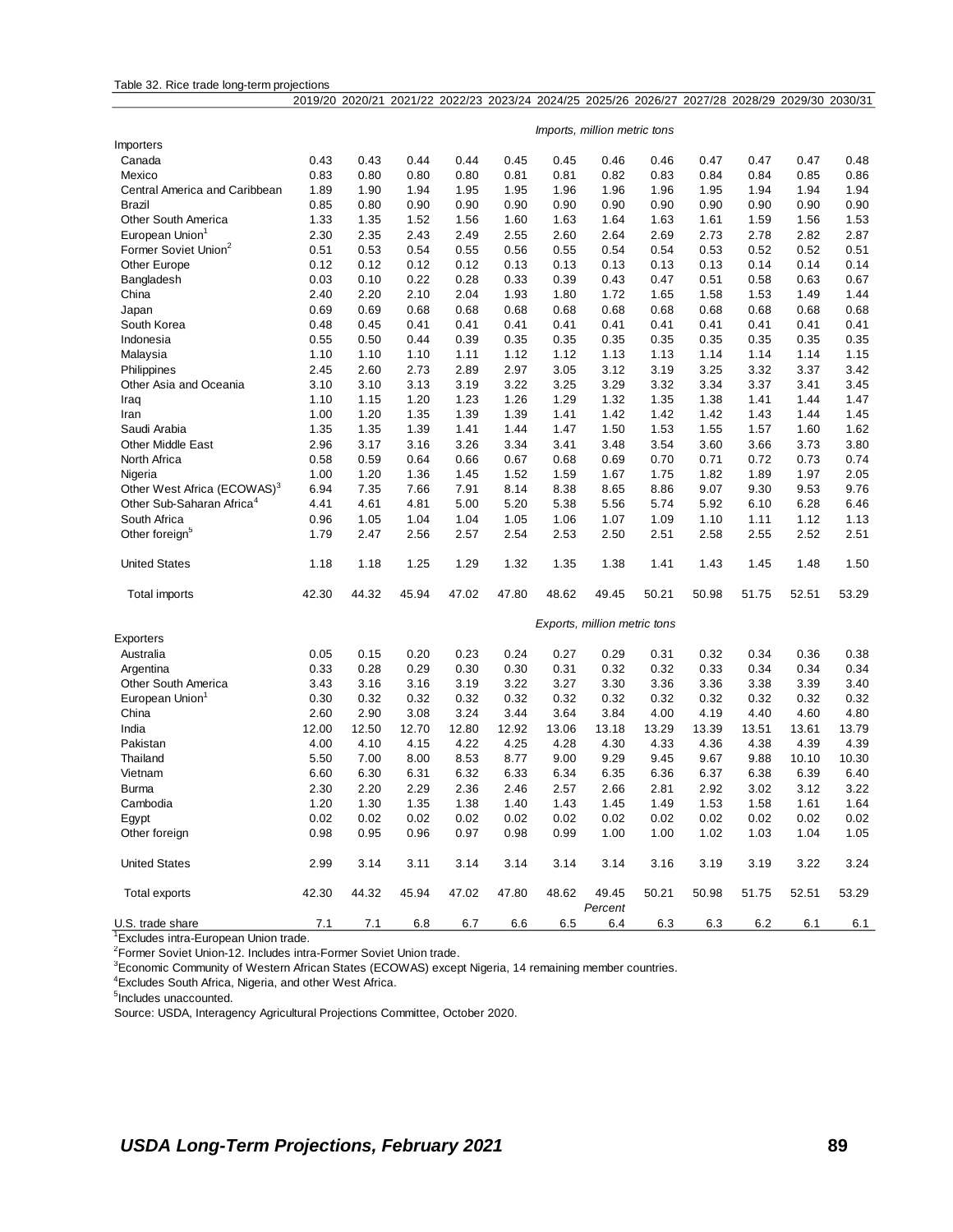Table 32. Rice trade long-term projections

| | 2019/20 | 2020/21 | 2021/22 | 2022/23 | 2023/24 | 2024/25 | 2025/26 | 2026/27 | 2027/28 | 2028/29 | 2029/30 | 2030/31 |
|---|---|---|---|---|---|---|---|---|---|---|---|---|
| | *Imports, million metric tons* | | | | | | | | | | | |
| Importers | | | | | | | | | | | | |
| Canada | 0.43 | 0.43 | 0.44 | 0.44 | 0.45 | 0.45 | 0.46 | 0.46 | 0.47 | 0.47 | 0.47 | 0.48 |
| Mexico | 0.83 | 0.80 | 0.80 | 0.80 | 0.81 | 0.81 | 0.82 | 0.83 | 0.84 | 0.84 | 0.85 | 0.86 |
| Central America and Caribbean | 1.89 | 1.90 | 1.94 | 1.95 | 1.95 | 1.96 | 1.96 | 1.96 | 1.95 | 1.94 | 1.94 | 1.94 |
| Brazil | 0.85 | 0.80 | 0.90 | 0.90 | 0.90 | 0.90 | 0.90 | 0.90 | 0.90 | 0.90 | 0.90 | 0.90 |
| Other South America | 1.33 | 1.35 | 1.52 | 1.56 | 1.60 | 1.63 | 1.64 | 1.63 | 1.61 | 1.59 | 1.56 | 1.53 |
| European Union[1] | 2.30 | 2.35 | 2.43 | 2.49 | 2.55 | 2.60 | 2.64 | 2.69 | 2.73 | 2.78 | 2.82 | 2.87 |
| Former Soviet Union[2] | 0.51 | 0.53 | 0.54 | 0.55 | 0.56 | 0.55 | 0.54 | 0.54 | 0.53 | 0.52 | 0.52 | 0.51 |
| Other Europe | 0.12 | 0.12 | 0.12 | 0.12 | 0.13 | 0.13 | 0.13 | 0.13 | 0.13 | 0.14 | 0.14 | 0.14 |
| Bangladesh | 0.03 | 0.10 | 0.22 | 0.28 | 0.33 | 0.39 | 0.43 | 0.47 | 0.51 | 0.58 | 0.63 | 0.67 |
| China | 2.40 | 2.20 | 2.10 | 2.04 | 1.93 | 1.80 | 1.72 | 1.65 | 1.58 | 1.53 | 1.49 | 1.44 |
| Japan | 0.69 | 0.69 | 0.68 | 0.68 | 0.68 | 0.68 | 0.68 | 0.68 | 0.68 | 0.68 | 0.68 | 0.68 |
| South Korea | 0.48 | 0.45 | 0.41 | 0.41 | 0.41 | 0.41 | 0.41 | 0.41 | 0.41 | 0.41 | 0.41 | 0.41 |
| Indonesia | 0.55 | 0.50 | 0.44 | 0.39 | 0.35 | 0.35 | 0.35 | 0.35 | 0.35 | 0.35 | 0.35 | 0.35 |
| Malaysia | 1.10 | 1.10 | 1.10 | 1.11 | 1.12 | 1.12 | 1.13 | 1.13 | 1.14 | 1.14 | 1.14 | 1.15 |
| Philippines | 2.45 | 2.60 | 2.73 | 2.89 | 2.97 | 3.05 | 3.12 | 3.19 | 3.25 | 3.32 | 3.37 | 3.42 |
| Other Asia and Oceania | 3.10 | 3.10 | 3.13 | 3.19 | 3.22 | 3.25 | 3.29 | 3.32 | 3.34 | 3.37 | 3.41 | 3.45 |
| Iraq | 1.10 | 1.15 | 1.20 | 1.23 | 1.26 | 1.29 | 1.32 | 1.35 | 1.38 | 1.41 | 1.44 | 1.47 |
| Iran | 1.00 | 1.20 | 1.35 | 1.39 | 1.39 | 1.41 | 1.42 | 1.42 | 1.42 | 1.43 | 1.44 | 1.45 |
| Saudi Arabia | 1.35 | 1.35 | 1.39 | 1.41 | 1.44 | 1.47 | 1.50 | 1.53 | 1.55 | 1.57 | 1.60 | 1.62 |
| Other Middle East | 2.96 | 3.17 | 3.16 | 3.26 | 3.34 | 3.41 | 3.48 | 3.54 | 3.60 | 3.66 | 3.73 | 3.80 |
| North Africa | 0.58 | 0.59 | 0.64 | 0.66 | 0.67 | 0.68 | 0.69 | 0.70 | 0.71 | 0.72 | 0.73 | 0.74 |
| Nigeria | 1.00 | 1.20 | 1.36 | 1.45 | 1.52 | 1.59 | 1.67 | 1.75 | 1.82 | 1.89 | 1.97 | 2.05 |
| Other West Africa (ECOWAS)[3] | 6.94 | 7.35 | 7.66 | 7.91 | 8.14 | 8.38 | 8.65 | 8.86 | 9.07 | 9.30 | 9.53 | 9.76 |
| Other Sub-Saharan Africa[4] | 4.41 | 4.61 | 4.81 | 5.00 | 5.20 | 5.38 | 5.56 | 5.74 | 5.92 | 6.10 | 6.28 | 6.46 |
| South Africa | 0.96 | 1.05 | 1.04 | 1.04 | 1.05 | 1.06 | 1.07 | 1.09 | 1.10 | 1.11 | 1.12 | 1.13 |
| Other foreign[5] | 1.79 | 2.47 | 2.56 | 2.57 | 2.54 | 2.53 | 2.50 | 2.51 | 2.58 | 2.55 | 2.52 | 2.51 |
| United States | 1.18 | 1.18 | 1.25 | 1.29 | 1.32 | 1.35 | 1.38 | 1.41 | 1.43 | 1.45 | 1.48 | 1.50 |
| Total imports | 42.30 | 44.32 | 45.94 | 47.02 | 47.80 | 48.62 | 49.45 | 50.21 | 50.98 | 51.75 | 52.51 | 53.29 |
| | *Exports, million metric tons* | | | | | | | | | | | |
| Exporters | | | | | | | | | | | | |
| Australia | 0.05 | 0.15 | 0.20 | 0.23 | 0.24 | 0.27 | 0.29 | 0.31 | 0.32 | 0.34 | 0.36 | 0.38 |
| Argentina | 0.33 | 0.28 | 0.29 | 0.30 | 0.30 | 0.31 | 0.32 | 0.32 | 0.33 | 0.34 | 0.34 | 0.34 |
| Other South America | 3.43 | 3.16 | 3.16 | 3.19 | 3.22 | 3.27 | 3.30 | 3.36 | 3.36 | 3.38 | 3.39 | 3.40 |
| European Union[1] | 0.30 | 0.32 | 0.32 | 0.32 | 0.32 | 0.32 | 0.32 | 0.32 | 0.32 | 0.32 | 0.32 | 0.32 |
| China | 2.60 | 2.90 | 3.08 | 3.24 | 3.44 | 3.64 | 3.84 | 4.00 | 4.19 | 4.40 | 4.60 | 4.80 |
| India | 12.00 | 12.50 | 12.70 | 12.80 | 12.92 | 13.06 | 13.18 | 13.29 | 13.39 | 13.51 | 13.61 | 13.79 |
| Pakistan | 4.00 | 4.10 | 4.15 | 4.22 | 4.25 | 4.28 | 4.30 | 4.33 | 4.36 | 4.38 | 4.39 | 4.39 |
| Thailand | 5.50 | 7.00 | 8.00 | 8.53 | 8.77 | 9.00 | 9.29 | 9.45 | 9.67 | 9.88 | 10.10 | 10.30 |
| Vietnam | 6.60 | 6.30 | 6.31 | 6.32 | 6.33 | 6.34 | 6.35 | 6.36 | 6.37 | 6.38 | 6.39 | 6.40 |
| Burma | 2.30 | 2.20 | 2.29 | 2.36 | 2.46 | 2.57 | 2.66 | 2.81 | 2.92 | 3.02 | 3.12 | 3.22 |
| Cambodia | 1.20 | 1.30 | 1.35 | 1.38 | 1.40 | 1.43 | 1.45 | 1.49 | 1.53 | 1.58 | 1.61 | 1.64 |
| Egypt | 0.02 | 0.02 | 0.02 | 0.02 | 0.02 | 0.02 | 0.02 | 0.02 | 0.02 | 0.02 | 0.02 | 0.02 |
| Other foreign | 0.98 | 0.95 | 0.96 | 0.97 | 0.98 | 0.99 | 1.00 | 1.00 | 1.02 | 1.03 | 1.04 | 1.05 |
| United States | 2.99 | 3.14 | 3.11 | 3.14 | 3.14 | 3.14 | 3.14 | 3.16 | 3.19 | 3.19 | 3.22 | 3.24 |
| Total exports | 42.30 | 44.32 | 45.94 | 47.02 | 47.80 | 48.62 | 49.45 | 50.21 | 50.98 | 51.75 | 52.51 | 53.29 |
| | *Percent* | | | | | | | | | | | |
| U.S. trade share | 7.1 | 7.1 | 6.8 | 6.7 | 6.6 | 6.5 | 6.4 | 6.3 | 6.3 | 6.2 | 6.1 | 6.1 |

[1]Excludes intra-European Union trade.

[2]Former Soviet Union-12. Includes intra-Former Soviet Union trade.

[3]Economic Community of Western African States (ECOWAS) except Nigeria, 14 remaining member countries.

[4]Excludes South Africa, Nigeria, and other West Africa.

[5]Includes unaccounted.

Source: USDA, Interagency Agricultural Projections Committee, October 2020.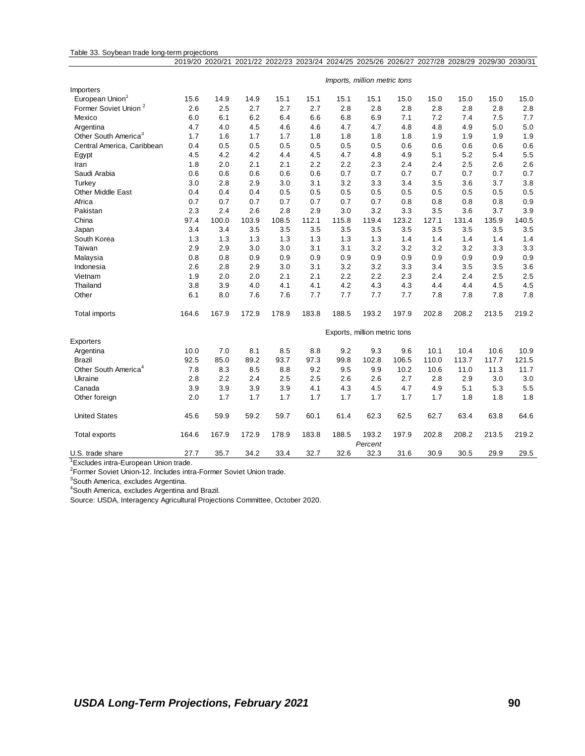Table 33. Soybean trade long-term projections

| | 2019/20 | 2020/21 | 2021/22 | 2022/23 | 2023/24 | 2024/25 | 2025/26 | 2026/27 | 2027/28 | 2028/29 | 2029/30 | 2030/31 |
|---|---|---|---|---|---|---|---|---|---|---|---|---|
| | *Imports, million metric tons* | | | | | | | | | | | |
| Importers | | | | | | | | | | | | |
| European Union[1] | 15.6 | 14.9 | 14.9 | 15.1 | 15.1 | 15.1 | 15.1 | 15.0 | 15.0 | 15.0 | 15.0 | 15.0 |
| Former Soviet Union [2] | 2.6 | 2.5 | 2.7 | 2.7 | 2.7 | 2.8 | 2.8 | 2.8 | 2.8 | 2.8 | 2.8 | 2.8 |
| Mexico | 6.0 | 6.1 | 6.2 | 6.4 | 6.6 | 6.8 | 6.9 | 7.1 | 7.2 | 7.4 | 7.5 | 7.7 |
| Argentina | 4.7 | 4.0 | 4.5 | 4.6 | 4.6 | 4.7 | 4.7 | 4.8 | 4.8 | 4.9 | 5.0 | 5.0 |
| Other South America[3] | 1.7 | 1.6 | 1.7 | 1.7 | 1.8 | 1.8 | 1.8 | 1.8 | 1.9 | 1.9 | 1.9 | 1.9 |
| Central America, Caribbean | 0.4 | 0.5 | 0.5 | 0.5 | 0.5 | 0.5 | 0.5 | 0.6 | 0.6 | 0.6 | 0.6 | 0.6 |
| Egypt | 4.5 | 4.2 | 4.2 | 4.4 | 4.5 | 4.7 | 4.8 | 4.9 | 5.1 | 5.2 | 5.4 | 5.5 |
| Iran | 1.8 | 2.0 | 2.1 | 2.1 | 2.2 | 2.2 | 2.3 | 2.4 | 2.4 | 2.5 | 2.6 | 2.6 |
| Saudi Arabia | 0.6 | 0.6 | 0.6 | 0.6 | 0.6 | 0.7 | 0.7 | 0.7 | 0.7 | 0.7 | 0.7 | 0.7 |
| Turkey | 3.0 | 2.8 | 2.9 | 3.0 | 3.1 | 3.2 | 3.3 | 3.4 | 3.5 | 3.6 | 3.7 | 3.8 |
| Other Middle East | 0.4 | 0.4 | 0.4 | 0.5 | 0.5 | 0.5 | 0.5 | 0.5 | 0.5 | 0.5 | 0.5 | 0.5 |
| Africa | 0.7 | 0.7 | 0.7 | 0.7 | 0.7 | 0.7 | 0.7 | 0.8 | 0.8 | 0.8 | 0.8 | 0.9 |
| Pakistan | 2.3 | 2.4 | 2.6 | 2.8 | 2.9 | 3.0 | 3.2 | 3.3 | 3.5 | 3.6 | 3.7 | 3.9 |
| China | 97.4 | 100.0 | 103.9 | 108.5 | 112.1 | 115.8 | 119.4 | 123.2 | 127.1 | 131.4 | 135.9 | 140.5 |
| Japan | 3.4 | 3.4 | 3.5 | 3.5 | 3.5 | 3.5 | 3.5 | 3.5 | 3.5 | 3.5 | 3.5 | 3.5 |
| South Korea | 1.3 | 1.3 | 1.3 | 1.3 | 1.3 | 1.3 | 1.3 | 1.4 | 1.4 | 1.4 | 1.4 | 1.4 |
| Taiwan | 2.9 | 2.9 | 3.0 | 3.0 | 3.1 | 3.1 | 3.2 | 3.2 | 3.2 | 3.2 | 3.3 | 3.3 |
| Malaysia | 0.8 | 0.8 | 0.9 | 0.9 | 0.9 | 0.9 | 0.9 | 0.9 | 0.9 | 0.9 | 0.9 | 0.9 |
| Indonesia | 2.6 | 2.8 | 2.9 | 3.0 | 3.1 | 3.2 | 3.2 | 3.3 | 3.4 | 3.5 | 3.5 | 3.6 |
| Vietnam | 1.9 | 2.0 | 2.0 | 2.1 | 2.1 | 2.2 | 2.2 | 2.3 | 2.4 | 2.4 | 2.5 | 2.5 |
| Thailand | 3.8 | 3.9 | 4.0 | 4.1 | 4.1 | 4.2 | 4.3 | 4.3 | 4.4 | 4.4 | 4.5 | 4.5 |
| Other | 6.1 | 8.0 | 7.6 | 7.6 | 7.7 | 7.7 | 7.7 | 7.7 | 7.8 | 7.8 | 7.8 | 7.8 |
| Total imports | 164.6 | 167.9 | 172.9 | 178.9 | 183.8 | 188.5 | 193.2 | 197.9 | 202.8 | 208.2 | 213.5 | 219.2 |
| | *Exports, million metric tons* | | | | | | | | | | | |
| Exporters | | | | | | | | | | | | |
| Argentina | 10.0 | 7.0 | 8.1 | 8.5 | 8.8 | 9.2 | 9.3 | 9.6 | 10.1 | 10.4 | 10.6 | 10.9 |
| Brazil | 92.5 | 85.0 | 89.2 | 93.7 | 97.3 | 99.8 | 102.8 | 106.5 | 110.0 | 113.7 | 117.7 | 121.5 |
| Other South America[4] | 7.8 | 8.3 | 8.5 | 8.8 | 9.2 | 9.5 | 9.9 | 10.2 | 10.6 | 11.0 | 11.3 | 11.7 |
| Ukraine | 2.8 | 2.2 | 2.4 | 2.5 | 2.5 | 2.6 | 2.6 | 2.7 | 2.8 | 2.9 | 3.0 | 3.0 |
| Canada | 3.9 | 3.9 | 3.9 | 3.9 | 4.1 | 4.3 | 4.5 | 4.7 | 4.9 | 5.1 | 5.3 | 5.5 |
| Other foreign | 2.0 | 1.7 | 1.7 | 1.7 | 1.7 | 1.7 | 1.7 | 1.7 | 1.7 | 1.8 | 1.8 | 1.8 |
| United States | 45.6 | 59.9 | 59.2 | 59.7 | 60.1 | 61.4 | 62.3 | 62.5 | 62.7 | 63.4 | 63.8 | 64.6 |
| Total exports | 164.6 | 167.9 | 172.9 | 178.9 | 183.8 | 188.5 | 193.2 | 197.9 | 202.8 | 208.2 | 213.5 | 219.2 |
| | *Percent* | | | | | | | | | | | |
| U.S. trade share | 27.7 | 35.7 | 34.2 | 33.4 | 32.7 | 32.6 | 32.3 | 31.6 | 30.9 | 30.5 | 29.9 | 29.5 |

[1]Excludes intra-European Union trade.

[2]Former Soviet Union-12. Includes intra-Former Soviet Union trade.

[3]South America, excludes Argentina.

[4]South America, excludes Argentina and Brazil.

Source: USDA, Interagency Agricultural Projections Committee, October 2020.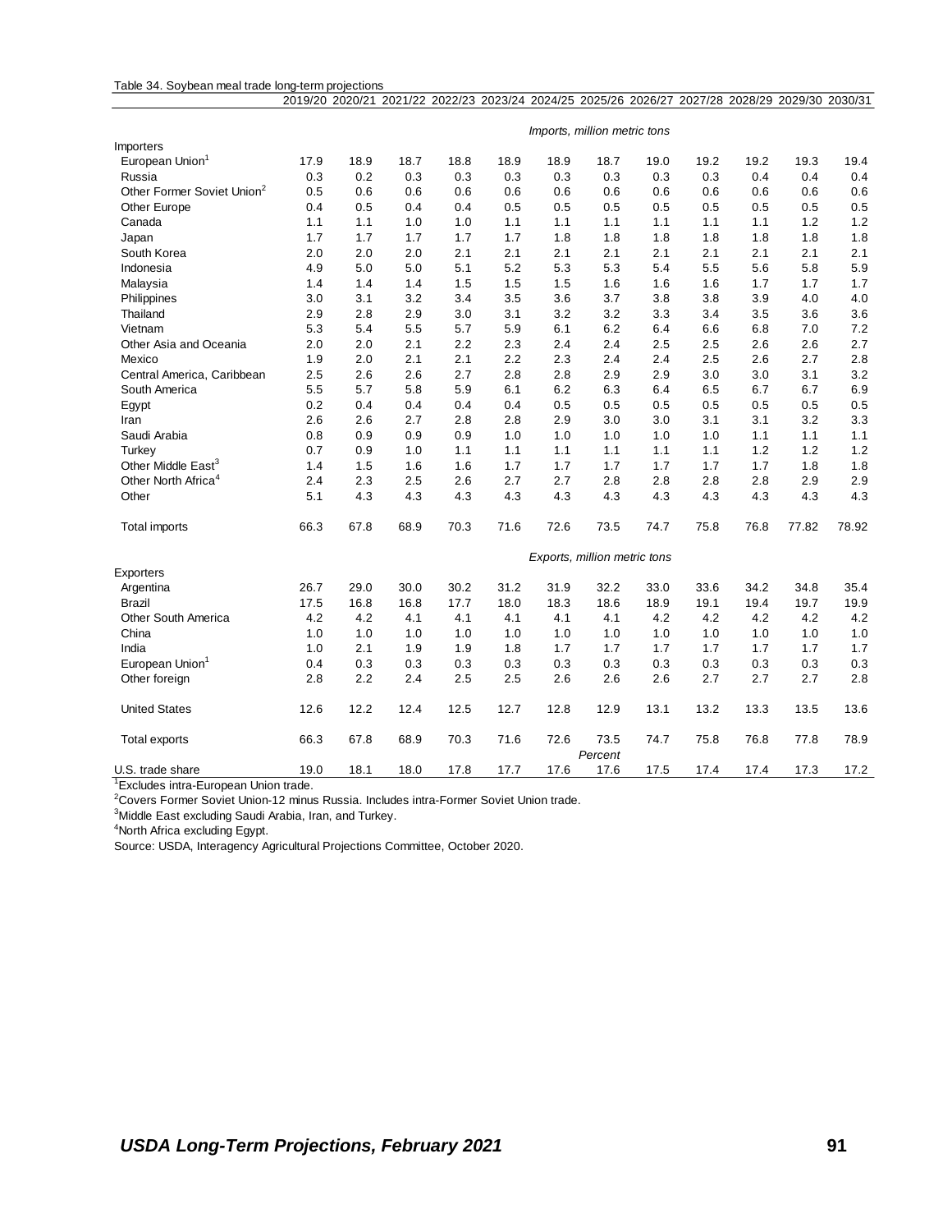Table 34. Soybean meal trade long-term projections

| | 2019/20 | 2020/21 | 2021/22 | 2022/23 | 2023/24 | 2024/25 | 2025/26 | 2026/27 | 2027/28 | 2028/29 | 2029/30 | 2030/31 |
|---|---|---|---|---|---|---|---|---|---|---|---|---|
| | *Imports, million metric tons* | | | | | | | | | | | |
| Importers | | | | | | | | | | | | |
| European Union[1] | 17.9 | 18.9 | 18.7 | 18.8 | 18.9 | 18.9 | 18.7 | 19.0 | 19.2 | 19.2 | 19.3 | 19.4 |
| Russia | 0.3 | 0.2 | 0.3 | 0.3 | 0.3 | 0.3 | 0.3 | 0.3 | 0.3 | 0.4 | 0.4 | 0.4 |
| Other Former Soviet Union[2] | 0.5 | 0.6 | 0.6 | 0.6 | 0.6 | 0.6 | 0.6 | 0.6 | 0.6 | 0.6 | 0.6 | 0.6 |
| Other Europe | 0.4 | 0.5 | 0.4 | 0.4 | 0.5 | 0.5 | 0.5 | 0.5 | 0.5 | 0.5 | 0.5 | 0.5 |
| Canada | 1.1 | 1.1 | 1.0 | 1.0 | 1.1 | 1.1 | 1.1 | 1.1 | 1.1 | 1.1 | 1.2 | 1.2 |
| Japan | 1.7 | 1.7 | 1.7 | 1.7 | 1.7 | 1.8 | 1.8 | 1.8 | 1.8 | 1.8 | 1.8 | 1.8 |
| South Korea | 2.0 | 2.0 | 2.0 | 2.1 | 2.1 | 2.1 | 2.1 | 2.1 | 2.1 | 2.1 | 2.1 | 2.1 |
| Indonesia | 4.9 | 5.0 | 5.0 | 5.1 | 5.2 | 5.3 | 5.3 | 5.4 | 5.5 | 5.6 | 5.8 | 5.9 |
| Malaysia | 1.4 | 1.4 | 1.4 | 1.5 | 1.5 | 1.5 | 1.6 | 1.6 | 1.6 | 1.7 | 1.7 | 1.7 |
| Philippines | 3.0 | 3.1 | 3.2 | 3.4 | 3.5 | 3.6 | 3.7 | 3.8 | 3.8 | 3.9 | 4.0 | 4.0 |
| Thailand | 2.9 | 2.8 | 2.9 | 3.0 | 3.1 | 3.2 | 3.2 | 3.3 | 3.4 | 3.5 | 3.6 | 3.6 |
| Vietnam | 5.3 | 5.4 | 5.5 | 5.7 | 5.9 | 6.1 | 6.2 | 6.4 | 6.6 | 6.8 | 7.0 | 7.2 |
| Other Asia and Oceania | 2.0 | 2.0 | 2.1 | 2.2 | 2.3 | 2.4 | 2.4 | 2.5 | 2.5 | 2.6 | 2.6 | 2.7 |
| Mexico | 1.9 | 2.0 | 2.1 | 2.1 | 2.2 | 2.3 | 2.4 | 2.4 | 2.5 | 2.6 | 2.7 | 2.8 |
| Central America, Caribbean | 2.5 | 2.6 | 2.6 | 2.7 | 2.8 | 2.8 | 2.9 | 2.9 | 3.0 | 3.0 | 3.1 | 3.2 |
| South America | 5.5 | 5.7 | 5.8 | 5.9 | 6.1 | 6.2 | 6.3 | 6.4 | 6.5 | 6.7 | 6.7 | 6.9 |
| Egypt | 0.2 | 0.4 | 0.4 | 0.4 | 0.4 | 0.5 | 0.5 | 0.5 | 0.5 | 0.5 | 0.5 | 0.5 |
| Iran | 2.6 | 2.6 | 2.7 | 2.8 | 2.8 | 2.9 | 3.0 | 3.0 | 3.1 | 3.1 | 3.2 | 3.3 |
| Saudi Arabia | 0.8 | 0.9 | 0.9 | 0.9 | 1.0 | 1.0 | 1.0 | 1.0 | 1.0 | 1.1 | 1.1 | 1.1 |
| Turkey | 0.7 | 0.9 | 1.0 | 1.1 | 1.1 | 1.1 | 1.1 | 1.1 | 1.1 | 1.2 | 1.2 | 1.2 |
| Other Middle East[3] | 1.4 | 1.5 | 1.6 | 1.6 | 1.7 | 1.7 | 1.7 | 1.7 | 1.7 | 1.7 | 1.8 | 1.8 |
| Other North Africa[4] | 2.4 | 2.3 | 2.5 | 2.6 | 2.7 | 2.7 | 2.8 | 2.8 | 2.8 | 2.8 | 2.9 | 2.9 |
| Other | 5.1 | 4.3 | 4.3 | 4.3 | 4.3 | 4.3 | 4.3 | 4.3 | 4.3 | 4.3 | 4.3 | 4.3 |
| Total imports | 66.3 | 67.8 | 68.9 | 70.3 | 71.6 | 72.6 | 73.5 | 74.7 | 75.8 | 76.8 | 77.82 | 78.92 |
| | *Exports, million metric tons* | | | | | | | | | | | |
| Exporters | | | | | | | | | | | | |
| Argentina | 26.7 | 29.0 | 30.0 | 30.2 | 31.2 | 31.9 | 32.2 | 33.0 | 33.6 | 34.2 | 34.8 | 35.4 |
| Brazil | 17.5 | 16.8 | 16.8 | 17.7 | 18.0 | 18.3 | 18.6 | 18.9 | 19.1 | 19.4 | 19.7 | 19.9 |
| Other South America | 4.2 | 4.2 | 4.1 | 4.1 | 4.1 | 4.1 | 4.1 | 4.2 | 4.2 | 4.2 | 4.2 | 4.2 |
| China | 1.0 | 1.0 | 1.0 | 1.0 | 1.0 | 1.0 | 1.0 | 1.0 | 1.0 | 1.0 | 1.0 | 1.0 |
| India | 1.0 | 2.1 | 1.9 | 1.9 | 1.8 | 1.7 | 1.7 | 1.7 | 1.7 | 1.7 | 1.7 | 1.7 |
| European Union[1] | 0.4 | 0.3 | 0.3 | 0.3 | 0.3 | 0.3 | 0.3 | 0.3 | 0.3 | 0.3 | 0.3 | 0.3 |
| Other foreign | 2.8 | 2.2 | 2.4 | 2.5 | 2.5 | 2.6 | 2.6 | 2.6 | 2.7 | 2.7 | 2.7 | 2.8 |
| United States | 12.6 | 12.2 | 12.4 | 12.5 | 12.7 | 12.8 | 12.9 | 13.1 | 13.2 | 13.3 | 13.5 | 13.6 |
| Total exports | 66.3 | 67.8 | 68.9 | 70.3 | 71.6 | 72.6 | 73.5 | 74.7 | 75.8 | 76.8 | 77.8 | 78.9 |
| | *Percent* | | | | | | | | | | | |
| U.S. trade share | 19.0 | 18.1 | 18.0 | 17.8 | 17.7 | 17.6 | 17.6 | 17.5 | 17.4 | 17.4 | 17.3 | 17.2 |

[1]Excludes intra-European Union trade.

[2]Covers Former Soviet Union-12 minus Russia. Includes intra-Former Soviet Union trade.

[3]Middle East excluding Saudi Arabia, Iran, and Turkey.

[4]North Africa excluding Egypt.

Source: USDA, Interagency Agricultural Projections Committee, October 2020.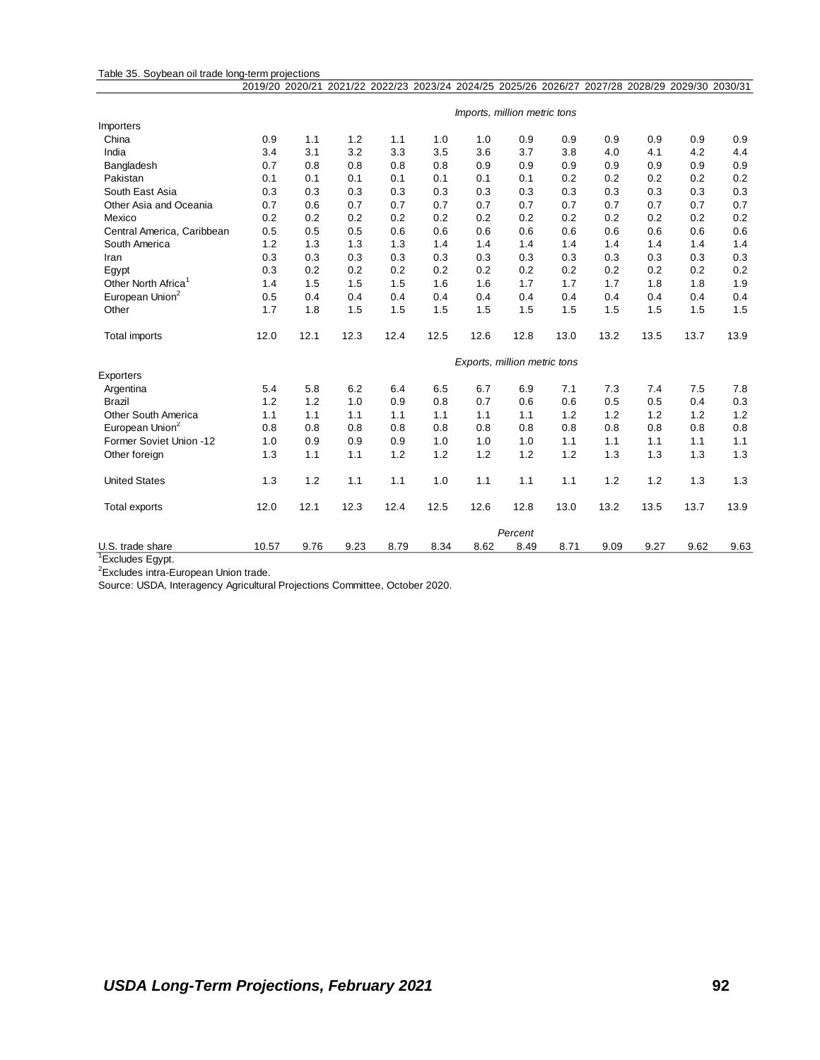Table 35. Soybean oil trade long-term projections

| | 2019/20 | 2020/21 | 2021/22 | 2022/23 | 2023/24 | 2024/25 | 2025/26 | 2026/27 | 2027/28 | 2028/29 | 2029/30 | 2030/31 |
|---|---|---|---|---|---|---|---|---|---|---|---|---|
| | *Imports, million metric tons* | | | | | | | | | | | |
| Importers | | | | | | | | | | | | |
| China | 0.9 | 1.1 | 1.2 | 1.1 | 1.0 | 1.0 | 0.9 | 0.9 | 0.9 | 0.9 | 0.9 | 0.9 |
| India | 3.4 | 3.1 | 3.2 | 3.3 | 3.5 | 3.6 | 3.7 | 3.8 | 4.0 | 4.1 | 4.2 | 4.4 |
| Bangladesh | 0.7 | 0.8 | 0.8 | 0.8 | 0.8 | 0.9 | 0.9 | 0.9 | 0.9 | 0.9 | 0.9 | 0.9 |
| Pakistan | 0.1 | 0.1 | 0.1 | 0.1 | 0.1 | 0.1 | 0.1 | 0.2 | 0.2 | 0.2 | 0.2 | 0.2 |
| South East Asia | 0.3 | 0.3 | 0.3 | 0.3 | 0.3 | 0.3 | 0.3 | 0.3 | 0.3 | 0.3 | 0.3 | 0.3 |
| Other Asia and Oceania | 0.7 | 0.6 | 0.7 | 0.7 | 0.7 | 0.7 | 0.7 | 0.7 | 0.7 | 0.7 | 0.7 | 0.7 |
| Mexico | 0.2 | 0.2 | 0.2 | 0.2 | 0.2 | 0.2 | 0.2 | 0.2 | 0.2 | 0.2 | 0.2 | 0.2 |
| Central America, Caribbean | 0.5 | 0.5 | 0.5 | 0.6 | 0.6 | 0.6 | 0.6 | 0.6 | 0.6 | 0.6 | 0.6 | 0.6 |
| South America | 1.2 | 1.3 | 1.3 | 1.3 | 1.4 | 1.4 | 1.4 | 1.4 | 1.4 | 1.4 | 1.4 | 1.4 |
| Iran | 0.3 | 0.3 | 0.3 | 0.3 | 0.3 | 0.3 | 0.3 | 0.3 | 0.3 | 0.3 | 0.3 | 0.3 |
| Egypt | 0.3 | 0.2 | 0.2 | 0.2 | 0.2 | 0.2 | 0.2 | 0.2 | 0.2 | 0.2 | 0.2 | 0.2 |
| Other North Africa[1] | 1.4 | 1.5 | 1.5 | 1.5 | 1.6 | 1.6 | 1.7 | 1.7 | 1.7 | 1.8 | 1.8 | 1.9 |
| European Union[2] | 0.5 | 0.4 | 0.4 | 0.4 | 0.4 | 0.4 | 0.4 | 0.4 | 0.4 | 0.4 | 0.4 | 0.4 |
| Other | 1.7 | 1.8 | 1.5 | 1.5 | 1.5 | 1.5 | 1.5 | 1.5 | 1.5 | 1.5 | 1.5 | 1.5 |
| Total imports | 12.0 | 12.1 | 12.3 | 12.4 | 12.5 | 12.6 | 12.8 | 13.0 | 13.2 | 13.5 | 13.7 | 13.9 |
| | *Exports, million metric tons* | | | | | | | | | | | |
| Exporters | | | | | | | | | | | | |
| Argentina | 5.4 | 5.8 | 6.2 | 6.4 | 6.5 | 6.7 | 6.9 | 7.1 | 7.3 | 7.4 | 7.5 | 7.8 |
| Brazil | 1.2 | 1.2 | 1.0 | 0.9 | 0.8 | 0.7 | 0.6 | 0.6 | 0.5 | 0.5 | 0.4 | 0.3 |
| Other South America | 1.1 | 1.1 | 1.1 | 1.1 | 1.1 | 1.1 | 1.1 | 1.2 | 1.2 | 1.2 | 1.2 | 1.2 |
| European Union[2] | 0.8 | 0.8 | 0.8 | 0.8 | 0.8 | 0.8 | 0.8 | 0.8 | 0.8 | 0.8 | 0.8 | 0.8 |
| Former Soviet Union -12 | 1.0 | 0.9 | 0.9 | 0.9 | 1.0 | 1.0 | 1.0 | 1.1 | 1.1 | 1.1 | 1.1 | 1.1 |
| Other foreign | 1.3 | 1.1 | 1.1 | 1.2 | 1.2 | 1.2 | 1.2 | 1.2 | 1.3 | 1.3 | 1.3 | 1.3 |
| United States | 1.3 | 1.2 | 1.1 | 1.1 | 1.0 | 1.1 | 1.1 | 1.1 | 1.2 | 1.2 | 1.3 | 1.3 |
| Total exports | 12.0 | 12.1 | 12.3 | 12.4 | 12.5 | 12.6 | 12.8 | 13.0 | 13.2 | 13.5 | 13.7 | 13.9 |
| | *Percent* | | | | | | | | | | | |
| U.S. trade share | 10.57 | 9.76 | 9.23 | 8.79 | 8.34 | 8.62 | 8.49 | 8.71 | 9.09 | 9.27 | 9.62 | 9.63 |

[1]Excludes Egypt.

[2]Excludes intra-European Union trade.

Source: USDA, Interagency Agricultural Projections Committee, October 2020.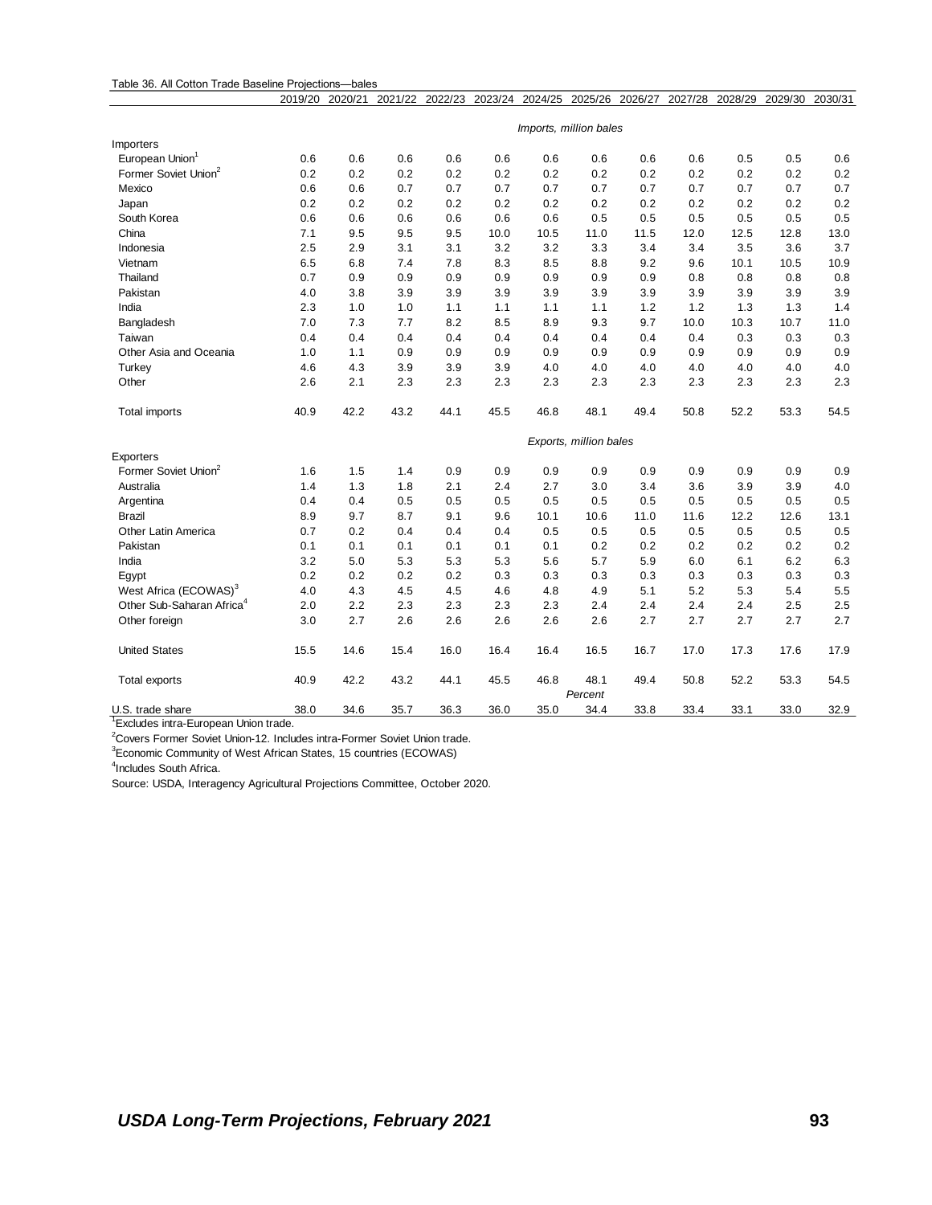Table 36. All Cotton Trade Baseline Projections—bales

| | 2019/20 | 2020/21 | 2021/22 | 2022/23 | 2023/24 | 2024/25 | 2025/26 | 2026/27 | 2027/28 | 2028/29 | 2029/30 | 2030/31 |
|---|---|---|---|---|---|---|---|---|---|---|---|---|
| | *Imports, million bales* | | | | | | | | | | | |
| Importers | | | | | | | | | | | | |
| European Union[1] | 0.6 | 0.6 | 0.6 | 0.6 | 0.6 | 0.6 | 0.6 | 0.6 | 0.6 | 0.5 | 0.5 | 0.6 |
| Former Soviet Union[2] | 0.2 | 0.2 | 0.2 | 0.2 | 0.2 | 0.2 | 0.2 | 0.2 | 0.2 | 0.2 | 0.2 | 0.2 |
| Mexico | 0.6 | 0.6 | 0.7 | 0.7 | 0.7 | 0.7 | 0.7 | 0.7 | 0.7 | 0.7 | 0.7 | 0.7 |
| Japan | 0.2 | 0.2 | 0.2 | 0.2 | 0.2 | 0.2 | 0.2 | 0.2 | 0.2 | 0.2 | 0.2 | 0.2 |
| South Korea | 0.6 | 0.6 | 0.6 | 0.6 | 0.6 | 0.6 | 0.5 | 0.5 | 0.5 | 0.5 | 0.5 | 0.5 |
| China | 7.1 | 9.5 | 9.5 | 9.5 | 10.0 | 10.5 | 11.0 | 11.5 | 12.0 | 12.5 | 12.8 | 13.0 |
| Indonesia | 2.5 | 2.9 | 3.1 | 3.1 | 3.2 | 3.2 | 3.3 | 3.4 | 3.4 | 3.5 | 3.6 | 3.7 |
| Vietnam | 6.5 | 6.8 | 7.4 | 7.8 | 8.3 | 8.5 | 8.8 | 9.2 | 9.6 | 10.1 | 10.5 | 10.9 |
| Thailand | 0.7 | 0.9 | 0.9 | 0.9 | 0.9 | 0.9 | 0.9 | 0.9 | 0.8 | 0.8 | 0.8 | 0.8 |
| Pakistan | 4.0 | 3.8 | 3.9 | 3.9 | 3.9 | 3.9 | 3.9 | 3.9 | 3.9 | 3.9 | 3.9 | 3.9 |
| India | 2.3 | 1.0 | 1.0 | 1.1 | 1.1 | 1.1 | 1.1 | 1.2 | 1.2 | 1.3 | 1.3 | 1.4 |
| Bangladesh | 7.0 | 7.3 | 7.7 | 8.2 | 8.5 | 8.9 | 9.3 | 9.7 | 10.0 | 10.3 | 10.7 | 11.0 |
| Taiwan | 0.4 | 0.4 | 0.4 | 0.4 | 0.4 | 0.4 | 0.4 | 0.4 | 0.4 | 0.3 | 0.3 | 0.3 |
| Other Asia and Oceania | 1.0 | 1.1 | 0.9 | 0.9 | 0.9 | 0.9 | 0.9 | 0.9 | 0.9 | 0.9 | 0.9 | 0.9 |
| Turkey | 4.6 | 4.3 | 3.9 | 3.9 | 3.9 | 4.0 | 4.0 | 4.0 | 4.0 | 4.0 | 4.0 | 4.0 |
| Other | 2.6 | 2.1 | 2.3 | 2.3 | 2.3 | 2.3 | 2.3 | 2.3 | 2.3 | 2.3 | 2.3 | 2.3 |
| Total imports | 40.9 | 42.2 | 43.2 | 44.1 | 45.5 | 46.8 | 48.1 | 49.4 | 50.8 | 52.2 | 53.3 | 54.5 |
| | *Exports, million bales* | | | | | | | | | | | |
| Exporters | | | | | | | | | | | | |
| Former Soviet Union[2] | 1.6 | 1.5 | 1.4 | 0.9 | 0.9 | 0.9 | 0.9 | 0.9 | 0.9 | 0.9 | 0.9 | 0.9 |
| Australia | 1.4 | 1.3 | 1.8 | 2.1 | 2.4 | 2.7 | 3.0 | 3.4 | 3.6 | 3.9 | 3.9 | 4.0 |
| Argentina | 0.4 | 0.4 | 0.5 | 0.5 | 0.5 | 0.5 | 0.5 | 0.5 | 0.5 | 0.5 | 0.5 | 0.5 |
| Brazil | 8.9 | 9.7 | 8.7 | 9.1 | 9.6 | 10.1 | 10.6 | 11.0 | 11.6 | 12.2 | 12.6 | 13.1 |
| Other Latin America | 0.7 | 0.2 | 0.4 | 0.4 | 0.4 | 0.5 | 0.5 | 0.5 | 0.5 | 0.5 | 0.5 | 0.5 |
| Pakistan | 0.1 | 0.1 | 0.1 | 0.1 | 0.1 | 0.1 | 0.2 | 0.2 | 0.2 | 0.2 | 0.2 | 0.2 |
| India | 3.2 | 5.0 | 5.3 | 5.3 | 5.3 | 5.6 | 5.7 | 5.9 | 6.0 | 6.1 | 6.2 | 6.3 |
| Egypt | 0.2 | 0.2 | 0.2 | 0.2 | 0.3 | 0.3 | 0.3 | 0.3 | 0.3 | 0.3 | 0.3 | 0.3 |
| West Africa (ECOWAS)[3] | 4.0 | 4.3 | 4.5 | 4.5 | 4.6 | 4.8 | 4.9 | 5.1 | 5.2 | 5.3 | 5.4 | 5.5 |
| Other Sub-Saharan Africa[4] | 2.0 | 2.2 | 2.3 | 2.3 | 2.3 | 2.3 | 2.4 | 2.4 | 2.4 | 2.4 | 2.5 | 2.5 |
| Other foreign | 3.0 | 2.7 | 2.6 | 2.6 | 2.6 | 2.6 | 2.6 | 2.7 | 2.7 | 2.7 | 2.7 | 2.7 |
| United States | 15.5 | 14.6 | 15.4 | 16.0 | 16.4 | 16.4 | 16.5 | 16.7 | 17.0 | 17.3 | 17.6 | 17.9 |
| Total exports | 40.9 | 42.2 | 43.2 | 44.1 | 45.5 | 46.8 | 48.1 | 49.4 | 50.8 | 52.2 | 53.3 | 54.5 |
| | *Percent* | | | | | | | | | | | |
| U.S. trade share | 38.0 | 34.6 | 35.7 | 36.3 | 36.0 | 35.0 | 34.4 | 33.8 | 33.4 | 33.1 | 33.0 | 32.9 |

[1]Excludes intra-European Union trade.

[2]Covers Former Soviet Union-12. Includes intra-Former Soviet Union trade.

[3]Economic Community of West African States, 15 countries (ECOWAS)

[4]Includes South Africa.

Source: USDA, Interagency Agricultural Projections Committee, October 2020.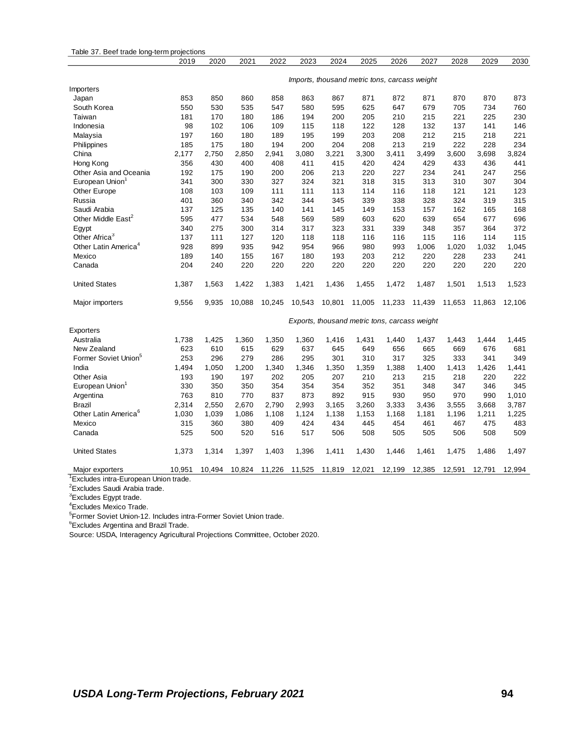Table 37. Beef trade long-term projections

| | 2019 | 2020 | 2021 | 2022 | 2023 | 2024 | 2025 | 2026 | 2027 | 2028 | 2029 | 2030 |
|---|---|---|---|---|---|---|---|---|---|---|---|---|
| | *Imports, thousand metric tons, carcass weight* | | | | | | | | | | | |
| Importers | | | | | | | | | | | | |
| Japan | 853 | 850 | 860 | 858 | 863 | 867 | 871 | 872 | 871 | 870 | 870 | 873 |
| South Korea | 550 | 530 | 535 | 547 | 580 | 595 | 625 | 647 | 679 | 705 | 734 | 760 |
| Taiwan | 181 | 170 | 180 | 186 | 194 | 200 | 205 | 210 | 215 | 221 | 225 | 230 |
| Indonesia | 98 | 102 | 106 | 109 | 115 | 118 | 122 | 128 | 132 | 137 | 141 | 146 |
| Malaysia | 197 | 160 | 180 | 189 | 195 | 199 | 203 | 208 | 212 | 215 | 218 | 221 |
| Philippines | 185 | 175 | 180 | 194 | 200 | 204 | 208 | 213 | 219 | 222 | 228 | 234 |
| China | 2,177 | 2,750 | 2,850 | 2,941 | 3,080 | 3,221 | 3,300 | 3,411 | 3,499 | 3,600 | 3,698 | 3,824 |
| Hong Kong | 356 | 430 | 400 | 408 | 411 | 415 | 420 | 424 | 429 | 433 | 436 | 441 |
| Other Asia and Oceania | 192 | 175 | 190 | 200 | 206 | 213 | 220 | 227 | 234 | 241 | 247 | 256 |
| European Union[1] | 341 | 300 | 330 | 327 | 324 | 321 | 318 | 315 | 313 | 310 | 307 | 304 |
| Other Europe | 108 | 103 | 109 | 111 | 111 | 113 | 114 | 116 | 118 | 121 | 121 | 123 |
| Russia | 401 | 360 | 340 | 342 | 344 | 345 | 339 | 338 | 328 | 324 | 319 | 315 |
| Saudi Arabia | 137 | 125 | 135 | 140 | 141 | 145 | 149 | 153 | 157 | 162 | 165 | 168 |
| Other Middle East[2] | 595 | 477 | 534 | 548 | 569 | 589 | 603 | 620 | 639 | 654 | 677 | 696 |
| Egypt | 340 | 275 | 300 | 314 | 317 | 323 | 331 | 339 | 348 | 357 | 364 | 372 |
| Other Africa[3] | 137 | 111 | 127 | 120 | 118 | 118 | 116 | 116 | 115 | 116 | 114 | 115 |
| Other Latin America[4] | 928 | 899 | 935 | 942 | 954 | 966 | 980 | 993 | 1,006 | 1,020 | 1,032 | 1,045 |
| Mexico | 189 | 140 | 155 | 167 | 180 | 193 | 203 | 212 | 220 | 228 | 233 | 241 |
| Canada | 204 | 240 | 220 | 220 | 220 | 220 | 220 | 220 | 220 | 220 | 220 | 220 |
| United States | 1,387 | 1,563 | 1,422 | 1,383 | 1,421 | 1,436 | 1,455 | 1,472 | 1,487 | 1,501 | 1,513 | 1,523 |
| Major importers | 9,556 | 9,935 | 10,088 | 10,245 | 10,543 | 10,801 | 11,005 | 11,233 | 11,439 | 11,653 | 11,863 | 12,106 |
| | *Exports, thousand metric tons, carcass weight* | | | | | | | | | | | |
| Exporters | | | | | | | | | | | | |
| Australia | 1,738 | 1,425 | 1,360 | 1,350 | 1,360 | 1,416 | 1,431 | 1,440 | 1,437 | 1,443 | 1,444 | 1,445 |
| New Zealand | 623 | 610 | 615 | 629 | 637 | 645 | 649 | 656 | 665 | 669 | 676 | 681 |
| Former Soviet Union[5] | 253 | 296 | 279 | 286 | 295 | 301 | 310 | 317 | 325 | 333 | 341 | 349 |
| India | 1,494 | 1,050 | 1,200 | 1,340 | 1,346 | 1,350 | 1,359 | 1,388 | 1,400 | 1,413 | 1,426 | 1,441 |
| Other Asia | 193 | 190 | 197 | 202 | 205 | 207 | 210 | 213 | 215 | 218 | 220 | 222 |
| European Union[1] | 330 | 350 | 350 | 354 | 354 | 354 | 352 | 351 | 348 | 347 | 346 | 345 |
| Argentina | 763 | 810 | 770 | 837 | 873 | 892 | 915 | 930 | 950 | 970 | 990 | 1,010 |
| Brazil | 2,314 | 2,550 | 2,670 | 2,790 | 2,993 | 3,165 | 3,260 | 3,333 | 3,436 | 3,555 | 3,668 | 3,787 |
| Other Latin America[6] | 1,030 | 1,039 | 1,086 | 1,108 | 1,124 | 1,138 | 1,153 | 1,168 | 1,181 | 1,196 | 1,211 | 1,225 |
| Mexico | 315 | 360 | 380 | 409 | 424 | 434 | 445 | 454 | 461 | 467 | 475 | 483 |
| Canada | 525 | 500 | 520 | 516 | 517 | 506 | 508 | 505 | 505 | 506 | 508 | 509 |
| United States | 1,373 | 1,314 | 1,397 | 1,403 | 1,396 | 1,411 | 1,430 | 1,446 | 1,461 | 1,475 | 1,486 | 1,497 |
| Major exporters | 10,951 | 10,494 | 10,824 | 11,226 | 11,525 | 11,819 | 12,021 | 12,199 | 12,385 | 12,591 | 12,791 | 12,994 |

[1]Excludes intra-European Union trade.

[2]Excludes Saudi Arabia trade.

[3]Excludes Egypt trade.

[4]Excludes Mexico Trade.

[5]Former Soviet Union-12. Includes intra-Former Soviet Union trade.

[6]Excludes Argentina and Brazil Trade.

Source: USDA, Interagency Agricultural Projections Committee, October 2020.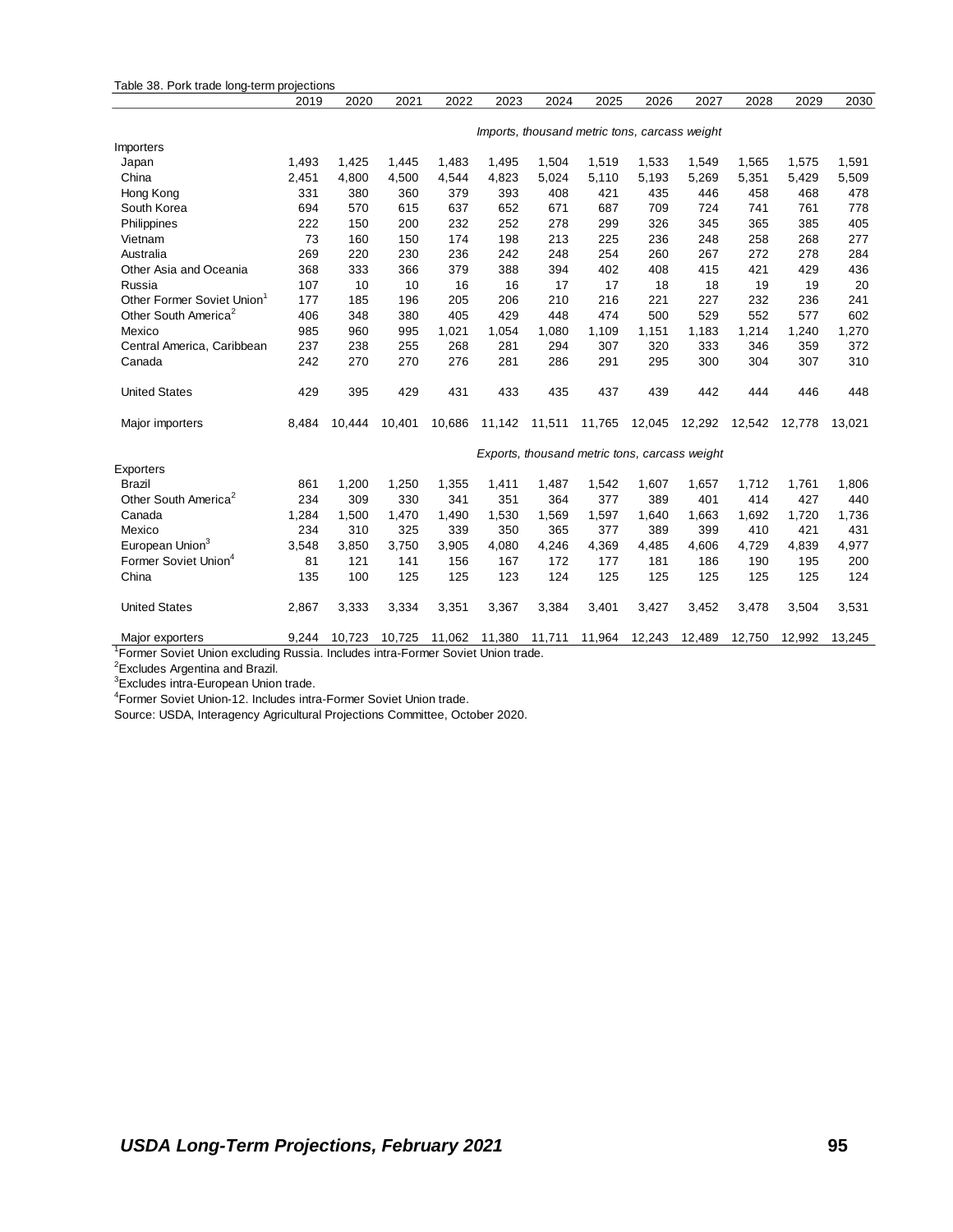Table 38. Pork trade long-term projections

| | 2019 | 2020 | 2021 | 2022 | 2023 | 2024 | 2025 | 2026 | 2027 | 2028 | 2029 | 2030 |
|---|---|---|---|---|---|---|---|---|---|---|---|---|
| | *Imports, thousand metric tons, carcass weight* | | | | | | | | | | | |
| Importers | | | | | | | | | | | | |
| Japan | 1,493 | 1,425 | 1,445 | 1,483 | 1,495 | 1,504 | 1,519 | 1,533 | 1,549 | 1,565 | 1,575 | 1,591 |
| China | 2,451 | 4,800 | 4,500 | 4,544 | 4,823 | 5,024 | 5,110 | 5,193 | 5,269 | 5,351 | 5,429 | 5,509 |
| Hong Kong | 331 | 380 | 360 | 379 | 393 | 408 | 421 | 435 | 446 | 458 | 468 | 478 |
| South Korea | 694 | 570 | 615 | 637 | 652 | 671 | 687 | 709 | 724 | 741 | 761 | 778 |
| Philippines | 222 | 150 | 200 | 232 | 252 | 278 | 299 | 326 | 345 | 365 | 385 | 405 |
| Vietnam | 73 | 160 | 150 | 174 | 198 | 213 | 225 | 236 | 248 | 258 | 268 | 277 |
| Australia | 269 | 220 | 230 | 236 | 242 | 248 | 254 | 260 | 267 | 272 | 278 | 284 |
| Other Asia and Oceania | 368 | 333 | 366 | 379 | 388 | 394 | 402 | 408 | 415 | 421 | 429 | 436 |
| Russia | 107 | 10 | 10 | 16 | 16 | 17 | 17 | 18 | 18 | 19 | 19 | 20 |
| Other Former Soviet Union[1] | 177 | 185 | 196 | 205 | 206 | 210 | 216 | 221 | 227 | 232 | 236 | 241 |
| Other South America[2] | 406 | 348 | 380 | 405 | 429 | 448 | 474 | 500 | 529 | 552 | 577 | 602 |
| Mexico | 985 | 960 | 995 | 1,021 | 1,054 | 1,080 | 1,109 | 1,151 | 1,183 | 1,214 | 1,240 | 1,270 |
| Central America, Caribbean | 237 | 238 | 255 | 268 | 281 | 294 | 307 | 320 | 333 | 346 | 359 | 372 |
| Canada | 242 | 270 | 270 | 276 | 281 | 286 | 291 | 295 | 300 | 304 | 307 | 310 |
| United States | 429 | 395 | 429 | 431 | 433 | 435 | 437 | 439 | 442 | 444 | 446 | 448 |
| Major importers | 8,484 | 10,444 | 10,401 | 10,686 | 11,142 | 11,511 | 11,765 | 12,045 | 12,292 | 12,542 | 12,778 | 13,021 |
| | *Exports, thousand metric tons, carcass weight* | | | | | | | | | | | |
| Exporters | | | | | | | | | | | | |
| Brazil | 861 | 1,200 | 1,250 | 1,355 | 1,411 | 1,487 | 1,542 | 1,607 | 1,657 | 1,712 | 1,761 | 1,806 |
| Other South America[2] | 234 | 309 | 330 | 341 | 351 | 364 | 377 | 389 | 401 | 414 | 427 | 440 |
| Canada | 1,284 | 1,500 | 1,470 | 1,490 | 1,530 | 1,569 | 1,597 | 1,640 | 1,663 | 1,692 | 1,720 | 1,736 |
| Mexico | 234 | 310 | 325 | 339 | 350 | 365 | 377 | 389 | 399 | 410 | 421 | 431 |
| European Union[3] | 3,548 | 3,850 | 3,750 | 3,905 | 4,080 | 4,246 | 4,369 | 4,485 | 4,606 | 4,729 | 4,839 | 4,977 |
| Former Soviet Union[4] | 81 | 121 | 141 | 156 | 167 | 172 | 177 | 181 | 186 | 190 | 195 | 200 |
| China | 135 | 100 | 125 | 125 | 123 | 124 | 125 | 125 | 125 | 125 | 125 | 124 |
| United States | 2,867 | 3,333 | 3,334 | 3,351 | 3,367 | 3,384 | 3,401 | 3,427 | 3,452 | 3,478 | 3,504 | 3,531 |
| Major exporters | 9,244 | 10,723 | 10,725 | 11,062 | 11,380 | 11,711 | 11,964 | 12,243 | 12,489 | 12,750 | 12,992 | 13,245 |

[1]Former Soviet Union excluding Russia. Includes intra-Former Soviet Union trade.

[2]Excludes Argentina and Brazil.

[3]Excludes intra-European Union trade.

[4]Former Soviet Union-12. Includes intra-Former Soviet Union trade.

Source: USDA, Interagency Agricultural Projections Committee, October 2020.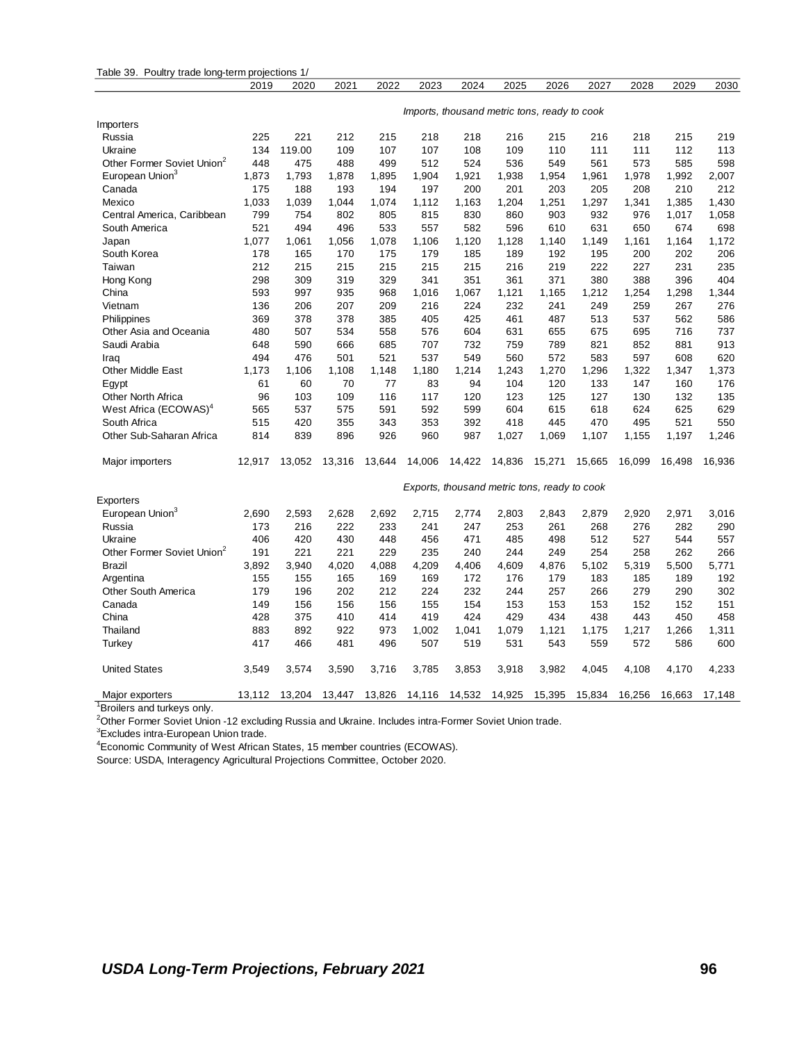Table 39. Poultry trade long-term projections 1/

| | 2019 | 2020 | 2021 | 2022 | 2023 | 2024 | 2025 | 2026 | 2027 | 2028 | 2029 | 2030 |
|---|---|---|---|---|---|---|---|---|---|---|---|---|
| | *Imports, thousand metric tons, ready to cook* | | | | | | | | | | | |
| Importers | | | | | | | | | | | | |
| Russia | 225 | 221 | 212 | 215 | 218 | 218 | 216 | 215 | 216 | 218 | 215 | 219 |
| Ukraine | 134 | 119.00 | 109 | 107 | 107 | 108 | 109 | 110 | 111 | 111 | 112 | 113 |
| Other Former Soviet Union[2] | 448 | 475 | 488 | 499 | 512 | 524 | 536 | 549 | 561 | 573 | 585 | 598 |
| European Union[3] | 1,873 | 1,793 | 1,878 | 1,895 | 1,904 | 1,921 | 1,938 | 1,954 | 1,961 | 1,978 | 1,992 | 2,007 |
| Canada | 175 | 188 | 193 | 194 | 197 | 200 | 201 | 203 | 205 | 208 | 210 | 212 |
| Mexico | 1,033 | 1,039 | 1,044 | 1,074 | 1,112 | 1,163 | 1,204 | 1,251 | 1,297 | 1,341 | 1,385 | 1,430 |
| Central America, Caribbean | 799 | 754 | 802 | 805 | 815 | 830 | 860 | 903 | 932 | 976 | 1,017 | 1,058 |
| South America | 521 | 494 | 496 | 533 | 557 | 582 | 596 | 610 | 631 | 650 | 674 | 698 |
| Japan | 1,077 | 1,061 | 1,056 | 1,078 | 1,106 | 1,120 | 1,128 | 1,140 | 1,149 | 1,161 | 1,164 | 1,172 |
| South Korea | 178 | 165 | 170 | 175 | 179 | 185 | 189 | 192 | 195 | 200 | 202 | 206 |
| Taiwan | 212 | 215 | 215 | 215 | 215 | 215 | 216 | 219 | 222 | 227 | 231 | 235 |
| Hong Kong | 298 | 309 | 319 | 329 | 341 | 351 | 361 | 371 | 380 | 388 | 396 | 404 |
| China | 593 | 997 | 935 | 968 | 1,016 | 1,067 | 1,121 | 1,165 | 1,212 | 1,254 | 1,298 | 1,344 |
| Vietnam | 136 | 206 | 207 | 209 | 216 | 224 | 232 | 241 | 249 | 259 | 267 | 276 |
| Philippines | 369 | 378 | 378 | 385 | 405 | 425 | 461 | 487 | 513 | 537 | 562 | 586 |
| Other Asia and Oceania | 480 | 507 | 534 | 558 | 576 | 604 | 631 | 655 | 675 | 695 | 716 | 737 |
| Saudi Arabia | 648 | 590 | 666 | 685 | 707 | 732 | 759 | 789 | 821 | 852 | 881 | 913 |
| Iraq | 494 | 476 | 501 | 521 | 537 | 549 | 560 | 572 | 583 | 597 | 608 | 620 |
| Other Middle East | 1,173 | 1,106 | 1,108 | 1,148 | 1,180 | 1,214 | 1,243 | 1,270 | 1,296 | 1,322 | 1,347 | 1,373 |
| Egypt | 61 | 60 | 70 | 77 | 83 | 94 | 104 | 120 | 133 | 147 | 160 | 176 |
| Other North Africa | 96 | 103 | 109 | 116 | 117 | 120 | 123 | 125 | 127 | 130 | 132 | 135 |
| West Africa (ECOWAS)[4] | 565 | 537 | 575 | 591 | 592 | 599 | 604 | 615 | 618 | 624 | 625 | 629 |
| South Africa | 515 | 420 | 355 | 343 | 353 | 392 | 418 | 445 | 470 | 495 | 521 | 550 |
| Other Sub-Saharan Africa | 814 | 839 | 896 | 926 | 960 | 987 | 1,027 | 1,069 | 1,107 | 1,155 | 1,197 | 1,246 |
| Major importers | 12,917 | 13,052 | 13,316 | 13,644 | 14,006 | 14,422 | 14,836 | 15,271 | 15,665 | 16,099 | 16,498 | 16,936 |
| | *Exports, thousand metric tons, ready to cook* | | | | | | | | | | | |
| Exporters | | | | | | | | | | | | |
| European Union[3] | 2,690 | 2,593 | 2,628 | 2,692 | 2,715 | 2,774 | 2,803 | 2,843 | 2,879 | 2,920 | 2,971 | 3,016 |
| Russia | 173 | 216 | 222 | 233 | 241 | 247 | 253 | 261 | 268 | 276 | 282 | 290 |
| Ukraine | 406 | 420 | 430 | 448 | 456 | 471 | 485 | 498 | 512 | 527 | 544 | 557 |
| Other Former Soviet Union[2] | 191 | 221 | 221 | 229 | 235 | 240 | 244 | 249 | 254 | 258 | 262 | 266 |
| Brazil | 3,892 | 3,940 | 4,020 | 4,088 | 4,209 | 4,406 | 4,609 | 4,876 | 5,102 | 5,319 | 5,500 | 5,771 |
| Argentina | 155 | 155 | 165 | 169 | 169 | 172 | 176 | 179 | 183 | 185 | 189 | 192 |
| Other South America | 179 | 196 | 202 | 212 | 224 | 232 | 244 | 257 | 266 | 279 | 290 | 302 |
| Canada | 149 | 156 | 156 | 156 | 155 | 154 | 153 | 153 | 153 | 152 | 152 | 151 |
| China | 428 | 375 | 410 | 414 | 419 | 424 | 429 | 434 | 438 | 443 | 450 | 458 |
| Thailand | 883 | 892 | 922 | 973 | 1,002 | 1,041 | 1,079 | 1,121 | 1,175 | 1,217 | 1,266 | 1,311 |
| Turkey | 417 | 466 | 481 | 496 | 507 | 519 | 531 | 543 | 559 | 572 | 586 | 600 |
| United States | 3,549 | 3,574 | 3,590 | 3,716 | 3,785 | 3,853 | 3,918 | 3,982 | 4,045 | 4,108 | 4,170 | 4,233 |
| Major exporters | 13,112 | 13,204 | 13,447 | 13,826 | 14,116 | 14,532 | 14,925 | 15,395 | 15,834 | 16,256 | 16,663 | 17,148 |

[1]Broilers and turkeys only.

[2]Other Former Soviet Union -12 excluding Russia and Ukraine. Includes intra-Former Soviet Union trade.

[3]Excludes intra-European Union trade.

[4]Economic Community of West African States, 15 member countries (ECOWAS).

Source: USDA, Interagency Agricultural Projections Committee, October 2020.